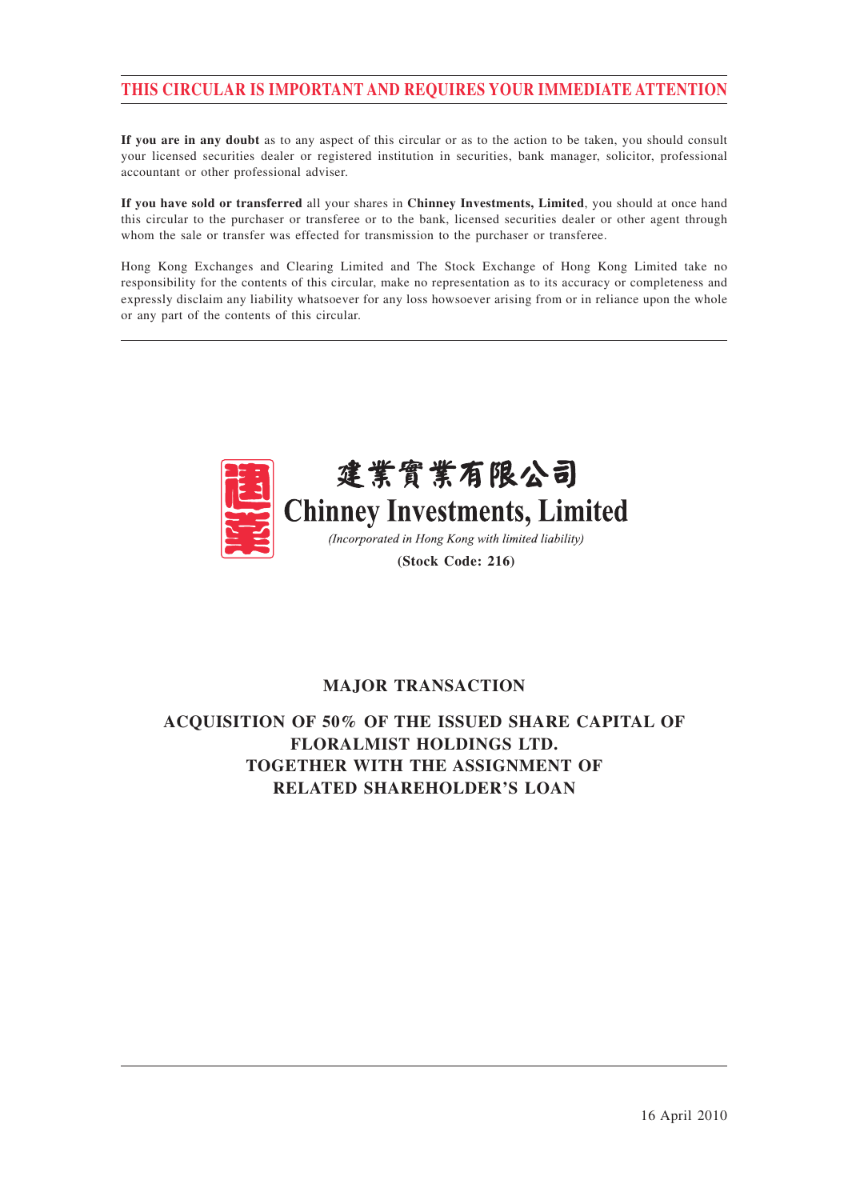**THIS CIRCULAR IS IMPORTANT AND REQUIRES YOUR IMMEDIATE ATTENTION**

**If you are in any doubt** as to any aspect of this circular or as to the action to be taken, you should consult your licensed securities dealer or registered institution in securities, bank manager, solicitor, professional accountant or other professional adviser.

**If you have sold or transferred** all your shares in **Chinney Investments, Limited**, you should at once hand this circular to the purchaser or transferee or to the bank, licensed securities dealer or other agent through whom the sale or transfer was effected for transmission to the purchaser or transferee.

Hong Kong Exchanges and Clearing Limited and The Stock Exchange of Hong Kong Limited take no responsibility for the contents of this circular, make no representation as to its accuracy or completeness and expressly disclaim any liability whatsoever for any loss howsoever arising from or in reliance upon the whole or any part of the contents of this circular.

建業實業有限公司

**Chinney Investments, Limited**

*(Incorporated in Hong Kong with limited liability)*

**(Stock Code: 216)**

# MAJOR TRANSACTION

# ACQUISITION OF 50% OF THE ISSUED SHARE CAPITAL OF FLORALMIST HOLDINGS LTD. TOGETHER WITH THE ASSIGNMENT OF RELATED SHAREHOLDER'S LOAN

16 April 2010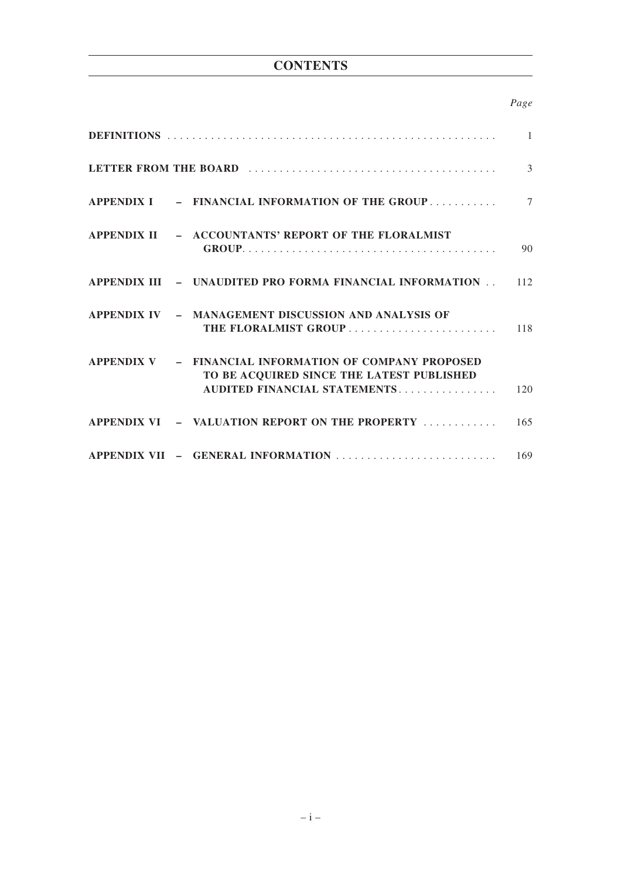# CONTENTS

| | Page |
|---|---|
| **DEFINITIONS** | 1 |
| **LETTER FROM THE BOARD** | 3 |
| **APPENDIX I – FINANCIAL INFORMATION OF THE GROUP** | 7 |
| **APPENDIX II – ACCOUNTANTS' REPORT OF THE FLORALMIST GROUP** | 90 |
| **APPENDIX III – UNAUDITED PRO FORMA FINANCIAL INFORMATION** | 112 |
| **APPENDIX IV – MANAGEMENT DISCUSSION AND ANALYSIS OF THE FLORALMIST GROUP** | 118 |
| **APPENDIX V – FINANCIAL INFORMATION OF COMPANY PROPOSED TO BE ACQUIRED SINCE THE LATEST PUBLISHED AUDITED FINANCIAL STATEMENTS** | 120 |
| **APPENDIX VI – VALUATION REPORT ON THE PROPERTY** | 165 |
| **APPENDIX VII – GENERAL INFORMATION** | 169 |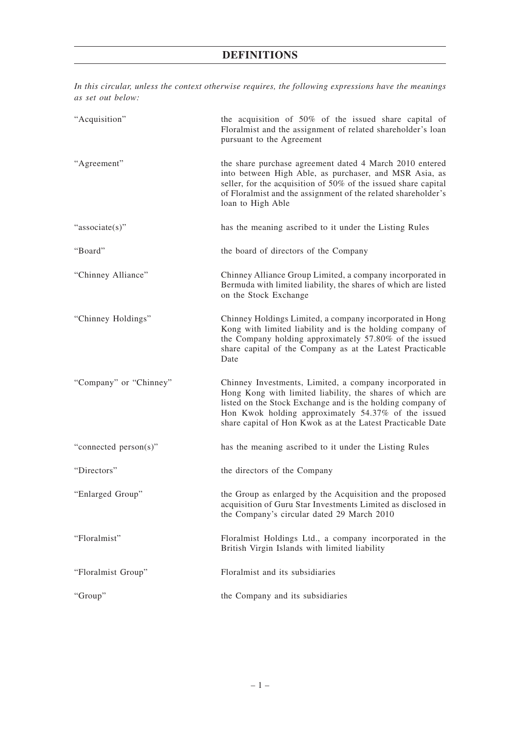# DEFINITIONS

*In this circular, unless the context otherwise requires, the following expressions have the meanings as set out below:*

| | |
|---|---|
| "Acquisition" | the acquisition of 50% of the issued share capital of Floralmist and the assignment of related shareholder's loan pursuant to the Agreement |
| "Agreement" | the share purchase agreement dated 4 March 2010 entered into between High Able, as purchaser, and MSR Asia, as seller, for the acquisition of 50% of the issued share capital of Floralmist and the assignment of the related shareholder's loan to High Able |
| "associate(s)" | has the meaning ascribed to it under the Listing Rules |
| "Board" | the board of directors of the Company |
| "Chinney Alliance" | Chinney Alliance Group Limited, a company incorporated in Bermuda with limited liability, the shares of which are listed on the Stock Exchange |
| "Chinney Holdings" | Chinney Holdings Limited, a company incorporated in Hong Kong with limited liability and is the holding company of the Company holding approximately 57.80% of the issued share capital of the Company as at the Latest Practicable Date |
| "Company" or "Chinney" | Chinney Investments, Limited, a company incorporated in Hong Kong with limited liability, the shares of which are listed on the Stock Exchange and is the holding company of Hon Kwok holding approximately 54.37% of the issued share capital of Hon Kwok as at the Latest Practicable Date |
| "connected person(s)" | has the meaning ascribed to it under the Listing Rules |
| "Directors" | the directors of the Company |
| "Enlarged Group" | the Group as enlarged by the Acquisition and the proposed acquisition of Guru Star Investments Limited as disclosed in the Company's circular dated 29 March 2010 |
| "Floralmist" | Floralmist Holdings Ltd., a company incorporated in the British Virgin Islands with limited liability |
| "Floralmist Group" | Floralmist and its subsidiaries |
| "Group" | the Company and its subsidiaries |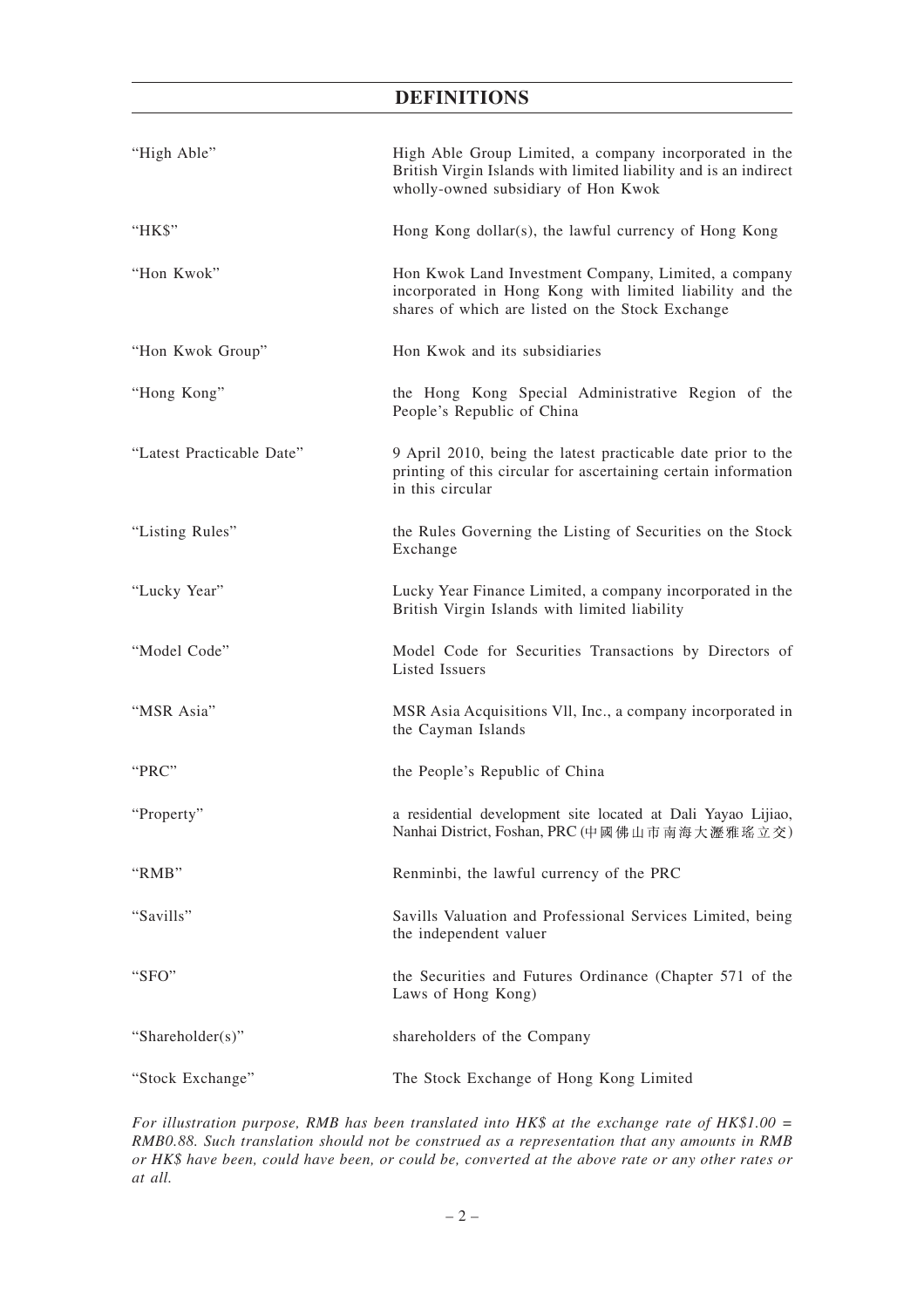# DEFINITIONS

| | |
|---|---|
| "High Able" | High Able Group Limited, a company incorporated in the British Virgin Islands with limited liability and is an indirect wholly-owned subsidiary of Hon Kwok |
| "HK$" | Hong Kong dollar(s), the lawful currency of Hong Kong |
| "Hon Kwok" | Hon Kwok Land Investment Company, Limited, a company incorporated in Hong Kong with limited liability and the shares of which are listed on the Stock Exchange |
| "Hon Kwok Group" | Hon Kwok and its subsidiaries |
| "Hong Kong" | the Hong Kong Special Administrative Region of the People's Republic of China |
| "Latest Practicable Date" | 9 April 2010, being the latest practicable date prior to the printing of this circular for ascertaining certain information in this circular |
| "Listing Rules" | the Rules Governing the Listing of Securities on the Stock Exchange |
| "Lucky Year" | Lucky Year Finance Limited, a company incorporated in the British Virgin Islands with limited liability |
| "Model Code" | Model Code for Securities Transactions by Directors of Listed Issuers |
| "MSR Asia" | MSR Asia Acquisitions Vll, Inc., a company incorporated in the Cayman Islands |
| "PRC" | the People's Republic of China |
| "Property" | a residential development site located at Dali Yayao Lijiao, Nanhai District, Foshan, PRC (中國佛山市南海大瀝雅瑤立交) |
| "RMB" | Renminbi, the lawful currency of the PRC |
| "Savills" | Savills Valuation and Professional Services Limited, being the independent valuer |
| "SFO" | the Securities and Futures Ordinance (Chapter 571 of the Laws of Hong Kong) |
| "Shareholder(s)" | shareholders of the Company |
| "Stock Exchange" | The Stock Exchange of Hong Kong Limited |

*For illustration purpose, RMB has been translated into HK$ at the exchange rate of HK$1.00 = RMB0.88. Such translation should not be construed as a representation that any amounts in RMB or HK$ have been, could have been, or could be, converted at the above rate or any other rates or at all.*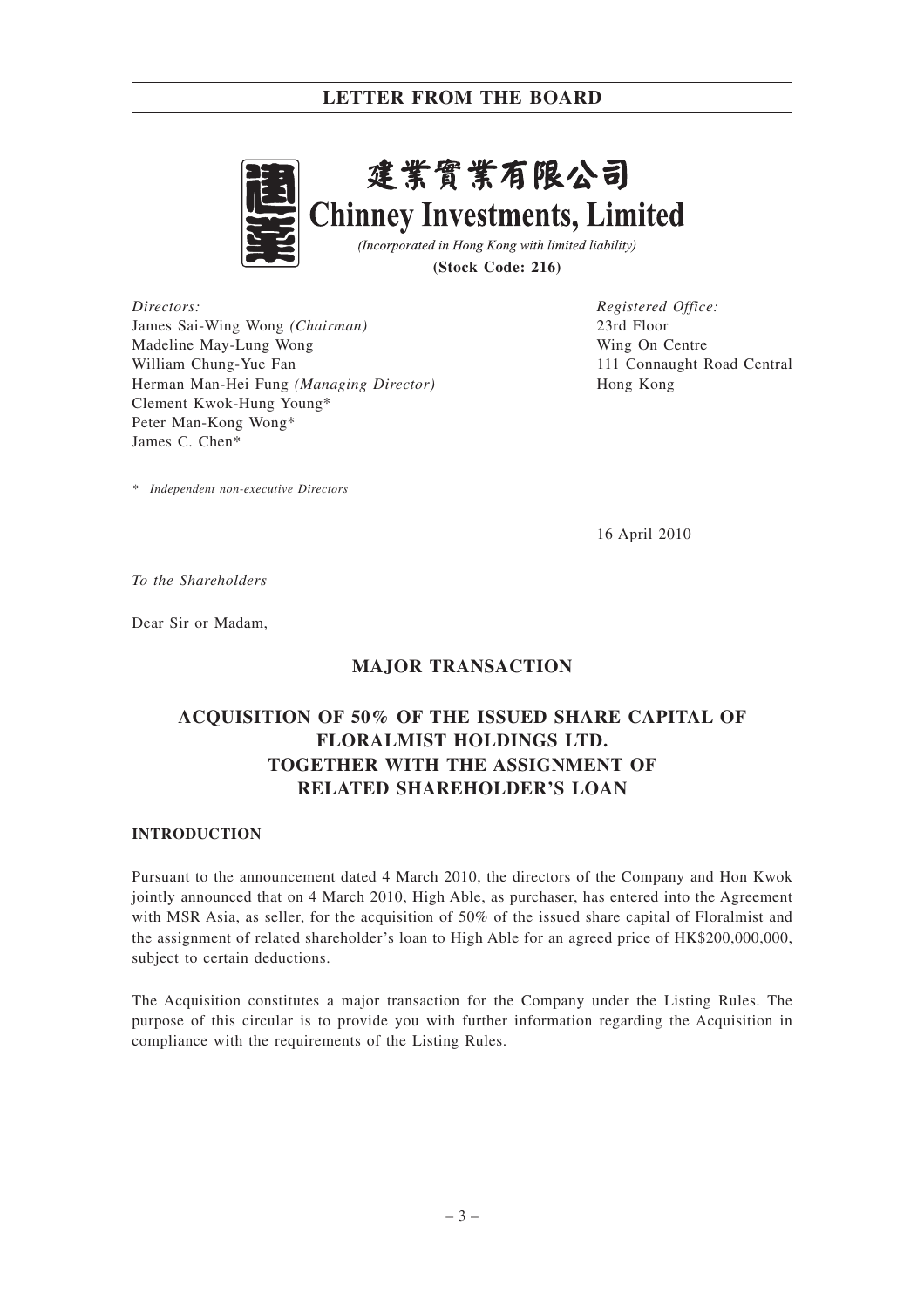# 建業實業有限公司
# Chinney Investments, Limited

*(Incorporated in Hong Kong with limited liability)*

**(Stock Code: 216)**

| *Directors:* | *Registered Office:* |
|---|---|
| James Sai-Wing Wong *(Chairman)* | 23rd Floor |
| Madeline May-Lung Wong | Wing On Centre |
| William Chung-Yue Fan | 111 Connaught Road Central |
| Herman Man-Hei Fung *(Managing Director)* | Hong Kong |
| Clement Kwok-Hung Young* | |
| Peter Man-Kong Wong* | |
| James C. Chen* | |

\* *Independent non-executive Directors*

16 April 2010

*To the Shareholders*

Dear Sir or Madam,

## MAJOR TRANSACTION

## ACQUISITION OF 50% OF THE ISSUED SHARE CAPITAL OF FLORALMIST HOLDINGS LTD. TOGETHER WITH THE ASSIGNMENT OF RELATED SHAREHOLDER'S LOAN

### INTRODUCTION

Pursuant to the announcement dated 4 March 2010, the directors of the Company and Hon Kwok jointly announced that on 4 March 2010, High Able, as purchaser, has entered into the Agreement with MSR Asia, as seller, for the acquisition of 50% of the issued share capital of Floralmist and the assignment of related shareholder's loan to High Able for an agreed price of HK$200,000,000, subject to certain deductions.

The Acquisition constitutes a major transaction for the Company under the Listing Rules. The purpose of this circular is to provide you with further information regarding the Acquisition in compliance with the requirements of the Listing Rules.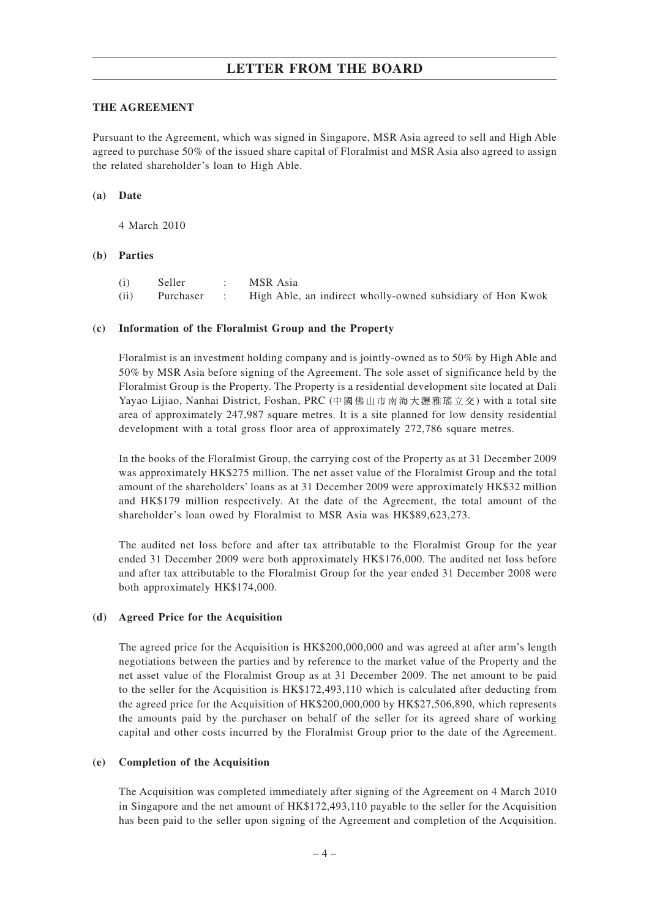## LETTER FROM THE BOARD

### THE AGREEMENT

Pursuant to the Agreement, which was signed in Singapore, MSR Asia agreed to sell and High Able agreed to purchase 50% of the issued share capital of Floralmist and MSR Asia also agreed to assign the related shareholder's loan to High Able.

**(a) Date**

4 March 2010

**(b) Parties**

| | | | |
|---|---|---|---|
| (i) | Seller | : | MSR Asia |
| (ii) | Purchaser | : | High Able, an indirect wholly-owned subsidiary of Hon Kwok |

**(c) Information of the Floralmist Group and the Property**

Floralmist is an investment holding company and is jointly-owned as to 50% by High Able and 50% by MSR Asia before signing of the Agreement. The sole asset of significance held by the Floralmist Group is the Property. The Property is a residential development site located at Dali Yayao Lijiao, Nanhai District, Foshan, PRC (中國佛山市南海大瀝雅瑤立交) with a total site area of approximately 247,987 square metres. It is a site planned for low density residential development with a total gross floor area of approximately 272,786 square metres.

In the books of the Floralmist Group, the carrying cost of the Property as at 31 December 2009 was approximately HK$275 million. The net asset value of the Floralmist Group and the total amount of the shareholders' loans as at 31 December 2009 were approximately HK$32 million and HK$179 million respectively. At the date of the Agreement, the total amount of the shareholder's loan owed by Floralmist to MSR Asia was HK$89,623,273.

The audited net loss before and after tax attributable to the Floralmist Group for the year ended 31 December 2009 were both approximately HK$176,000. The audited net loss before and after tax attributable to the Floralmist Group for the year ended 31 December 2008 were both approximately HK$174,000.

**(d) Agreed Price for the Acquisition**

The agreed price for the Acquisition is HK$200,000,000 and was agreed at after arm's length negotiations between the parties and by reference to the market value of the Property and the net asset value of the Floralmist Group as at 31 December 2009. The net amount to be paid to the seller for the Acquisition is HK$172,493,110 which is calculated after deducting from the agreed price for the Acquisition of HK$200,000,000 by HK$27,506,890, which represents the amounts paid by the purchaser on behalf of the seller for its agreed share of working capital and other costs incurred by the Floralmist Group prior to the date of the Agreement.

**(e) Completion of the Acquisition**

The Acquisition was completed immediately after signing of the Agreement on 4 March 2010 in Singapore and the net amount of HK$172,493,110 payable to the seller for the Acquisition has been paid to the seller upon signing of the Agreement and completion of the Acquisition.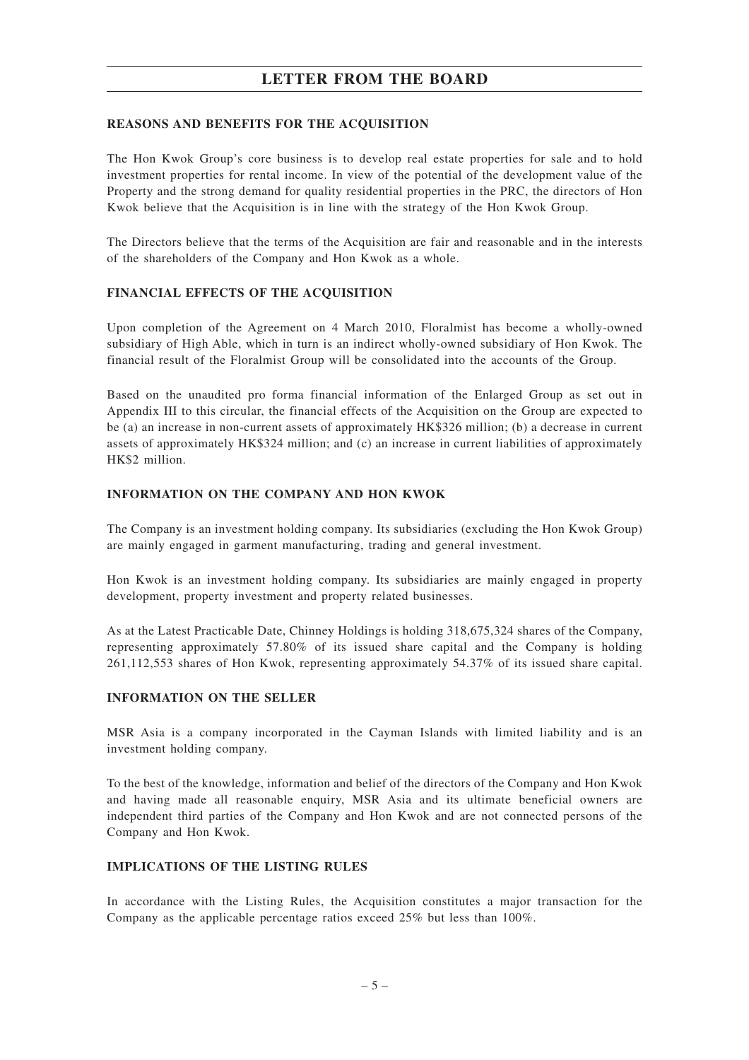# LETTER FROM THE BOARD

## REASONS AND BENEFITS FOR THE ACQUISITION

The Hon Kwok Group's core business is to develop real estate properties for sale and to hold investment properties for rental income. In view of the potential of the development value of the Property and the strong demand for quality residential properties in the PRC, the directors of Hon Kwok believe that the Acquisition is in line with the strategy of the Hon Kwok Group.

The Directors believe that the terms of the Acquisition are fair and reasonable and in the interests of the shareholders of the Company and Hon Kwok as a whole.

## FINANCIAL EFFECTS OF THE ACQUISITION

Upon completion of the Agreement on 4 March 2010, Floralmist has become a wholly-owned subsidiary of High Able, which in turn is an indirect wholly-owned subsidiary of Hon Kwok. The financial result of the Floralmist Group will be consolidated into the accounts of the Group.

Based on the unaudited pro forma financial information of the Enlarged Group as set out in Appendix III to this circular, the financial effects of the Acquisition on the Group are expected to be (a) an increase in non-current assets of approximately HK$326 million; (b) a decrease in current assets of approximately HK$324 million; and (c) an increase in current liabilities of approximately HK$2 million.

## INFORMATION ON THE COMPANY AND HON KWOK

The Company is an investment holding company. Its subsidiaries (excluding the Hon Kwok Group) are mainly engaged in garment manufacturing, trading and general investment.

Hon Kwok is an investment holding company. Its subsidiaries are mainly engaged in property development, property investment and property related businesses.

As at the Latest Practicable Date, Chinney Holdings is holding 318,675,324 shares of the Company, representing approximately 57.80% of its issued share capital and the Company is holding 261,112,553 shares of Hon Kwok, representing approximately 54.37% of its issued share capital.

## INFORMATION ON THE SELLER

MSR Asia is a company incorporated in the Cayman Islands with limited liability and is an investment holding company.

To the best of the knowledge, information and belief of the directors of the Company and Hon Kwok and having made all reasonable enquiry, MSR Asia and its ultimate beneficial owners are independent third parties of the Company and Hon Kwok and are not connected persons of the Company and Hon Kwok.

## IMPLICATIONS OF THE LISTING RULES

In accordance with the Listing Rules, the Acquisition constitutes a major transaction for the Company as the applicable percentage ratios exceed 25% but less than 100%.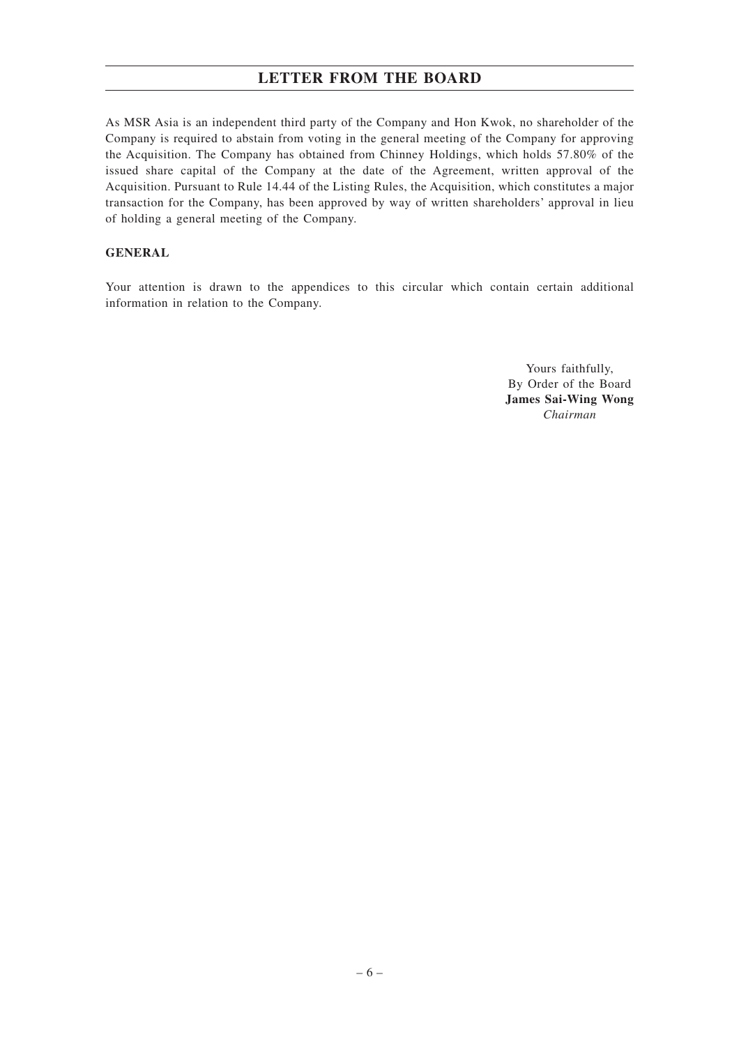# LETTER FROM THE BOARD

As MSR Asia is an independent third party of the Company and Hon Kwok, no shareholder of the Company is required to abstain from voting in the general meeting of the Company for approving the Acquisition. The Company has obtained from Chinney Holdings, which holds 57.80% of the issued share capital of the Company at the date of the Agreement, written approval of the Acquisition. Pursuant to Rule 14.44 of the Listing Rules, the Acquisition, which constitutes a major transaction for the Company, has been approved by way of written shareholders' approval in lieu of holding a general meeting of the Company.

**GENERAL**

Your attention is drawn to the appendices to this circular which contain certain additional information in relation to the Company.

Yours faithfully,
By Order of the Board
**James Sai-Wing Wong**
*Chairman*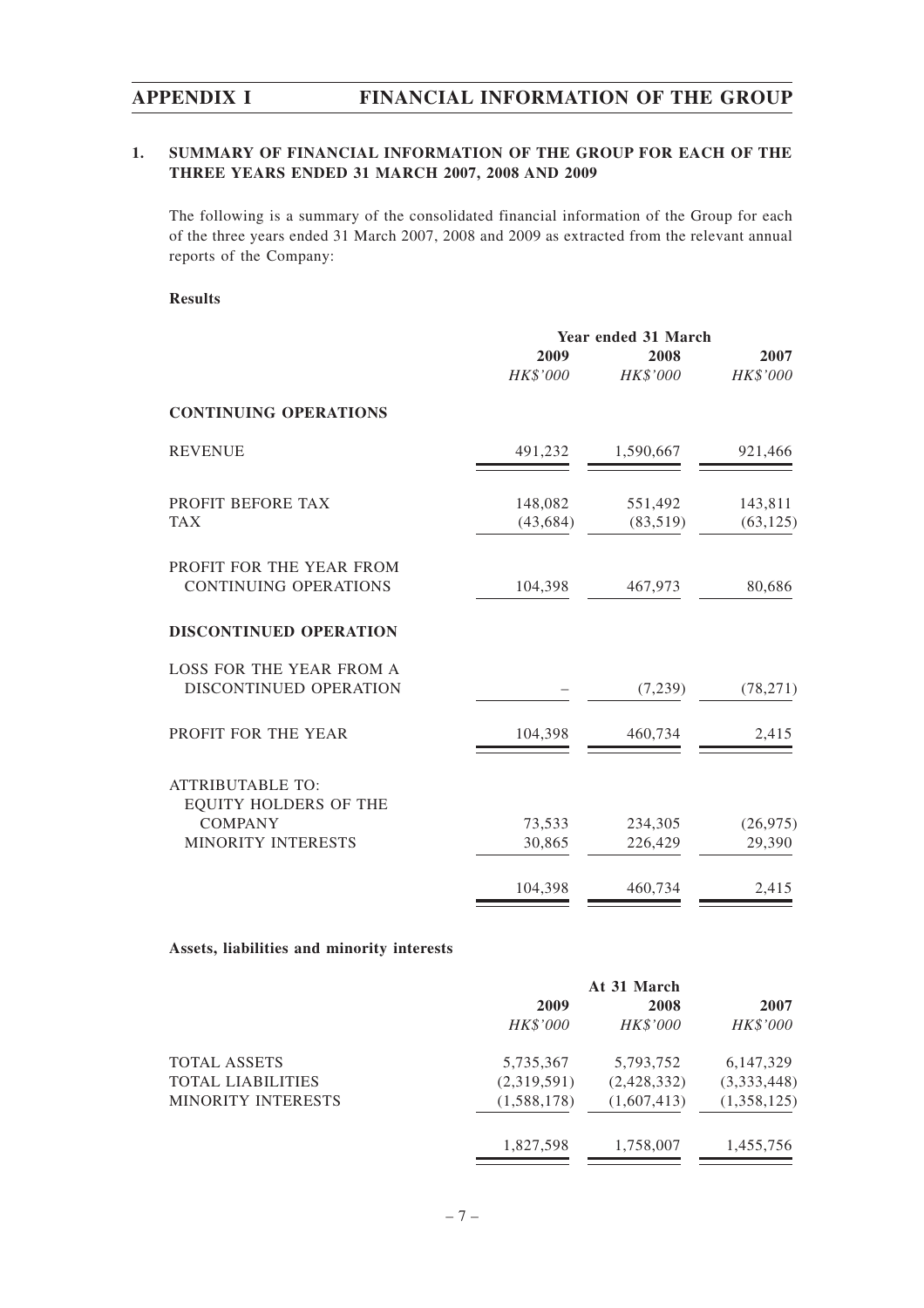## 1. SUMMARY OF FINANCIAL INFORMATION OF THE GROUP FOR EACH OF THE THREE YEARS ENDED 31 MARCH 2007, 2008 AND 2009

The following is a summary of the consolidated financial information of the Group for each of the three years ended 31 March 2007, 2008 and 2009 as extracted from the relevant annual reports of the Company:

**Results**

| | Year ended 31 March | | |
|---|---|---|---|
| | 2009 | 2008 | 2007 |
| | *HK$'000* | *HK$'000* | *HK$'000* |
| **CONTINUING OPERATIONS** | | | |
| REVENUE | 491,232 | 1,590,667 | 921,466 |
| PROFIT BEFORE TAX | 148,082 | 551,492 | 143,811 |
| TAX | (43,684) | (83,519) | (63,125) |
| PROFIT FOR THE YEAR FROM CONTINUING OPERATIONS | 104,398 | 467,973 | 80,686 |
| **DISCONTINUED OPERATION** | | | |
| LOSS FOR THE YEAR FROM A DISCONTINUED OPERATION | – | (7,239) | (78,271) |
| PROFIT FOR THE YEAR | 104,398 | 460,734 | 2,415 |
| ATTRIBUTABLE TO: | | | |
| EQUITY HOLDERS OF THE COMPANY | 73,533 | 234,305 | (26,975) |
| MINORITY INTERESTS | 30,865 | 226,429 | 29,390 |
| | 104,398 | 460,734 | 2,415 |

**Assets, liabilities and minority interests**

| | At 31 March | | |
|---|---|---|---|
| | 2009 | 2008 | 2007 |
| | *HK$'000* | *HK$'000* | *HK$'000* |
| TOTAL ASSETS | 5,735,367 | 5,793,752 | 6,147,329 |
| TOTAL LIABILITIES | (2,319,591) | (2,428,332) | (3,333,448) |
| MINORITY INTERESTS | (1,588,178) | (1,607,413) | (1,358,125) |
| | 1,827,598 | 1,758,007 | 1,455,756 |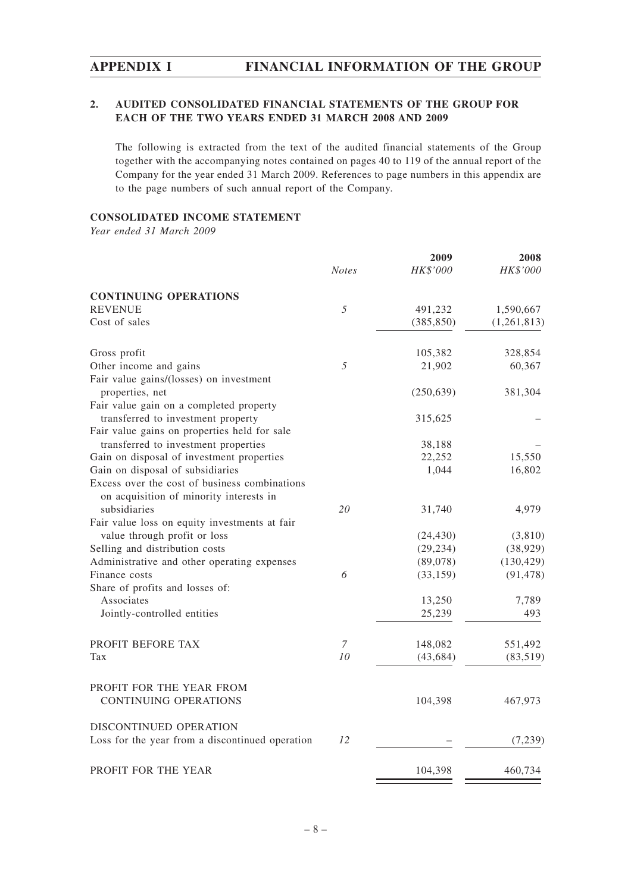## 2. AUDITED CONSOLIDATED FINANCIAL STATEMENTS OF THE GROUP FOR EACH OF THE TWO YEARS ENDED 31 MARCH 2008 AND 2009

The following is extracted from the text of the audited financial statements of the Group together with the accompanying notes contained on pages 40 to 119 of the annual report of the Company for the year ended 31 March 2009. References to page numbers in this appendix are to the page numbers of such annual report of the Company.

### CONSOLIDATED INCOME STATEMENT

*Year ended 31 March 2009*

| | *Notes* | **2009** *HK$'000* | **2008** *HK$'000* |
|---|---|---|---|
| **CONTINUING OPERATIONS** | | | |
| REVENUE | 5 | 491,232 | 1,590,667 |
| Cost of sales | | (385,850) | (1,261,813) |
| Gross profit | | 105,382 | 328,854 |
| Other income and gains | 5 | 21,902 | 60,367 |
| Fair value gains/(losses) on investment properties, net | | (250,639) | 381,304 |
| Fair value gain on a completed property transferred to investment property | | 315,625 | – |
| Fair value gains on properties held for sale transferred to investment properties | | 38,188 | – |
| Gain on disposal of investment properties | | 22,252 | 15,550 |
| Gain on disposal of subsidiaries | | 1,044 | 16,802 |
| Excess over the cost of business combinations on acquisition of minority interests in subsidiaries | 20 | 31,740 | 4,979 |
| Fair value loss on equity investments at fair value through profit or loss | | (24,430) | (3,810) |
| Selling and distribution costs | | (29,234) | (38,929) |
| Administrative and other operating expenses | | (89,078) | (130,429) |
| Finance costs | 6 | (33,159) | (91,478) |
| Share of profits and losses of: | | | |
| Associates | | 13,250 | 7,789 |
| Jointly-controlled entities | | 25,239 | 493 |
| PROFIT BEFORE TAX | 7 | 148,082 | 551,492 |
| Tax | 10 | (43,684) | (83,519) |
| PROFIT FOR THE YEAR FROM CONTINUING OPERATIONS | | 104,398 | 467,973 |
| DISCONTINUED OPERATION | | | |
| Loss for the year from a discontinued operation | 12 | – | (7,239) |
| PROFIT FOR THE YEAR | | 104,398 | 460,734 |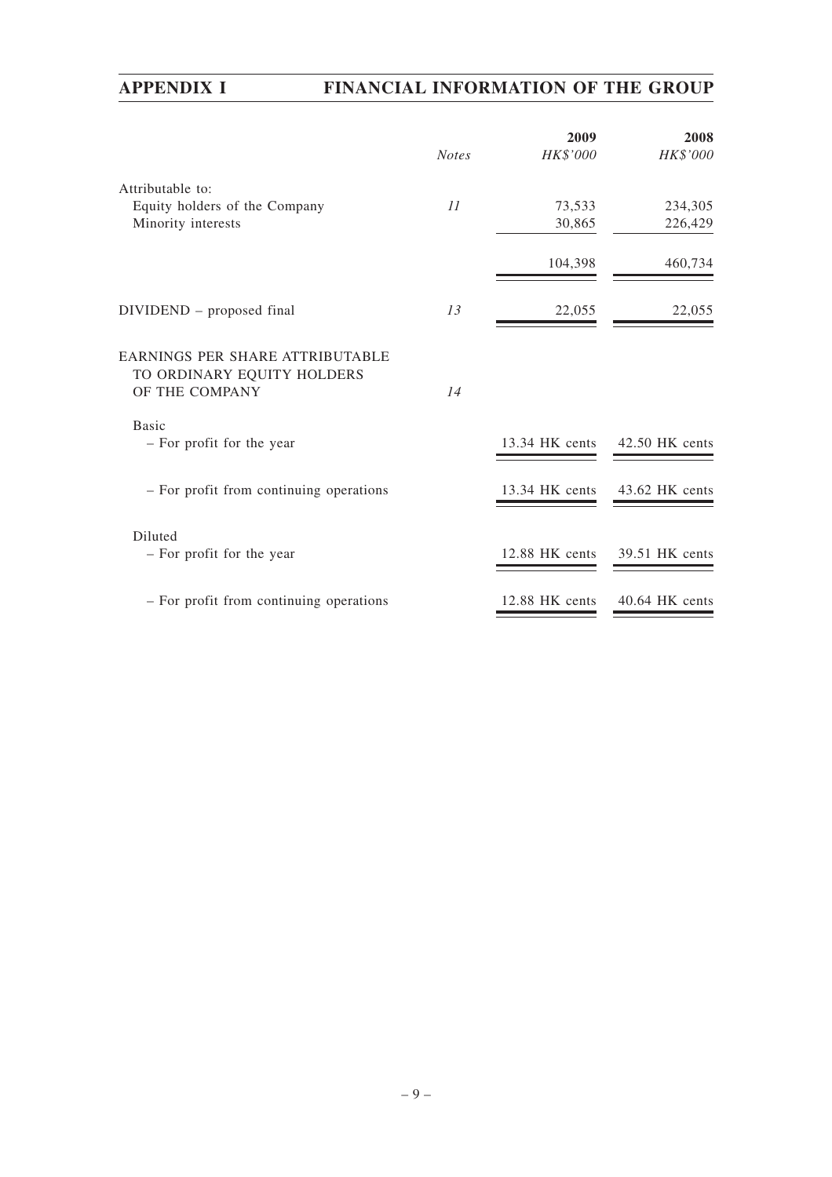| | Notes | 2009<br>HK$'000 | 2008<br>HK$'000 |
|---|---|---|---|
| Attributable to: | | | |
| Equity holders of the Company | 11 | 73,533 | 234,305 |
| Minority interests | | 30,865 | 226,429 |
| | | 104,398 | 460,734 |
| DIVIDEND – proposed final | 13 | 22,055 | 22,055 |
| EARNINGS PER SHARE ATTRIBUTABLE TO ORDINARY EQUITY HOLDERS OF THE COMPANY | 14 | | |
| Basic | | | |
| – For profit for the year | | 13.34 HK cents | 42.50 HK cents |
| – For profit from continuing operations | | 13.34 HK cents | 43.62 HK cents |
| Diluted | | | |
| – For profit for the year | | 12.88 HK cents | 39.51 HK cents |
| – For profit from continuing operations | | 12.88 HK cents | 40.64 HK cents |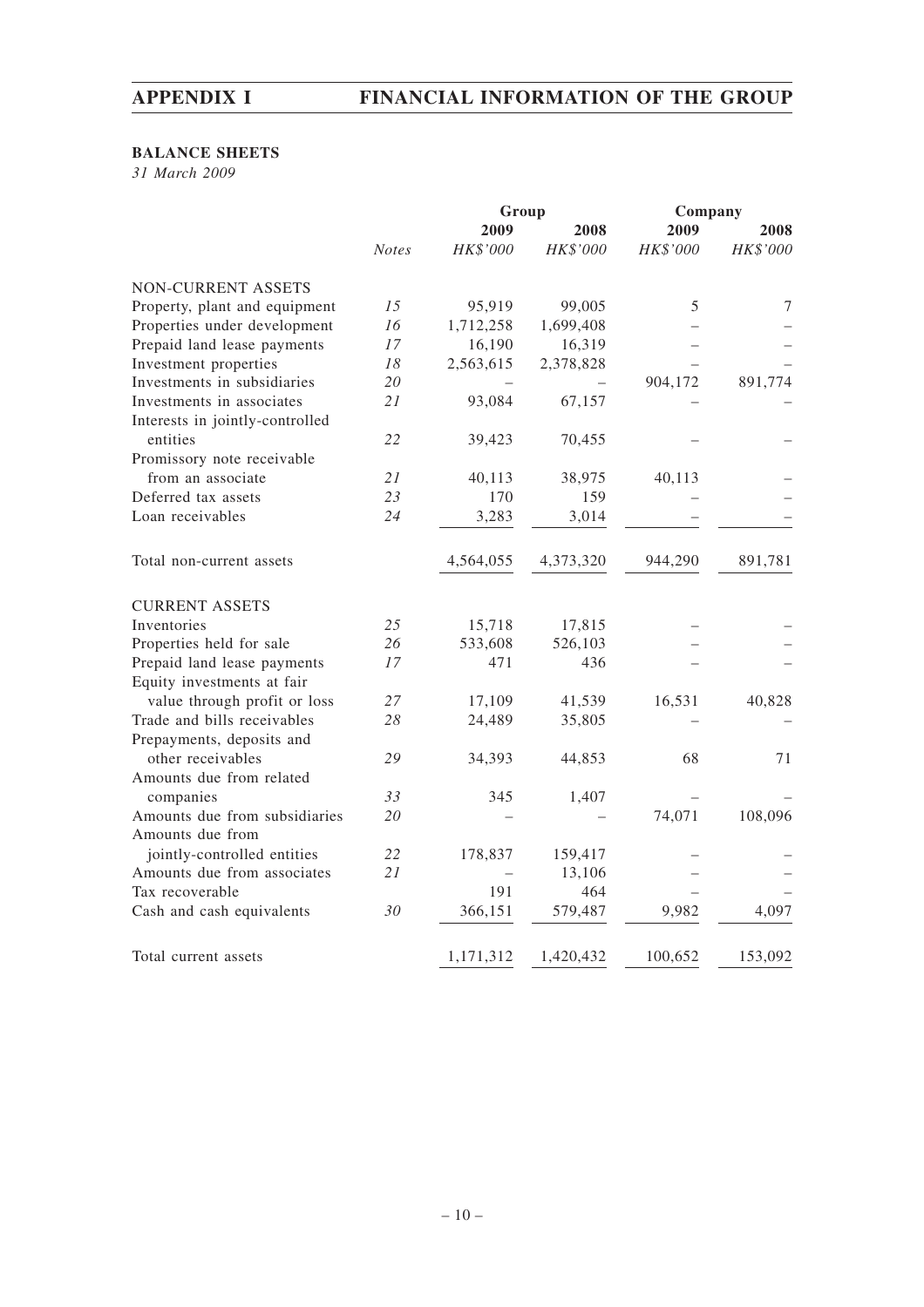**BALANCE SHEETS**

*31 March 2009*

| | | Group | | Company | |
|---|---|---|---|---|---|
| | | 2009 | 2008 | 2009 | 2008 |
| | *Notes* | *HK$'000* | *HK$'000* | *HK$'000* | *HK$'000* |
| NON-CURRENT ASSETS | | | | | |
| Property, plant and equipment | 15 | 95,919 | 99,005 | 5 | 7 |
| Properties under development | 16 | 1,712,258 | 1,699,408 | – | – |
| Prepaid land lease payments | 17 | 16,190 | 16,319 | – | – |
| Investment properties | 18 | 2,563,615 | 2,378,828 | – | – |
| Investments in subsidiaries | 20 | – | – | 904,172 | 891,774 |
| Investments in associates | 21 | 93,084 | 67,157 | – | – |
| Interests in jointly-controlled entities | 22 | 39,423 | 70,455 | – | – |
| Promissory note receivable from an associate | 21 | 40,113 | 38,975 | 40,113 | – |
| Deferred tax assets | 23 | 170 | 159 | – | – |
| Loan receivables | 24 | 3,283 | 3,014 | – | – |
| Total non-current assets | | 4,564,055 | 4,373,320 | 944,290 | 891,781 |
| CURRENT ASSETS | | | | | |
| Inventories | 25 | 15,718 | 17,815 | – | – |
| Properties held for sale | 26 | 533,608 | 526,103 | – | – |
| Prepaid land lease payments | 17 | 471 | 436 | – | – |
| Equity investments at fair value through profit or loss | 27 | 17,109 | 41,539 | 16,531 | 40,828 |
| Trade and bills receivables | 28 | 24,489 | 35,805 | – | – |
| Prepayments, deposits and other receivables | 29 | 34,393 | 44,853 | 68 | 71 |
| Amounts due from related companies | 33 | 345 | 1,407 | – | – |
| Amounts due from subsidiaries | 20 | – | – | 74,071 | 108,096 |
| Amounts due from jointly-controlled entities | 22 | 178,837 | 159,417 | – | – |
| Amounts due from associates | 21 | – | 13,106 | – | – |
| Tax recoverable | | 191 | 464 | – | – |
| Cash and cash equivalents | 30 | 366,151 | 579,487 | 9,982 | 4,097 |
| Total current assets | | 1,171,312 | 1,420,432 | 100,652 | 153,092 |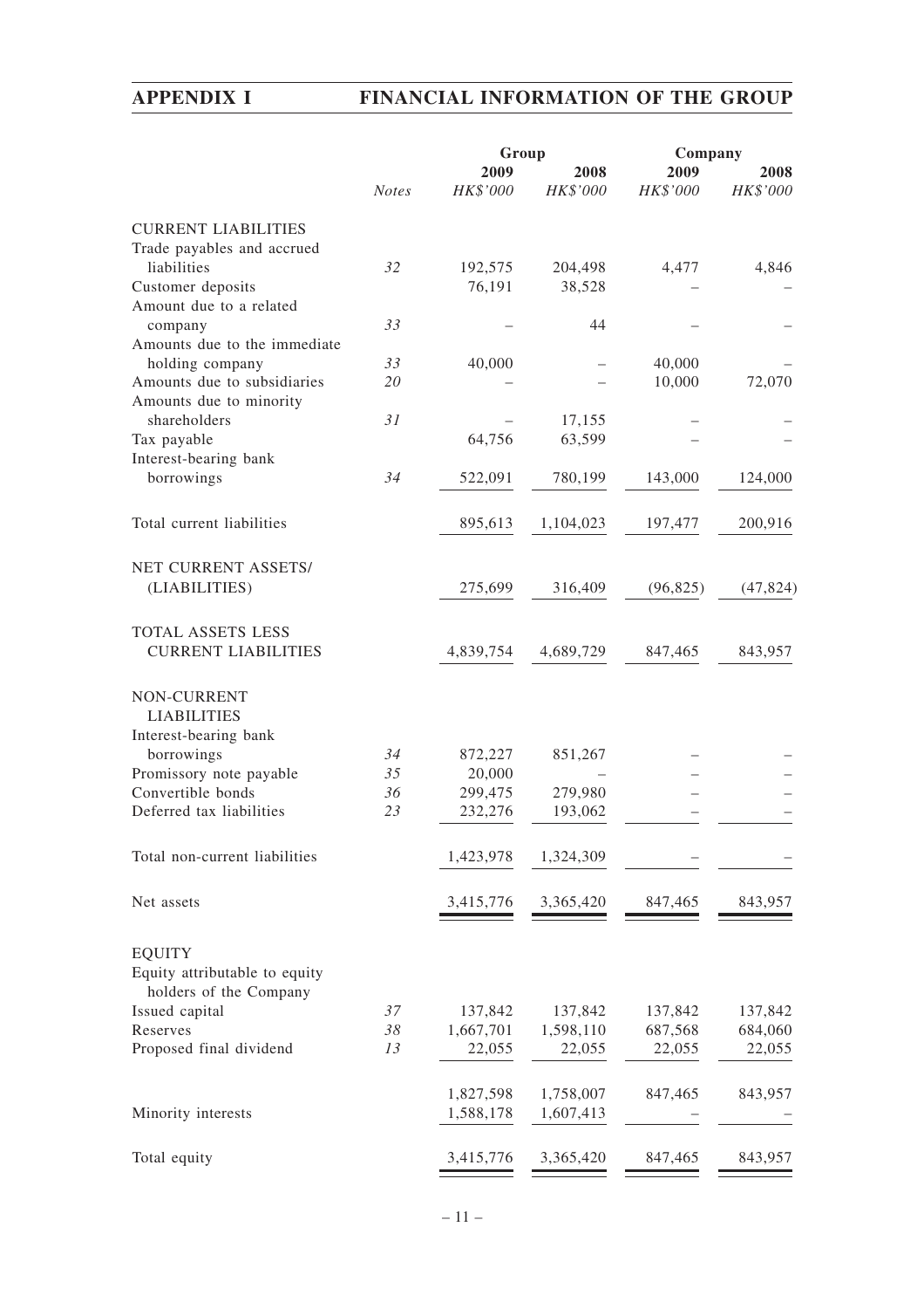|  |  | Group |  | Company |  |
|---|---|---|---|---|---|
|  |  | 2009 | 2008 | 2009 | 2008 |
|  | *Notes* | *HK$'000* | *HK$'000* | *HK$'000* | *HK$'000* |
| CURRENT LIABILITIES |  |  |  |  |  |
| Trade payables and accrued liabilities | 32 | 192,575 | 204,498 | 4,477 | 4,846 |
| Customer deposits |  | 76,191 | 38,528 | – | – |
| Amount due to a related company | 33 | – | 44 | – | – |
| Amounts due to the immediate holding company | 33 | 40,000 | – | 40,000 | – |
| Amounts due to subsidiaries | 20 | – | – | 10,000 | 72,070 |
| Amounts due to minority shareholders | 31 | – | 17,155 | – | – |
| Tax payable |  | 64,756 | 63,599 | – | – |
| Interest-bearing bank borrowings | 34 | 522,091 | 780,199 | 143,000 | 124,000 |
| Total current liabilities |  | 895,613 | 1,104,023 | 197,477 | 200,916 |
| NET CURRENT ASSETS/ (LIABILITIES) |  | 275,699 | 316,409 | (96,825) | (47,824) |
| TOTAL ASSETS LESS CURRENT LIABILITIES |  | 4,839,754 | 4,689,729 | 847,465 | 843,957 |
| NON-CURRENT LIABILITIES |  |  |  |  |  |
| Interest-bearing bank borrowings | 34 | 872,227 | 851,267 | – | – |
| Promissory note payable | 35 | 20,000 | – | – | – |
| Convertible bonds | 36 | 299,475 | 279,980 | – | – |
| Deferred tax liabilities | 23 | 232,276 | 193,062 | – | – |
| Total non-current liabilities |  | 1,423,978 | 1,324,309 | – | – |
| Net assets |  | 3,415,776 | 3,365,420 | 847,465 | 843,957 |
| EQUITY |  |  |  |  |  |
| Equity attributable to equity holders of the Company |  |  |  |  |  |
| Issued capital | 37 | 137,842 | 137,842 | 137,842 | 137,842 |
| Reserves | 38 | 1,667,701 | 1,598,110 | 687,568 | 684,060 |
| Proposed final dividend | 13 | 22,055 | 22,055 | 22,055 | 22,055 |
|  |  | 1,827,598 | 1,758,007 | 847,465 | 843,957 |
| Minority interests |  | 1,588,178 | 1,607,413 | – | – |
| Total equity |  | 3,415,776 | 3,365,420 | 847,465 | 843,957 |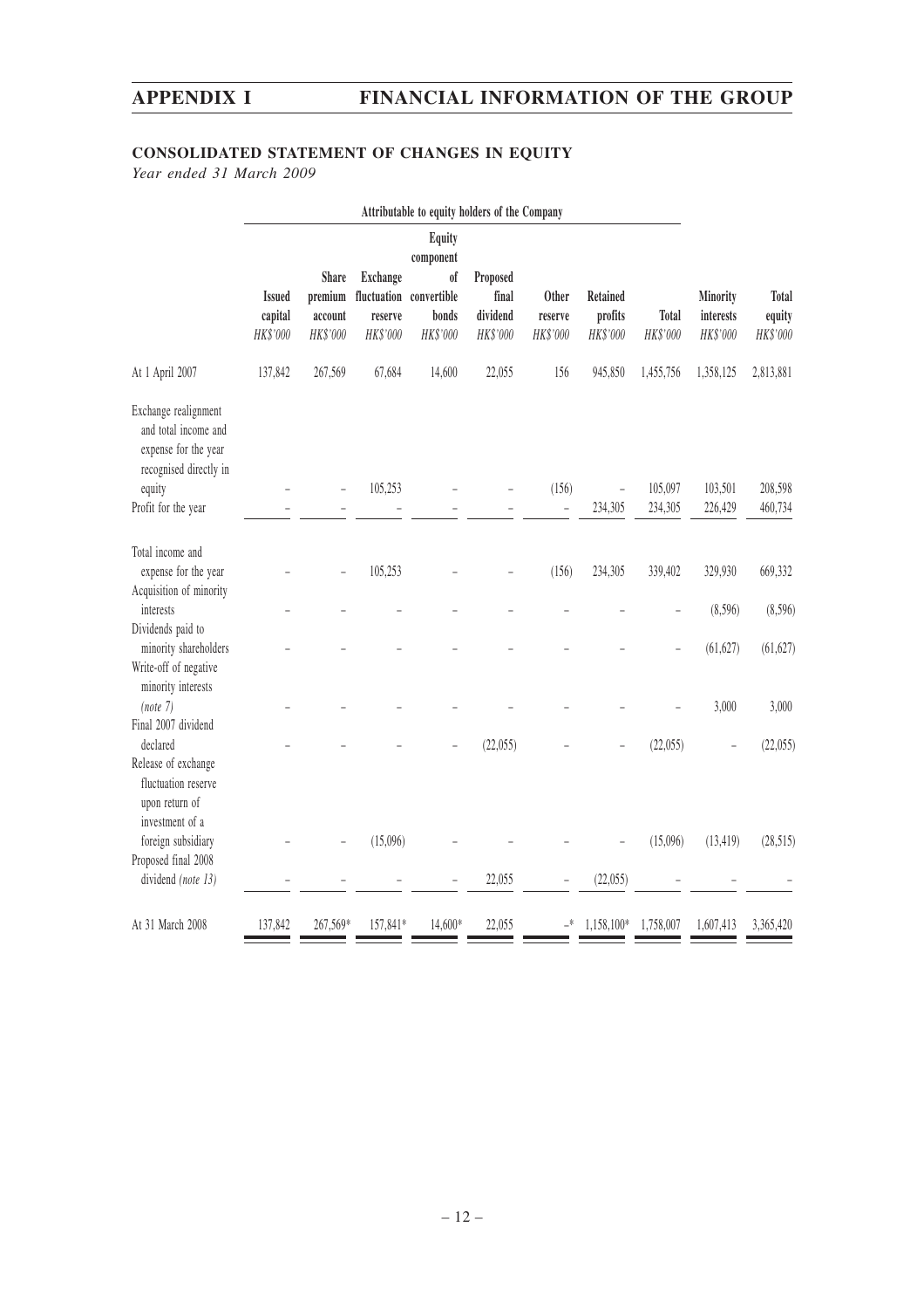## CONSOLIDATED STATEMENT OF CHANGES IN EQUITY

*Year ended 31 March 2009*

| | Attributable to equity holders of the Company | | | | | | | | | |
|---|---|---|---|---|---|---|---|---|---|---|
| | Issued capital | Share premium account | Exchange fluctuation reserve | Equity component of convertible bonds | Proposed final dividend | Other reserve | Retained profits | Total | Minority interests | Total equity |
| | *HK$'000* | *HK$'000* | *HK$'000* | *HK$'000* | *HK$'000* | *HK$'000* | *HK$'000* | *HK$'000* | *HK$'000* | *HK$'000* |
| At 1 April 2007 | 137,842 | 267,569 | 67,684 | 14,600 | 22,055 | 156 | 945,850 | 1,455,756 | 1,358,125 | 2,813,881 |
| Exchange realignment and total income and expense for the year recognised directly in equity | – | – | 105,253 | – | – | (156) | – | 105,097 | 103,501 | 208,598 |
| Profit for the year | – | – | – | – | – | – | 234,305 | 234,305 | 226,429 | 460,734 |
| Total income and expense for the year | – | – | 105,253 | – | – | (156) | 234,305 | 339,402 | 329,930 | 669,332 |
| Acquisition of minority interests | – | – | – | – | – | – | – | – | (8,596) | (8,596) |
| Dividends paid to minority shareholders | – | – | – | – | – | – | – | – | (61,627) | (61,627) |
| Write-off of negative minority interests *(note 7)* | – | – | – | – | – | – | – | – | 3,000 | 3,000 |
| Final 2007 dividend declared | – | – | – | – | (22,055) | – | – | (22,055) | – | (22,055) |
| Release of exchange fluctuation reserve upon return of investment of a foreign subsidiary | – | – | (15,096) | – | – | – | – | (15,096) | (13,419) | (28,515) |
| Proposed final 2008 dividend *(note 13)* | – | – | – | – | 22,055 | – | (22,055) | – | – | – |
| At 31 March 2008 | 137,842 | 267,569* | 157,841* | 14,600* | 22,055 | –* | 1,158,100* | 1,758,007 | 1,607,413 | 3,365,420 |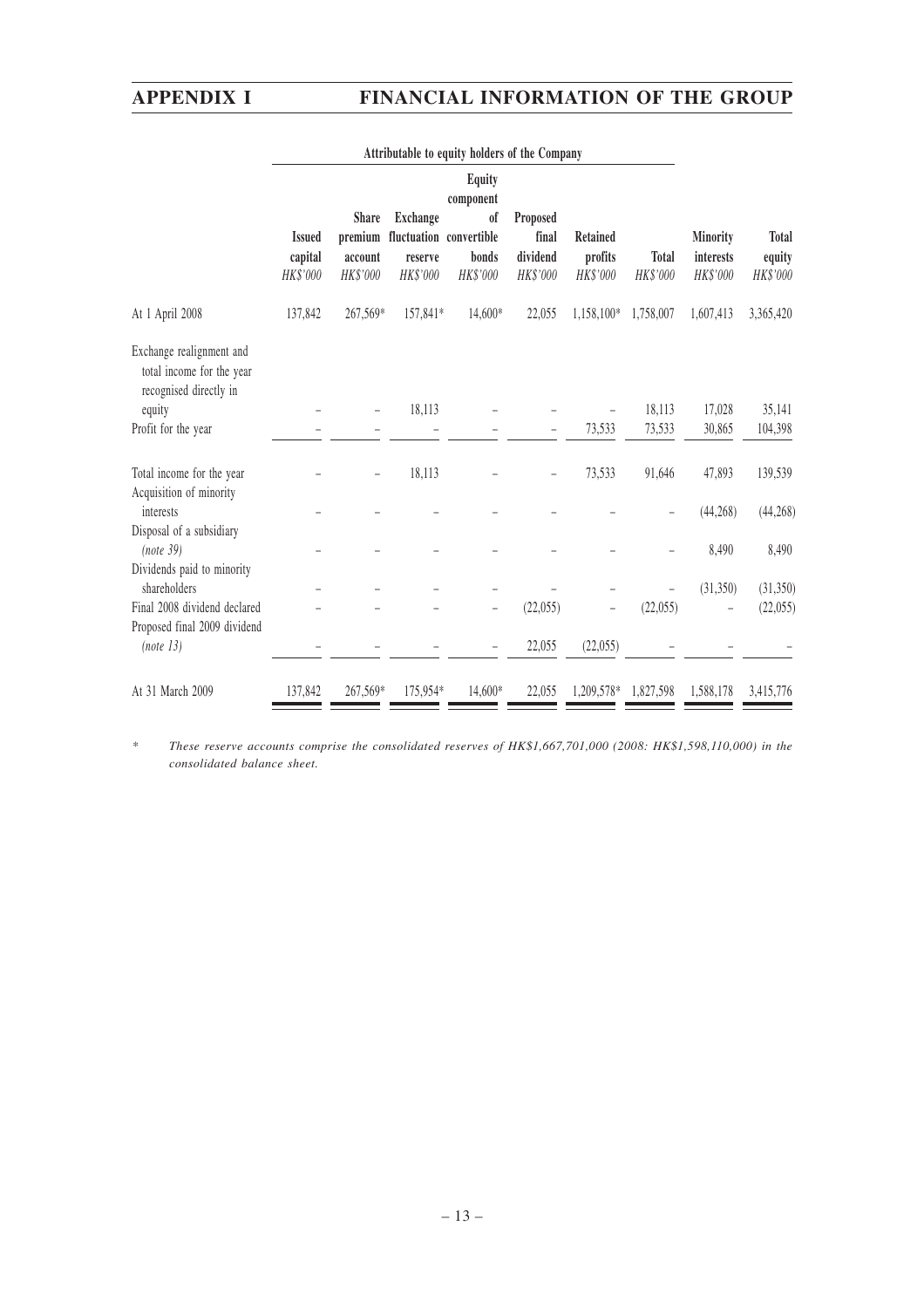| | Attributable to equity holders of the Company | | | | | | | | |
|---|---|---|---|---|---|---|---|---|---|
| | Issued capital HK$'000 | Share premium account HK$'000 | Exchange fluctuation reserve HK$'000 | Equity component of convertible bonds HK$'000 | Proposed final dividend HK$'000 | Retained profits HK$'000 | Total HK$'000 | Minority interests HK$'000 | Total equity HK$'000 |
| At 1 April 2008 | 137,842 | 267,569* | 157,841* | 14,600* | 22,055 | 1,158,100* | 1,758,007 | 1,607,413 | 3,365,420 |
| Exchange realignment and total income for the year recognised directly in equity | – | – | 18,113 | – | – | – | 18,113 | 17,028 | 35,141 |
| Profit for the year | – | – | – | – | – | 73,533 | 73,533 | 30,865 | 104,398 |
| Total income for the year | – | – | 18,113 | – | – | 73,533 | 91,646 | 47,893 | 139,539 |
| Acquisition of minority interests | – | – | – | – | – | – | – | (44,268) | (44,268) |
| Disposal of a subsidiary *(note 39)* | – | – | – | – | – | – | – | 8,490 | 8,490 |
| Dividends paid to minority shareholders | – | – | – | – | – | – | – | (31,350) | (31,350) |
| Final 2008 dividend declared | – | – | – | – | (22,055) | – | (22,055) | – | (22,055) |
| Proposed final 2009 dividend *(note 13)* | – | – | – | – | 22,055 | (22,055) | – | – | – |
| At 31 March 2009 | 137,842 | 267,569* | 175,954* | 14,600* | 22,055 | 1,209,578* | 1,827,598 | 1,588,178 | 3,415,776 |

\* *These reserve accounts comprise the consolidated reserves of HK$1,667,701,000 (2008: HK$1,598,110,000) in the consolidated balance sheet.*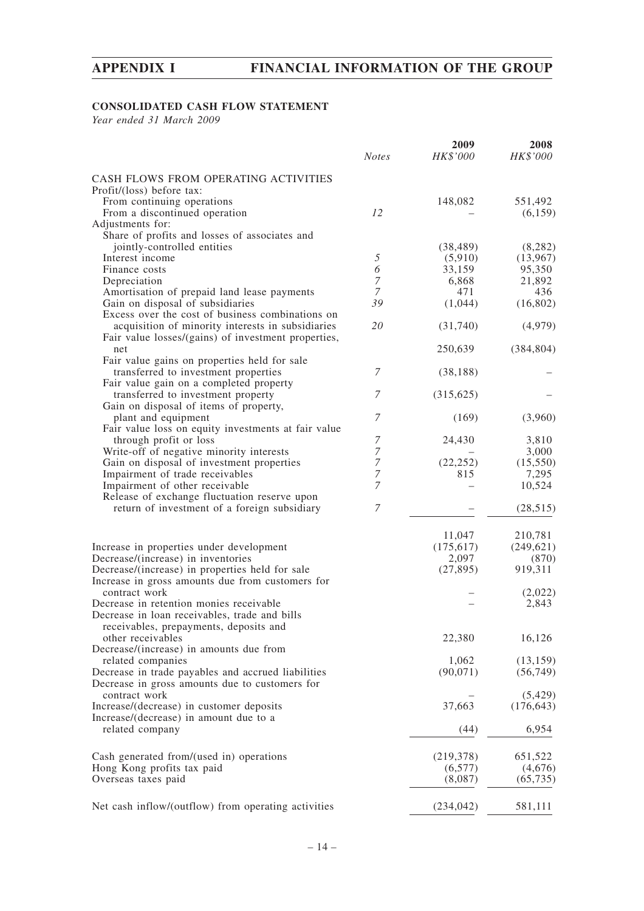## CONSOLIDATED CASH FLOW STATEMENT

*Year ended 31 March 2009*

| | *Notes* | **2009** *HK$'000* | **2008** *HK$'000* |
|---|---|---|---|
| CASH FLOWS FROM OPERATING ACTIVITIES | | | |
| Profit/(loss) before tax: | | | |
| From continuing operations | | 148,082 | 551,492 |
| From a discontinued operation | 12 | – | (6,159) |
| Adjustments for: | | | |
| Share of profits and losses of associates and jointly-controlled entities | | (38,489) | (8,282) |
| Interest income | 5 | (5,910) | (13,967) |
| Finance costs | 6 | 33,159 | 95,350 |
| Depreciation | 7 | 6,868 | 21,892 |
| Amortisation of prepaid land lease payments | 7 | 471 | 436 |
| Gain on disposal of subsidiaries | 39 | (1,044) | (16,802) |
| Excess over the cost of business combinations on acquisition of minority interests in subsidiaries | 20 | (31,740) | (4,979) |
| Fair value losses/(gains) of investment properties, net | | 250,639 | (384,804) |
| Fair value gains on properties held for sale transferred to investment properties | 7 | (38,188) | – |
| Fair value gain on a completed property transferred to investment property | 7 | (315,625) | – |
| Gain on disposal of items of property, plant and equipment | 7 | (169) | (3,960) |
| Fair value loss on equity investments at fair value through profit or loss | 7 | 24,430 | 3,810 |
| Write-off of negative minority interests | 7 | – | 3,000 |
| Gain on disposal of investment properties | 7 | (22,252) | (15,550) |
| Impairment of trade receivables | 7 | 815 | 7,295 |
| Impairment of other receivable | 7 | – | 10,524 |
| Release of exchange fluctuation reserve upon return of investment of a foreign subsidiary | 7 | – | (28,515) |
| | | 11,047 | 210,781 |
| Increase in properties under development | | (175,617) | (249,621) |
| Decrease/(increase) in inventories | | 2,097 | (870) |
| Decrease/(increase) in properties held for sale | | (27,895) | 919,311 |
| Increase in gross amounts due from customers for contract work | | – | (2,022) |
| Decrease in retention monies receivable | | – | 2,843 |
| Decrease in loan receivables, trade and bills receivables, prepayments, deposits and other receivables | | 22,380 | 16,126 |
| Decrease/(increase) in amounts due from related companies | | 1,062 | (13,159) |
| Decrease in trade payables and accrued liabilities | | (90,071) | (56,749) |
| Decrease in gross amounts due to customers for contract work | | – | (5,429) |
| Increase/(decrease) in customer deposits | | 37,663 | (176,643) |
| Increase/(decrease) in amount due to a related company | | (44) | 6,954 |
| Cash generated from/(used in) operations | | (219,378) | 651,522 |
| Hong Kong profits tax paid | | (6,577) | (4,676) |
| Overseas taxes paid | | (8,087) | (65,735) |
| Net cash inflow/(outflow) from operating activities | | (234,042) | 581,111 |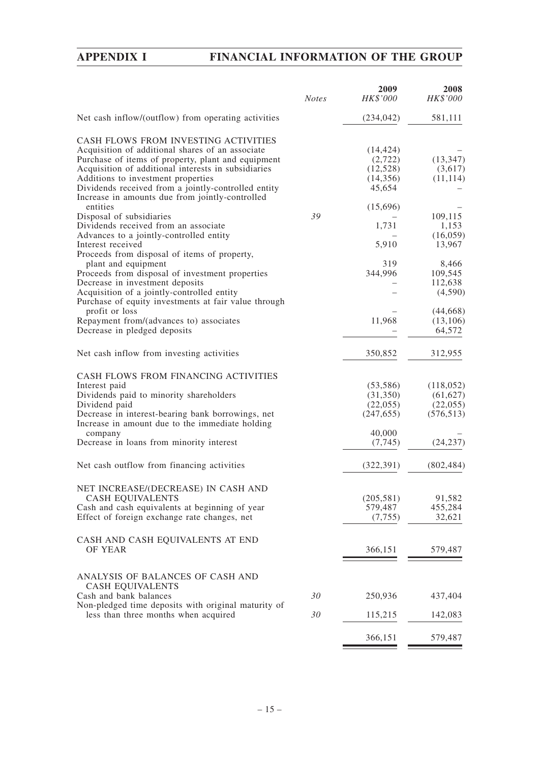| | Notes | 2009 HK$'000 | 2008 HK$'000 |
|---|---|---|---|
| Net cash inflow/(outflow) from operating activities | | (234,042) | 581,111 |
| **CASH FLOWS FROM INVESTING ACTIVITIES** | | | |
| Acquisition of additional shares of an associate | | (14,424) | – |
| Purchase of items of property, plant and equipment | | (2,722) | (13,347) |
| Acquisition of additional interests in subsidiaries | | (12,528) | (3,617) |
| Additions to investment properties | | (14,356) | (11,114) |
| Dividends received from a jointly-controlled entity | | 45,654 | – |
| Increase in amounts due from jointly-controlled entities | | (15,696) | – |
| Disposal of subsidiaries | 39 | – | 109,115 |
| Dividends received from an associate | | 1,731 | 1,153 |
| Advances to a jointly-controlled entity | | – | (16,059) |
| Interest received | | 5,910 | 13,967 |
| Proceeds from disposal of items of property, plant and equipment | | 319 | 8,466 |
| Proceeds from disposal of investment properties | | 344,996 | 109,545 |
| Decrease in investment deposits | | – | 112,638 |
| Acquisition of a jointly-controlled entity | | – | (4,590) |
| Purchase of equity investments at fair value through profit or loss | | – | (44,668) |
| Repayment from/(advances to) associates | | 11,968 | (13,106) |
| Decrease in pledged deposits | | – | 64,572 |
| Net cash inflow from investing activities | | 350,852 | 312,955 |
| **CASH FLOWS FROM FINANCING ACTIVITIES** | | | |
| Interest paid | | (53,586) | (118,052) |
| Dividends paid to minority shareholders | | (31,350) | (61,627) |
| Dividend paid | | (22,055) | (22,055) |
| Decrease in interest-bearing bank borrowings, net | | (247,655) | (576,513) |
| Increase in amount due to the immediate holding company | | 40,000 | – |
| Decrease in loans from minority interest | | (7,745) | (24,237) |
| Net cash outflow from financing activities | | (322,391) | (802,484) |
| **NET INCREASE/(DECREASE) IN CASH AND CASH EQUIVALENTS** | | (205,581) | 91,582 |
| Cash and cash equivalents at beginning of year | | 579,487 | 455,284 |
| Effect of foreign exchange rate changes, net | | (7,755) | 32,621 |
| **CASH AND CASH EQUIVALENTS AT END OF YEAR** | | 366,151 | 579,487 |
| **ANALYSIS OF BALANCES OF CASH AND CASH EQUIVALENTS** | | | |
| Cash and bank balances | 30 | 250,936 | 437,404 |
| Non-pledged time deposits with original maturity of less than three months when acquired | 30 | 115,215 | 142,083 |
| | | 366,151 | 579,487 |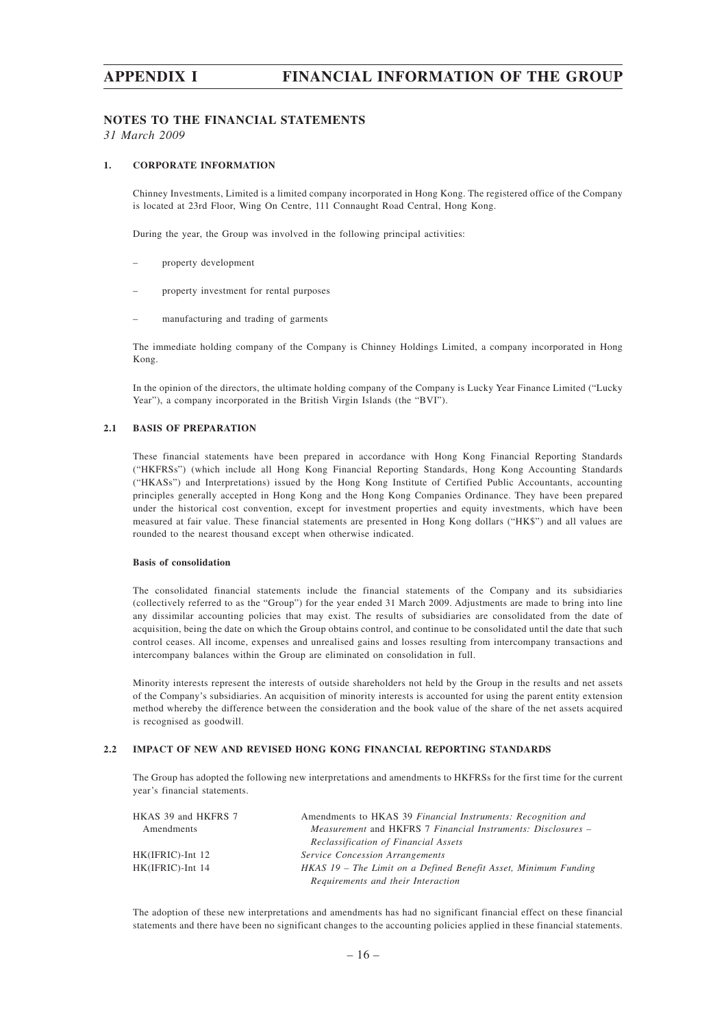## NOTES TO THE FINANCIAL STATEMENTS

*31 March 2009*

### 1. CORPORATE INFORMATION

Chinney Investments, Limited is a limited company incorporated in Hong Kong. The registered office of the Company is located at 23rd Floor, Wing On Centre, 111 Connaught Road Central, Hong Kong.

During the year, the Group was involved in the following principal activities:

– property development

– property investment for rental purposes

– manufacturing and trading of garments

The immediate holding company of the Company is Chinney Holdings Limited, a company incorporated in Hong Kong.

In the opinion of the directors, the ultimate holding company of the Company is Lucky Year Finance Limited ("Lucky Year"), a company incorporated in the British Virgin Islands (the "BVI").

### 2.1 BASIS OF PREPARATION

These financial statements have been prepared in accordance with Hong Kong Financial Reporting Standards ("HKFRSs") (which include all Hong Kong Financial Reporting Standards, Hong Kong Accounting Standards ("HKASs") and Interpretations) issued by the Hong Kong Institute of Certified Public Accountants, accounting principles generally accepted in Hong Kong and the Hong Kong Companies Ordinance. They have been prepared under the historical cost convention, except for investment properties and equity investments, which have been measured at fair value. These financial statements are presented in Hong Kong dollars ("HK$") and all values are rounded to the nearest thousand except when otherwise indicated.

**Basis of consolidation**

The consolidated financial statements include the financial statements of the Company and its subsidiaries (collectively referred to as the "Group") for the year ended 31 March 2009. Adjustments are made to bring into line any dissimilar accounting policies that may exist. The results of subsidiaries are consolidated from the date of acquisition, being the date on which the Group obtains control, and continue to be consolidated until the date that such control ceases. All income, expenses and unrealised gains and losses resulting from intercompany transactions and intercompany balances within the Group are eliminated on consolidation in full.

Minority interests represent the interests of outside shareholders not held by the Group in the results and net assets of the Company's subsidiaries. An acquisition of minority interests is accounted for using the parent entity extension method whereby the difference between the consideration and the book value of the share of the net assets acquired is recognised as goodwill.

### 2.2 IMPACT OF NEW AND REVISED HONG KONG FINANCIAL REPORTING STANDARDS

The Group has adopted the following new interpretations and amendments to HKFRSs for the first time for the current year's financial statements.

| | |
|---|---|
| HKAS 39 and HKFRS 7 Amendments | Amendments to HKAS 39 *Financial Instruments: Recognition and Measurement* and HKFRS 7 *Financial Instruments: Disclosures – Reclassification of Financial Assets* |
| HK(IFRIC)-Int 12 | *Service Concession Arrangements* |
| HK(IFRIC)-Int 14 | *HKAS 19 – The Limit on a Defined Benefit Asset, Minimum Funding Requirements and their Interaction* |

The adoption of these new interpretations and amendments has had no significant financial effect on these financial statements and there have been no significant changes to the accounting policies applied in these financial statements.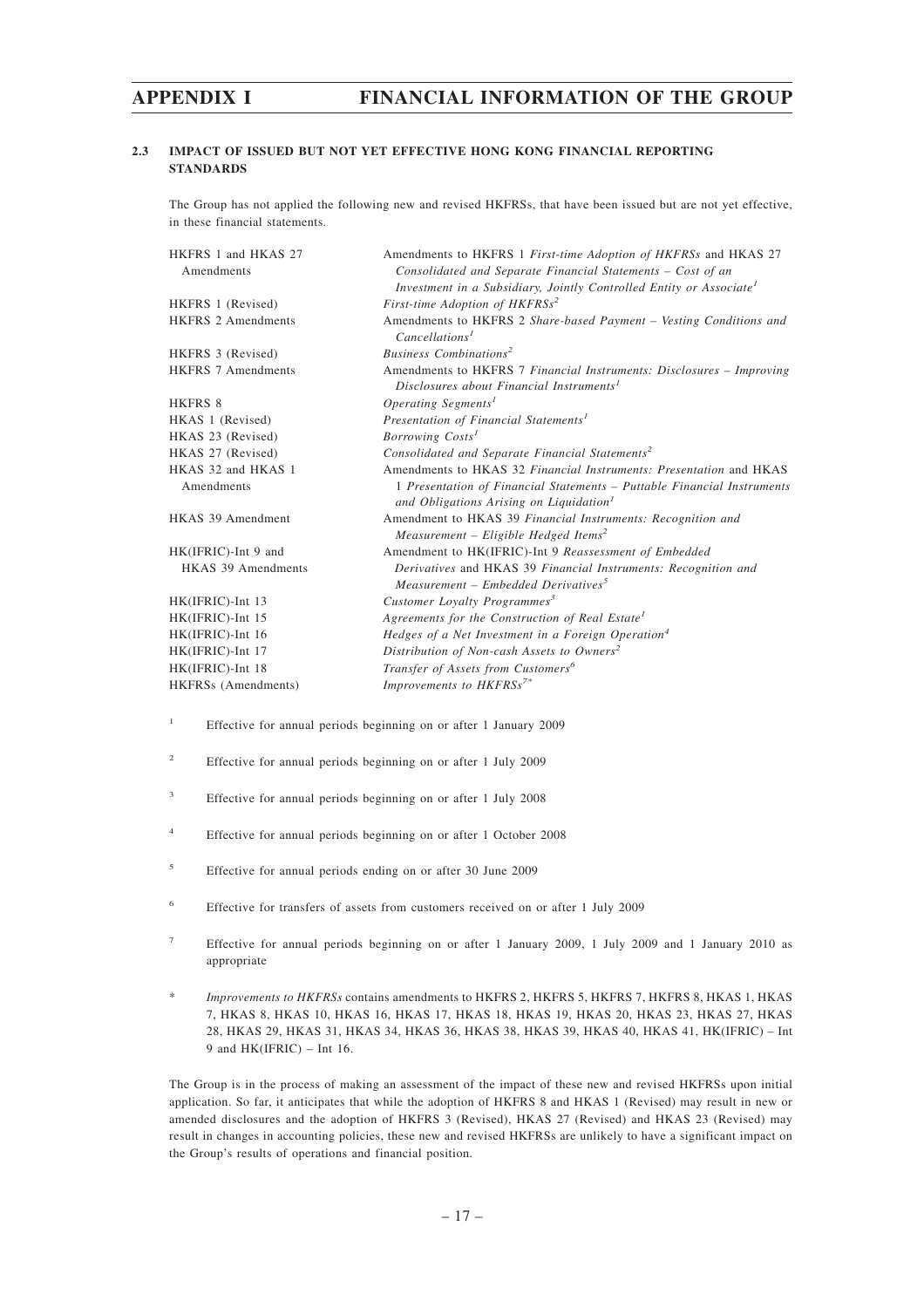### 2.3 IMPACT OF ISSUED BUT NOT YET EFFECTIVE HONG KONG FINANCIAL REPORTING STANDARDS

The Group has not applied the following new and revised HKFRSs, that have been issued but are not yet effective, in these financial statements.

| | |
|---|---|
| HKFRS 1 and HKAS 27 Amendments | Amendments to HKFRS 1 *First-time Adoption of HKFRSs* and HKAS 27 *Consolidated and Separate Financial Statements – Cost of an Investment in a Subsidiary, Jointly Controlled Entity or Associate*[1] |
| HKFRS 1 (Revised) | *First-time Adoption of HKFRSs*[2] |
| HKFRS 2 Amendments | Amendments to HKFRS 2 *Share-based Payment – Vesting Conditions and Cancellations*[1] |
| HKFRS 3 (Revised) | *Business Combinations*[2] |
| HKFRS 7 Amendments | Amendments to HKFRS 7 *Financial Instruments: Disclosures – Improving Disclosures about Financial Instruments*[1] |
| HKFRS 8 | *Operating Segments*[1] |
| HKAS 1 (Revised) | *Presentation of Financial Statements*[1] |
| HKAS 23 (Revised) | *Borrowing Costs*[1] |
| HKAS 27 (Revised) | *Consolidated and Separate Financial Statements*[2] |
| HKAS 32 and HKAS 1 Amendments | Amendments to HKAS 32 *Financial Instruments: Presentation* and HKAS 1 *Presentation of Financial Statements – Puttable Financial Instruments and Obligations Arising on Liquidation*[1] |
| HKAS 39 Amendment | Amendment to HKAS 39 *Financial Instruments: Recognition and Measurement – Eligible Hedged Items*[2] |
| HK(IFRIC)-Int 9 and HKAS 39 Amendments | Amendment to HK(IFRIC)-Int 9 *Reassessment of Embedded Derivatives* and HKAS 39 *Financial Instruments: Recognition and Measurement – Embedded Derivatives*[5] |
| HK(IFRIC)-Int 13 | *Customer Loyalty Programmes*[3] |
| HK(IFRIC)-Int 15 | *Agreements for the Construction of Real Estate*[1] |
| HK(IFRIC)-Int 16 | *Hedges of a Net Investment in a Foreign Operation*[4] |
| HK(IFRIC)-Int 17 | *Distribution of Non-cash Assets to Owners*[2] |
| HK(IFRIC)-Int 18 | *Transfer of Assets from Customers*[6] |
| HKFRSs (Amendments) | *Improvements to HKFRSs*[7*] |

1 Effective for annual periods beginning on or after 1 January 2009

2 Effective for annual periods beginning on or after 1 July 2009

3 Effective for annual periods beginning on or after 1 July 2008

4 Effective for annual periods beginning on or after 1 October 2008

5 Effective for annual periods ending on or after 30 June 2009

6 Effective for transfers of assets from customers received on or after 1 July 2009

7 Effective for annual periods beginning on or after 1 January 2009, 1 July 2009 and 1 January 2010 as appropriate

\* *Improvements to HKFRSs* contains amendments to HKFRS 2, HKFRS 5, HKFRS 7, HKFRS 8, HKAS 1, HKAS 7, HKAS 8, HKAS 10, HKAS 16, HKAS 17, HKAS 18, HKAS 19, HKAS 20, HKAS 23, HKAS 27, HKAS 28, HKAS 29, HKAS 31, HKAS 34, HKAS 36, HKAS 38, HKAS 39, HKAS 40, HKAS 41, HK(IFRIC) – Int 9 and HK(IFRIC) – Int 16.

The Group is in the process of making an assessment of the impact of these new and revised HKFRSs upon initial application. So far, it anticipates that while the adoption of HKFRS 8 and HKAS 1 (Revised) may result in new or amended disclosures and the adoption of HKFRS 3 (Revised), HKAS 27 (Revised) and HKAS 23 (Revised) may result in changes in accounting policies, these new and revised HKFRSs are unlikely to have a significant impact on the Group's results of operations and financial position.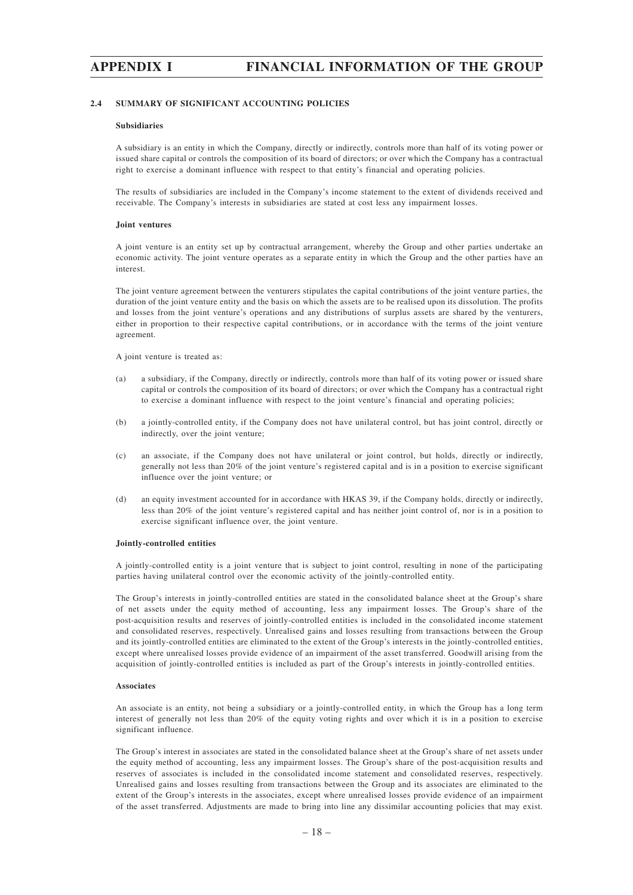### 2.4 SUMMARY OF SIGNIFICANT ACCOUNTING POLICIES

#### Subsidiaries

A subsidiary is an entity in which the Company, directly or indirectly, controls more than half of its voting power or issued share capital or controls the composition of its board of directors; or over which the Company has a contractual right to exercise a dominant influence with respect to that entity's financial and operating policies.

The results of subsidiaries are included in the Company's income statement to the extent of dividends received and receivable. The Company's interests in subsidiaries are stated at cost less any impairment losses.

#### Joint ventures

A joint venture is an entity set up by contractual arrangement, whereby the Group and other parties undertake an economic activity. The joint venture operates as a separate entity in which the Group and the other parties have an interest.

The joint venture agreement between the venturers stipulates the capital contributions of the joint venture parties, the duration of the joint venture entity and the basis on which the assets are to be realised upon its dissolution. The profits and losses from the joint venture's operations and any distributions of surplus assets are shared by the venturers, either in proportion to their respective capital contributions, or in accordance with the terms of the joint venture agreement.

A joint venture is treated as:

(a) a subsidiary, if the Company, directly or indirectly, controls more than half of its voting power or issued share capital or controls the composition of its board of directors; or over which the Company has a contractual right to exercise a dominant influence with respect to the joint venture's financial and operating policies;

(b) a jointly-controlled entity, if the Company does not have unilateral control, but has joint control, directly or indirectly, over the joint venture;

(c) an associate, if the Company does not have unilateral or joint control, but holds, directly or indirectly, generally not less than 20% of the joint venture's registered capital and is in a position to exercise significant influence over the joint venture; or

(d) an equity investment accounted for in accordance with HKAS 39, if the Company holds, directly or indirectly, less than 20% of the joint venture's registered capital and has neither joint control of, nor is in a position to exercise significant influence over, the joint venture.

#### Jointly-controlled entities

A jointly-controlled entity is a joint venture that is subject to joint control, resulting in none of the participating parties having unilateral control over the economic activity of the jointly-controlled entity.

The Group's interests in jointly-controlled entities are stated in the consolidated balance sheet at the Group's share of net assets under the equity method of accounting, less any impairment losses. The Group's share of the post-acquisition results and reserves of jointly-controlled entities is included in the consolidated income statement and consolidated reserves, respectively. Unrealised gains and losses resulting from transactions between the Group and its jointly-controlled entities are eliminated to the extent of the Group's interests in the jointly-controlled entities, except where unrealised losses provide evidence of an impairment of the asset transferred. Goodwill arising from the acquisition of jointly-controlled entities is included as part of the Group's interests in jointly-controlled entities.

#### Associates

An associate is an entity, not being a subsidiary or a jointly-controlled entity, in which the Group has a long term interest of generally not less than 20% of the equity voting rights and over which it is in a position to exercise significant influence.

The Group's interest in associates are stated in the consolidated balance sheet at the Group's share of net assets under the equity method of accounting, less any impairment losses. The Group's share of the post-acquisition results and reserves of associates is included in the consolidated income statement and consolidated reserves, respectively. Unrealised gains and losses resulting from transactions between the Group and its associates are eliminated to the extent of the Group's interests in the associates, except where unrealised losses provide evidence of an impairment of the asset transferred. Adjustments are made to bring into line any dissimilar accounting policies that may exist.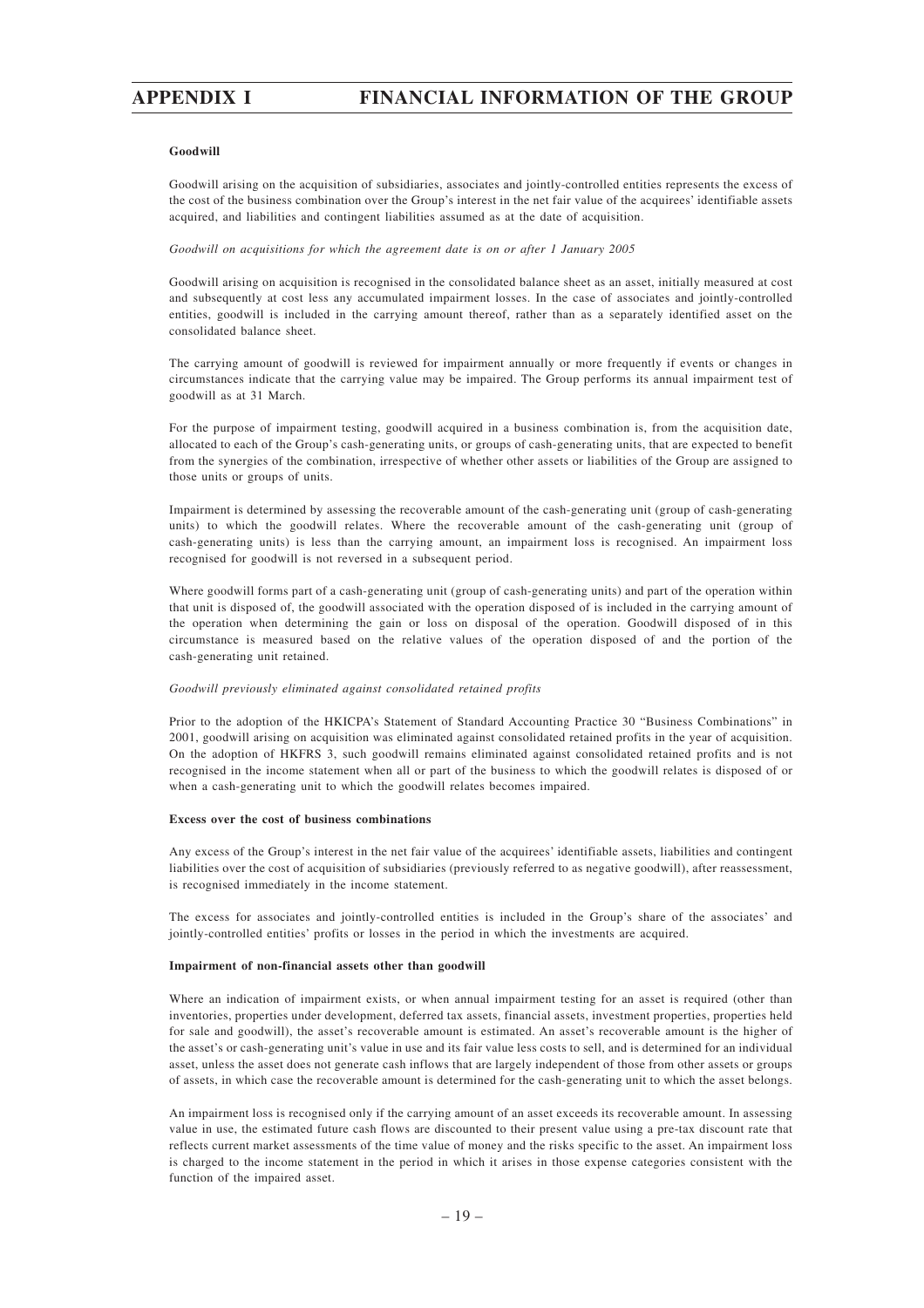**Goodwill**

Goodwill arising on the acquisition of subsidiaries, associates and jointly-controlled entities represents the excess of the cost of the business combination over the Group's interest in the net fair value of the acquirees' identifiable assets acquired, and liabilities and contingent liabilities assumed as at the date of acquisition.

*Goodwill on acquisitions for which the agreement date is on or after 1 January 2005*

Goodwill arising on acquisition is recognised in the consolidated balance sheet as an asset, initially measured at cost and subsequently at cost less any accumulated impairment losses. In the case of associates and jointly-controlled entities, goodwill is included in the carrying amount thereof, rather than as a separately identified asset on the consolidated balance sheet.

The carrying amount of goodwill is reviewed for impairment annually or more frequently if events or changes in circumstances indicate that the carrying value may be impaired. The Group performs its annual impairment test of goodwill as at 31 March.

For the purpose of impairment testing, goodwill acquired in a business combination is, from the acquisition date, allocated to each of the Group's cash-generating units, or groups of cash-generating units, that are expected to benefit from the synergies of the combination, irrespective of whether other assets or liabilities of the Group are assigned to those units or groups of units.

Impairment is determined by assessing the recoverable amount of the cash-generating unit (group of cash-generating units) to which the goodwill relates. Where the recoverable amount of the cash-generating unit (group of cash-generating units) is less than the carrying amount, an impairment loss is recognised. An impairment loss recognised for goodwill is not reversed in a subsequent period.

Where goodwill forms part of a cash-generating unit (group of cash-generating units) and part of the operation within that unit is disposed of, the goodwill associated with the operation disposed of is included in the carrying amount of the operation when determining the gain or loss on disposal of the operation. Goodwill disposed of in this circumstance is measured based on the relative values of the operation disposed of and the portion of the cash-generating unit retained.

*Goodwill previously eliminated against consolidated retained profits*

Prior to the adoption of the HKICPA's Statement of Standard Accounting Practice 30 "Business Combinations" in 2001, goodwill arising on acquisition was eliminated against consolidated retained profits in the year of acquisition. On the adoption of HKFRS 3, such goodwill remains eliminated against consolidated retained profits and is not recognised in the income statement when all or part of the business to which the goodwill relates is disposed of or when a cash-generating unit to which the goodwill relates becomes impaired.

**Excess over the cost of business combinations**

Any excess of the Group's interest in the net fair value of the acquirees' identifiable assets, liabilities and contingent liabilities over the cost of acquisition of subsidiaries (previously referred to as negative goodwill), after reassessment, is recognised immediately in the income statement.

The excess for associates and jointly-controlled entities is included in the Group's share of the associates' and jointly-controlled entities' profits or losses in the period in which the investments are acquired.

**Impairment of non-financial assets other than goodwill**

Where an indication of impairment exists, or when annual impairment testing for an asset is required (other than inventories, properties under development, deferred tax assets, financial assets, investment properties, properties held for sale and goodwill), the asset's recoverable amount is estimated. An asset's recoverable amount is the higher of the asset's or cash-generating unit's value in use and its fair value less costs to sell, and is determined for an individual asset, unless the asset does not generate cash inflows that are largely independent of those from other assets or groups of assets, in which case the recoverable amount is determined for the cash-generating unit to which the asset belongs.

An impairment loss is recognised only if the carrying amount of an asset exceeds its recoverable amount. In assessing value in use, the estimated future cash flows are discounted to their present value using a pre-tax discount rate that reflects current market assessments of the time value of money and the risks specific to the asset. An impairment loss is charged to the income statement in the period in which it arises in those expense categories consistent with the function of the impaired asset.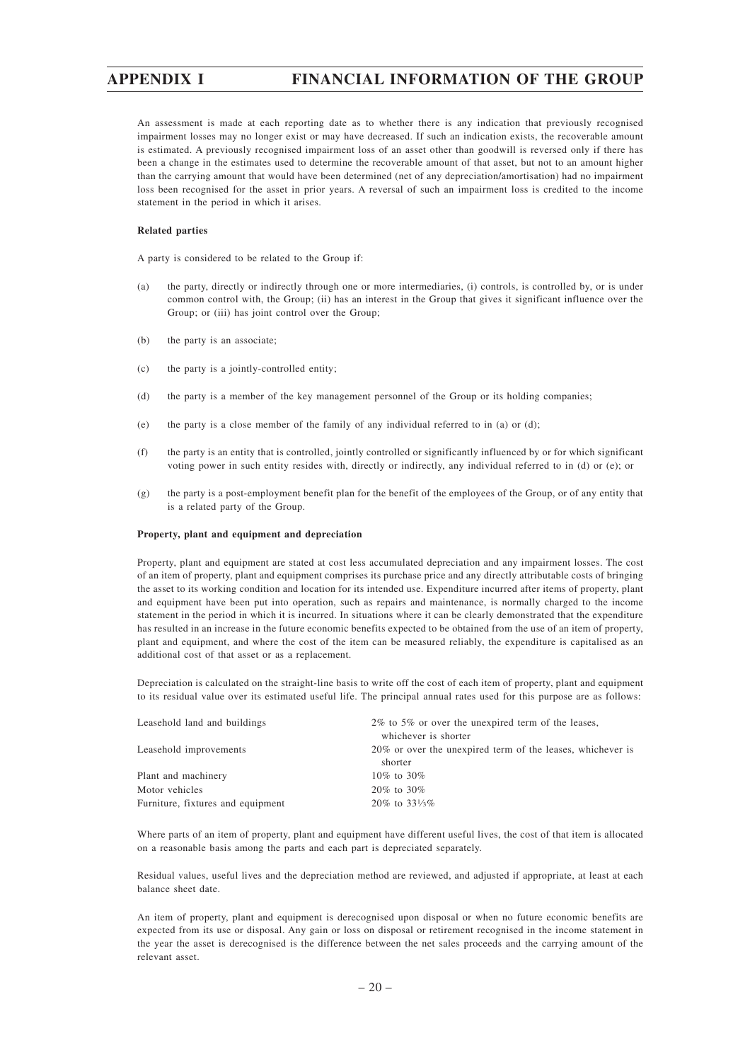An assessment is made at each reporting date as to whether there is any indication that previously recognised impairment losses may no longer exist or may have decreased. If such an indication exists, the recoverable amount is estimated. A previously recognised impairment loss of an asset other than goodwill is reversed only if there has been a change in the estimates used to determine the recoverable amount of that asset, but not to an amount higher than the carrying amount that would have been determined (net of any depreciation/amortisation) had no impairment loss been recognised for the asset in prior years. A reversal of such an impairment loss is credited to the income statement in the period in which it arises.

**Related parties**

A party is considered to be related to the Group if:

(a) the party, directly or indirectly through one or more intermediaries, (i) controls, is controlled by, or is under common control with, the Group; (ii) has an interest in the Group that gives it significant influence over the Group; or (iii) has joint control over the Group;

(b) the party is an associate;

(c) the party is a jointly-controlled entity;

(d) the party is a member of the key management personnel of the Group or its holding companies;

(e) the party is a close member of the family of any individual referred to in (a) or (d);

(f) the party is an entity that is controlled, jointly controlled or significantly influenced by or for which significant voting power in such entity resides with, directly or indirectly, any individual referred to in (d) or (e); or

(g) the party is a post-employment benefit plan for the benefit of the employees of the Group, or of any entity that is a related party of the Group.

**Property, plant and equipment and depreciation**

Property, plant and equipment are stated at cost less accumulated depreciation and any impairment losses. The cost of an item of property, plant and equipment comprises its purchase price and any directly attributable costs of bringing the asset to its working condition and location for its intended use. Expenditure incurred after items of property, plant and equipment have been put into operation, such as repairs and maintenance, is normally charged to the income statement in the period in which it is incurred. In situations where it can be clearly demonstrated that the expenditure has resulted in an increase in the future economic benefits expected to be obtained from the use of an item of property, plant and equipment, and where the cost of the item can be measured reliably, the expenditure is capitalised as an additional cost of that asset or as a replacement.

Depreciation is calculated on the straight-line basis to write off the cost of each item of property, plant and equipment to its residual value over its estimated useful life. The principal annual rates used for this purpose are as follows:

| | |
|---|---|
| Leasehold land and buildings | 2% to 5% or over the unexpired term of the leases, whichever is shorter |
| Leasehold improvements | 20% or over the unexpired term of the leases, whichever is shorter |
| Plant and machinery | 10% to 30% |
| Motor vehicles | 20% to 30% |
| Furniture, fixtures and equipment | 20% to 33⅓% |

Where parts of an item of property, plant and equipment have different useful lives, the cost of that item is allocated on a reasonable basis among the parts and each part is depreciated separately.

Residual values, useful lives and the depreciation method are reviewed, and adjusted if appropriate, at least at each balance sheet date.

An item of property, plant and equipment is derecognised upon disposal or when no future economic benefits are expected from its use or disposal. Any gain or loss on disposal or retirement recognised in the income statement in the year the asset is derecognised is the difference between the net sales proceeds and the carrying amount of the relevant asset.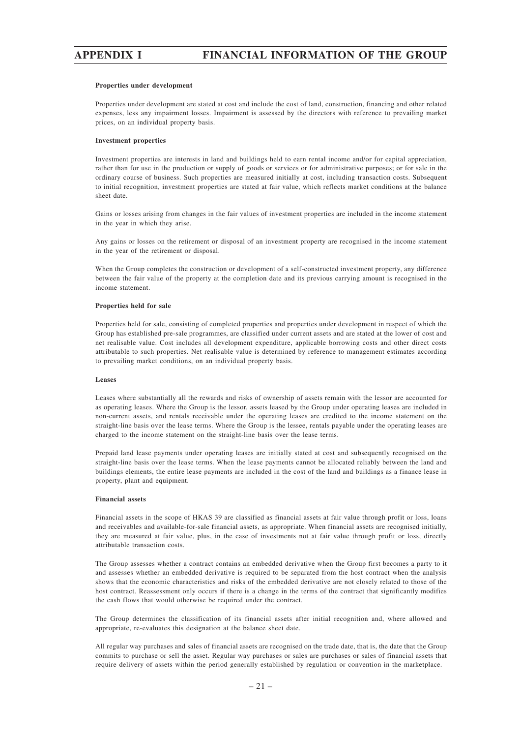**Properties under development**

Properties under development are stated at cost and include the cost of land, construction, financing and other related expenses, less any impairment losses. Impairment is assessed by the directors with reference to prevailing market prices, on an individual property basis.

**Investment properties**

Investment properties are interests in land and buildings held to earn rental income and/or for capital appreciation, rather than for use in the production or supply of goods or services or for administrative purposes; or for sale in the ordinary course of business. Such properties are measured initially at cost, including transaction costs. Subsequent to initial recognition, investment properties are stated at fair value, which reflects market conditions at the balance sheet date.

Gains or losses arising from changes in the fair values of investment properties are included in the income statement in the year in which they arise.

Any gains or losses on the retirement or disposal of an investment property are recognised in the income statement in the year of the retirement or disposal.

When the Group completes the construction or development of a self-constructed investment property, any difference between the fair value of the property at the completion date and its previous carrying amount is recognised in the income statement.

**Properties held for sale**

Properties held for sale, consisting of completed properties and properties under development in respect of which the Group has established pre-sale programmes, are classified under current assets and are stated at the lower of cost and net realisable value. Cost includes all development expenditure, applicable borrowing costs and other direct costs attributable to such properties. Net realisable value is determined by reference to management estimates according to prevailing market conditions, on an individual property basis.

**Leases**

Leases where substantially all the rewards and risks of ownership of assets remain with the lessor are accounted for as operating leases. Where the Group is the lessor, assets leased by the Group under operating leases are included in non-current assets, and rentals receivable under the operating leases are credited to the income statement on the straight-line basis over the lease terms. Where the Group is the lessee, rentals payable under the operating leases are charged to the income statement on the straight-line basis over the lease terms.

Prepaid land lease payments under operating leases are initially stated at cost and subsequently recognised on the straight-line basis over the lease terms. When the lease payments cannot be allocated reliably between the land and buildings elements, the entire lease payments are included in the cost of the land and buildings as a finance lease in property, plant and equipment.

**Financial assets**

Financial assets in the scope of HKAS 39 are classified as financial assets at fair value through profit or loss, loans and receivables and available-for-sale financial assets, as appropriate. When financial assets are recognised initially, they are measured at fair value, plus, in the case of investments not at fair value through profit or loss, directly attributable transaction costs.

The Group assesses whether a contract contains an embedded derivative when the Group first becomes a party to it and assesses whether an embedded derivative is required to be separated from the host contract when the analysis shows that the economic characteristics and risks of the embedded derivative are not closely related to those of the host contract. Reassessment only occurs if there is a change in the terms of the contract that significantly modifies the cash flows that would otherwise be required under the contract.

The Group determines the classification of its financial assets after initial recognition and, where allowed and appropriate, re-evaluates this designation at the balance sheet date.

All regular way purchases and sales of financial assets are recognised on the trade date, that is, the date that the Group commits to purchase or sell the asset. Regular way purchases or sales are purchases or sales of financial assets that require delivery of assets within the period generally established by regulation or convention in the marketplace.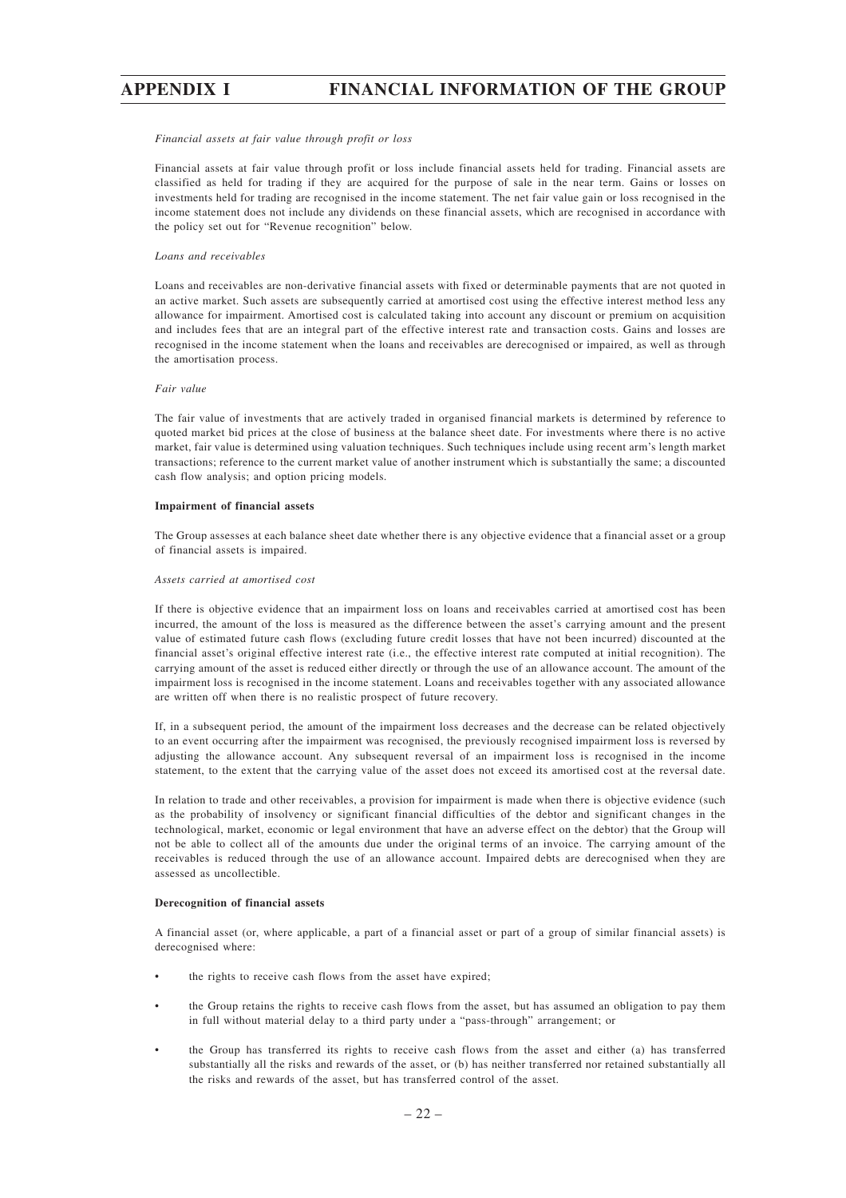*Financial assets at fair value through profit or loss*

Financial assets at fair value through profit or loss include financial assets held for trading. Financial assets are classified as held for trading if they are acquired for the purpose of sale in the near term. Gains or losses on investments held for trading are recognised in the income statement. The net fair value gain or loss recognised in the income statement does not include any dividends on these financial assets, which are recognised in accordance with the policy set out for "Revenue recognition" below.

*Loans and receivables*

Loans and receivables are non-derivative financial assets with fixed or determinable payments that are not quoted in an active market. Such assets are subsequently carried at amortised cost using the effective interest method less any allowance for impairment. Amortised cost is calculated taking into account any discount or premium on acquisition and includes fees that are an integral part of the effective interest rate and transaction costs. Gains and losses are recognised in the income statement when the loans and receivables are derecognised or impaired, as well as through the amortisation process.

*Fair value*

The fair value of investments that are actively traded in organised financial markets is determined by reference to quoted market bid prices at the close of business at the balance sheet date. For investments where there is no active market, fair value is determined using valuation techniques. Such techniques include using recent arm's length market transactions; reference to the current market value of another instrument which is substantially the same; a discounted cash flow analysis; and option pricing models.

**Impairment of financial assets**

The Group assesses at each balance sheet date whether there is any objective evidence that a financial asset or a group of financial assets is impaired.

*Assets carried at amortised cost*

If there is objective evidence that an impairment loss on loans and receivables carried at amortised cost has been incurred, the amount of the loss is measured as the difference between the asset's carrying amount and the present value of estimated future cash flows (excluding future credit losses that have not been incurred) discounted at the financial asset's original effective interest rate (i.e., the effective interest rate computed at initial recognition). The carrying amount of the asset is reduced either directly or through the use of an allowance account. The amount of the impairment loss is recognised in the income statement. Loans and receivables together with any associated allowance are written off when there is no realistic prospect of future recovery.

If, in a subsequent period, the amount of the impairment loss decreases and the decrease can be related objectively to an event occurring after the impairment was recognised, the previously recognised impairment loss is reversed by adjusting the allowance account. Any subsequent reversal of an impairment loss is recognised in the income statement, to the extent that the carrying value of the asset does not exceed its amortised cost at the reversal date.

In relation to trade and other receivables, a provision for impairment is made when there is objective evidence (such as the probability of insolvency or significant financial difficulties of the debtor and significant changes in the technological, market, economic or legal environment that have an adverse effect on the debtor) that the Group will not be able to collect all of the amounts due under the original terms of an invoice. The carrying amount of the receivables is reduced through the use of an allowance account. Impaired debts are derecognised when they are assessed as uncollectible.

**Derecognition of financial assets**

A financial asset (or, where applicable, a part of a financial asset or part of a group of similar financial assets) is derecognised where:

- the rights to receive cash flows from the asset have expired;
- the Group retains the rights to receive cash flows from the asset, but has assumed an obligation to pay them in full without material delay to a third party under a "pass-through" arrangement; or
- the Group has transferred its rights to receive cash flows from the asset and either (a) has transferred substantially all the risks and rewards of the asset, or (b) has neither transferred nor retained substantially all the risks and rewards of the asset, but has transferred control of the asset.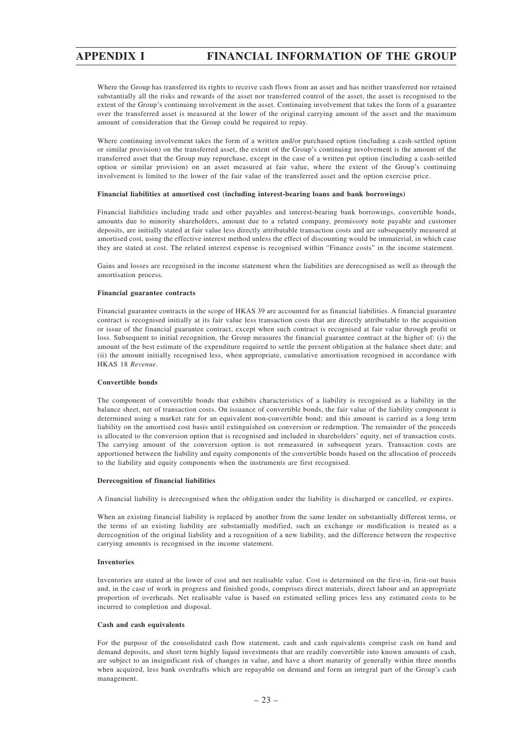Where the Group has transferred its rights to receive cash flows from an asset and has neither transferred nor retained substantially all the risks and rewards of the asset nor transferred control of the asset, the asset is recognised to the extent of the Group's continuing involvement in the asset. Continuing involvement that takes the form of a guarantee over the transferred asset is measured at the lower of the original carrying amount of the asset and the maximum amount of consideration that the Group could be required to repay.

Where continuing involvement takes the form of a written and/or purchased option (including a cash-settled option or similar provision) on the transferred asset, the extent of the Group's continuing involvement is the amount of the transferred asset that the Group may repurchase, except in the case of a written put option (including a cash-settled option or similar provision) on an asset measured at fair value, where the extent of the Group's continuing involvement is limited to the lower of the fair value of the transferred asset and the option exercise price.

**Financial liabilities at amortised cost (including interest-bearing loans and bank borrowings)**

Financial liabilities including trade and other payables and interest-bearing bank borrowings, convertible bonds, amounts due to minority shareholders, amount due to a related company, promissory note payable and customer deposits, are initially stated at fair value less directly attributable transaction costs and are subsequently measured at amortised cost, using the effective interest method unless the effect of discounting would be immaterial, in which case they are stated at cost. The related interest expense is recognised within "Finance costs" in the income statement.

Gains and losses are recognised in the income statement when the liabilities are derecognised as well as through the amortisation process.

**Financial guarantee contracts**

Financial guarantee contracts in the scope of HKAS 39 are accounted for as financial liabilities. A financial guarantee contract is recognised initially at its fair value less transaction costs that are directly attributable to the acquisition or issue of the financial guarantee contract, except when such contract is recognised at fair value through profit or loss. Subsequent to initial recognition, the Group measures the financial guarantee contract at the higher of: (i) the amount of the best estimate of the expenditure required to settle the present obligation at the balance sheet date; and (ii) the amount initially recognised less, when appropriate, cumulative amortisation recognised in accordance with HKAS 18 *Revenue*.

**Convertible bonds**

The component of convertible bonds that exhibits characteristics of a liability is recognised as a liability in the balance sheet, net of transaction costs. On issuance of convertible bonds, the fair value of the liability component is determined using a market rate for an equivalent non-convertible bond; and this amount is carried as a long term liability on the amortised cost basis until extinguished on conversion or redemption. The remainder of the proceeds is allocated to the conversion option that is recognised and included in shareholders' equity, net of transaction costs. The carrying amount of the conversion option is not remeasured in subsequent years. Transaction costs are apportioned between the liability and equity components of the convertible bonds based on the allocation of proceeds to the liability and equity components when the instruments are first recognised.

**Derecognition of financial liabilities**

A financial liability is derecognised when the obligation under the liability is discharged or cancelled, or expires.

When an existing financial liability is replaced by another from the same lender on substantially different terms, or the terms of an existing liability are substantially modified, such an exchange or modification is treated as a derecognition of the original liability and a recognition of a new liability, and the difference between the respective carrying amounts is recognised in the income statement.

**Inventories**

Inventories are stated at the lower of cost and net realisable value. Cost is determined on the first-in, first-out basis and, in the case of work in progress and finished goods, comprises direct materials, direct labour and an appropriate proportion of overheads. Net realisable value is based on estimated selling prices less any estimated costs to be incurred to completion and disposal.

**Cash and cash equivalents**

For the purpose of the consolidated cash flow statement, cash and cash equivalents comprise cash on hand and demand deposits, and short term highly liquid investments that are readily convertible into known amounts of cash, are subject to an insignificant risk of changes in value, and have a short maturity of generally within three months when acquired, less bank overdrafts which are repayable on demand and form an integral part of the Group's cash management.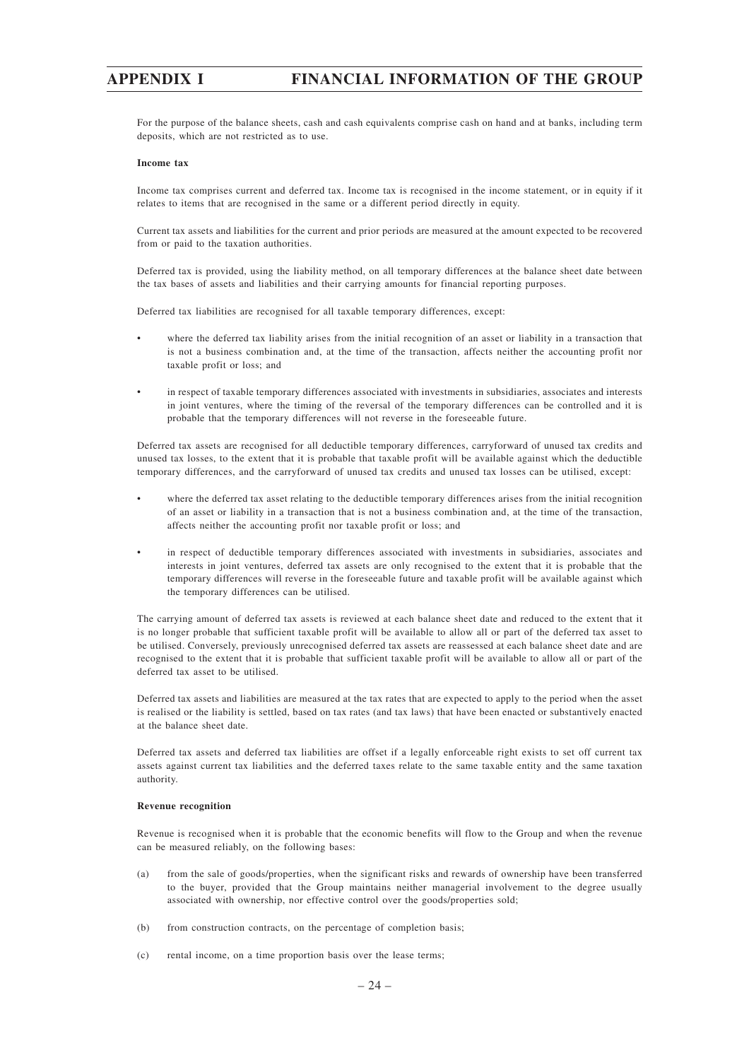For the purpose of the balance sheets, cash and cash equivalents comprise cash on hand and at banks, including term deposits, which are not restricted as to use.

**Income tax**

Income tax comprises current and deferred tax. Income tax is recognised in the income statement, or in equity if it relates to items that are recognised in the same or a different period directly in equity.

Current tax assets and liabilities for the current and prior periods are measured at the amount expected to be recovered from or paid to the taxation authorities.

Deferred tax is provided, using the liability method, on all temporary differences at the balance sheet date between the tax bases of assets and liabilities and their carrying amounts for financial reporting purposes.

Deferred tax liabilities are recognised for all taxable temporary differences, except:

- where the deferred tax liability arises from the initial recognition of an asset or liability in a transaction that is not a business combination and, at the time of the transaction, affects neither the accounting profit nor taxable profit or loss; and
- in respect of taxable temporary differences associated with investments in subsidiaries, associates and interests in joint ventures, where the timing of the reversal of the temporary differences can be controlled and it is probable that the temporary differences will not reverse in the foreseeable future.

Deferred tax assets are recognised for all deductible temporary differences, carryforward of unused tax credits and unused tax losses, to the extent that it is probable that taxable profit will be available against which the deductible temporary differences, and the carryforward of unused tax credits and unused tax losses can be utilised, except:

- where the deferred tax asset relating to the deductible temporary differences arises from the initial recognition of an asset or liability in a transaction that is not a business combination and, at the time of the transaction, affects neither the accounting profit nor taxable profit or loss; and
- in respect of deductible temporary differences associated with investments in subsidiaries, associates and interests in joint ventures, deferred tax assets are only recognised to the extent that it is probable that the temporary differences will reverse in the foreseeable future and taxable profit will be available against which the temporary differences can be utilised.

The carrying amount of deferred tax assets is reviewed at each balance sheet date and reduced to the extent that it is no longer probable that sufficient taxable profit will be available to allow all or part of the deferred tax asset to be utilised. Conversely, previously unrecognised deferred tax assets are reassessed at each balance sheet date and are recognised to the extent that it is probable that sufficient taxable profit will be available to allow all or part of the deferred tax asset to be utilised.

Deferred tax assets and liabilities are measured at the tax rates that are expected to apply to the period when the asset is realised or the liability is settled, based on tax rates (and tax laws) that have been enacted or substantively enacted at the balance sheet date.

Deferred tax assets and deferred tax liabilities are offset if a legally enforceable right exists to set off current tax assets against current tax liabilities and the deferred taxes relate to the same taxable entity and the same taxation authority.

**Revenue recognition**

Revenue is recognised when it is probable that the economic benefits will flow to the Group and when the revenue can be measured reliably, on the following bases:

(a) from the sale of goods/properties, when the significant risks and rewards of ownership have been transferred to the buyer, provided that the Group maintains neither managerial involvement to the degree usually associated with ownership, nor effective control over the goods/properties sold;

(b) from construction contracts, on the percentage of completion basis;

(c) rental income, on a time proportion basis over the lease terms;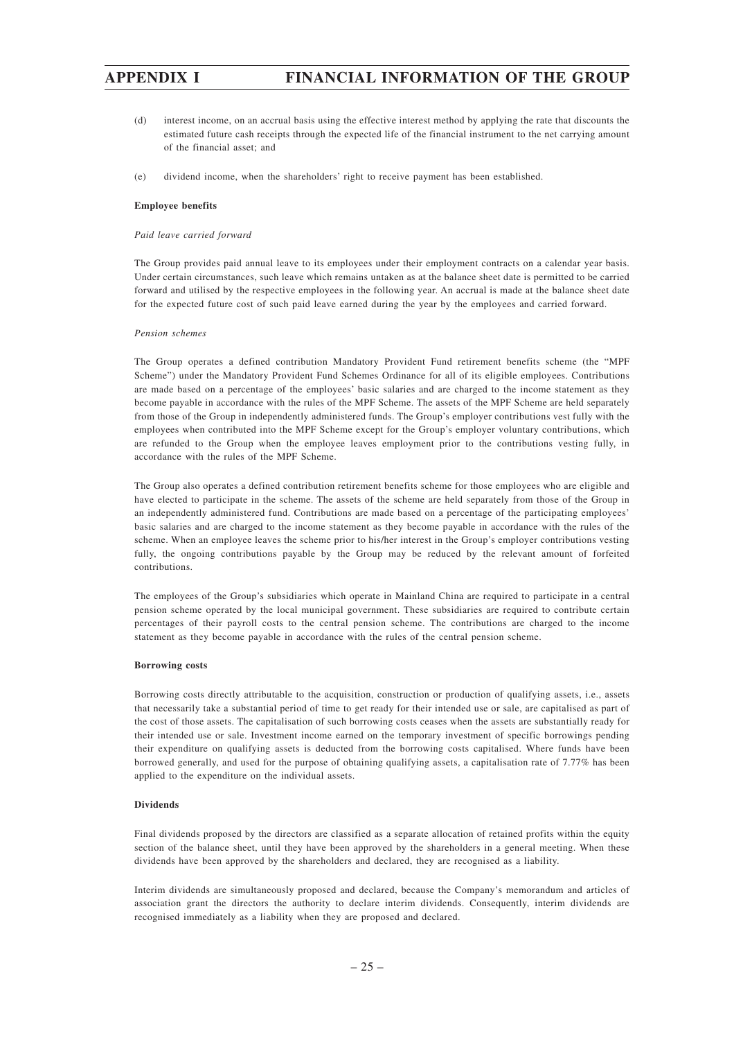(d) interest income, on an accrual basis using the effective interest method by applying the rate that discounts the estimated future cash receipts through the expected life of the financial instrument to the net carrying amount of the financial asset; and

(e) dividend income, when the shareholders' right to receive payment has been established.

**Employee benefits**

*Paid leave carried forward*

The Group provides paid annual leave to its employees under their employment contracts on a calendar year basis. Under certain circumstances, such leave which remains untaken as at the balance sheet date is permitted to be carried forward and utilised by the respective employees in the following year. An accrual is made at the balance sheet date for the expected future cost of such paid leave earned during the year by the employees and carried forward.

*Pension schemes*

The Group operates a defined contribution Mandatory Provident Fund retirement benefits scheme (the "MPF Scheme") under the Mandatory Provident Fund Schemes Ordinance for all of its eligible employees. Contributions are made based on a percentage of the employees' basic salaries and are charged to the income statement as they become payable in accordance with the rules of the MPF Scheme. The assets of the MPF Scheme are held separately from those of the Group in independently administered funds. The Group's employer contributions vest fully with the employees when contributed into the MPF Scheme except for the Group's employer voluntary contributions, which are refunded to the Group when the employee leaves employment prior to the contributions vesting fully, in accordance with the rules of the MPF Scheme.

The Group also operates a defined contribution retirement benefits scheme for those employees who are eligible and have elected to participate in the scheme. The assets of the scheme are held separately from those of the Group in an independently administered fund. Contributions are made based on a percentage of the participating employees' basic salaries and are charged to the income statement as they become payable in accordance with the rules of the scheme. When an employee leaves the scheme prior to his/her interest in the Group's employer contributions vesting fully, the ongoing contributions payable by the Group may be reduced by the relevant amount of forfeited contributions.

The employees of the Group's subsidiaries which operate in Mainland China are required to participate in a central pension scheme operated by the local municipal government. These subsidiaries are required to contribute certain percentages of their payroll costs to the central pension scheme. The contributions are charged to the income statement as they become payable in accordance with the rules of the central pension scheme.

**Borrowing costs**

Borrowing costs directly attributable to the acquisition, construction or production of qualifying assets, i.e., assets that necessarily take a substantial period of time to get ready for their intended use or sale, are capitalised as part of the cost of those assets. The capitalisation of such borrowing costs ceases when the assets are substantially ready for their intended use or sale. Investment income earned on the temporary investment of specific borrowings pending their expenditure on qualifying assets is deducted from the borrowing costs capitalised. Where funds have been borrowed generally, and used for the purpose of obtaining qualifying assets, a capitalisation rate of 7.77% has been applied to the expenditure on the individual assets.

**Dividends**

Final dividends proposed by the directors are classified as a separate allocation of retained profits within the equity section of the balance sheet, until they have been approved by the shareholders in a general meeting. When these dividends have been approved by the shareholders and declared, they are recognised as a liability.

Interim dividends are simultaneously proposed and declared, because the Company's memorandum and articles of association grant the directors the authority to declare interim dividends. Consequently, interim dividends are recognised immediately as a liability when they are proposed and declared.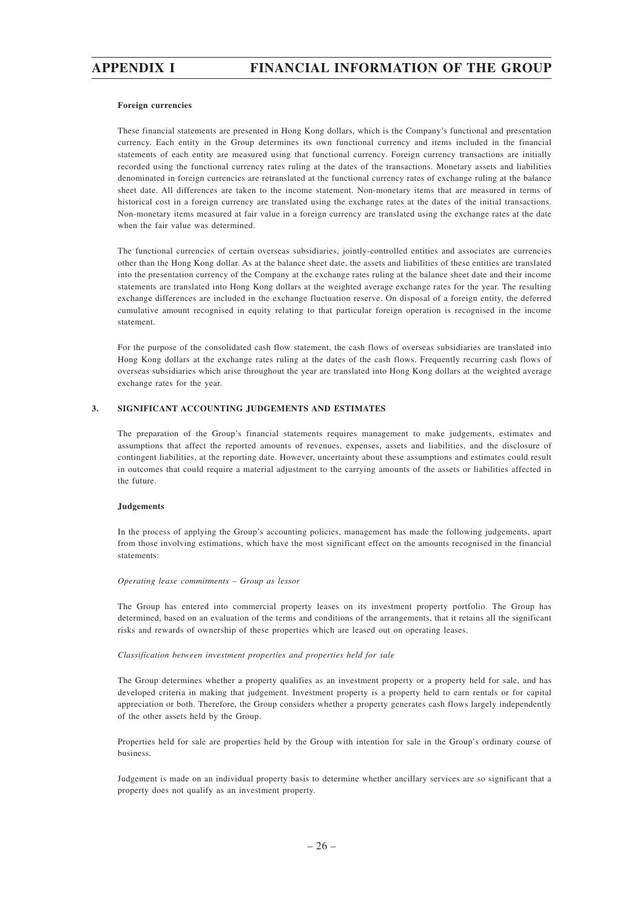**Foreign currencies**

These financial statements are presented in Hong Kong dollars, which is the Company's functional and presentation currency. Each entity in the Group determines its own functional currency and items included in the financial statements of each entity are measured using that functional currency. Foreign currency transactions are initially recorded using the functional currency rates ruling at the dates of the transactions. Monetary assets and liabilities denominated in foreign currencies are retranslated at the functional currency rates of exchange ruling at the balance sheet date. All differences are taken to the income statement. Non-monetary items that are measured in terms of historical cost in a foreign currency are translated using the exchange rates at the dates of the initial transactions. Non-monetary items measured at fair value in a foreign currency are translated using the exchange rates at the date when the fair value was determined.

The functional currencies of certain overseas subsidiaries, jointly-controlled entities and associates are currencies other than the Hong Kong dollar. As at the balance sheet date, the assets and liabilities of these entities are translated into the presentation currency of the Company at the exchange rates ruling at the balance sheet date and their income statements are translated into Hong Kong dollars at the weighted average exchange rates for the year. The resulting exchange differences are included in the exchange fluctuation reserve. On disposal of a foreign entity, the deferred cumulative amount recognised in equity relating to that particular foreign operation is recognised in the income statement.

For the purpose of the consolidated cash flow statement, the cash flows of overseas subsidiaries are translated into Hong Kong dollars at the exchange rates ruling at the dates of the cash flows. Frequently recurring cash flows of overseas subsidiaries which arise throughout the year are translated into Hong Kong dollars at the weighted average exchange rates for the year.

## 3. SIGNIFICANT ACCOUNTING JUDGEMENTS AND ESTIMATES

The preparation of the Group's financial statements requires management to make judgements, estimates and assumptions that affect the reported amounts of revenues, expenses, assets and liabilities, and the disclosure of contingent liabilities, at the reporting date. However, uncertainty about these assumptions and estimates could result in outcomes that could require a material adjustment to the carrying amounts of the assets or liabilities affected in the future.

**Judgements**

In the process of applying the Group's accounting policies, management has made the following judgements, apart from those involving estimations, which have the most significant effect on the amounts recognised in the financial statements:

*Operating lease commitments – Group as lessor*

The Group has entered into commercial property leases on its investment property portfolio. The Group has determined, based on an evaluation of the terms and conditions of the arrangements, that it retains all the significant risks and rewards of ownership of these properties which are leased out on operating leases.

*Classification between investment properties and properties held for sale*

The Group determines whether a property qualifies as an investment property or a property held for sale, and has developed criteria in making that judgement. Investment property is a property held to earn rentals or for capital appreciation or both. Therefore, the Group considers whether a property generates cash flows largely independently of the other assets held by the Group.

Properties held for sale are properties held by the Group with intention for sale in the Group's ordinary course of business.

Judgement is made on an individual property basis to determine whether ancillary services are so significant that a property does not qualify as an investment property.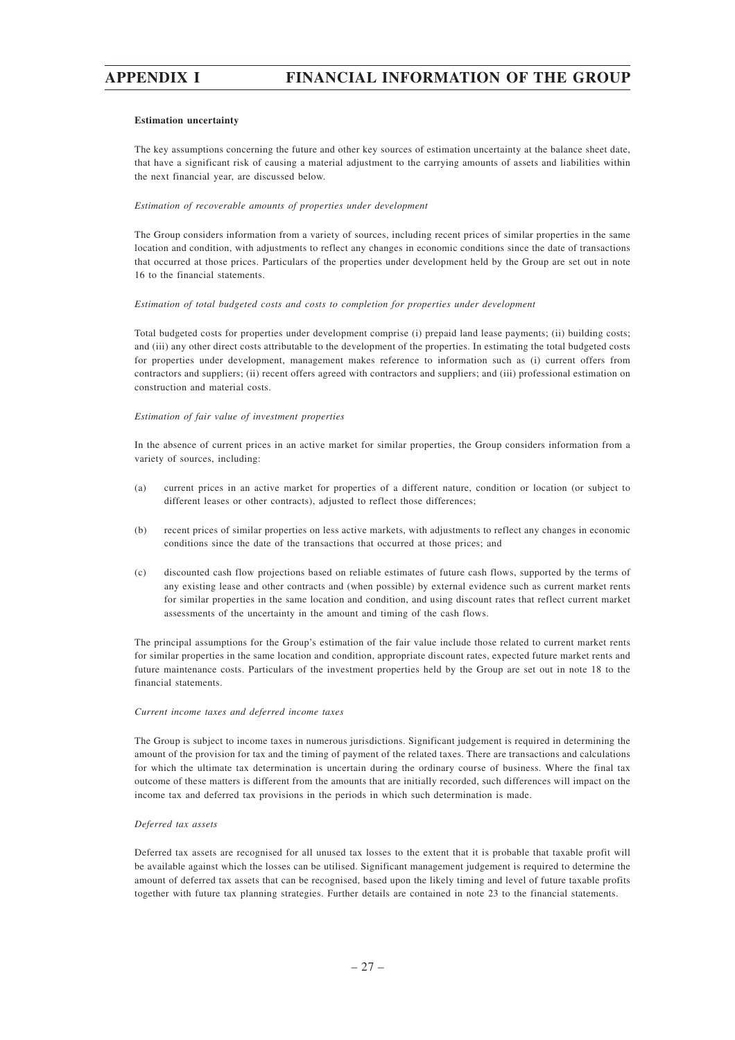**Estimation uncertainty**

The key assumptions concerning the future and other key sources of estimation uncertainty at the balance sheet date, that have a significant risk of causing a material adjustment to the carrying amounts of assets and liabilities within the next financial year, are discussed below.

*Estimation of recoverable amounts of properties under development*

The Group considers information from a variety of sources, including recent prices of similar properties in the same location and condition, with adjustments to reflect any changes in economic conditions since the date of transactions that occurred at those prices. Particulars of the properties under development held by the Group are set out in note 16 to the financial statements.

*Estimation of total budgeted costs and costs to completion for properties under development*

Total budgeted costs for properties under development comprise (i) prepaid land lease payments; (ii) building costs; and (iii) any other direct costs attributable to the development of the properties. In estimating the total budgeted costs for properties under development, management makes reference to information such as (i) current offers from contractors and suppliers; (ii) recent offers agreed with contractors and suppliers; and (iii) professional estimation on construction and material costs.

*Estimation of fair value of investment properties*

In the absence of current prices in an active market for similar properties, the Group considers information from a variety of sources, including:

(a) current prices in an active market for properties of a different nature, condition or location (or subject to different leases or other contracts), adjusted to reflect those differences;

(b) recent prices of similar properties on less active markets, with adjustments to reflect any changes in economic conditions since the date of the transactions that occurred at those prices; and

(c) discounted cash flow projections based on reliable estimates of future cash flows, supported by the terms of any existing lease and other contracts and (when possible) by external evidence such as current market rents for similar properties in the same location and condition, and using discount rates that reflect current market assessments of the uncertainty in the amount and timing of the cash flows.

The principal assumptions for the Group's estimation of the fair value include those related to current market rents for similar properties in the same location and condition, appropriate discount rates, expected future market rents and future maintenance costs. Particulars of the investment properties held by the Group are set out in note 18 to the financial statements.

*Current income taxes and deferred income taxes*

The Group is subject to income taxes in numerous jurisdictions. Significant judgement is required in determining the amount of the provision for tax and the timing of payment of the related taxes. There are transactions and calculations for which the ultimate tax determination is uncertain during the ordinary course of business. Where the final tax outcome of these matters is different from the amounts that are initially recorded, such differences will impact on the income tax and deferred tax provisions in the periods in which such determination is made.

*Deferred tax assets*

Deferred tax assets are recognised for all unused tax losses to the extent that it is probable that taxable profit will be available against which the losses can be utilised. Significant management judgement is required to determine the amount of deferred tax assets that can be recognised, based upon the likely timing and level of future taxable profits together with future tax planning strategies. Further details are contained in note 23 to the financial statements.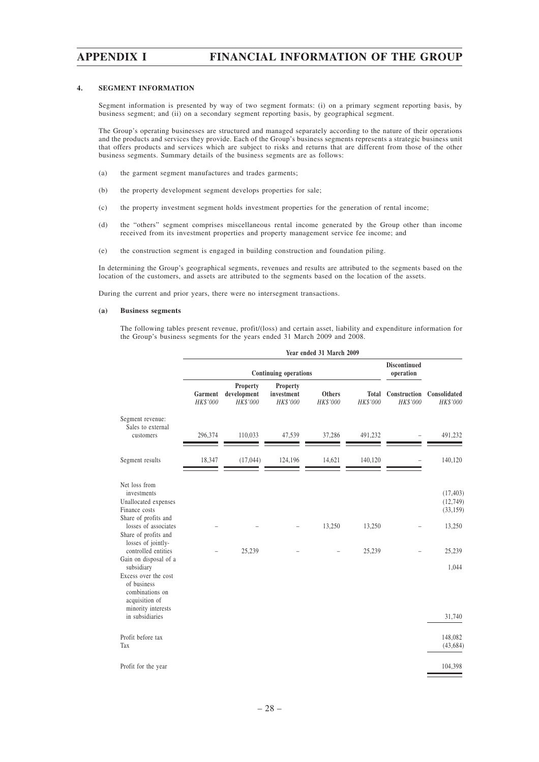## 4. SEGMENT INFORMATION

Segment information is presented by way of two segment formats: (i) on a primary segment reporting basis, by business segment; and (ii) on a secondary segment reporting basis, by geographical segment.

The Group's operating businesses are structured and managed separately according to the nature of their operations and the products and services they provide. Each of the Group's business segments represents a strategic business unit that offers products and services which are subject to risks and returns that are different from those of the other business segments. Summary details of the business segments are as follows:

(a) the garment segment manufactures and trades garments;

(b) the property development segment develops properties for sale;

(c) the property investment segment holds investment properties for the generation of rental income;

(d) the "others" segment comprises miscellaneous rental income generated by the Group other than income received from its investment properties and property management service fee income; and

(e) the construction segment is engaged in building construction and foundation piling.

In determining the Group's geographical segments, revenues and results are attributed to the segments based on the location of the customers, and assets are attributed to the segments based on the location of the assets.

During the current and prior years, there were no intersegment transactions.

### (a) Business segments

The following tables present revenue, profit/(loss) and certain asset, liability and expenditure information for the Group's business segments for the years ended 31 March 2009 and 2008.

| | Year ended 31 March 2009 | | | | | | |
|---|---|---|---|---|---|---|---|
| | Continuing operations | | | | | Discontinued operation | |
| | Garment *HK$'000* | Property development *HK$'000* | Property investment *HK$'000* | Others *HK$'000* | Total *HK$'000* | Construction *HK$'000* | Consolidated *HK$'000* |
| Segment revenue: Sales to external customers | 296,374 | 110,033 | 47,539 | 37,286 | 491,232 | – | 491,232 |
| Segment results | 18,347 | (17,044) | 124,196 | 14,621 | 140,120 | – | 140,120 |
| Net loss from investments | | | | | | | (17,403) |
| Unallocated expenses | | | | | | | (12,749) |
| Finance costs | | | | | | | (33,159) |
| Share of profits and losses of associates | – | – | – | 13,250 | 13,250 | – | 13,250 |
| Share of profits and losses of jointly-controlled entities | – | 25,239 | – | – | 25,239 | – | 25,239 |
| Gain on disposal of a subsidiary | | | | | | | 1,044 |
| Excess over the cost of business combinations on acquisition of minority interests in subsidiaries | | | | | | | 31,740 |
| Profit before tax | | | | | | | 148,082 |
| Tax | | | | | | | (43,684) |
| Profit for the year | | | | | | | 104,398 |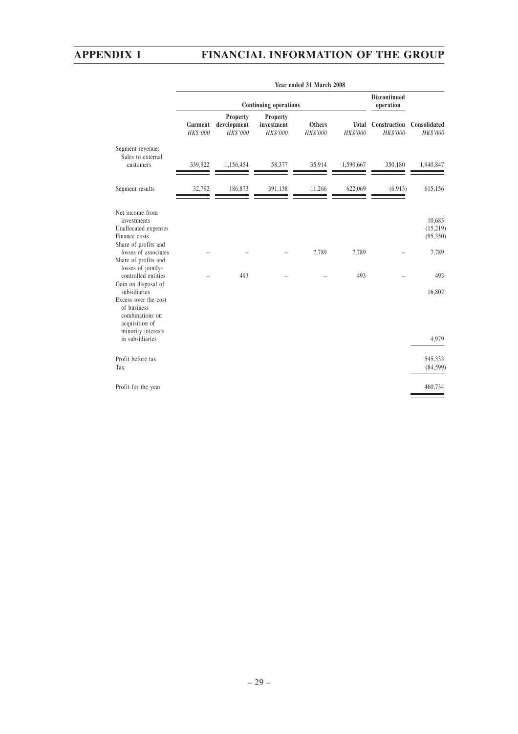| | Year ended 31 March 2008 | | | | | | |
|---|---|---|---|---|---|---|---|
| | Continuing operations | | | | | Discontinued operation | |
| | Garment | Property development | Property investment | Others | Total | Construction | Consolidated |
| | HK$'000 | HK$'000 | HK$'000 | HK$'000 | HK$'000 | HK$'000 | HK$'000 |
| Segment revenue: | | | | | | | |
| Sales to external customers | 339,922 | 1,156,454 | 58,377 | 35,914 | 1,590,667 | 350,180 | 1,940,847 |
| Segment results | 32,792 | 186,873 | 391,138 | 11,266 | 622,069 | (6,913) | 615,156 |
| Net income from investments | | | | | | | 10,683 |
| Unallocated expenses | | | | | | | (15,219) |
| Finance costs | | | | | | | (95,350) |
| Share of profits and losses of associates | – | – | – | 7,789 | 7,789 | – | 7,789 |
| Share of profits and losses of jointly-controlled entities | – | 493 | – | – | 493 | – | 493 |
| Gain on disposal of subsidiaries | | | | | | | 16,802 |
| Excess over the cost of business combinations on acquisition of minority interests in subsidiaries | | | | | | | 4,979 |
| Profit before tax | | | | | | | 545,333 |
| Tax | | | | | | | (84,599) |
| Profit for the year | | | | | | | 460,734 |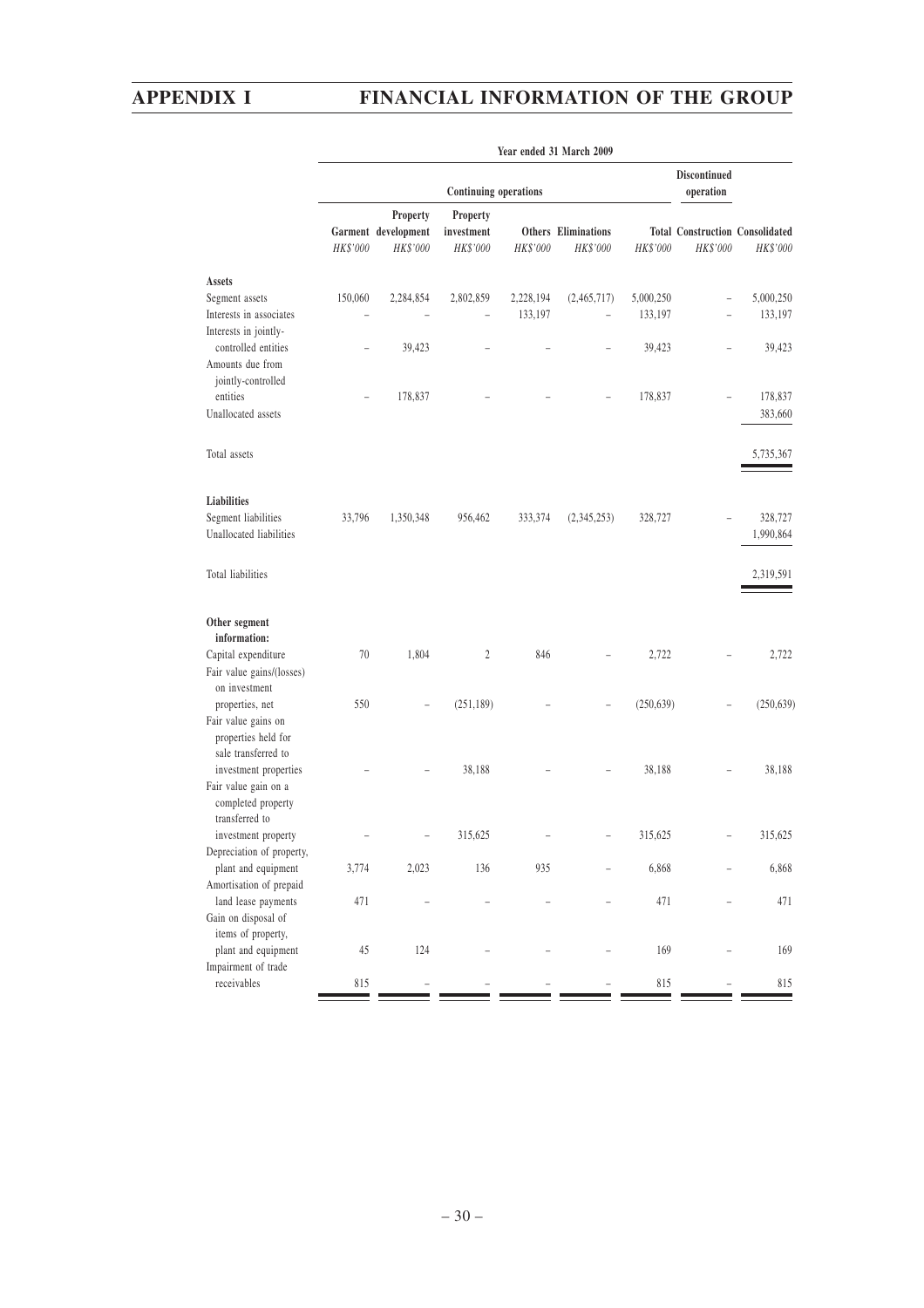| | Year ended 31 March 2009 | | | | | | | |
|---|---|---|---|---|---|---|---|---|
| | Continuing operations | | | | | | Discontinued operation | |
| | Garment | Property development | Property investment | Others | Eliminations | Total | Construction | Consolidated |
| | *HK$'000* | *HK$'000* | *HK$'000* | *HK$'000* | *HK$'000* | *HK$'000* | *HK$'000* | *HK$'000* |
| **Assets** | | | | | | | | |
| Segment assets | 150,060 | 2,284,854 | 2,802,859 | 2,228,194 | (2,465,717) | 5,000,250 | – | 5,000,250 |
| Interests in associates | – | – | – | 133,197 | – | 133,197 | – | 133,197 |
| Interests in jointly-controlled entities | – | 39,423 | – | – | – | 39,423 | – | 39,423 |
| Amounts due from jointly-controlled entities | – | 178,837 | – | – | – | 178,837 | – | 178,837 |
| Unallocated assets | | | | | | | | 383,660 |
| Total assets | | | | | | | | 5,735,367 |
| **Liabilities** | | | | | | | | |
| Segment liabilities | 33,796 | 1,350,348 | 956,462 | 333,374 | (2,345,253) | 328,727 | – | 328,727 |
| Unallocated liabilities | | | | | | | | 1,990,864 |
| Total liabilities | | | | | | | | 2,319,591 |
| **Other segment information:** | | | | | | | | |
| Capital expenditure | 70 | 1,804 | 2 | 846 | – | 2,722 | – | 2,722 |
| Fair value gains/(losses) on investment properties, net | 550 | – | (251,189) | – | – | (250,639) | – | (250,639) |
| Fair value gains on properties held for sale transferred to investment properties | – | – | 38,188 | – | – | 38,188 | – | 38,188 |
| Fair value gain on a completed property transferred to investment property | – | – | 315,625 | – | – | 315,625 | – | 315,625 |
| Depreciation of property, plant and equipment | 3,774 | 2,023 | 136 | 935 | – | 6,868 | – | 6,868 |
| Amortisation of prepaid land lease payments | 471 | – | – | – | – | 471 | – | 471 |
| Gain on disposal of items of property, plant and equipment | 45 | 124 | – | – | – | 169 | – | 169 |
| Impairment of trade receivables | 815 | – | – | – | – | 815 | – | 815 |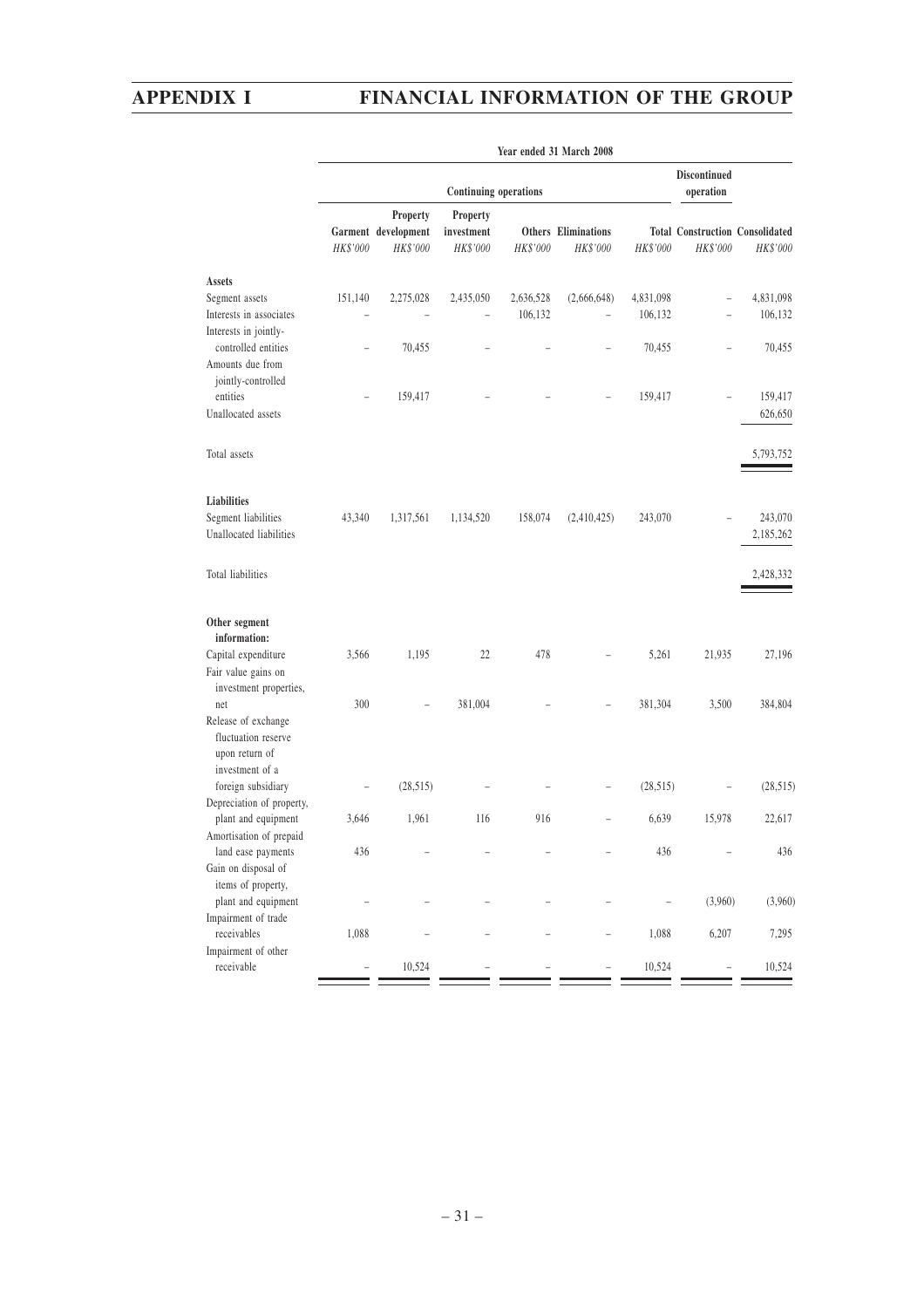| | Year ended 31 March 2008 | | | | | | | |
|---|---|---|---|---|---|---|---|---|
| | Continuing operations | | | | | | Discontinued operation | |
| | Garment | Property development | Property investment | Others | Eliminations | Total | Construction | Consolidated |
| | *HK$'000* | *HK$'000* | *HK$'000* | *HK$'000* | *HK$'000* | *HK$'000* | *HK$'000* | *HK$'000* |
| **Assets** | | | | | | | | |
| Segment assets | 151,140 | 2,275,028 | 2,435,050 | 2,636,528 | (2,666,648) | 4,831,098 | – | 4,831,098 |
| Interests in associates | – | – | – | 106,132 | – | 106,132 | – | 106,132 |
| Interests in jointly-controlled entities | – | 70,455 | – | – | – | 70,455 | – | 70,455 |
| Amounts due from jointly-controlled entities | – | 159,417 | – | – | – | 159,417 | – | 159,417 |
| Unallocated assets | | | | | | | | 626,650 |
| Total assets | | | | | | | | 5,793,752 |
| **Liabilities** | | | | | | | | |
| Segment liabilities | 43,340 | 1,317,561 | 1,134,520 | 158,074 | (2,410,425) | 243,070 | – | 243,070 |
| Unallocated liabilities | | | | | | | | 2,185,262 |
| Total liabilities | | | | | | | | 2,428,332 |
| **Other segment information:** | | | | | | | | |
| Capital expenditure | 3,566 | 1,195 | 22 | 478 | – | 5,261 | 21,935 | 27,196 |
| Fair value gains on investment properties, net | 300 | – | 381,004 | – | – | 381,304 | 3,500 | 384,804 |
| Release of exchange fluctuation reserve upon return of investment of a foreign subsidiary | – | (28,515) | – | – | – | (28,515) | – | (28,515) |
| Depreciation of property, plant and equipment | 3,646 | 1,961 | 116 | 916 | – | 6,639 | 15,978 | 22,617 |
| Amortisation of prepaid land ease payments | 436 | – | – | – | – | 436 | – | 436 |
| Gain on disposal of items of property, plant and equipment | – | – | – | – | – | – | (3,960) | (3,960) |
| Impairment of trade receivables | 1,088 | – | – | – | – | 1,088 | 6,207 | 7,295 |
| Impairment of other receivable | – | 10,524 | – | – | – | 10,524 | – | 10,524 |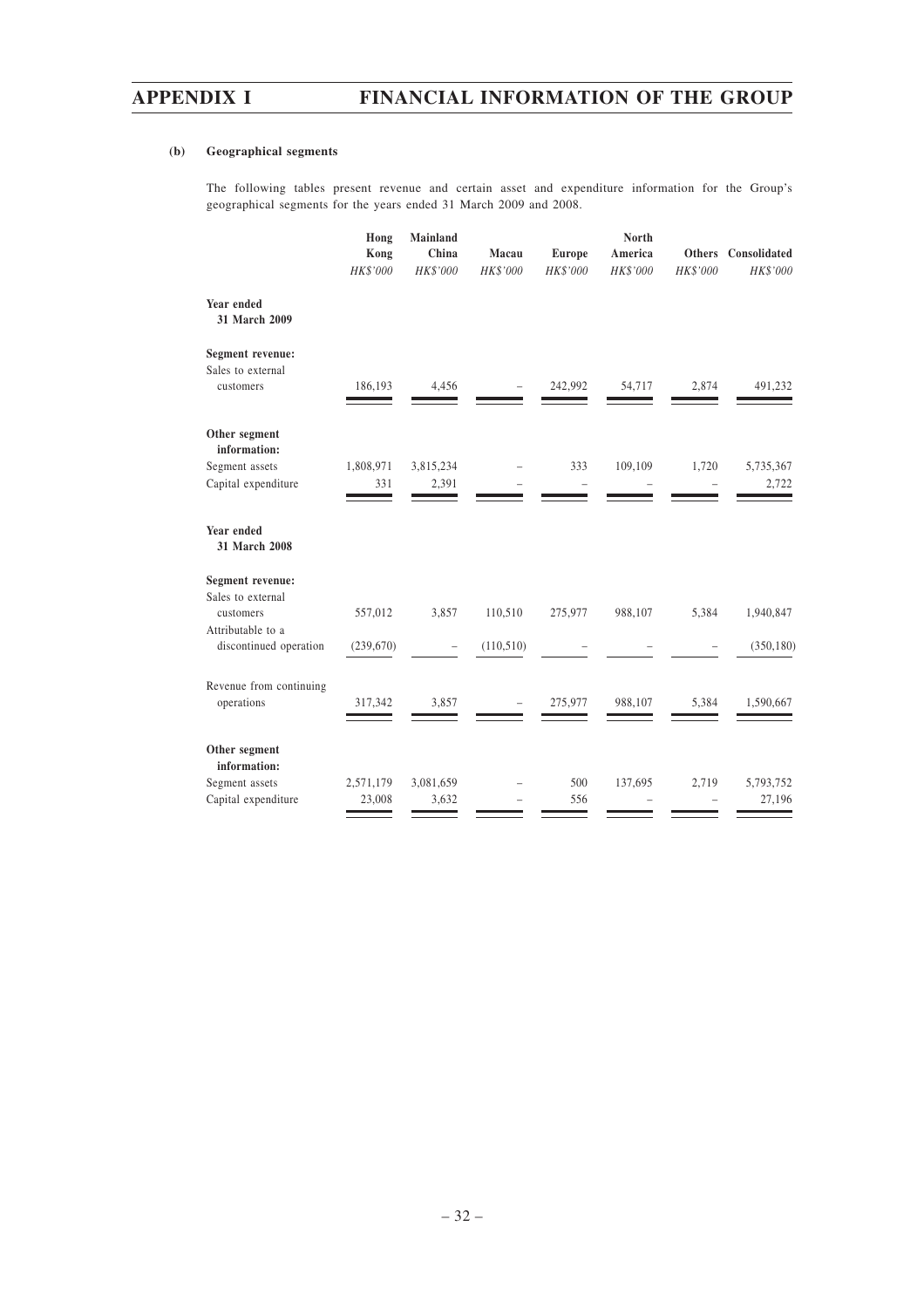**(b) Geographical segments**

The following tables present revenue and certain asset and expenditure information for the Group's geographical segments for the years ended 31 March 2009 and 2008.

| | Hong Kong | Mainland China | Macau | Europe | North America | Others | Consolidated |
|---|---|---|---|---|---|---|---|
| | *HK$'000* | *HK$'000* | *HK$'000* | *HK$'000* | *HK$'000* | *HK$'000* | *HK$'000* |
| **Year ended 31 March 2009** | | | | | | | |
| **Segment revenue:** | | | | | | | |
| Sales to external customers | 186,193 | 4,456 | – | 242,992 | 54,717 | 2,874 | 491,232 |
| **Other segment information:** | | | | | | | |
| Segment assets | 1,808,971 | 3,815,234 | – | 333 | 109,109 | 1,720 | 5,735,367 |
| Capital expenditure | 331 | 2,391 | – | – | – | – | 2,722 |
| **Year ended 31 March 2008** | | | | | | | |
| **Segment revenue:** | | | | | | | |
| Sales to external customers | 557,012 | 3,857 | 110,510 | 275,977 | 988,107 | 5,384 | 1,940,847 |
| Attributable to a discontinued operation | (239,670) | – | (110,510) | – | – | – | (350,180) |
| Revenue from continuing operations | 317,342 | 3,857 | – | 275,977 | 988,107 | 5,384 | 1,590,667 |
| **Other segment information:** | | | | | | | |
| Segment assets | 2,571,179 | 3,081,659 | – | 500 | 137,695 | 2,719 | 5,793,752 |
| Capital expenditure | 23,008 | 3,632 | – | 556 | – | – | 27,196 |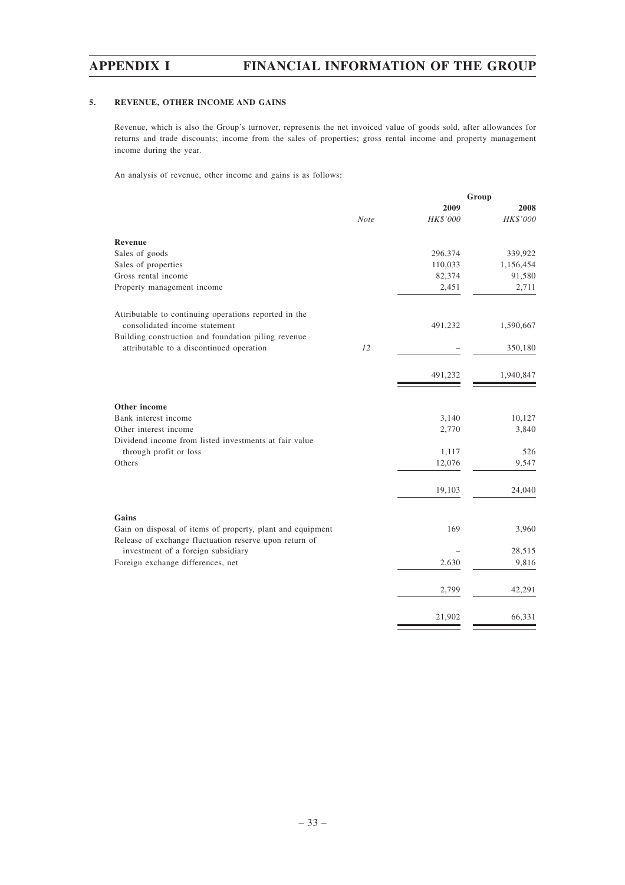## 5. REVENUE, OTHER INCOME AND GAINS

Revenue, which is also the Group's turnover, represents the net invoiced value of goods sold, after allowances for returns and trade discounts; income from the sales of properties; gross rental income and property management income during the year.

An analysis of revenue, other income and gains is as follows:

| | | Group | |
|---|---|---|---|
| | | 2009 | 2008 |
| | *Note* | *HK$'000* | *HK$'000* |
| **Revenue** | | | |
| Sales of goods | | 296,374 | 339,922 |
| Sales of properties | | 110,033 | 1,156,454 |
| Gross rental income | | 82,374 | 91,580 |
| Property management income | | 2,451 | 2,711 |
| Attributable to continuing operations reported in the consolidated income statement | | 491,232 | 1,590,667 |
| Building construction and foundation piling revenue attributable to a discontinued operation | 12 | – | 350,180 |
| | | 491,232 | 1,940,847 |
| **Other income** | | | |
| Bank interest income | | 3,140 | 10,127 |
| Other interest income | | 2,770 | 3,840 |
| Dividend income from listed investments at fair value through profit or loss | | 1,117 | 526 |
| Others | | 12,076 | 9,547 |
| | | 19,103 | 24,040 |
| **Gains** | | | |
| Gain on disposal of items of property, plant and equipment | | 169 | 3,960 |
| Release of exchange fluctuation reserve upon return of investment of a foreign subsidiary | | – | 28,515 |
| Foreign exchange differences, net | | 2,630 | 9,816 |
| | | 2,799 | 42,291 |
| | | 21,902 | 66,331 |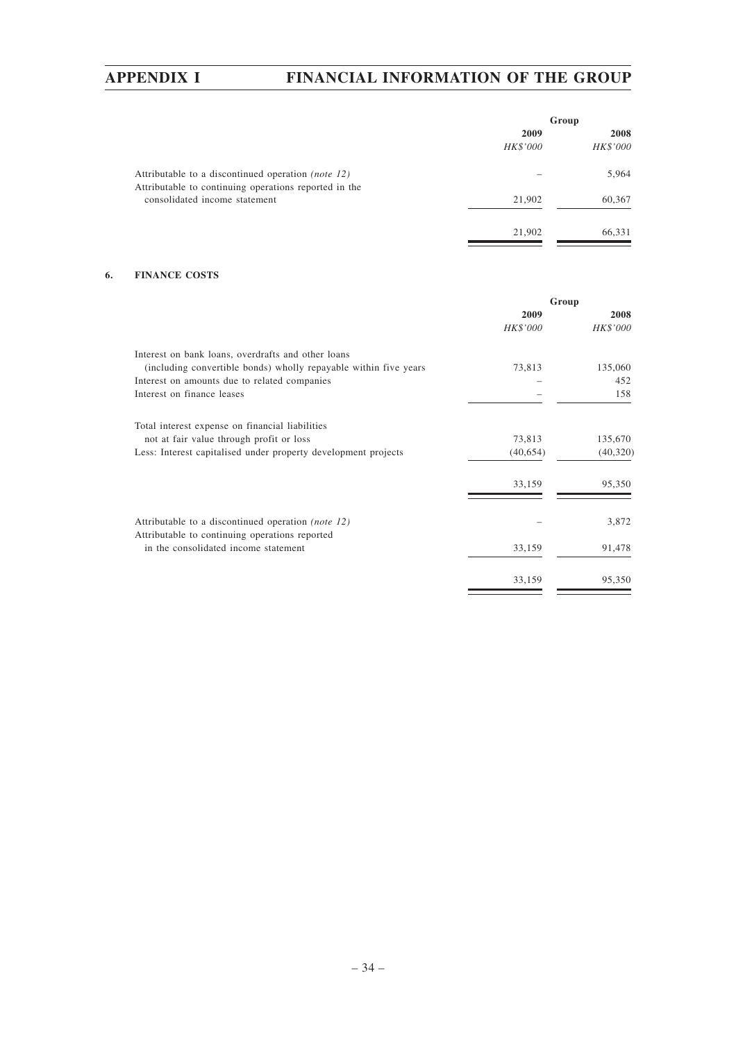|  | Group |  |
|---|---|---|
|  | 2009 | 2008 |
|  | *HK$'000* | *HK$'000* |
| Attributable to a discontinued operation *(note 12)* | – | 5,964 |
| Attributable to continuing operations reported in the consolidated income statement | 21,902 | 60,367 |
|  | 21,902 | 66,331 |

## 6. FINANCE COSTS

|  | Group |  |
|---|---|---|
|  | 2009 | 2008 |
|  | *HK$'000* | *HK$'000* |
| Interest on bank loans, overdrafts and other loans (including convertible bonds) wholly repayable within five years | 73,813 | 135,060 |
| Interest on amounts due to related companies | – | 452 |
| Interest on finance leases | – | 158 |
| Total interest expense on financial liabilities not at fair value through profit or loss | 73,813 | 135,670 |
| Less: Interest capitalised under property development projects | (40,654) | (40,320) |
|  | 33,159 | 95,350 |
| Attributable to a discontinued operation *(note 12)* | – | 3,872 |
| Attributable to continuing operations reported in the consolidated income statement | 33,159 | 91,478 |
|  | 33,159 | 95,350 |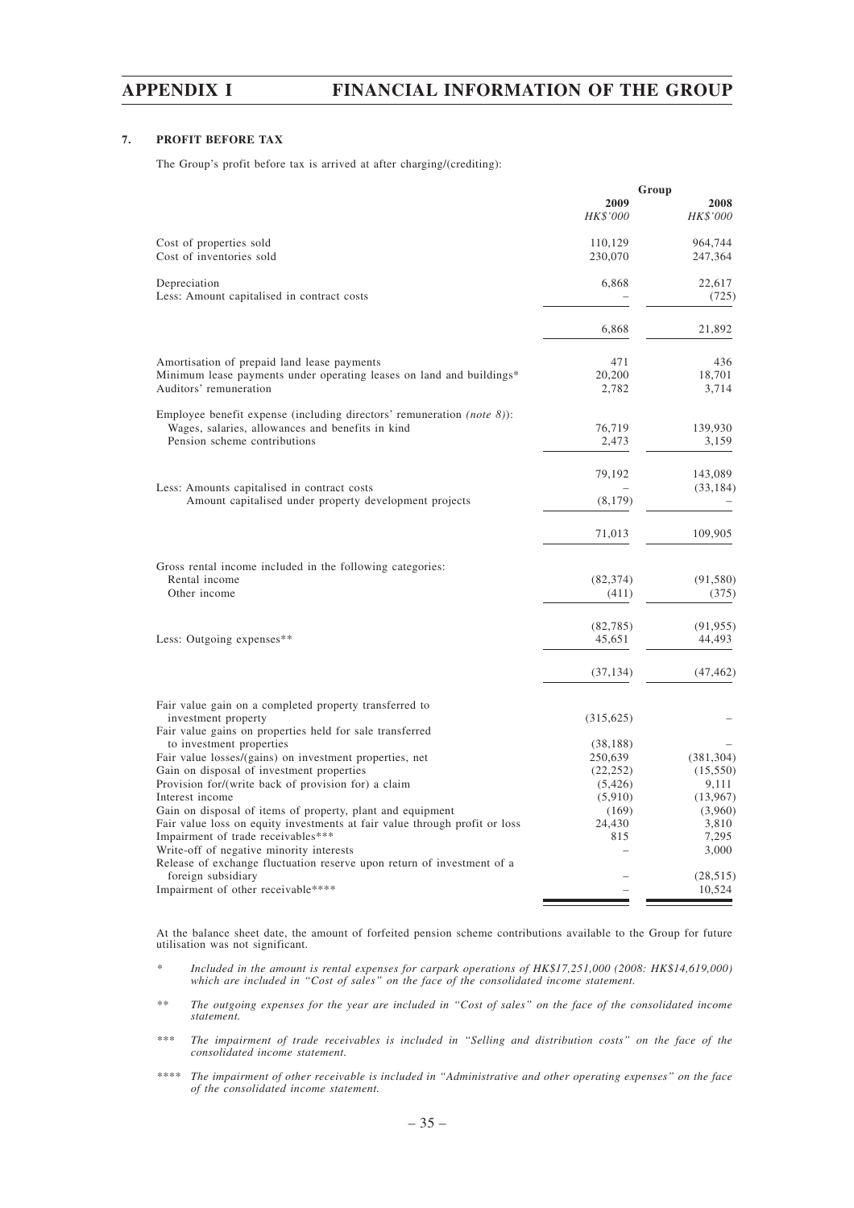### 7. PROFIT BEFORE TAX

The Group's profit before tax is arrived at after charging/(crediting):

| | Group | |
|---|---|---|
| | 2009 | 2008 |
| | *HK$'000* | *HK$'000* |
| Cost of properties sold | 110,129 | 964,744 |
| Cost of inventories sold | 230,070 | 247,364 |
| Depreciation | 6,868 | 22,617 |
| Less: Amount capitalised in contract costs | – | (725) |
| | 6,868 | 21,892 |
| Amortisation of prepaid land lease payments | 471 | 436 |
| Minimum lease payments under operating leases on land and buildings* | 20,200 | 18,701 |
| Auditors' remuneration | 2,782 | 3,714 |
| Employee benefit expense (including directors' remuneration *(note 8)*): | | |
| Wages, salaries, allowances and benefits in kind | 76,719 | 139,930 |
| Pension scheme contributions | 2,473 | 3,159 |
| | 79,192 | 143,089 |
| Less: Amounts capitalised in contract costs | – | (33,184) |
| Amount capitalised under property development projects | (8,179) | – |
| | 71,013 | 109,905 |
| Gross rental income included in the following categories: | | |
| Rental income | (82,374) | (91,580) |
| Other income | (411) | (375) |
| | (82,785) | (91,955) |
| Less: Outgoing expenses** | 45,651 | 44,493 |
| | (37,134) | (47,462) |
| Fair value gain on a completed property transferred to investment property | (315,625) | – |
| Fair value gains on properties held for sale transferred to investment properties | (38,188) | – |
| Fair value losses/(gains) on investment properties, net | 250,639 | (381,304) |
| Gain on disposal of investment properties | (22,252) | (15,550) |
| Provision for/(write back of provision for) a claim | (5,426) | 9,111 |
| Interest income | (5,910) | (13,967) |
| Gain on disposal of items of property, plant and equipment | (169) | (3,960) |
| Fair value loss on equity investments at fair value through profit or loss | 24,430 | 3,810 |
| Impairment of trade receivables*** | 815 | 7,295 |
| Write-off of negative minority interests | – | 3,000 |
| Release of exchange fluctuation reserve upon return of investment of a foreign subsidiary | – | (28,515) |
| Impairment of other receivable**** | – | 10,524 |

At the balance sheet date, the amount of forfeited pension scheme contributions available to the Group for future utilisation was not significant.

\* *Included in the amount is rental expenses for carpark operations of HK$17,251,000 (2008: HK$14,619,000) which are included in "Cost of sales" on the face of the consolidated income statement.*

\*\* *The outgoing expenses for the year are included in "Cost of sales" on the face of the consolidated income statement.*

\*\*\* *The impairment of trade receivables is included in "Selling and distribution costs" on the face of the consolidated income statement.*

\*\*\*\* *The impairment of other receivable is included in "Administrative and other operating expenses" on the face of the consolidated income statement.*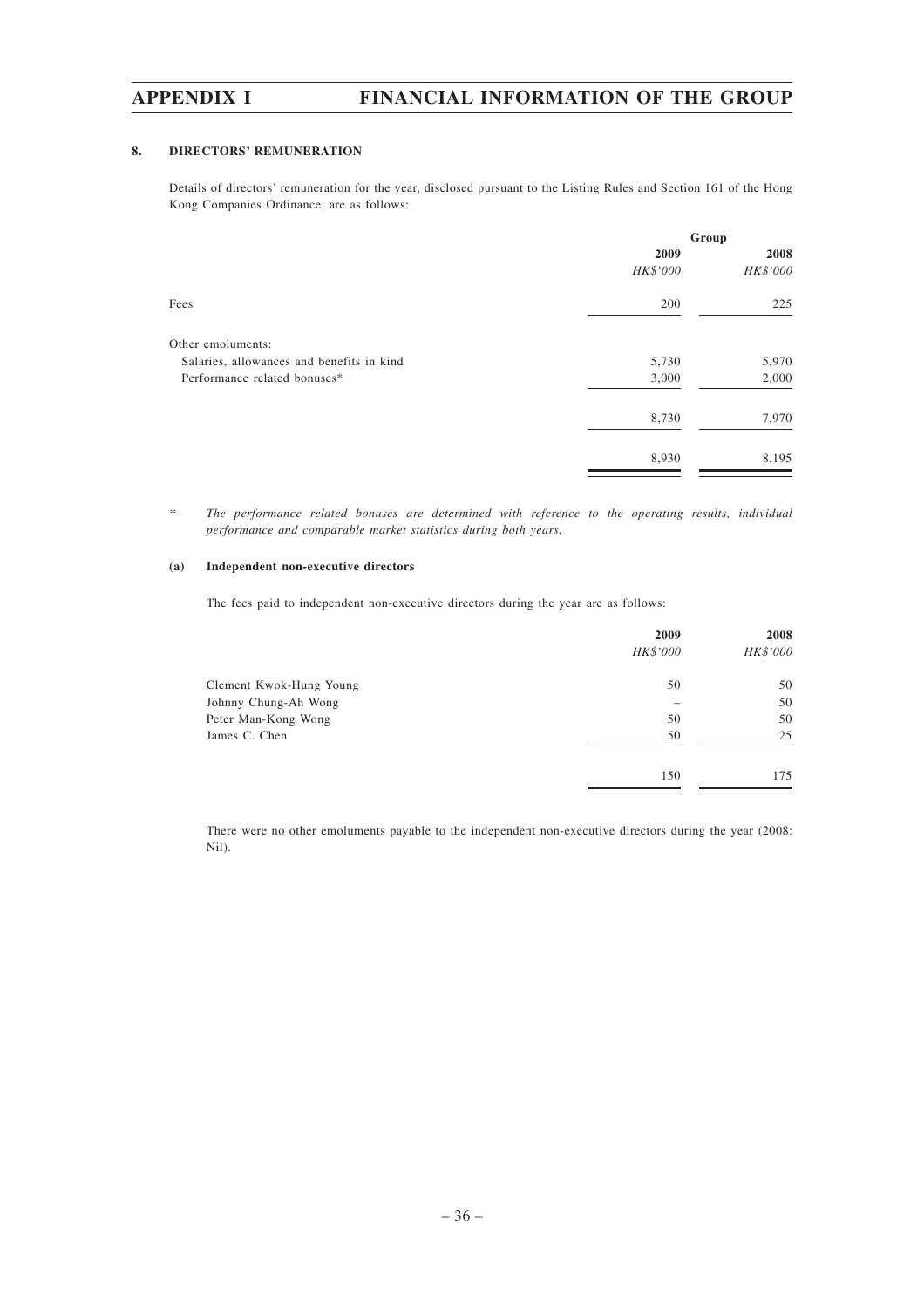### 8. DIRECTORS' REMUNERATION

Details of directors' remuneration for the year, disclosed pursuant to the Listing Rules and Section 161 of the Hong Kong Companies Ordinance, are as follows:

| | Group | |
|---|---|---|
| | 2009 | 2008 |
| | *HK$'000* | *HK$'000* |
| Fees | 200 | 225 |
| Other emoluments: | | |
| Salaries, allowances and benefits in kind | 5,730 | 5,970 |
| Performance related bonuses* | 3,000 | 2,000 |
| | 8,730 | 7,970 |
| | 8,930 | 8,195 |

\* *The performance related bonuses are determined with reference to the operating results, individual performance and comparable market statistics during both years.*

#### (a) Independent non-executive directors

The fees paid to independent non-executive directors during the year are as follows:

| | 2009 | 2008 |
|---|---|---|
| | *HK$'000* | *HK$'000* |
| Clement Kwok-Hung Young | 50 | 50 |
| Johnny Chung-Ah Wong | – | 50 |
| Peter Man-Kong Wong | 50 | 50 |
| James C. Chen | 50 | 25 |
| | 150 | 175 |

There were no other emoluments payable to the independent non-executive directors during the year (2008: Nil).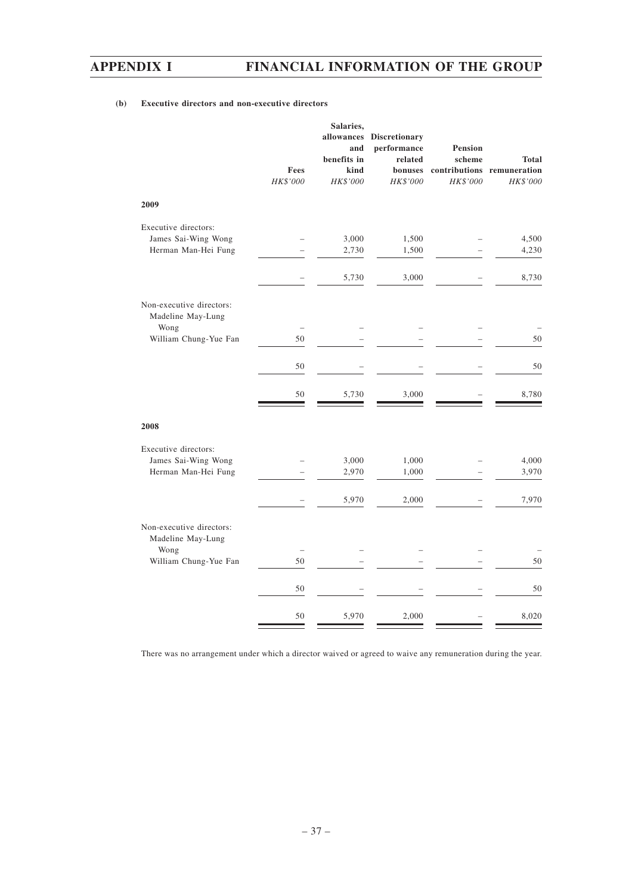#### (b) Executive directors and non-executive directors

| | Fees | Salaries, allowances and benefits in kind | Discretionary performance related bonuses | Pension scheme contributions | Total remuneration |
|---|---|---|---|---|---|
| | *HK$'000* | *HK$'000* | *HK$'000* | *HK$'000* | *HK$'000* |
| **2009** | | | | | |
| Executive directors: | | | | | |
| James Sai-Wing Wong | – | 3,000 | 1,500 | – | 4,500 |
| Herman Man-Hei Fung | – | 2,730 | 1,500 | – | 4,230 |
| | – | 5,730 | 3,000 | – | 8,730 |
| Non-executive directors: | | | | | |
| Madeline May-Lung Wong | – | – | – | – | – |
| William Chung-Yue Fan | 50 | – | – | – | 50 |
| | 50 | – | – | – | 50 |
| | 50 | 5,730 | 3,000 | – | 8,780 |
| **2008** | | | | | |
| Executive directors: | | | | | |
| James Sai-Wing Wong | – | 3,000 | 1,000 | – | 4,000 |
| Herman Man-Hei Fung | – | 2,970 | 1,000 | – | 3,970 |
| | – | 5,970 | 2,000 | – | 7,970 |
| Non-executive directors: | | | | | |
| Madeline May-Lung Wong | – | – | – | – | – |
| William Chung-Yue Fan | 50 | – | – | – | 50 |
| | 50 | – | – | – | 50 |
| | 50 | 5,970 | 2,000 | – | 8,020 |

There was no arrangement under which a director waived or agreed to waive any remuneration during the year.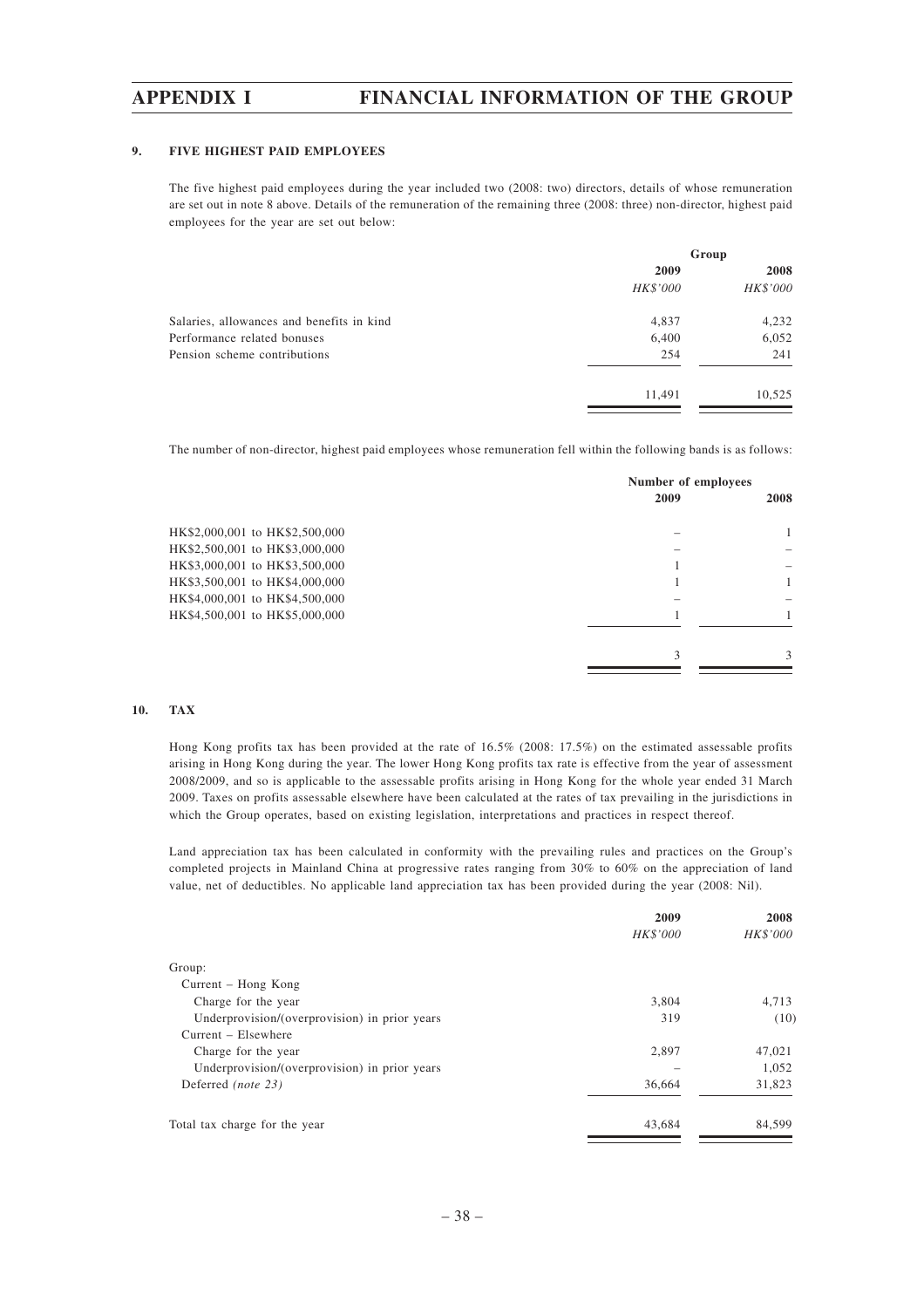### 9. FIVE HIGHEST PAID EMPLOYEES

The five highest paid employees during the year included two (2008: two) directors, details of whose remuneration are set out in note 8 above. Details of the remuneration of the remaining three (2008: three) non-director, highest paid employees for the year are set out below:

| | Group | |
|---|---|---|
| | 2009 | 2008 |
| | *HK$'000* | *HK$'000* |
| Salaries, allowances and benefits in kind | 4,837 | 4,232 |
| Performance related bonuses | 6,400 | 6,052 |
| Pension scheme contributions | 254 | 241 |
| | 11,491 | 10,525 |

The number of non-director, highest paid employees whose remuneration fell within the following bands is as follows:

| | Number of employees | |
|---|---|---|
| | 2009 | 2008 |
| HK$2,000,001 to HK$2,500,000 | – | 1 |
| HK$2,500,001 to HK$3,000,000 | – | – |
| HK$3,000,001 to HK$3,500,000 | 1 | – |
| HK$3,500,001 to HK$4,000,000 | 1 | 1 |
| HK$4,000,001 to HK$4,500,000 | – | – |
| HK$4,500,001 to HK$5,000,000 | 1 | 1 |
| | 3 | 3 |

### 10. TAX

Hong Kong profits tax has been provided at the rate of 16.5% (2008: 17.5%) on the estimated assessable profits arising in Hong Kong during the year. The lower Hong Kong profits tax rate is effective from the year of assessment 2008/2009, and so is applicable to the assessable profits arising in Hong Kong for the whole year ended 31 March 2009. Taxes on profits assessable elsewhere have been calculated at the rates of tax prevailing in the jurisdictions in which the Group operates, based on existing legislation, interpretations and practices in respect thereof.

Land appreciation tax has been calculated in conformity with the prevailing rules and practices on the Group's completed projects in Mainland China at progressive rates ranging from 30% to 60% on the appreciation of land value, net of deductibles. No applicable land appreciation tax has been provided during the year (2008: Nil).

| | 2009 | 2008 |
|---|---|---|
| | *HK$'000* | *HK$'000* |
| Group: | | |
| Current – Hong Kong | | |
| Charge for the year | 3,804 | 4,713 |
| Underprovision/(overprovision) in prior years | 319 | (10) |
| Current – Elsewhere | | |
| Charge for the year | 2,897 | 47,021 |
| Underprovision/(overprovision) in prior years | – | 1,052 |
| Deferred *(note 23)* | 36,664 | 31,823 |
| Total tax charge for the year | 43,684 | 84,599 |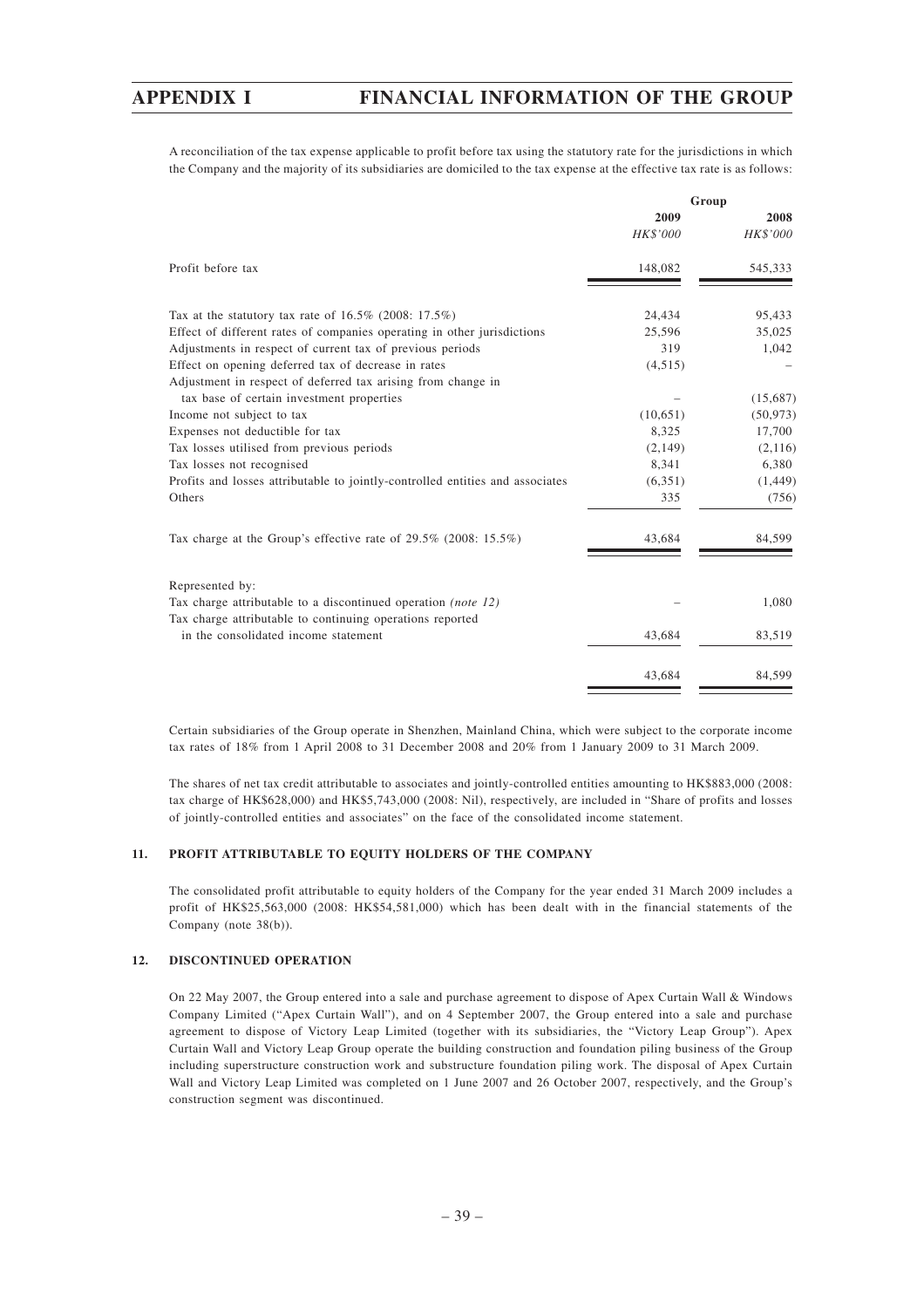A reconciliation of the tax expense applicable to profit before tax using the statutory rate for the jurisdictions in which the Company and the majority of its subsidiaries are domiciled to the tax expense at the effective tax rate is as follows:

| | Group | |
|---|---|---|
| | 2009 | 2008 |
| | *HK$'000* | *HK$'000* |
| Profit before tax | 148,082 | 545,333 |
| Tax at the statutory tax rate of 16.5% (2008: 17.5%) | 24,434 | 95,433 |
| Effect of different rates of companies operating in other jurisdictions | 25,596 | 35,025 |
| Adjustments in respect of current tax of previous periods | 319 | 1,042 |
| Effect on opening deferred tax of decrease in rates | (4,515) | – |
| Adjustment in respect of deferred tax arising from change in tax base of certain investment properties | – | (15,687) |
| Income not subject to tax | (10,651) | (50,973) |
| Expenses not deductible for tax | 8,325 | 17,700 |
| Tax losses utilised from previous periods | (2,149) | (2,116) |
| Tax losses not recognised | 8,341 | 6,380 |
| Profits and losses attributable to jointly-controlled entities and associates | (6,351) | (1,449) |
| Others | 335 | (756) |
| Tax charge at the Group's effective rate of 29.5% (2008: 15.5%) | 43,684 | 84,599 |
| Represented by: | | |
| Tax charge attributable to a discontinued operation *(note 12)* | – | 1,080 |
| Tax charge attributable to continuing operations reported in the consolidated income statement | 43,684 | 83,519 |
| | 43,684 | 84,599 |

Certain subsidiaries of the Group operate in Shenzhen, Mainland China, which were subject to the corporate income tax rates of 18% from 1 April 2008 to 31 December 2008 and 20% from 1 January 2009 to 31 March 2009.

The shares of net tax credit attributable to associates and jointly-controlled entities amounting to HK$883,000 (2008: tax charge of HK$628,000) and HK$5,743,000 (2008: Nil), respectively, are included in "Share of profits and losses of jointly-controlled entities and associates" on the face of the consolidated income statement.

### 11. PROFIT ATTRIBUTABLE TO EQUITY HOLDERS OF THE COMPANY

The consolidated profit attributable to equity holders of the Company for the year ended 31 March 2009 includes a profit of HK$25,563,000 (2008: HK$54,581,000) which has been dealt with in the financial statements of the Company (note 38(b)).

### 12. DISCONTINUED OPERATION

On 22 May 2007, the Group entered into a sale and purchase agreement to dispose of Apex Curtain Wall & Windows Company Limited ("Apex Curtain Wall"), and on 4 September 2007, the Group entered into a sale and purchase agreement to dispose of Victory Leap Limited (together with its subsidiaries, the "Victory Leap Group"). Apex Curtain Wall and Victory Leap Group operate the building construction and foundation piling business of the Group including superstructure construction work and substructure foundation piling work. The disposal of Apex Curtain Wall and Victory Leap Limited was completed on 1 June 2007 and 26 October 2007, respectively, and the Group's construction segment was discontinued.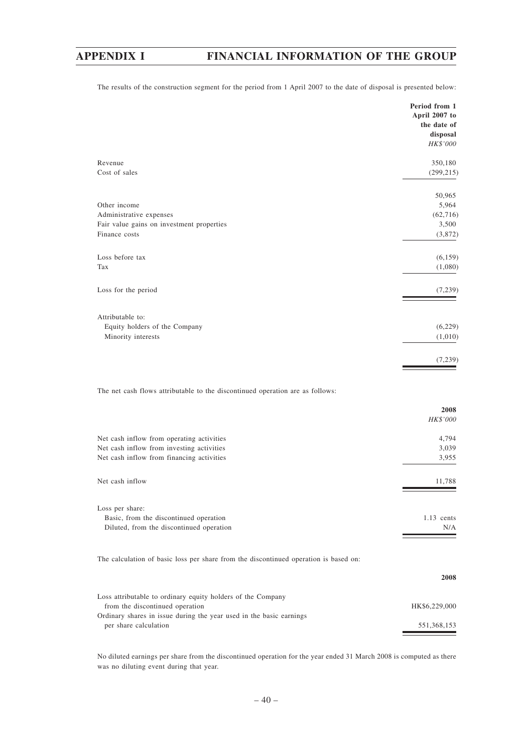The results of the construction segment for the period from 1 April 2007 to the date of disposal is presented below:

| | Period from 1 April 2007 to the date of disposal |
|---|---|
| | *HK$'000* |
| Revenue | 350,180 |
| Cost of sales | (299,215) |
| | 50,965 |
| Other income | 5,964 |
| Administrative expenses | (62,716) |
| Fair value gains on investment properties | 3,500 |
| Finance costs | (3,872) |
| Loss before tax | (6,159) |
| Tax | (1,080) |
| Loss for the period | (7,239) |
| Attributable to: | |
| Equity holders of the Company | (6,229) |
| Minority interests | (1,010) |
| | (7,239) |

The net cash flows attributable to the discontinued operation are as follows:

| | 2008 |
|---|---|
| | *HK$'000* |
| Net cash inflow from operating activities | 4,794 |
| Net cash inflow from investing activities | 3,039 |
| Net cash inflow from financing activities | 3,955 |
| Net cash inflow | 11,788 |
| Loss per share: | |
| Basic, from the discontinued operation | 1.13 cents |
| Diluted, from the discontinued operation | N/A |

The calculation of basic loss per share from the discontinued operation is based on:

| | 2008 |
|---|---|
| Loss attributable to ordinary equity holders of the Company from the discontinued operation | HK$6,229,000 |
| Ordinary shares in issue during the year used in the basic earnings per share calculation | 551,368,153 |

No diluted earnings per share from the discontinued operation for the year ended 31 March 2008 is computed as there was no diluting event during that year.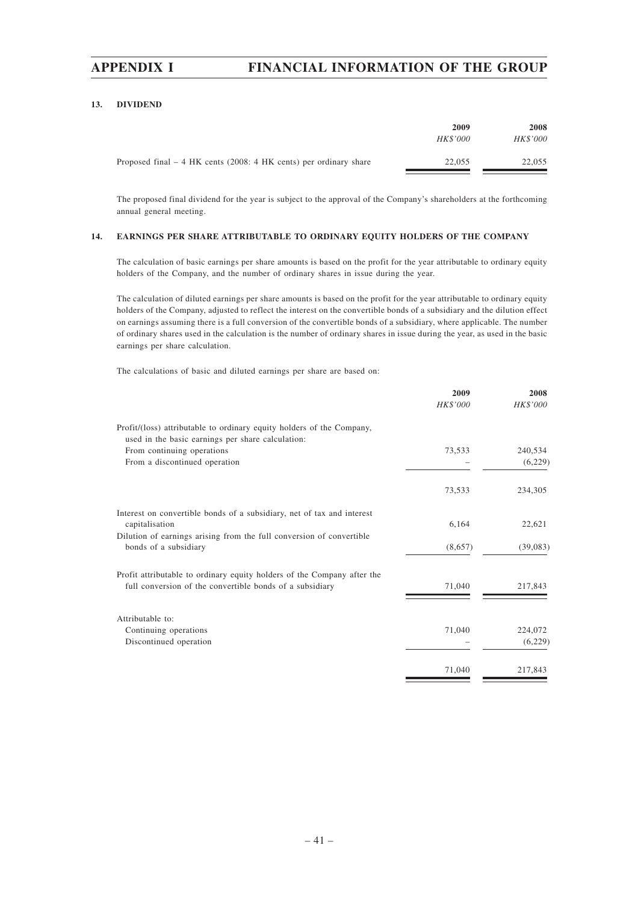### 13. DIVIDEND

| | 2009 | 2008 |
|---|---|---|
| | *HK$'000* | *HK$'000* |
| Proposed final – 4 HK cents (2008: 4 HK cents) per ordinary share | 22,055 | 22,055 |

The proposed final dividend for the year is subject to the approval of the Company's shareholders at the forthcoming annual general meeting.

### 14. EARNINGS PER SHARE ATTRIBUTABLE TO ORDINARY EQUITY HOLDERS OF THE COMPANY

The calculation of basic earnings per share amounts is based on the profit for the year attributable to ordinary equity holders of the Company, and the number of ordinary shares in issue during the year.

The calculation of diluted earnings per share amounts is based on the profit for the year attributable to ordinary equity holders of the Company, adjusted to reflect the interest on the convertible bonds of a subsidiary and the dilution effect on earnings assuming there is a full conversion of the convertible bonds of a subsidiary, where applicable. The number of ordinary shares used in the calculation is the number of ordinary shares in issue during the year, as used in the basic earnings per share calculation.

The calculations of basic and diluted earnings per share are based on:

| | 2009 | 2008 |
|---|---|---|
| | *HK$'000* | *HK$'000* |
| Profit/(loss) attributable to ordinary equity holders of the Company, used in the basic earnings per share calculation: | | |
| From continuing operations | 73,533 | 240,534 |
| From a discontinued operation | – | (6,229) |
| | 73,533 | 234,305 |
| Interest on convertible bonds of a subsidiary, net of tax and interest capitalisation | 6,164 | 22,621 |
| Dilution of earnings arising from the full conversion of convertible bonds of a subsidiary | (8,657) | (39,083) |
| Profit attributable to ordinary equity holders of the Company after the full conversion of the convertible bonds of a subsidiary | 71,040 | 217,843 |
| Attributable to: | | |
| Continuing operations | 71,040 | 224,072 |
| Discontinued operation | – | (6,229) |
| | 71,040 | 217,843 |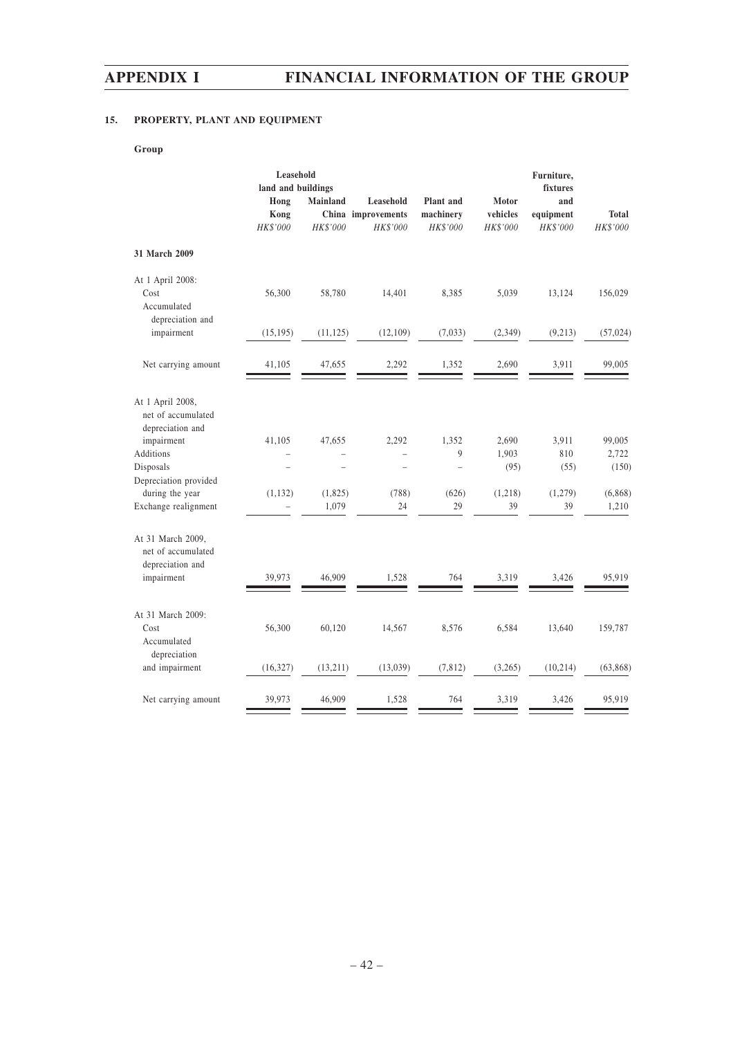## 15. PROPERTY, PLANT AND EQUIPMENT

**Group**

| | Leasehold land and buildings Hong Kong | Leasehold land and buildings Mainland China | Leasehold improvements | Plant and machinery | Motor vehicles | Furniture, fixtures and equipment | Total |
|---|---|---|---|---|---|---|---|
| | *HK$'000* | *HK$'000* | *HK$'000* | *HK$'000* | *HK$'000* | *HK$'000* | *HK$'000* |
| **31 March 2009** | | | | | | | |
| At 1 April 2008: | | | | | | | |
| Cost | 56,300 | 58,780 | 14,401 | 8,385 | 5,039 | 13,124 | 156,029 |
| Accumulated depreciation and impairment | (15,195) | (11,125) | (12,109) | (7,033) | (2,349) | (9,213) | (57,024) |
| Net carrying amount | 41,105 | 47,655 | 2,292 | 1,352 | 2,690 | 3,911 | 99,005 |
| At 1 April 2008, net of accumulated depreciation and impairment | 41,105 | 47,655 | 2,292 | 1,352 | 2,690 | 3,911 | 99,005 |
| Additions | – | – | – | 9 | 1,903 | 810 | 2,722 |
| Disposals | – | – | – | – | (95) | (55) | (150) |
| Depreciation provided during the year | (1,132) | (1,825) | (788) | (626) | (1,218) | (1,279) | (6,868) |
| Exchange realignment | – | 1,079 | 24 | 29 | 39 | 39 | 1,210 |
| At 31 March 2009, net of accumulated depreciation and impairment | 39,973 | 46,909 | 1,528 | 764 | 3,319 | 3,426 | 95,919 |
| At 31 March 2009: | | | | | | | |
| Cost | 56,300 | 60,120 | 14,567 | 8,576 | 6,584 | 13,640 | 159,787 |
| Accumulated depreciation and impairment | (16,327) | (13,211) | (13,039) | (7,812) | (3,265) | (10,214) | (63,868) |
| Net carrying amount | 39,973 | 46,909 | 1,528 | 764 | 3,319 | 3,426 | 95,919 |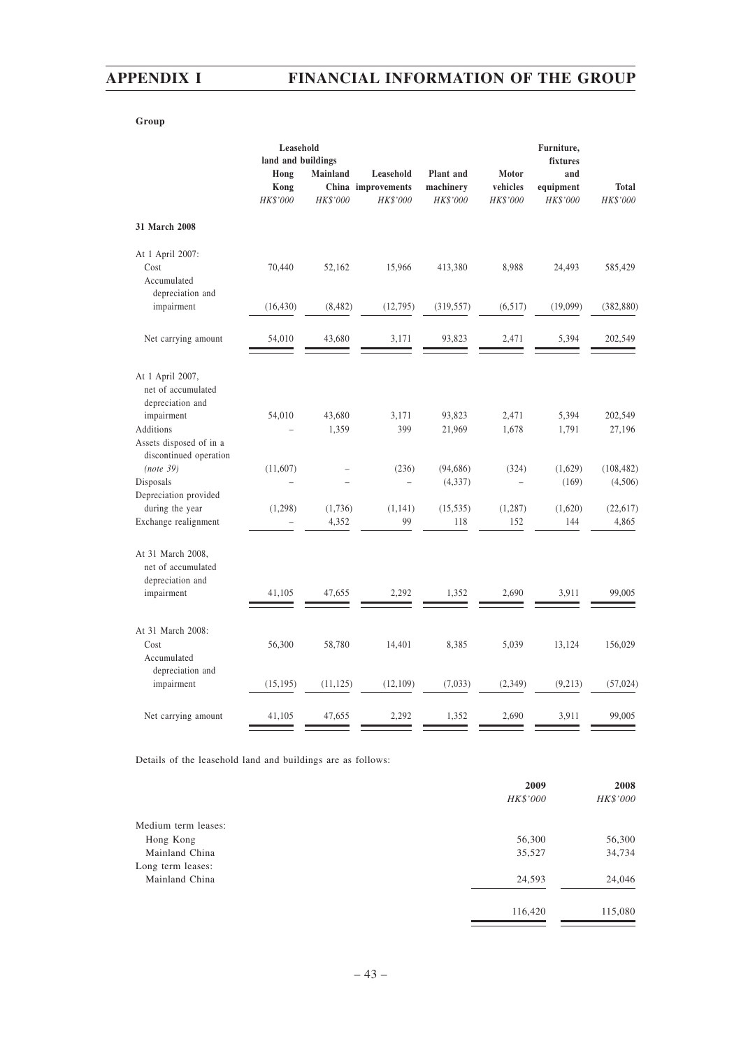**Group**

| | Leasehold land and buildings | | | | | Furniture, fixtures | |
|---|---|---|---|---|---|---|---|
| | Hong Kong | Mainland China | Leasehold improvements | Plant and machinery | Motor vehicles | and equipment | Total |
| | *HK$'000* | *HK$'000* | *HK$'000* | *HK$'000* | *HK$'000* | *HK$'000* | *HK$'000* |
| **31 March 2008** | | | | | | | |
| At 1 April 2007: | | | | | | | |
| Cost | 70,440 | 52,162 | 15,966 | 413,380 | 8,988 | 24,493 | 585,429 |
| Accumulated depreciation and impairment | (16,430) | (8,482) | (12,795) | (319,557) | (6,517) | (19,099) | (382,880) |
| Net carrying amount | 54,010 | 43,680 | 3,171 | 93,823 | 2,471 | 5,394 | 202,549 |
| At 1 April 2007, net of accumulated depreciation and impairment | 54,010 | 43,680 | 3,171 | 93,823 | 2,471 | 5,394 | 202,549 |
| Additions | – | 1,359 | 399 | 21,969 | 1,678 | 1,791 | 27,196 |
| Assets disposed of in a discontinued operation *(note 39)* | (11,607) | – | (236) | (94,686) | (324) | (1,629) | (108,482) |
| Disposals | – | – | – | (4,337) | – | (169) | (4,506) |
| Depreciation provided during the year | (1,298) | (1,736) | (1,141) | (15,535) | (1,287) | (1,620) | (22,617) |
| Exchange realignment | – | 4,352 | 99 | 118 | 152 | 144 | 4,865 |
| At 31 March 2008, net of accumulated depreciation and impairment | 41,105 | 47,655 | 2,292 | 1,352 | 2,690 | 3,911 | 99,005 |
| At 31 March 2008: | | | | | | | |
| Cost | 56,300 | 58,780 | 14,401 | 8,385 | 5,039 | 13,124 | 156,029 |
| Accumulated depreciation and impairment | (15,195) | (11,125) | (12,109) | (7,033) | (2,349) | (9,213) | (57,024) |
| Net carrying amount | 41,105 | 47,655 | 2,292 | 1,352 | 2,690 | 3,911 | 99,005 |

Details of the leasehold land and buildings are as follows:

| | 2009 | 2008 |
|---|---|---|
| | *HK$'000* | *HK$'000* |
| Medium term leases: | | |
| Hong Kong | 56,300 | 56,300 |
| Mainland China | 35,527 | 34,734 |
| Long term leases: | | |
| Mainland China | 24,593 | 24,046 |
| | 116,420 | 115,080 |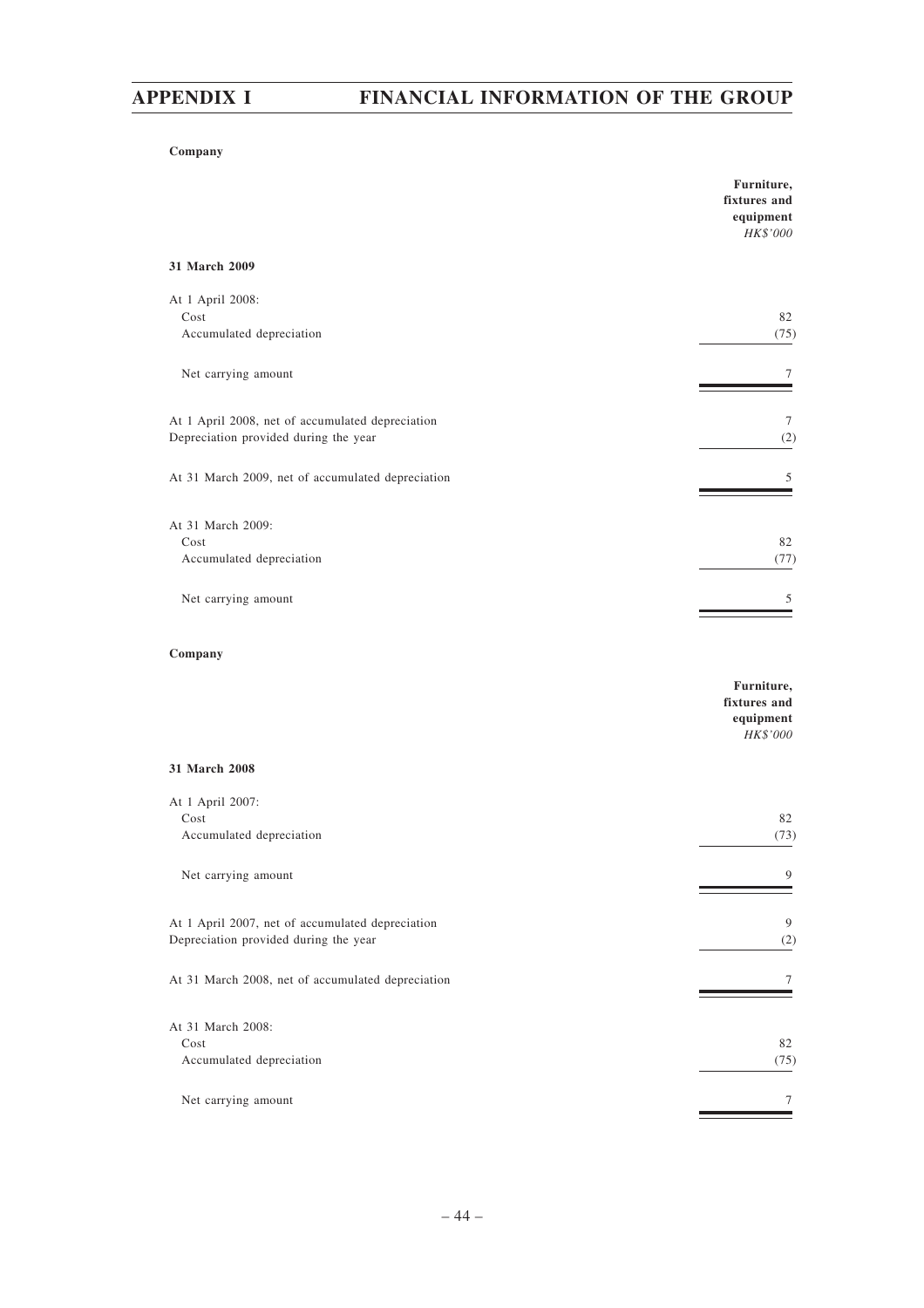**Company**

| | Furniture, fixtures and equipment |
|---|---|
| | *HK$'000* |
| **31 March 2009** | |
| At 1 April 2008: | |
| Cost | 82 |
| Accumulated depreciation | (75) |
| Net carrying amount | 7 |
| At 1 April 2008, net of accumulated depreciation | 7 |
| Depreciation provided during the year | (2) |
| At 31 March 2009, net of accumulated depreciation | 5 |
| At 31 March 2009: | |
| Cost | 82 |
| Accumulated depreciation | (77) |
| Net carrying amount | 5 |

**Company**

| | Furniture, fixtures and equipment |
|---|---|
| | *HK$'000* |
| **31 March 2008** | |
| At 1 April 2007: | |
| Cost | 82 |
| Accumulated depreciation | (73) |
| Net carrying amount | 9 |
| At 1 April 2007, net of accumulated depreciation | 9 |
| Depreciation provided during the year | (2) |
| At 31 March 2008, net of accumulated depreciation | 7 |
| At 31 March 2008: | |
| Cost | 82 |
| Accumulated depreciation | (75) |
| Net carrying amount | 7 |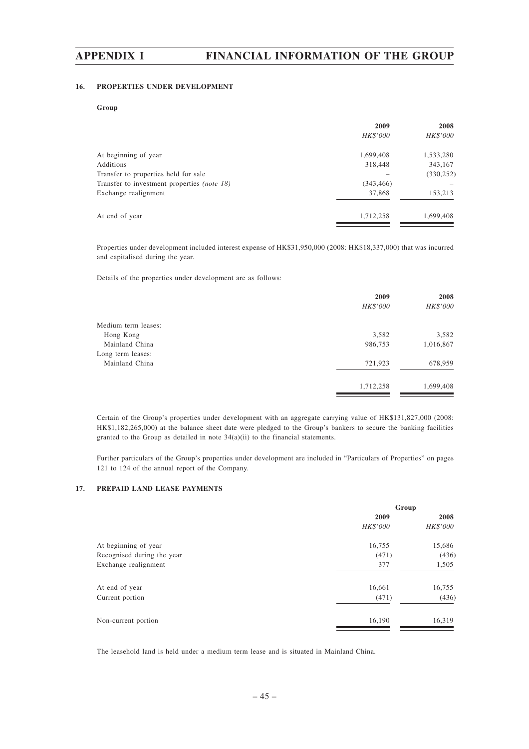## 16. PROPERTIES UNDER DEVELOPMENT

**Group**

| | 2009 | 2008 |
|---|---|---|
| | *HK$'000* | *HK$'000* |
| At beginning of year | 1,699,408 | 1,533,280 |
| Additions | 318,448 | 343,167 |
| Transfer to properties held for sale | – | (330,252) |
| Transfer to investment properties *(note 18)* | (343,466) | – |
| Exchange realignment | 37,868 | 153,213 |
| At end of year | 1,712,258 | 1,699,408 |

Properties under development included interest expense of HK$31,950,000 (2008: HK$18,337,000) that was incurred and capitalised during the year.

Details of the properties under development are as follows:

| | 2009 | 2008 |
|---|---|---|
| | *HK$'000* | *HK$'000* |
| Medium term leases: | | |
| Hong Kong | 3,582 | 3,582 |
| Mainland China | 986,753 | 1,016,867 |
| Long term leases: | | |
| Mainland China | 721,923 | 678,959 |
| | 1,712,258 | 1,699,408 |

Certain of the Group's properties under development with an aggregate carrying value of HK$131,827,000 (2008: HK$1,182,265,000) at the balance sheet date were pledged to the Group's bankers to secure the banking facilities granted to the Group as detailed in note 34(a)(ii) to the financial statements.

Further particulars of the Group's properties under development are included in "Particulars of Properties" on pages 121 to 124 of the annual report of the Company.

## 17. PREPAID LAND LEASE PAYMENTS

| | Group | |
|---|---|---|
| | 2009 | 2008 |
| | *HK$'000* | *HK$'000* |
| At beginning of year | 16,755 | 15,686 |
| Recognised during the year | (471) | (436) |
| Exchange realignment | 377 | 1,505 |
| At end of year | 16,661 | 16,755 |
| Current portion | (471) | (436) |
| Non-current portion | 16,190 | 16,319 |

The leasehold land is held under a medium term lease and is situated in Mainland China.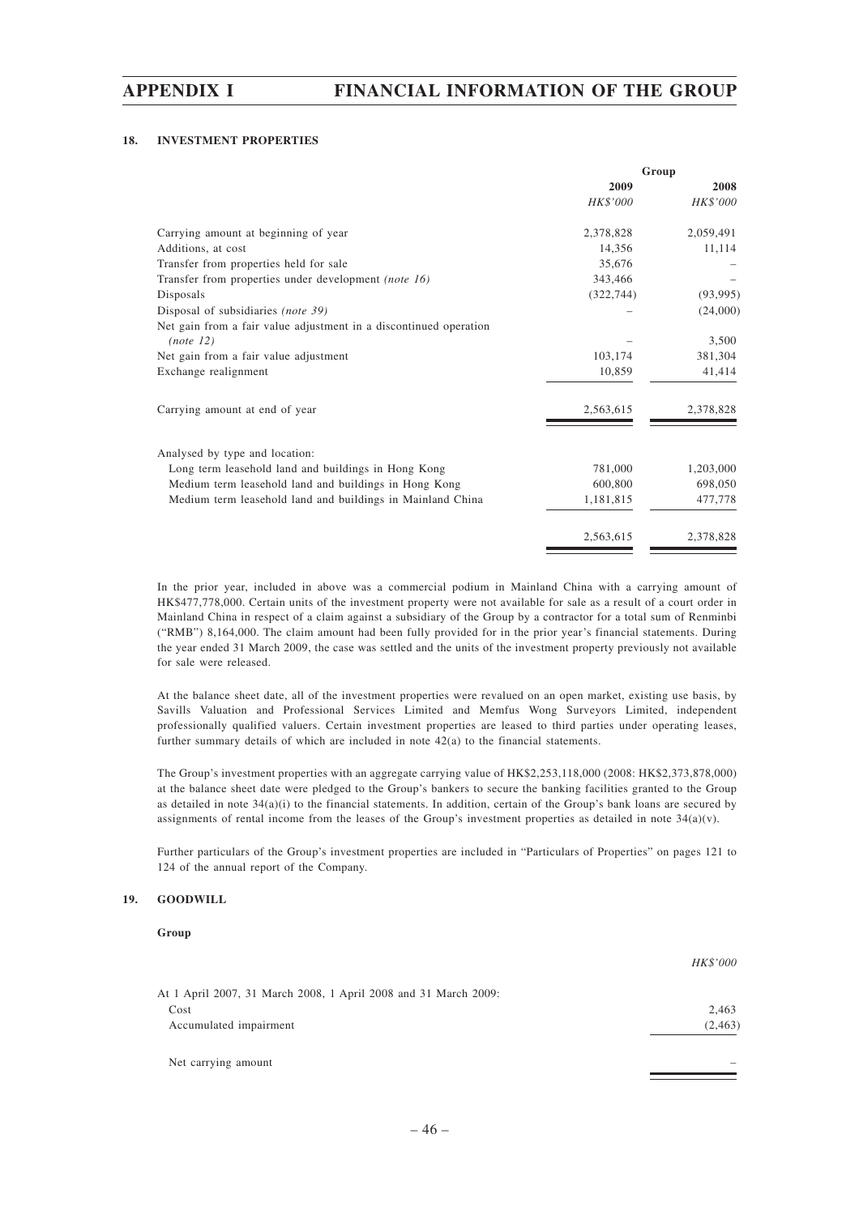### 18. INVESTMENT PROPERTIES

| | Group | |
|---|---|---|
| | 2009 | 2008 |
| | *HK$'000* | *HK$'000* |
| Carrying amount at beginning of year | 2,378,828 | 2,059,491 |
| Additions, at cost | 14,356 | 11,114 |
| Transfer from properties held for sale | 35,676 | – |
| Transfer from properties under development *(note 16)* | 343,466 | – |
| Disposals | (322,744) | (93,995) |
| Disposal of subsidiaries *(note 39)* | – | (24,000) |
| Net gain from a fair value adjustment in a discontinued operation *(note 12)* | – | 3,500 |
| Net gain from a fair value adjustment | 103,174 | 381,304 |
| Exchange realignment | 10,859 | 41,414 |
| Carrying amount at end of year | 2,563,615 | 2,378,828 |
| Analysed by type and location: | | |
| Long term leasehold land and buildings in Hong Kong | 781,000 | 1,203,000 |
| Medium term leasehold land and buildings in Hong Kong | 600,800 | 698,050 |
| Medium term leasehold land and buildings in Mainland China | 1,181,815 | 477,778 |
| | 2,563,615 | 2,378,828 |

In the prior year, included in above was a commercial podium in Mainland China with a carrying amount of HK$477,778,000. Certain units of the investment property were not available for sale as a result of a court order in Mainland China in respect of a claim against a subsidiary of the Group by a contractor for a total sum of Renminbi ("RMB") 8,164,000. The claim amount had been fully provided for in the prior year's financial statements. During the year ended 31 March 2009, the case was settled and the units of the investment property previously not available for sale were released.

At the balance sheet date, all of the investment properties were revalued on an open market, existing use basis, by Savills Valuation and Professional Services Limited and Memfus Wong Surveyors Limited, independent professionally qualified valuers. Certain investment properties are leased to third parties under operating leases, further summary details of which are included in note 42(a) to the financial statements.

The Group's investment properties with an aggregate carrying value of HK$2,253,118,000 (2008: HK$2,373,878,000) at the balance sheet date were pledged to the Group's bankers to secure the banking facilities granted to the Group as detailed in note 34(a)(i) to the financial statements. In addition, certain of the Group's bank loans are secured by assignments of rental income from the leases of the Group's investment properties as detailed in note 34(a)(v).

Further particulars of the Group's investment properties are included in "Particulars of Properties" on pages 121 to 124 of the annual report of the Company.

### 19. GOODWILL

**Group**

| | *HK$'000* |
|---|---|
| At 1 April 2007, 31 March 2008, 1 April 2008 and 31 March 2009: | |
| Cost | 2,463 |
| Accumulated impairment | (2,463) |
| Net carrying amount | – |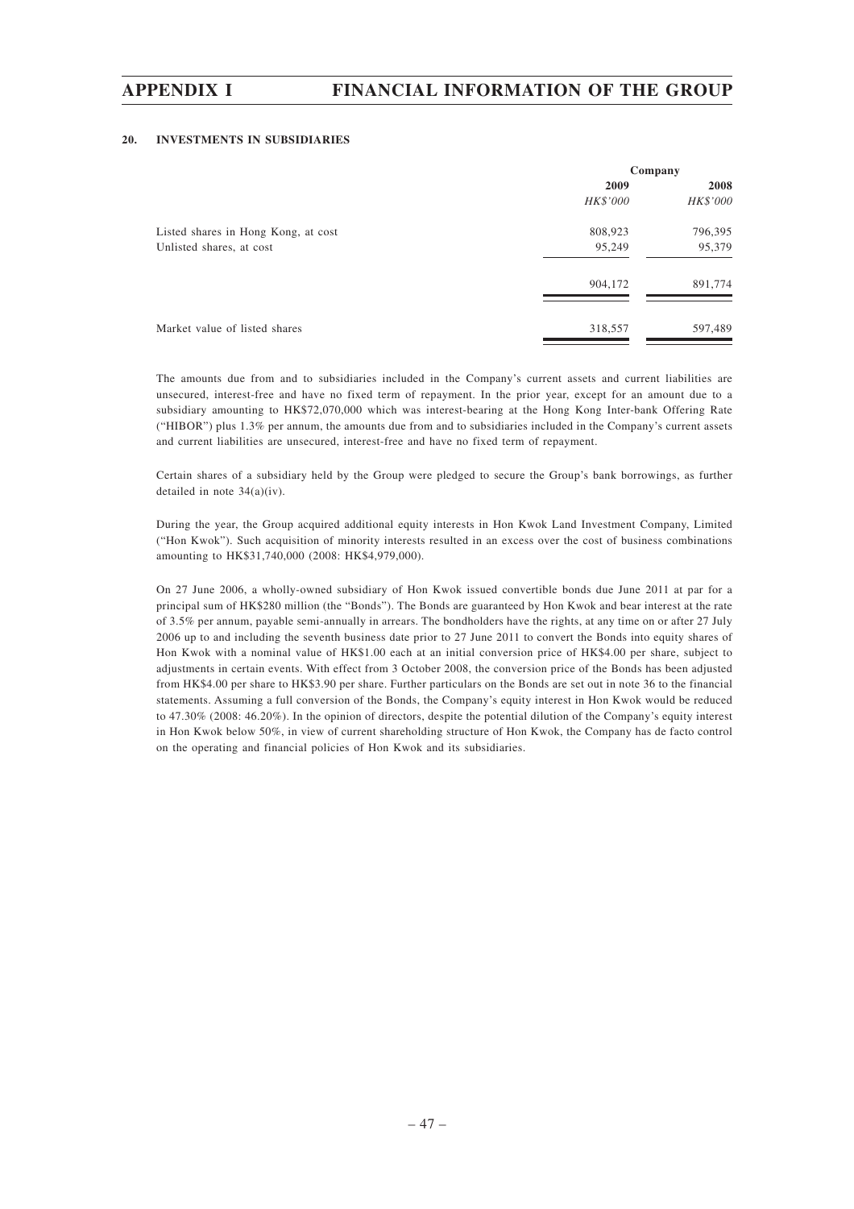## 20. INVESTMENTS IN SUBSIDIARIES

| | Company | |
|---|---|---|
| | 2009 | 2008 |
| | *HK$'000* | *HK$'000* |
| Listed shares in Hong Kong, at cost | 808,923 | 796,395 |
| Unlisted shares, at cost | 95,249 | 95,379 |
| | 904,172 | 891,774 |
| Market value of listed shares | 318,557 | 597,489 |

The amounts due from and to subsidiaries included in the Company's current assets and current liabilities are unsecured, interest-free and have no fixed term of repayment. In the prior year, except for an amount due to a subsidiary amounting to HK$72,070,000 which was interest-bearing at the Hong Kong Inter-bank Offering Rate ("HIBOR") plus 1.3% per annum, the amounts due from and to subsidiaries included in the Company's current assets and current liabilities are unsecured, interest-free and have no fixed term of repayment.

Certain shares of a subsidiary held by the Group were pledged to secure the Group's bank borrowings, as further detailed in note 34(a)(iv).

During the year, the Group acquired additional equity interests in Hon Kwok Land Investment Company, Limited ("Hon Kwok"). Such acquisition of minority interests resulted in an excess over the cost of business combinations amounting to HK$31,740,000 (2008: HK$4,979,000).

On 27 June 2006, a wholly-owned subsidiary of Hon Kwok issued convertible bonds due June 2011 at par for a principal sum of HK$280 million (the "Bonds"). The Bonds are guaranteed by Hon Kwok and bear interest at the rate of 3.5% per annum, payable semi-annually in arrears. The bondholders have the rights, at any time on or after 27 July 2006 up to and including the seventh business date prior to 27 June 2011 to convert the Bonds into equity shares of Hon Kwok with a nominal value of HK$1.00 each at an initial conversion price of HK$4.00 per share, subject to adjustments in certain events. With effect from 3 October 2008, the conversion price of the Bonds has been adjusted from HK$4.00 per share to HK$3.90 per share. Further particulars on the Bonds are set out in note 36 to the financial statements. Assuming a full conversion of the Bonds, the Company's equity interest in Hon Kwok would be reduced to 47.30% (2008: 46.20%). In the opinion of directors, despite the potential dilution of the Company's equity interest in Hon Kwok below 50%, in view of current shareholding structure of Hon Kwok, the Company has de facto control on the operating and financial policies of Hon Kwok and its subsidiaries.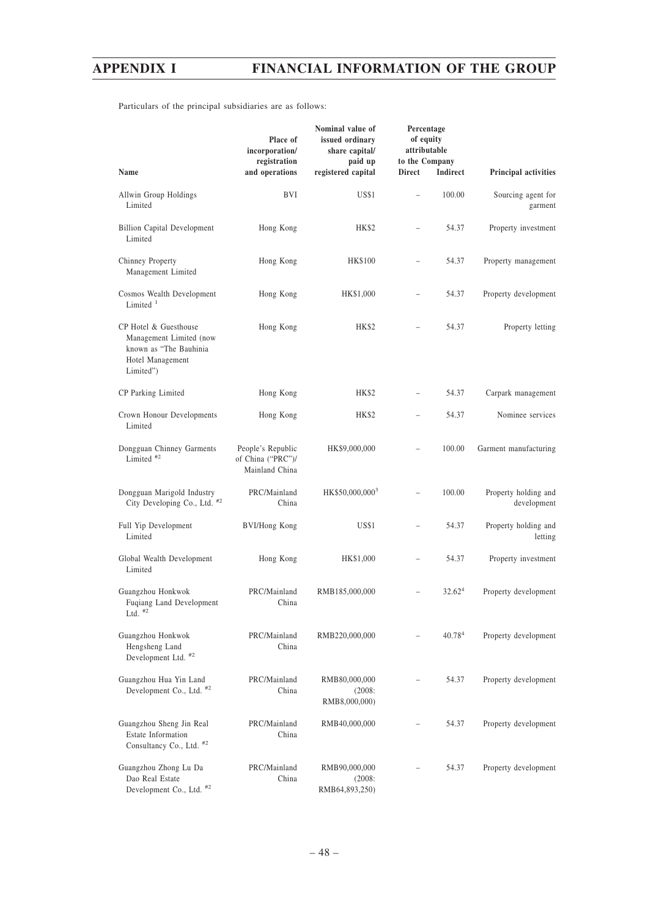Particulars of the principal subsidiaries are as follows:

| Name | Place of incorporation/ registration and operations | Nominal value of issued ordinary share capital/ paid up registered capital | Percentage of equity attributable to the Company | | Principal activities |
|---|---|---|---|---|---|
| | | | Direct | Indirect | |
| Allwin Group Holdings Limited | BVI | US$1 | – | 100.00 | Sourcing agent for garment |
| Billion Capital Development Limited | Hong Kong | HK$2 | – | 54.37 | Property investment |
| Chinney Property Management Limited | Hong Kong | HK$100 | – | 54.37 | Property management |
| Cosmos Wealth Development Limited [1] | Hong Kong | HK$1,000 | – | 54.37 | Property development |
| CP Hotel & Guesthouse Management Limited (now known as "The Bauhinia Hotel Management Limited") | Hong Kong | HK$2 | – | 54.37 | Property letting |
| CP Parking Limited | Hong Kong | HK$2 | – | 54.37 | Carpark management |
| Crown Honour Developments Limited | Hong Kong | HK$2 | – | 54.37 | Nominee services |
| Dongguan Chinney Garments Limited [#2] | People's Republic of China ("PRC")/ Mainland China | HK$9,000,000 | – | 100.00 | Garment manufacturing |
| Dongguan Marigold Industry City Developing Co., Ltd. [#2] | PRC/Mainland China | HK$50,000,000[3] | – | 100.00 | Property holding and development |
| Full Yip Development Limited | BVI/Hong Kong | US$1 | – | 54.37 | Property holding and letting |
| Global Wealth Development Limited | Hong Kong | HK$1,000 | – | 54.37 | Property investment |
| Guangzhou Honkwok Fuqiang Land Development Ltd. [#2] | PRC/Mainland China | RMB185,000,000 | – | 32.62[4] | Property development |
| Guangzhou Honkwok Hengsheng Land Development Ltd. [#2] | PRC/Mainland China | RMB220,000,000 | – | 40.78[4] | Property development |
| Guangzhou Hua Yin Land Development Co., Ltd. [#2] | PRC/Mainland China | RMB80,000,000 (2008: RMB8,000,000) | – | 54.37 | Property development |
| Guangzhou Sheng Jin Real Estate Information Consultancy Co., Ltd. [#2] | PRC/Mainland China | RMB40,000,000 | – | 54.37 | Property development |
| Guangzhou Zhong Lu Da Dao Real Estate Development Co., Ltd. [#2] | PRC/Mainland China | RMB90,000,000 (2008: RMB64,893,250) | – | 54.37 | Property development |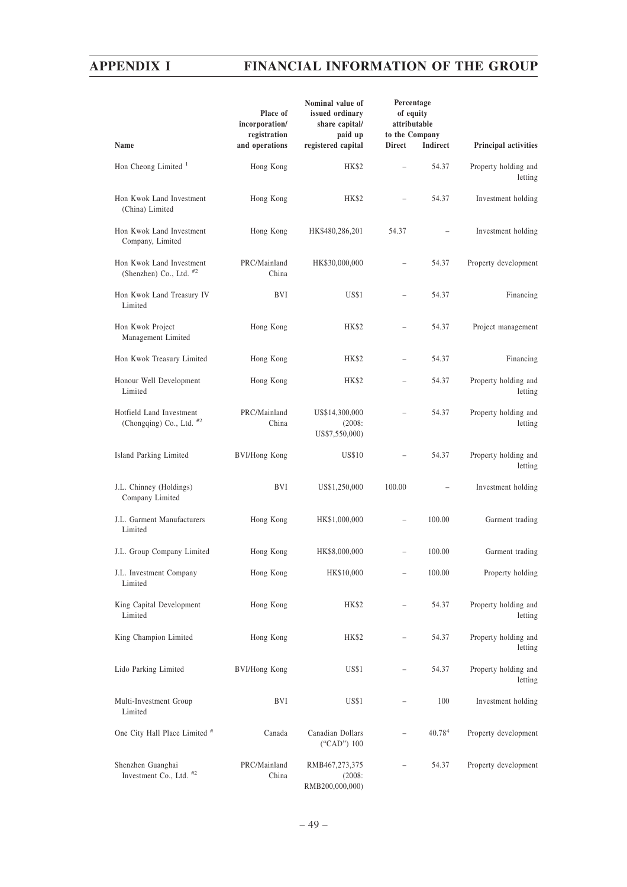| Name | Place of incorporation/ registration and operations | Nominal value of issued ordinary share capital/ paid up registered capital | Percentage of equity attributable to the Company | | Principal activities |
|---|---|---|---|---|---|
| | | | Direct | Indirect | |
| Hon Cheong Limited [1] | Hong Kong | HK$2 | – | 54.37 | Property holding and letting |
| Hon Kwok Land Investment (China) Limited | Hong Kong | HK$2 | – | 54.37 | Investment holding |
| Hon Kwok Land Investment Company, Limited | Hong Kong | HK$480,286,201 | 54.37 | – | Investment holding |
| Hon Kwok Land Investment (Shenzhen) Co., Ltd. [#2] | PRC/Mainland China | HK$30,000,000 | – | 54.37 | Property development |
| Hon Kwok Land Treasury IV Limited | BVI | US$1 | – | 54.37 | Financing |
| Hon Kwok Project Management Limited | Hong Kong | HK$2 | – | 54.37 | Project management |
| Hon Kwok Treasury Limited | Hong Kong | HK$2 | – | 54.37 | Financing |
| Honour Well Development Limited | Hong Kong | HK$2 | – | 54.37 | Property holding and letting |
| Hotfield Land Investment (Chongqing) Co., Ltd. [#2] | PRC/Mainland China | US$14,300,000 (2008: US$7,550,000) | – | 54.37 | Property holding and letting |
| Island Parking Limited | BVI/Hong Kong | US$10 | – | 54.37 | Property holding and letting |
| J.L. Chinney (Holdings) Company Limited | BVI | US$1,250,000 | 100.00 | – | Investment holding |
| J.L. Garment Manufacturers Limited | Hong Kong | HK$1,000,000 | – | 100.00 | Garment trading |
| J.L. Group Company Limited | Hong Kong | HK$8,000,000 | – | 100.00 | Garment trading |
| J.L. Investment Company Limited | Hong Kong | HK$10,000 | – | 100.00 | Property holding |
| King Capital Development Limited | Hong Kong | HK$2 | – | 54.37 | Property holding and letting |
| King Champion Limited | Hong Kong | HK$2 | – | 54.37 | Property holding and letting |
| Lido Parking Limited | BVI/Hong Kong | US$1 | – | 54.37 | Property holding and letting |
| Multi-Investment Group Limited | BVI | US$1 | – | 100 | Investment holding |
| One City Hall Place Limited [#] | Canada | Canadian Dollars ("CAD") 100 | – | 40.78[4] | Property development |
| Shenzhen Guanghai Investment Co., Ltd. [#2] | PRC/Mainland China | RMB467,273,375 (2008: RMB200,000,000) | – | 54.37 | Property development |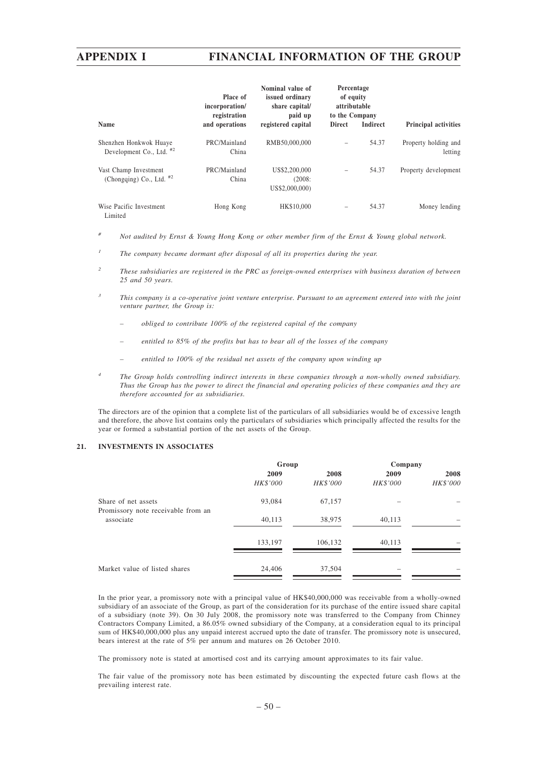| Name | Place of incorporation/ registration and operations | Nominal value of issued ordinary share capital/ paid up registered capital | Percentage of equity attributable to the Company | | Principal activities |
|---|---|---|---|---|---|
| | | | Direct | Indirect | |
| Shenzhen Honkwok Huaye Development Co., Ltd. #2 | PRC/Mainland China | RMB50,000,000 | – | 54.37 | Property holding and letting |
| Vast Champ Investment (Chongqing) Co., Ltd. #2 | PRC/Mainland China | US$2,200,000 (2008: US$2,000,000) | – | 54.37 | Property development |
| Wise Pacific Investment Limited | Hong Kong | HK$10,000 | – | 54.37 | Money lending |

# *Not audited by Ernst & Young Hong Kong or other member firm of the Ernst & Young global network.*

1 *The company became dormant after disposal of all its properties during the year.*

2 *These subsidiaries are registered in the PRC as foreign-owned enterprises with business duration of between 25 and 50 years.*

3 *This company is a co-operative joint venture enterprise. Pursuant to an agreement entered into with the joint venture partner, the Group is:*

- *obliged to contribute 100% of the registered capital of the company*
- *entitled to 85% of the profits but has to bear all of the losses of the company*
- *entitled to 100% of the residual net assets of the company upon winding up*

4 *The Group holds controlling indirect interests in these companies through a non-wholly owned subsidiary. Thus the Group has the power to direct the financial and operating policies of these companies and they are therefore accounted for as subsidiaries.*

The directors are of the opinion that a complete list of the particulars of all subsidiaries would be of excessive length and therefore, the above list contains only the particulars of subsidiaries which principally affected the results for the year or formed a substantial portion of the net assets of the Group.

## 21. INVESTMENTS IN ASSOCIATES

| | Group | | Company | |
|---|---|---|---|---|
| | 2009 | 2008 | 2009 | 2008 |
| | *HK$'000* | *HK$'000* | *HK$'000* | *HK$'000* |
| Share of net assets | 93,084 | 67,157 | – | – |
| Promissory note receivable from an associate | 40,113 | 38,975 | 40,113 | – |
| | 133,197 | 106,132 | 40,113 | – |
| Market value of listed shares | 24,406 | 37,504 | – | – |

In the prior year, a promissory note with a principal value of HK$40,000,000 was receivable from a wholly-owned subsidiary of an associate of the Group, as part of the consideration for its purchase of the entire issued share capital of a subsidiary (note 39). On 30 July 2008, the promissory note was transferred to the Company from Chinney Contractors Company Limited, a 86.05% owned subsidiary of the Company, at a consideration equal to its principal sum of HK$40,000,000 plus any unpaid interest accrued upto the date of transfer. The promissory note is unsecured, bears interest at the rate of 5% per annum and matures on 26 October 2010.

The promissory note is stated at amortised cost and its carrying amount approximates to its fair value.

The fair value of the promissory note has been estimated by discounting the expected future cash flows at the prevailing interest rate.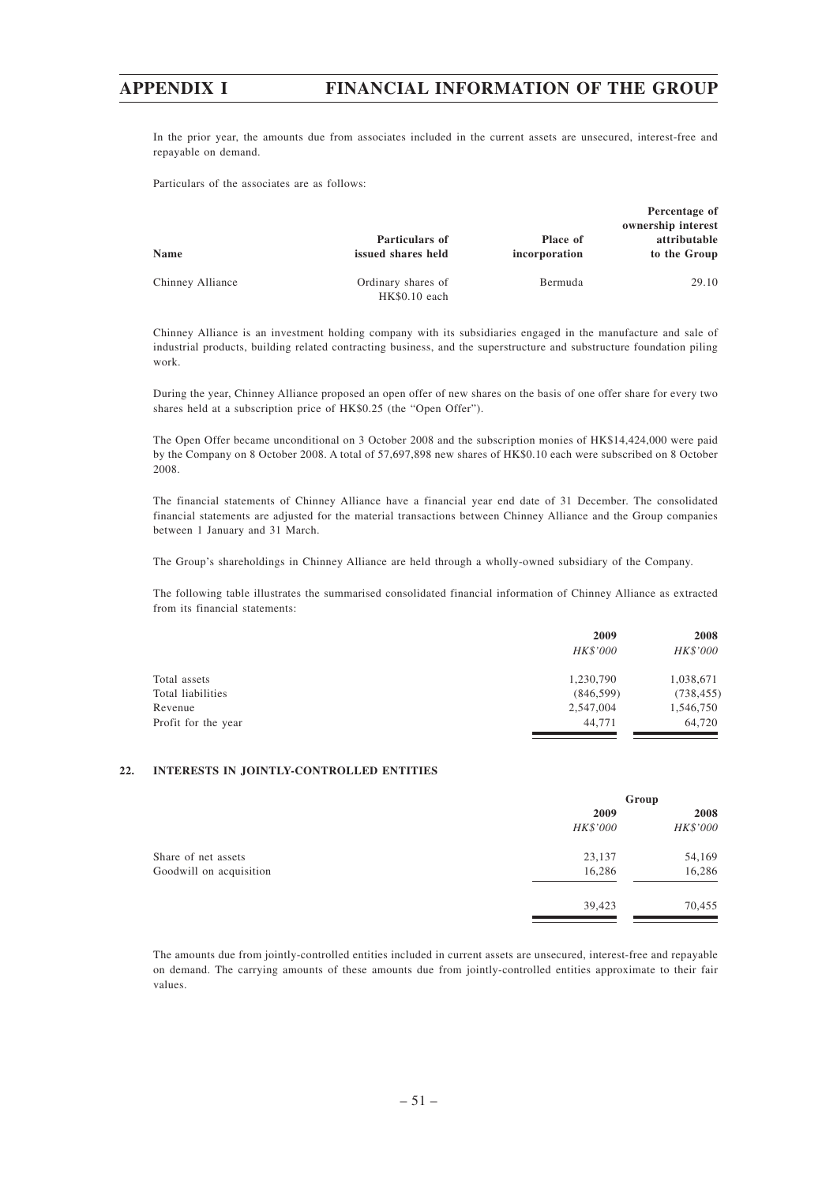In the prior year, the amounts due from associates included in the current assets are unsecured, interest-free and repayable on demand.

Particulars of the associates are as follows:

| Name | Particulars of issued shares held | Place of incorporation | Percentage of ownership interest attributable to the Group |
|---|---|---|---|
| Chinney Alliance | Ordinary shares of HK$0.10 each | Bermuda | 29.10 |

Chinney Alliance is an investment holding company with its subsidiaries engaged in the manufacture and sale of industrial products, building related contracting business, and the superstructure and substructure foundation piling work.

During the year, Chinney Alliance proposed an open offer of new shares on the basis of one offer share for every two shares held at a subscription price of HK$0.25 (the "Open Offer").

The Open Offer became unconditional on 3 October 2008 and the subscription monies of HK$14,424,000 were paid by the Company on 8 October 2008. A total of 57,697,898 new shares of HK$0.10 each were subscribed on 8 October 2008.

The financial statements of Chinney Alliance have a financial year end date of 31 December. The consolidated financial statements are adjusted for the material transactions between Chinney Alliance and the Group companies between 1 January and 31 March.

The Group's shareholdings in Chinney Alliance are held through a wholly-owned subsidiary of the Company.

The following table illustrates the summarised consolidated financial information of Chinney Alliance as extracted from its financial statements:

| | 2009 | 2008 |
|---|---|---|
| | *HK$'000* | *HK$'000* |
| Total assets | 1,230,790 | 1,038,671 |
| Total liabilities | (846,599) | (738,455) |
| Revenue | 2,547,004 | 1,546,750 |
| Profit for the year | 44,771 | 64,720 |

## 22. INTERESTS IN JOINTLY-CONTROLLED ENTITIES

| | Group | |
|---|---|---|
| | 2009 | 2008 |
| | *HK$'000* | *HK$'000* |
| Share of net assets | 23,137 | 54,169 |
| Goodwill on acquisition | 16,286 | 16,286 |
| | 39,423 | 70,455 |

The amounts due from jointly-controlled entities included in current assets are unsecured, interest-free and repayable on demand. The carrying amounts of these amounts due from jointly-controlled entities approximate to their fair values.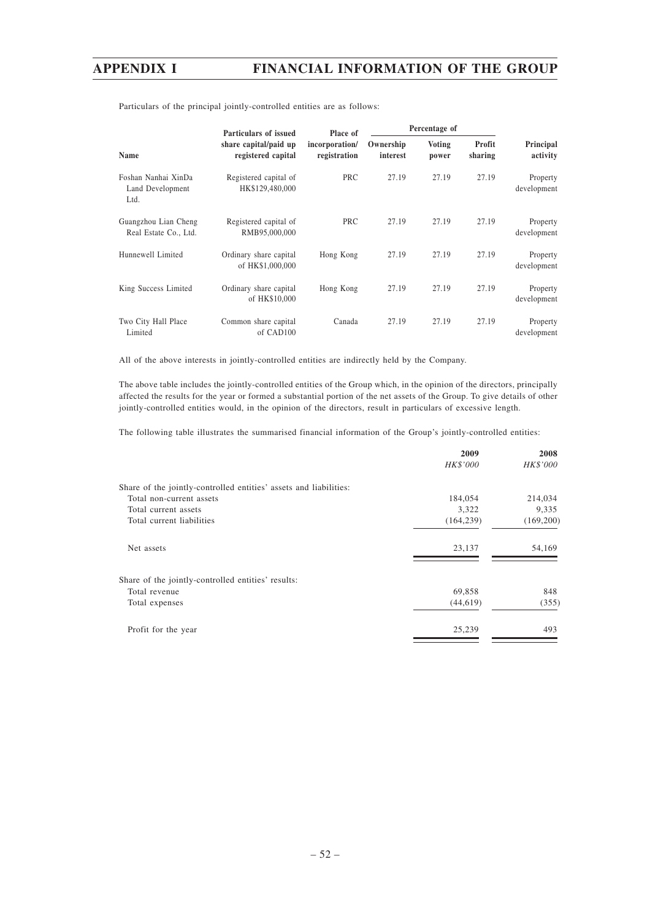Particulars of the principal jointly-controlled entities are as follows:

| Name | Particulars of issued share capital/paid up registered capital | Place of incorporation/ registration | Percentage of | | | Principal activity |
|---|---|---|---|---|---|---|
| | | | Ownership interest | Voting power | Profit sharing | |
| Foshan Nanhai XinDa Land Development Ltd. | Registered capital of HK$129,480,000 | PRC | 27.19 | 27.19 | 27.19 | Property development |
| Guangzhou Lian Cheng Real Estate Co., Ltd. | Registered capital of RMB95,000,000 | PRC | 27.19 | 27.19 | 27.19 | Property development |
| Hunnewell Limited | Ordinary share capital of HK$1,000,000 | Hong Kong | 27.19 | 27.19 | 27.19 | Property development |
| King Success Limited | Ordinary share capital of HK$10,000 | Hong Kong | 27.19 | 27.19 | 27.19 | Property development |
| Two City Hall Place Limited | Common share capital of CAD100 | Canada | 27.19 | 27.19 | 27.19 | Property development |

All of the above interests in jointly-controlled entities are indirectly held by the Company.

The above table includes the jointly-controlled entities of the Group which, in the opinion of the directors, principally affected the results for the year or formed a substantial portion of the net assets of the Group. To give details of other jointly-controlled entities would, in the opinion of the directors, result in particulars of excessive length.

The following table illustrates the summarised financial information of the Group's jointly-controlled entities:

| | 2009 | 2008 |
|---|---|---|
| | *HK$'000* | *HK$'000* |
| Share of the jointly-controlled entities' assets and liabilities: | | |
| Total non-current assets | 184,054 | 214,034 |
| Total current assets | 3,322 | 9,335 |
| Total current liabilities | (164,239) | (169,200) |
| Net assets | 23,137 | 54,169 |
| Share of the jointly-controlled entities' results: | | |
| Total revenue | 69,858 | 848 |
| Total expenses | (44,619) | (355) |
| Profit for the year | 25,239 | 493 |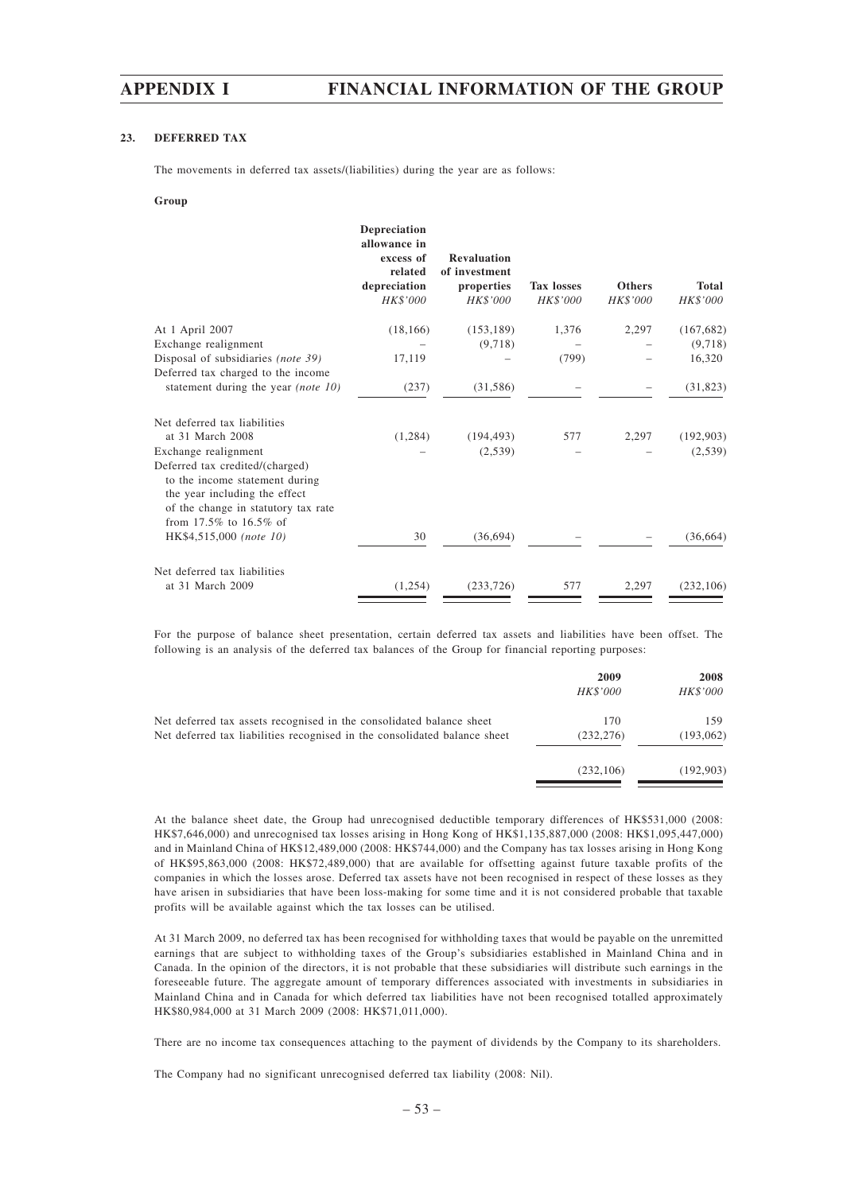### 23. DEFERRED TAX

The movements in deferred tax assets/(liabilities) during the year are as follows:

**Group**

| | Depreciation allowance in excess of related depreciation *HK$'000* | Revaluation of investment properties *HK$'000* | Tax losses *HK$'000* | Others *HK$'000* | Total *HK$'000* |
|---|---|---|---|---|---|
| At 1 April 2007 | (18,166) | (153,189) | 1,376 | 2,297 | (167,682) |
| Exchange realignment | – | (9,718) | – | – | (9,718) |
| Disposal of subsidiaries *(note 39)* | 17,119 | – | (799) | – | 16,320 |
| Deferred tax charged to the income statement during the year *(note 10)* | (237) | (31,586) | – | – | (31,823) |
| Net deferred tax liabilities at 31 March 2008 | (1,284) | (194,493) | 577 | 2,297 | (192,903) |
| Exchange realignment | – | (2,539) | – | – | (2,539) |
| Deferred tax credited/(charged) to the income statement during the year including the effect of the change in statutory tax rate from 17.5% to 16.5% of HK$4,515,000 *(note 10)* | 30 | (36,694) | – | – | (36,664) |
| Net deferred tax liabilities at 31 March 2009 | (1,254) | (233,726) | 577 | 2,297 | (232,106) |

For the purpose of balance sheet presentation, certain deferred tax assets and liabilities have been offset. The following is an analysis of the deferred tax balances of the Group for financial reporting purposes:

| | 2009 *HK$'000* | 2008 *HK$'000* |
|---|---|---|
| Net deferred tax assets recognised in the consolidated balance sheet | 170 | 159 |
| Net deferred tax liabilities recognised in the consolidated balance sheet | (232,276) | (193,062) |
| | (232,106) | (192,903) |

At the balance sheet date, the Group had unrecognised deductible temporary differences of HK$531,000 (2008: HK$7,646,000) and unrecognised tax losses arising in Hong Kong of HK$1,135,887,000 (2008: HK$1,095,447,000) and in Mainland China of HK$12,489,000 (2008: HK$744,000) and the Company has tax losses arising in Hong Kong of HK$95,863,000 (2008: HK$72,489,000) that are available for offsetting against future taxable profits of the companies in which the losses arose. Deferred tax assets have not been recognised in respect of these losses as they have arisen in subsidiaries that have been loss-making for some time and it is not considered probable that taxable profits will be available against which the tax losses can be utilised.

At 31 March 2009, no deferred tax has been recognised for withholding taxes that would be payable on the unremitted earnings that are subject to withholding taxes of the Group's subsidiaries established in Mainland China and in Canada. In the opinion of the directors, it is not probable that these subsidiaries will distribute such earnings in the foreseeable future. The aggregate amount of temporary differences associated with investments in subsidiaries in Mainland China and in Canada for which deferred tax liabilities have not been recognised totalled approximately HK$80,984,000 at 31 March 2009 (2008: HK$71,011,000).

There are no income tax consequences attaching to the payment of dividends by the Company to its shareholders.

The Company had no significant unrecognised deferred tax liability (2008: Nil).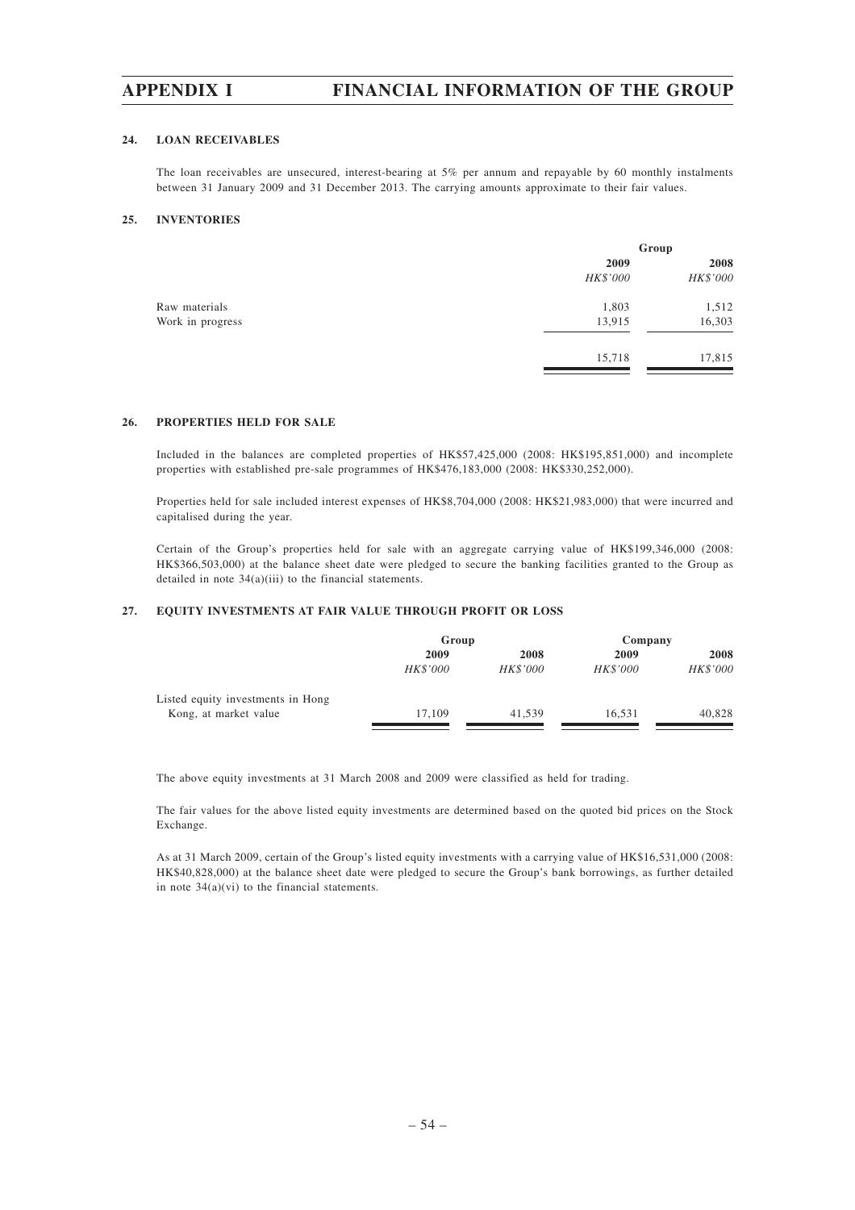### 24. LOAN RECEIVABLES

The loan receivables are unsecured, interest-bearing at 5% per annum and repayable by 60 monthly instalments between 31 January 2009 and 31 December 2013. The carrying amounts approximate to their fair values.

### 25. INVENTORIES

| | Group | |
|---|---|---|
| | 2009 | 2008 |
| | *HK$'000* | *HK$'000* |
| Raw materials | 1,803 | 1,512 |
| Work in progress | 13,915 | 16,303 |
| | 15,718 | 17,815 |

### 26. PROPERTIES HELD FOR SALE

Included in the balances are completed properties of HK$57,425,000 (2008: HK$195,851,000) and incomplete properties with established pre-sale programmes of HK$476,183,000 (2008: HK$330,252,000).

Properties held for sale included interest expenses of HK$8,704,000 (2008: HK$21,983,000) that were incurred and capitalised during the year.

Certain of the Group's properties held for sale with an aggregate carrying value of HK$199,346,000 (2008: HK$366,503,000) at the balance sheet date were pledged to secure the banking facilities granted to the Group as detailed in note 34(a)(iii) to the financial statements.

### 27. EQUITY INVESTMENTS AT FAIR VALUE THROUGH PROFIT OR LOSS

| | Group | | Company | |
|---|---|---|---|---|
| | 2009 | 2008 | 2009 | 2008 |
| | *HK$'000* | *HK$'000* | *HK$'000* | *HK$'000* |
| Listed equity investments in Hong Kong, at market value | 17,109 | 41,539 | 16,531 | 40,828 |

The above equity investments at 31 March 2008 and 2009 were classified as held for trading.

The fair values for the above listed equity investments are determined based on the quoted bid prices on the Stock Exchange.

As at 31 March 2009, certain of the Group's listed equity investments with a carrying value of HK$16,531,000 (2008: HK$40,828,000) at the balance sheet date were pledged to secure the Group's bank borrowings, as further detailed in note 34(a)(vi) to the financial statements.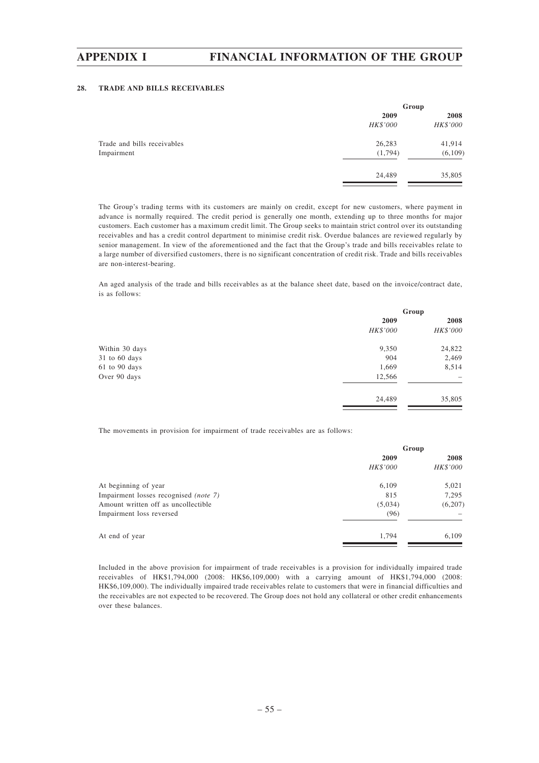### 28. TRADE AND BILLS RECEIVABLES

| | Group | |
|---|---|---|
| | 2009 | 2008 |
| | *HK$'000* | *HK$'000* |
| Trade and bills receivables | 26,283 | 41,914 |
| Impairment | (1,794) | (6,109) |
| | 24,489 | 35,805 |

The Group's trading terms with its customers are mainly on credit, except for new customers, where payment in advance is normally required. The credit period is generally one month, extending up to three months for major customers. Each customer has a maximum credit limit. The Group seeks to maintain strict control over its outstanding receivables and has a credit control department to minimise credit risk. Overdue balances are reviewed regularly by senior management. In view of the aforementioned and the fact that the Group's trade and bills receivables relate to a large number of diversified customers, there is no significant concentration of credit risk. Trade and bills receivables are non-interest-bearing.

An aged analysis of the trade and bills receivables as at the balance sheet date, based on the invoice/contract date, is as follows:

| | Group | |
|---|---|---|
| | 2009 | 2008 |
| | *HK$'000* | *HK$'000* |
| Within 30 days | 9,350 | 24,822 |
| 31 to 60 days | 904 | 2,469 |
| 61 to 90 days | 1,669 | 8,514 |
| Over 90 days | 12,566 | – |
| | 24,489 | 35,805 |

The movements in provision for impairment of trade receivables are as follows:

| | Group | |
|---|---|---|
| | 2009 | 2008 |
| | *HK$'000* | *HK$'000* |
| At beginning of year | 6,109 | 5,021 |
| Impairment losses recognised *(note 7)* | 815 | 7,295 |
| Amount written off as uncollectible | (5,034) | (6,207) |
| Impairment loss reversed | (96) | – |
| At end of year | 1,794 | 6,109 |

Included in the above provision for impairment of trade receivables is a provision for individually impaired trade receivables of HK$1,794,000 (2008: HK$6,109,000) with a carrying amount of HK$1,794,000 (2008: HK$6,109,000). The individually impaired trade receivables relate to customers that were in financial difficulties and the receivables are not expected to be recovered. The Group does not hold any collateral or other credit enhancements over these balances.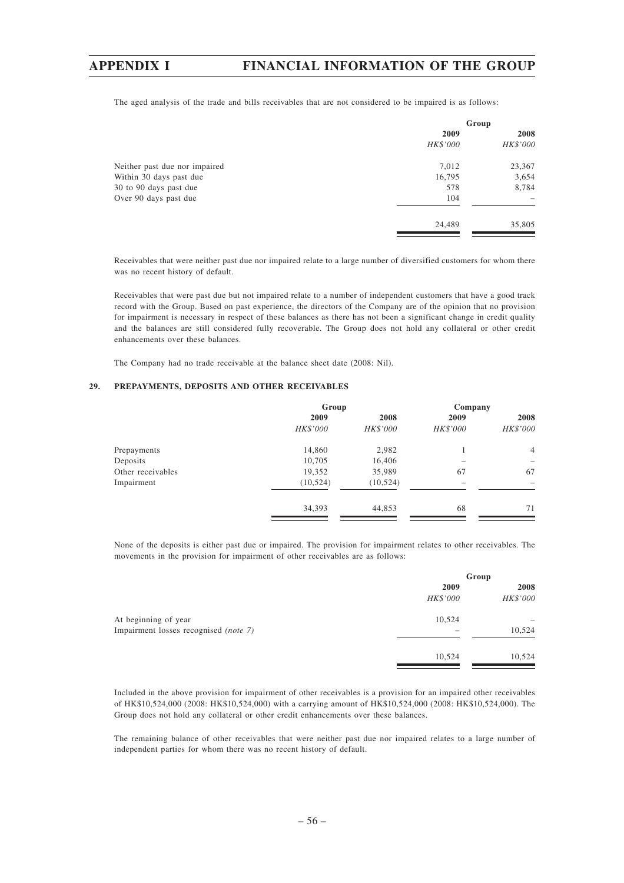The aged analysis of the trade and bills receivables that are not considered to be impaired is as follows:

| | Group | |
|---|---|---|
| | 2009 | 2008 |
| | *HK$'000* | *HK$'000* |
| Neither past due nor impaired | 7,012 | 23,367 |
| Within 30 days past due | 16,795 | 3,654 |
| 30 to 90 days past due | 578 | 8,784 |
| Over 90 days past due | 104 | – |
| | 24,489 | 35,805 |

Receivables that were neither past due nor impaired relate to a large number of diversified customers for whom there was no recent history of default.

Receivables that were past due but not impaired relate to a number of independent customers that have a good track record with the Group. Based on past experience, the directors of the Company are of the opinion that no provision for impairment is necessary in respect of these balances as there has not been a significant change in credit quality and the balances are still considered fully recoverable. The Group does not hold any collateral or other credit enhancements over these balances.

The Company had no trade receivable at the balance sheet date (2008: Nil).

## 29. PREPAYMENTS, DEPOSITS AND OTHER RECEIVABLES

| | Group | | Company | |
|---|---|---|---|---|
| | 2009 | 2008 | 2009 | 2008 |
| | *HK$'000* | *HK$'000* | *HK$'000* | *HK$'000* |
| Prepayments | 14,860 | 2,982 | 1 | 4 |
| Deposits | 10,705 | 16,406 | – | – |
| Other receivables | 19,352 | 35,989 | 67 | 67 |
| Impairment | (10,524) | (10,524) | – | – |
| | 34,393 | 44,853 | 68 | 71 |

None of the deposits is either past due or impaired. The provision for impairment relates to other receivables. The movements in the provision for impairment of other receivables are as follows:

| | Group | |
|---|---|---|
| | 2009 | 2008 |
| | *HK$'000* | *HK$'000* |
| At beginning of year | 10,524 | – |
| Impairment losses recognised *(note 7)* | – | 10,524 |
| | 10,524 | 10,524 |

Included in the above provision for impairment of other receivables is a provision for an impaired other receivables of HK$10,524,000 (2008: HK$10,524,000) with a carrying amount of HK$10,524,000 (2008: HK$10,524,000). The Group does not hold any collateral or other credit enhancements over these balances.

The remaining balance of other receivables that were neither past due nor impaired relates to a large number of independent parties for whom there was no recent history of default.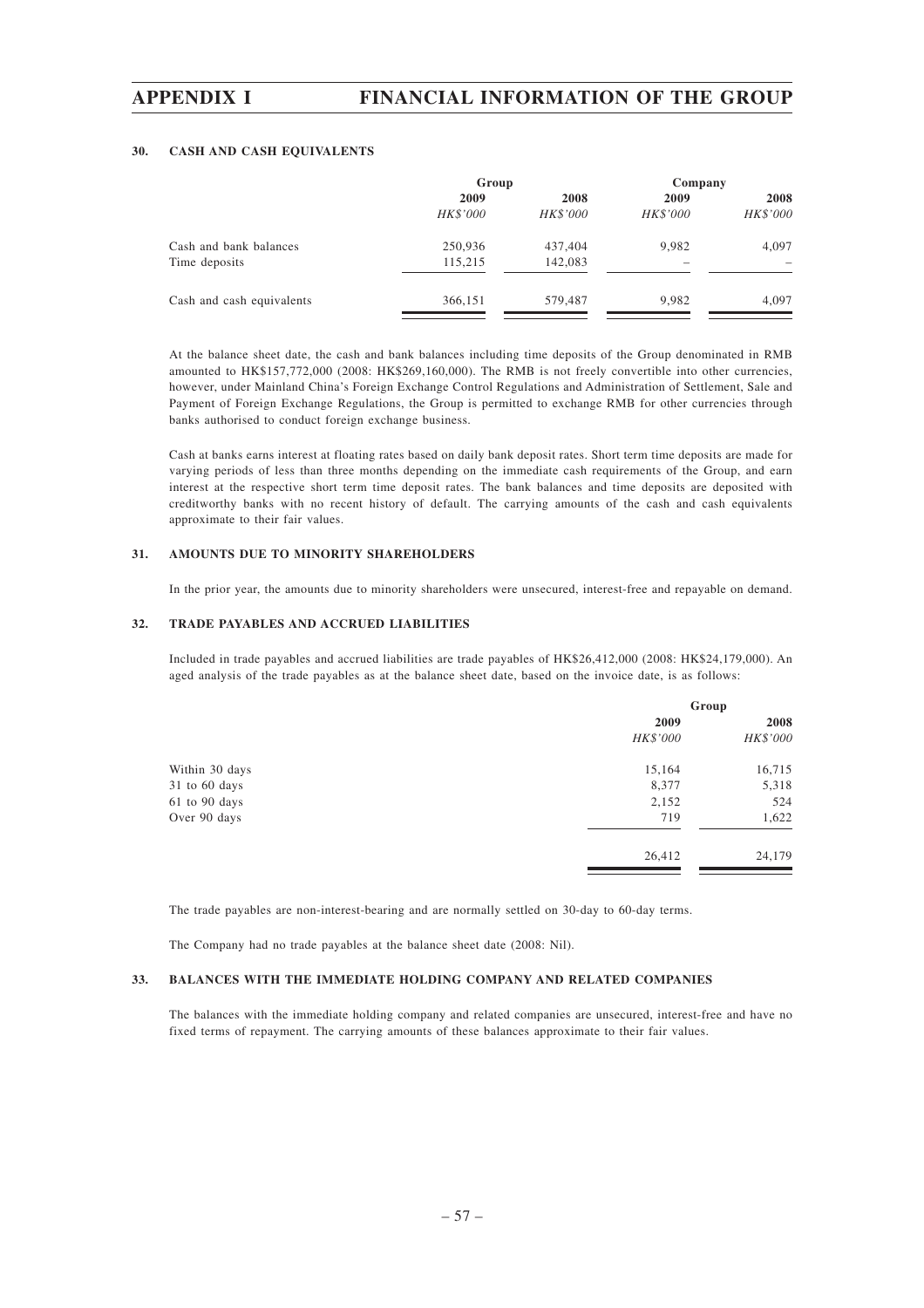### 30. CASH AND CASH EQUIVALENTS

| | Group | | Company | |
|---|---|---|---|---|
| | 2009 | 2008 | 2009 | 2008 |
| | *HK$'000* | *HK$'000* | *HK$'000* | *HK$'000* |
| Cash and bank balances | 250,936 | 437,404 | 9,982 | 4,097 |
| Time deposits | 115,215 | 142,083 | – | – |
| Cash and cash equivalents | 366,151 | 579,487 | 9,982 | 4,097 |

At the balance sheet date, the cash and bank balances including time deposits of the Group denominated in RMB amounted to HK$157,772,000 (2008: HK$269,160,000). The RMB is not freely convertible into other currencies, however, under Mainland China's Foreign Exchange Control Regulations and Administration of Settlement, Sale and Payment of Foreign Exchange Regulations, the Group is permitted to exchange RMB for other currencies through banks authorised to conduct foreign exchange business.

Cash at banks earns interest at floating rates based on daily bank deposit rates. Short term time deposits are made for varying periods of less than three months depending on the immediate cash requirements of the Group, and earn interest at the respective short term time deposit rates. The bank balances and time deposits are deposited with creditworthy banks with no recent history of default. The carrying amounts of the cash and cash equivalents approximate to their fair values.

### 31. AMOUNTS DUE TO MINORITY SHAREHOLDERS

In the prior year, the amounts due to minority shareholders were unsecured, interest-free and repayable on demand.

### 32. TRADE PAYABLES AND ACCRUED LIABILITIES

Included in trade payables and accrued liabilities are trade payables of HK$26,412,000 (2008: HK$24,179,000). An aged analysis of the trade payables as at the balance sheet date, based on the invoice date, is as follows:

| | Group | |
|---|---|---|
| | 2009 | 2008 |
| | *HK$'000* | *HK$'000* |
| Within 30 days | 15,164 | 16,715 |
| 31 to 60 days | 8,377 | 5,318 |
| 61 to 90 days | 2,152 | 524 |
| Over 90 days | 719 | 1,622 |
| | 26,412 | 24,179 |

The trade payables are non-interest-bearing and are normally settled on 30-day to 60-day terms.

The Company had no trade payables at the balance sheet date (2008: Nil).

### 33. BALANCES WITH THE IMMEDIATE HOLDING COMPANY AND RELATED COMPANIES

The balances with the immediate holding company and related companies are unsecured, interest-free and have no fixed terms of repayment. The carrying amounts of these balances approximate to their fair values.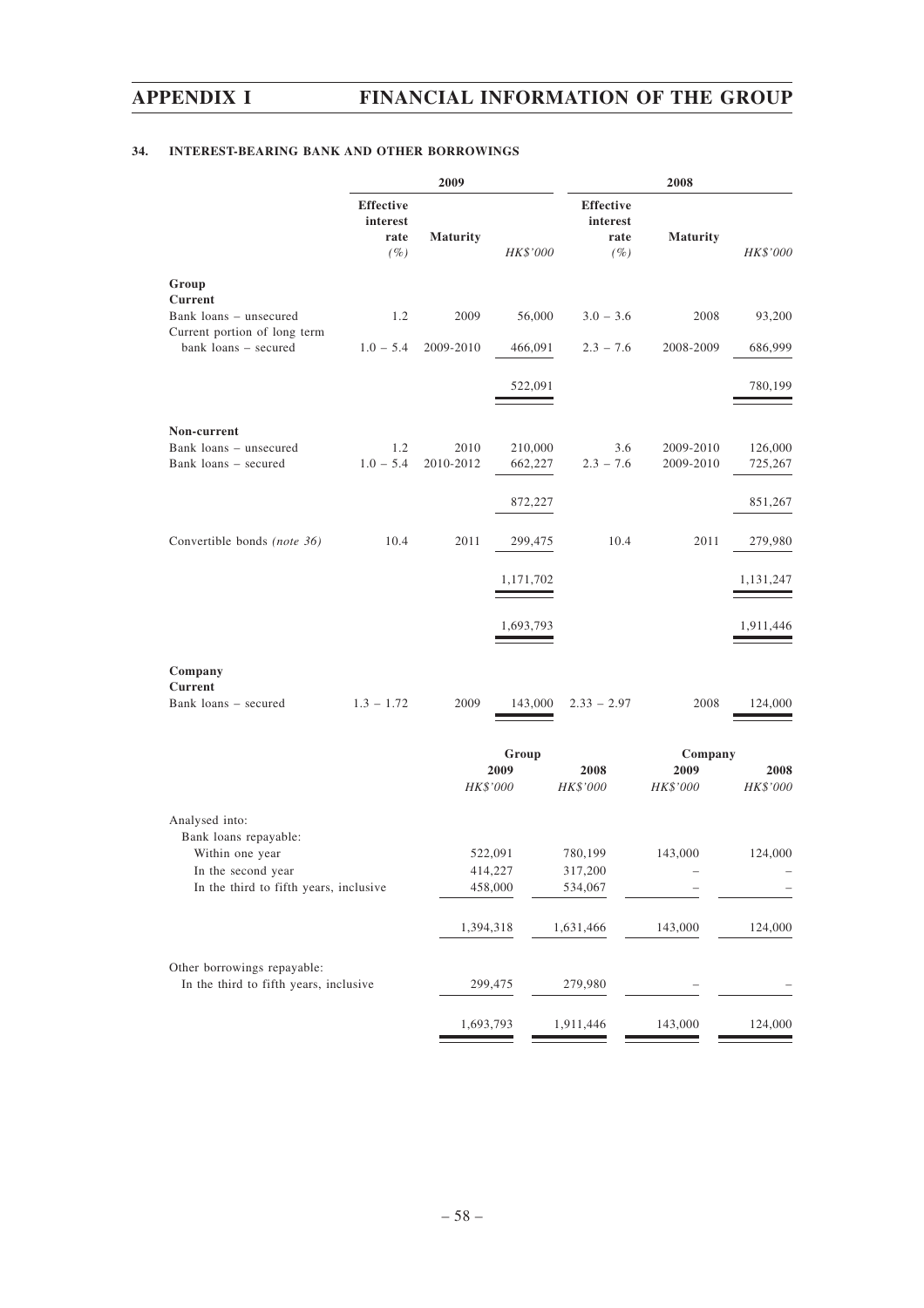### 34. INTEREST-BEARING BANK AND OTHER BORROWINGS

| | 2009 | | | 2008 | | |
|---|---|---|---|---|---|---|
| | **Effective interest rate** *(%)* | **Maturity** | *HK$'000* | **Effective interest rate** *(%)* | **Maturity** | *HK$'000* |
| **Group** | | | | | | |
| **Current** | | | | | | |
| Bank loans – unsecured | 1.2 | 2009 | 56,000 | 3.0 – 3.6 | 2008 | 93,200 |
| Current portion of long term bank loans – secured | 1.0 – 5.4 | 2009-2010 | 466,091 | 2.3 – 7.6 | 2008-2009 | 686,999 |
| | | | 522,091 | | | 780,199 |
| **Non-current** | | | | | | |
| Bank loans – unsecured | 1.2 | 2010 | 210,000 | 3.6 | 2009-2010 | 126,000 |
| Bank loans – secured | 1.0 – 5.4 | 2010-2012 | 662,227 | 2.3 – 7.6 | 2009-2010 | 725,267 |
| | | | 872,227 | | | 851,267 |
| Convertible bonds *(note 36)* | 10.4 | 2011 | 299,475 | 10.4 | 2011 | 279,980 |
| | | | 1,171,702 | | | 1,131,247 |
| | | | 1,693,793 | | | 1,911,446 |
| **Company** | | | | | | |
| **Current** | | | | | | |
| Bank loans – secured | 1.3 – 1.72 | 2009 | 143,000 | 2.33 – 2.97 | 2008 | 124,000 |

| | Group | | Company | |
|---|---|---|---|---|
| | **2009** *HK$'000* | **2008** *HK$'000* | **2009** *HK$'000* | **2008** *HK$'000* |
| Analysed into: | | | | |
| Bank loans repayable: | | | | |
| Within one year | 522,091 | 780,199 | 143,000 | 124,000 |
| In the second year | 414,227 | 317,200 | – | – |
| In the third to fifth years, inclusive | 458,000 | 534,067 | – | – |
| | 1,394,318 | 1,631,466 | 143,000 | 124,000 |
| Other borrowings repayable: | | | | |
| In the third to fifth years, inclusive | 299,475 | 279,980 | – | – |
| | 1,693,793 | 1,911,446 | 143,000 | 124,000 |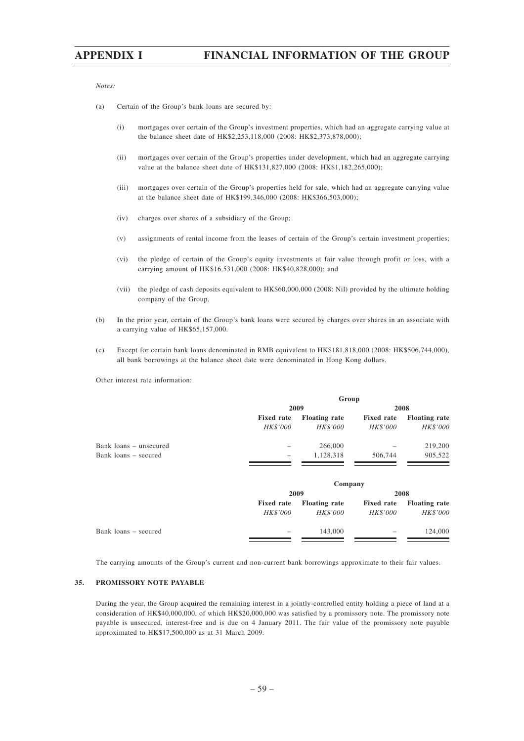*Notes:*

(a) Certain of the Group's bank loans are secured by:

  (i) mortgages over certain of the Group's investment properties, which had an aggregate carrying value at the balance sheet date of HK$2,253,118,000 (2008: HK$2,373,878,000);

  (ii) mortgages over certain of the Group's properties under development, which had an aggregate carrying value at the balance sheet date of HK$131,827,000 (2008: HK$1,182,265,000);

  (iii) mortgages over certain of the Group's properties held for sale, which had an aggregate carrying value at the balance sheet date of HK$199,346,000 (2008: HK$366,503,000);

  (iv) charges over shares of a subsidiary of the Group;

  (v) assignments of rental income from the leases of certain of the Group's certain investment properties;

  (vi) the pledge of certain of the Group's equity investments at fair value through profit or loss, with a carrying amount of HK$16,531,000 (2008: HK$40,828,000); and

  (vii) the pledge of cash deposits equivalent to HK$60,000,000 (2008: Nil) provided by the ultimate holding company of the Group.

(b) In the prior year, certain of the Group's bank loans were secured by charges over shares in an associate with a carrying value of HK$65,157,000.

(c) Except for certain bank loans denominated in RMB equivalent to HK$181,818,000 (2008: HK$506,744,000), all bank borrowings at the balance sheet date were denominated in Hong Kong dollars.

Other interest rate information:

| | Group | | | |
|---|---|---|---|---|
| | 2009 | | 2008 | |
| | **Fixed rate** | **Floating rate** | **Fixed rate** | **Floating rate** |
| | *HK$'000* | *HK$'000* | *HK$'000* | *HK$'000* |
| Bank loans – unsecured | – | 266,000 | – | 219,200 |
| Bank loans – secured | – | 1,128,318 | 506,744 | 905,522 |

| | Company | | | |
|---|---|---|---|---|
| | 2009 | | 2008 | |
| | **Fixed rate** | **Floating rate** | **Fixed rate** | **Floating rate** |
| | *HK$'000* | *HK$'000* | *HK$'000* | *HK$'000* |
| Bank loans – secured | – | 143,000 | – | 124,000 |

The carrying amounts of the Group's current and non-current bank borrowings approximate to their fair values.

## 35. PROMISSORY NOTE PAYABLE

During the year, the Group acquired the remaining interest in a jointly-controlled entity holding a piece of land at a consideration of HK$40,000,000, of which HK$20,000,000 was satisfied by a promissory note. The promissory note payable is unsecured, interest-free and is due on 4 January 2011. The fair value of the promissory note payable approximated to HK$17,500,000 as at 31 March 2009.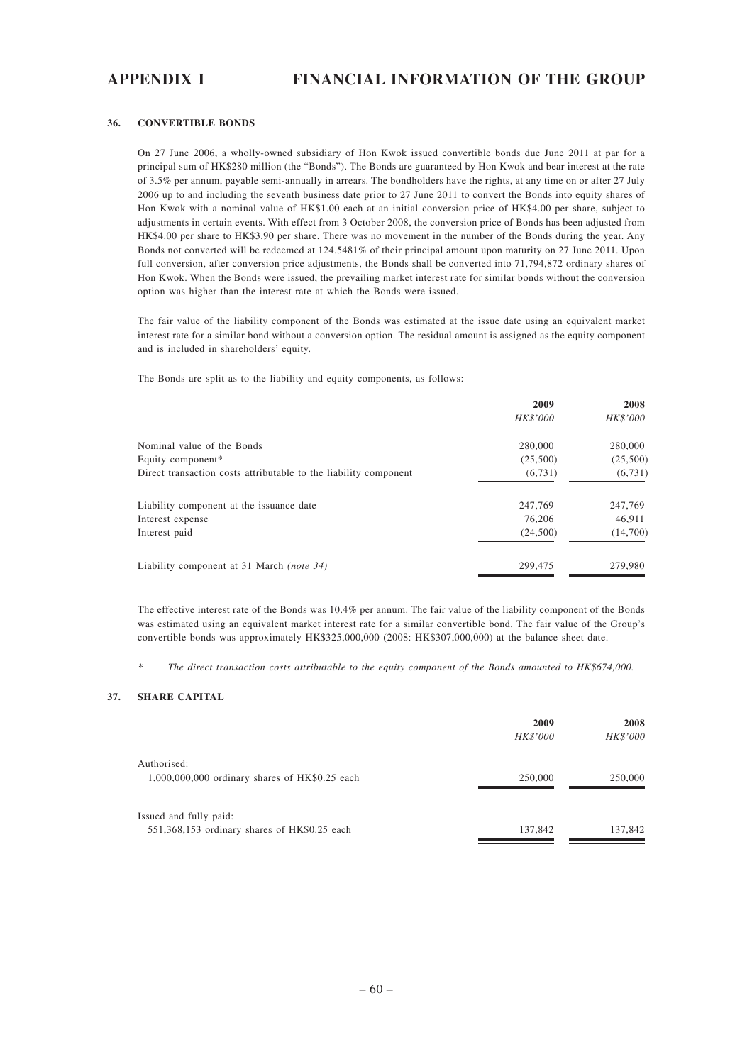### 36. CONVERTIBLE BONDS

On 27 June 2006, a wholly-owned subsidiary of Hon Kwok issued convertible bonds due June 2011 at par for a principal sum of HK$280 million (the "Bonds"). The Bonds are guaranteed by Hon Kwok and bear interest at the rate of 3.5% per annum, payable semi-annually in arrears. The bondholders have the rights, at any time on or after 27 July 2006 up to and including the seventh business date prior to 27 June 2011 to convert the Bonds into equity shares of Hon Kwok with a nominal value of HK$1.00 each at an initial conversion price of HK$4.00 per share, subject to adjustments in certain events. With effect from 3 October 2008, the conversion price of Bonds has been adjusted from HK$4.00 per share to HK$3.90 per share. There was no movement in the number of the Bonds during the year. Any Bonds not converted will be redeemed at 124.5481% of their principal amount upon maturity on 27 June 2011. Upon full conversion, after conversion price adjustments, the Bonds shall be converted into 71,794,872 ordinary shares of Hon Kwok. When the Bonds were issued, the prevailing market interest rate for similar bonds without the conversion option was higher than the interest rate at which the Bonds were issued.

The fair value of the liability component of the Bonds was estimated at the issue date using an equivalent market interest rate for a similar bond without a conversion option. The residual amount is assigned as the equity component and is included in shareholders' equity.

The Bonds are split as to the liability and equity components, as follows:

| | 2009 | 2008 |
|---|---|---|
| | *HK$'000* | *HK$'000* |
| Nominal value of the Bonds | 280,000 | 280,000 |
| Equity component* | (25,500) | (25,500) |
| Direct transaction costs attributable to the liability component | (6,731) | (6,731) |
| Liability component at the issuance date | 247,769 | 247,769 |
| Interest expense | 76,206 | 46,911 |
| Interest paid | (24,500) | (14,700) |
| Liability component at 31 March *(note 34)* | 299,475 | 279,980 |

The effective interest rate of the Bonds was 10.4% per annum. The fair value of the liability component of the Bonds was estimated using an equivalent market interest rate for a similar convertible bond. The fair value of the Group's convertible bonds was approximately HK$325,000,000 (2008: HK$307,000,000) at the balance sheet date.

\* *The direct transaction costs attributable to the equity component of the Bonds amounted to HK$674,000.*

### 37. SHARE CAPITAL

| | 2009 | 2008 |
|---|---|---|
| | *HK$'000* | *HK$'000* |
| Authorised: | | |
| 1,000,000,000 ordinary shares of HK$0.25 each | 250,000 | 250,000 |
| Issued and fully paid: | | |
| 551,368,153 ordinary shares of HK$0.25 each | 137,842 | 137,842 |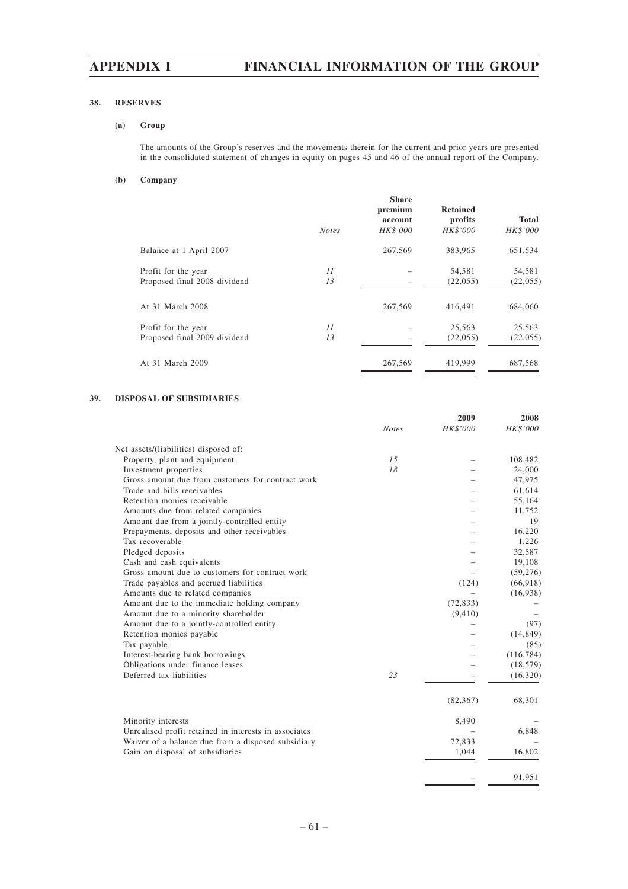## 38. RESERVES

### (a) Group

The amounts of the Group's reserves and the movements therein for the current and prior years are presented in the consolidated statement of changes in equity on pages 45 and 46 of the annual report of the Company.

### (b) Company

| | *Notes* | Share premium account *HK$'000* | Retained profits *HK$'000* | Total *HK$'000* |
|---|---|---|---|---|
| Balance at 1 April 2007 | | 267,569 | 383,965 | 651,534 |
| Profit for the year | *11* | – | 54,581 | 54,581 |
| Proposed final 2008 dividend | *13* | – | (22,055) | (22,055) |
| At 31 March 2008 | | 267,569 | 416,491 | 684,060 |
| Profit for the year | *11* | – | 25,563 | 25,563 |
| Proposed final 2009 dividend | *13* | – | (22,055) | (22,055) |
| At 31 March 2009 | | 267,569 | 419,999 | 687,568 |

## 39. DISPOSAL OF SUBSIDIARIES

| | *Notes* | 2009 *HK$'000* | 2008 *HK$'000* |
|---|---|---|---|
| Net assets/(liabilities) disposed of: | | | |
| Property, plant and equipment | *15* | – | 108,482 |
| Investment properties | *18* | – | 24,000 |
| Gross amount due from customers for contract work | | – | 47,975 |
| Trade and bills receivables | | – | 61,614 |
| Retention monies receivable | | – | 55,164 |
| Amounts due from related companies | | – | 11,752 |
| Amount due from a jointly-controlled entity | | – | 19 |
| Prepayments, deposits and other receivables | | – | 16,220 |
| Tax recoverable | | – | 1,226 |
| Pledged deposits | | – | 32,587 |
| Cash and cash equivalents | | – | 19,108 |
| Gross amount due to customers for contract work | | – | (59,276) |
| Trade payables and accrued liabilities | | (124) | (66,918) |
| Amounts due to related companies | | – | (16,938) |
| Amount due to the immediate holding company | | (72,833) | – |
| Amount due to a minority shareholder | | (9,410) | – |
| Amount due to a jointly-controlled entity | | – | (97) |
| Retention monies payable | | – | (14,849) |
| Tax payable | | – | (85) |
| Interest-bearing bank borrowings | | – | (116,784) |
| Obligations under finance leases | | – | (18,579) |
| Deferred tax liabilities | *23* | – | (16,320) |
| | | (82,367) | 68,301 |
| Minority interests | | 8,490 | – |
| Unrealised profit retained in interests in associates | | – | 6,848 |
| Waiver of a balance due from a disposed subsidiary | | 72,833 | – |
| Gain on disposal of subsidiaries | | 1,044 | 16,802 |
| | | – | 91,951 |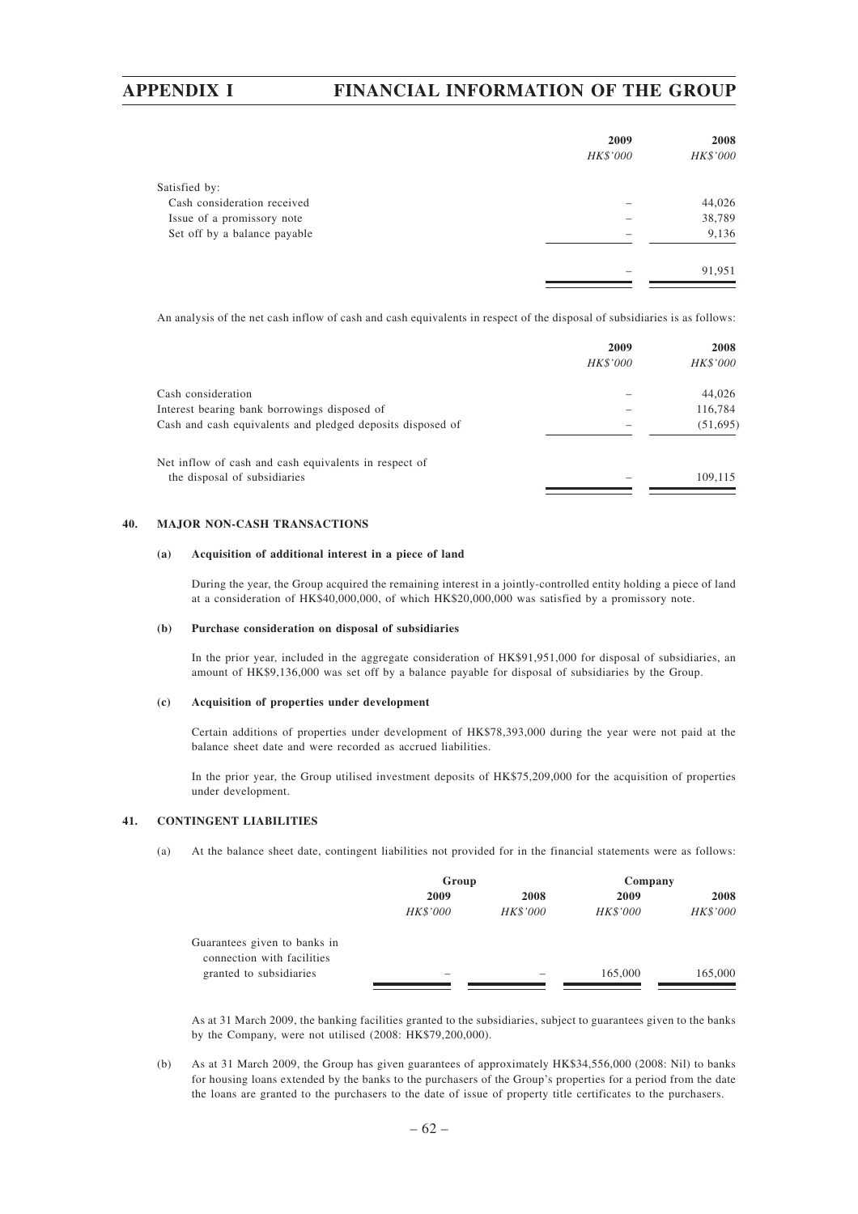| | 2009 | 2008 |
|---|---|---|
| | *HK$'000* | *HK$'000* |
| Satisfied by: | | |
| Cash consideration received | – | 44,026 |
| Issue of a promissory note | – | 38,789 |
| Set off by a balance payable | – | 9,136 |
| | – | 91,951 |

An analysis of the net cash inflow of cash and cash equivalents in respect of the disposal of subsidiaries is as follows:

| | 2009 | 2008 |
|---|---|---|
| | *HK$'000* | *HK$'000* |
| Cash consideration | – | 44,026 |
| Interest bearing bank borrowings disposed of | – | 116,784 |
| Cash and cash equivalents and pledged deposits disposed of | – | (51,695) |
| Net inflow of cash and cash equivalents in respect of the disposal of subsidiaries | – | 109,115 |

## 40. MAJOR NON-CASH TRANSACTIONS

### (a) Acquisition of additional interest in a piece of land

During the year, the Group acquired the remaining interest in a jointly-controlled entity holding a piece of land at a consideration of HK$40,000,000, of which HK$20,000,000 was satisfied by a promissory note.

### (b) Purchase consideration on disposal of subsidiaries

In the prior year, included in the aggregate consideration of HK$91,951,000 for disposal of subsidiaries, an amount of HK$9,136,000 was set off by a balance payable for disposal of subsidiaries by the Group.

### (c) Acquisition of properties under development

Certain additions of properties under development of HK$78,393,000 during the year were not paid at the balance sheet date and were recorded as accrued liabilities.

In the prior year, the Group utilised investment deposits of HK$75,209,000 for the acquisition of properties under development.

## 41. CONTINGENT LIABILITIES

(a) At the balance sheet date, contingent liabilities not provided for in the financial statements were as follows:

| | Group | | Company | |
|---|---|---|---|---|
| | 2009 | 2008 | 2009 | 2008 |
| | *HK$'000* | *HK$'000* | *HK$'000* | *HK$'000* |
| Guarantees given to banks in connection with facilities granted to subsidiaries | – | – | 165,000 | 165,000 |

As at 31 March 2009, the banking facilities granted to the subsidiaries, subject to guarantees given to the banks by the Company, were not utilised (2008: HK$79,200,000).

(b) As at 31 March 2009, the Group has given guarantees of approximately HK$34,556,000 (2008: Nil) to banks for housing loans extended by the banks to the purchasers of the Group's properties for a period from the date the loans are granted to the purchasers to the date of issue of property title certificates to the purchasers.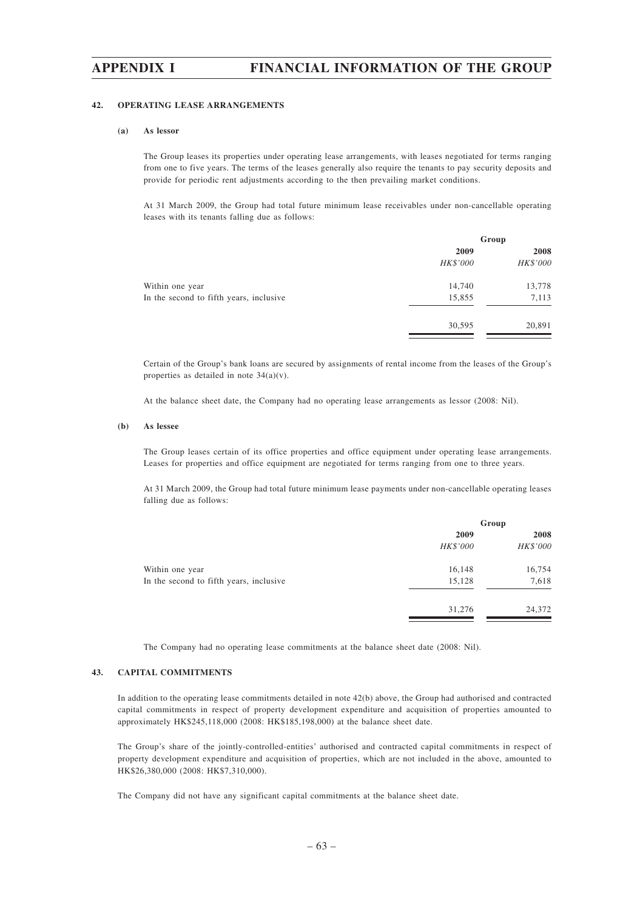## 42. OPERATING LEASE ARRANGEMENTS

### (a) As lessor

The Group leases its properties under operating lease arrangements, with leases negotiated for terms ranging from one to five years. The terms of the leases generally also require the tenants to pay security deposits and provide for periodic rent adjustments according to the then prevailing market conditions.

At 31 March 2009, the Group had total future minimum lease receivables under non-cancellable operating leases with its tenants falling due as follows:

| | Group | |
|---|---|---|
| | 2009 | 2008 |
| | *HK$'000* | *HK$'000* |
| Within one year | 14,740 | 13,778 |
| In the second to fifth years, inclusive | 15,855 | 7,113 |
| | 30,595 | 20,891 |

Certain of the Group's bank loans are secured by assignments of rental income from the leases of the Group's properties as detailed in note 34(a)(v).

At the balance sheet date, the Company had no operating lease arrangements as lessor (2008: Nil).

### (b) As lessee

The Group leases certain of its office properties and office equipment under operating lease arrangements. Leases for properties and office equipment are negotiated for terms ranging from one to three years.

At 31 March 2009, the Group had total future minimum lease payments under non-cancellable operating leases falling due as follows:

| | Group | |
|---|---|---|
| | 2009 | 2008 |
| | *HK$'000* | *HK$'000* |
| Within one year | 16,148 | 16,754 |
| In the second to fifth years, inclusive | 15,128 | 7,618 |
| | 31,276 | 24,372 |

The Company had no operating lease commitments at the balance sheet date (2008: Nil).

## 43. CAPITAL COMMITMENTS

In addition to the operating lease commitments detailed in note 42(b) above, the Group had authorised and contracted capital commitments in respect of property development expenditure and acquisition of properties amounted to approximately HK$245,118,000 (2008: HK$185,198,000) at the balance sheet date.

The Group's share of the jointly-controlled-entities' authorised and contracted capital commitments in respect of property development expenditure and acquisition of properties, which are not included in the above, amounted to HK$26,380,000 (2008: HK$7,310,000).

The Company did not have any significant capital commitments at the balance sheet date.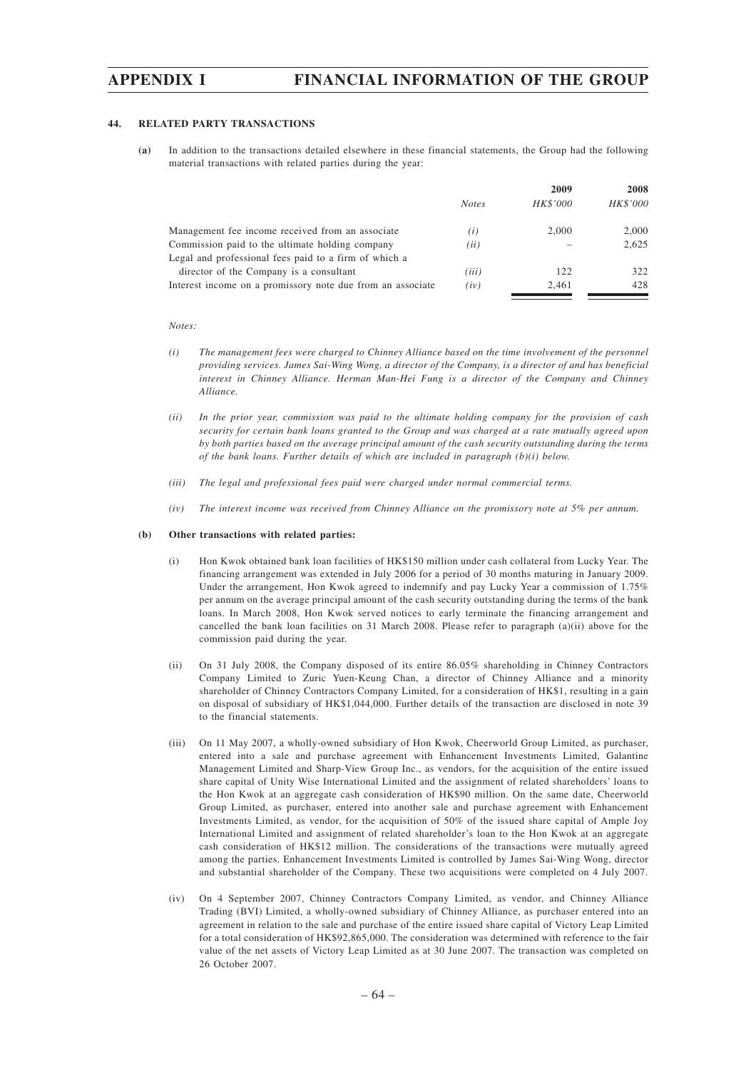## 44. RELATED PARTY TRANSACTIONS

**(a)** In addition to the transactions detailed elsewhere in these financial statements, the Group had the following material transactions with related parties during the year:

| | *Notes* | **2009** *HK$'000* | **2008** *HK$'000* |
|---|---|---|---|
| Management fee income received from an associate | *(i)* | 2,000 | 2,000 |
| Commission paid to the ultimate holding company | *(ii)* | – | 2,625 |
| Legal and professional fees paid to a firm of which a director of the Company is a consultant | *(iii)* | 122 | 322 |
| Interest income on a promissory note due from an associate | *(iv)* | 2,461 | 428 |

*Notes:*

*(i) The management fees were charged to Chinney Alliance based on the time involvement of the personnel providing services. James Sai-Wing Wong, a director of the Company, is a director of and has beneficial interest in Chinney Alliance. Herman Man-Hei Fung is a director of the Company and Chinney Alliance.*

*(ii) In the prior year, commission was paid to the ultimate holding company for the provision of cash security for certain bank loans granted to the Group and was charged at a rate mutually agreed upon by both parties based on the average principal amount of the cash security outstanding during the terms of the bank loans. Further details of which are included in paragraph (b)(i) below.*

*(iii) The legal and professional fees paid were charged under normal commercial terms.*

*(iv) The interest income was received from Chinney Alliance on the promissory note at 5% per annum.*

**(b) Other transactions with related parties:**

(i) Hon Kwok obtained bank loan facilities of HK$150 million under cash collateral from Lucky Year. The financing arrangement was extended in July 2006 for a period of 30 months maturing in January 2009. Under the arrangement, Hon Kwok agreed to indemnify and pay Lucky Year a commission of 1.75% per annum on the average principal amount of the cash security outstanding during the terms of the bank loans. In March 2008, Hon Kwok served notices to early terminate the financing arrangement and cancelled the bank loan facilities on 31 March 2008. Please refer to paragraph (a)(ii) above for the commission paid during the year.

(ii) On 31 July 2008, the Company disposed of its entire 86.05% shareholding in Chinney Contractors Company Limited to Zuric Yuen-Keung Chan, a director of Chinney Alliance and a minority shareholder of Chinney Contractors Company Limited, for a consideration of HK$1, resulting in a gain on disposal of subsidiary of HK$1,044,000. Further details of the transaction are disclosed in note 39 to the financial statements.

(iii) On 11 May 2007, a wholly-owned subsidiary of Hon Kwok, Cheerworld Group Limited, as purchaser, entered into a sale and purchase agreement with Enhancement Investments Limited, Galantine Management Limited and Sharp-View Group Inc., as vendors, for the acquisition of the entire issued share capital of Unity Wise International Limited and the assignment of related shareholders' loans to the Hon Kwok at an aggregate cash consideration of HK$90 million. On the same date, Cheerworld Group Limited, as purchaser, entered into another sale and purchase agreement with Enhancement Investments Limited, as vendor, for the acquisition of 50% of the issued share capital of Ample Joy International Limited and assignment of related shareholder's loan to the Hon Kwok at an aggregate cash consideration of HK$12 million. The considerations of the transactions were mutually agreed among the parties. Enhancement Investments Limited is controlled by James Sai-Wing Wong, director and substantial shareholder of the Company. These two acquisitions were completed on 4 July 2007.

(iv) On 4 September 2007, Chinney Contractors Company Limited, as vendor, and Chinney Alliance Trading (BVI) Limited, a wholly-owned subsidiary of Chinney Alliance, as purchaser entered into an agreement in relation to the sale and purchase of the entire issued share capital of Victory Leap Limited for a total consideration of HK$92,865,000. The consideration was determined with reference to the fair value of the net assets of Victory Leap Limited as at 30 June 2007. The transaction was completed on 26 October 2007.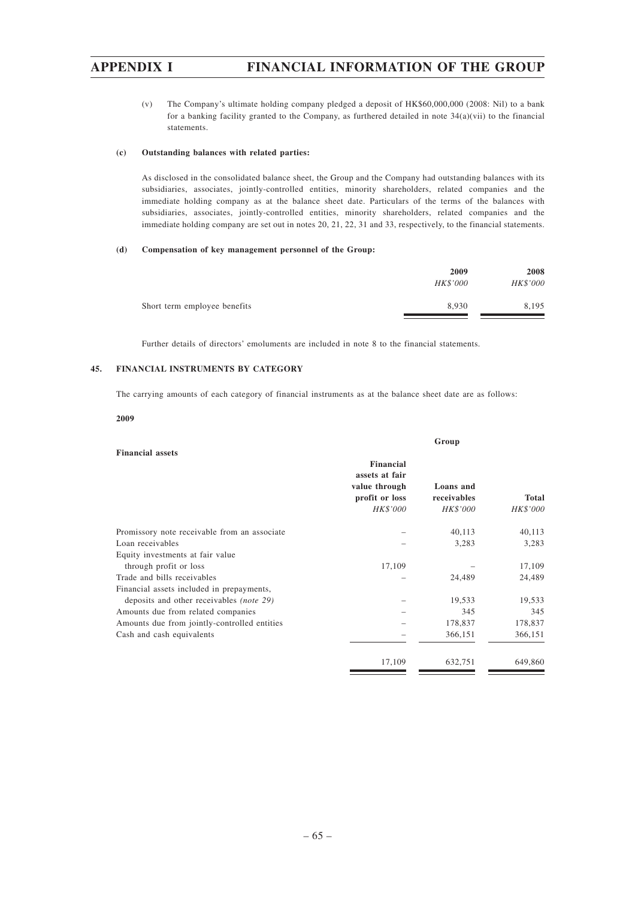(v) The Company's ultimate holding company pledged a deposit of HK$60,000,000 (2008: Nil) to a bank for a banking facility granted to the Company, as furthered detailed in note 34(a)(vii) to the financial statements.

**(c) Outstanding balances with related parties:**

As disclosed in the consolidated balance sheet, the Group and the Company had outstanding balances with its subsidiaries, associates, jointly-controlled entities, minority shareholders, related companies and the immediate holding company as at the balance sheet date. Particulars of the terms of the balances with subsidiaries, associates, jointly-controlled entities, minority shareholders, related companies and the immediate holding company are set out in notes 20, 21, 22, 31 and 33, respectively, to the financial statements.

**(d) Compensation of key management personnel of the Group:**

| | 2009 | 2008 |
|---|---|---|
| | *HK$'000* | *HK$'000* |
| Short term employee benefits | 8,930 | 8,195 |

Further details of directors' emoluments are included in note 8 to the financial statements.

## 45. FINANCIAL INSTRUMENTS BY CATEGORY

The carrying amounts of each category of financial instruments as at the balance sheet date are as follows:

**2009**

| Financial assets | Group | | |
|---|---|---|---|
| | Financial assets at fair value through profit or loss | Loans and receivables | Total |
| | *HK$'000* | *HK$'000* | *HK$'000* |
| Promissory note receivable from an associate | – | 40,113 | 40,113 |
| Loan receivables | – | 3,283 | 3,283 |
| Equity investments at fair value through profit or loss | 17,109 | – | 17,109 |
| Trade and bills receivables | – | 24,489 | 24,489 |
| Financial assets included in prepayments, deposits and other receivables *(note 29)* | – | 19,533 | 19,533 |
| Amounts due from related companies | – | 345 | 345 |
| Amounts due from jointly-controlled entities | – | 178,837 | 178,837 |
| Cash and cash equivalents | – | 366,151 | 366,151 |
| | 17,109 | 632,751 | 649,860 |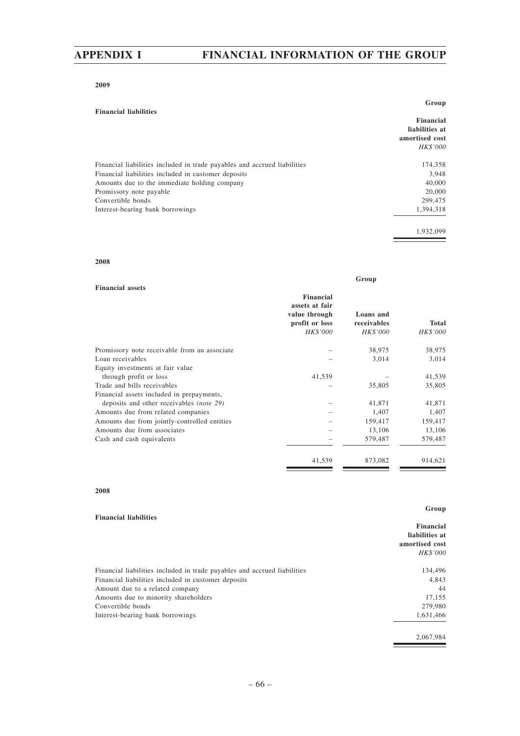**2009**

**Financial liabilities**

| | Group |
|---|---|
| | **Financial liabilities at amortised cost** |
| | *HK$'000* |
| Financial liabilities included in trade payables and accrued liabilities | 174,358 |
| Financial liabilities included in customer deposits | 3,948 |
| Amounts due to the immediate holding company | 40,000 |
| Promissory note payable | 20,000 |
| Convertible bonds | 299,475 |
| Interest-bearing bank borrowings | 1,394,318 |
| | 1,932,099 |

**2008**

**Financial assets**

| | Group | | |
|---|---|---|---|
| | **Financial assets at fair value through profit or loss** | **Loans and receivables** | **Total** |
| | *HK$'000* | *HK$'000* | *HK$'000* |
| Promissory note receivable from an associate | – | 38,975 | 38,975 |
| Loan receivables | – | 3,014 | 3,014 |
| Equity investments at fair value through profit or loss | 41,539 | – | 41,539 |
| Trade and bills receivables | – | 35,805 | 35,805 |
| Financial assets included in prepayments, deposits and other receivables *(note 29)* | – | 41,871 | 41,871 |
| Amounts due from related companies | – | 1,407 | 1,407 |
| Amounts due from jointly-controlled entities | – | 159,417 | 159,417 |
| Amounts due from associates | – | 13,106 | 13,106 |
| Cash and cash equivalents | – | 579,487 | 579,487 |
| | 41,539 | 873,082 | 914,621 |

**2008**

**Financial liabilities**

| | Group |
|---|---|
| | **Financial liabilities at amortised cost** |
| | *HK$'000* |
| Financial liabilities included in trade payables and accrued liabilities | 134,496 |
| Financial liabilities included in customer deposits | 4,843 |
| Amount due to a related company | 44 |
| Amounts due to minority shareholders | 17,155 |
| Convertible bonds | 279,980 |
| Interest-bearing bank borrowings | 1,631,466 |
| | 2,067,984 |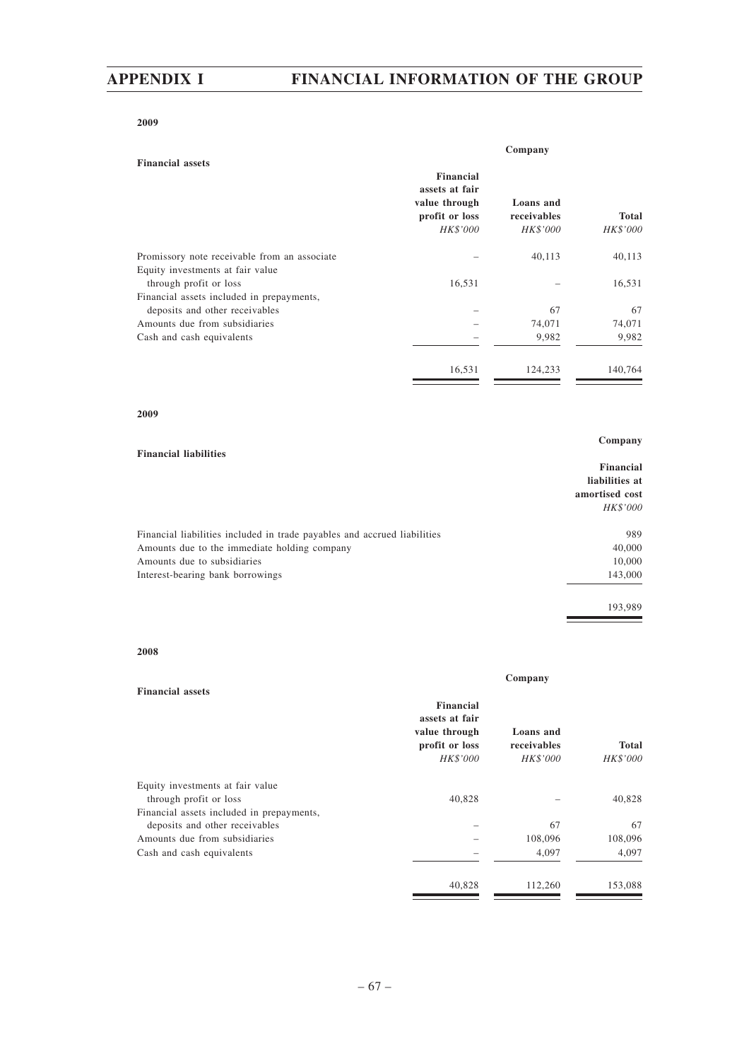**2009**

**Financial assets**

| | Company | | |
|---|---|---|---|
| | **Financial assets at fair value through profit or loss** | **Loans and receivables** | **Total** |
| | *HK$'000* | *HK$'000* | *HK$'000* |
| Promissory note receivable from an associate | – | 40,113 | 40,113 |
| Equity investments at fair value through profit or loss | 16,531 | – | 16,531 |
| Financial assets included in prepayments, deposits and other receivables | – | 67 | 67 |
| Amounts due from subsidiaries | – | 74,071 | 74,071 |
| Cash and cash equivalents | – | 9,982 | 9,982 |
| | 16,531 | 124,233 | 140,764 |

**2009**

**Financial liabilities**

| | Company |
|---|---|
| | **Financial liabilities at amortised cost** |
| | *HK$'000* |
| Financial liabilities included in trade payables and accrued liabilities | 989 |
| Amounts due to the immediate holding company | 40,000 |
| Amounts due to subsidiaries | 10,000 |
| Interest-bearing bank borrowings | 143,000 |
| | 193,989 |

**2008**

**Financial assets**

| | Company | | |
|---|---|---|---|
| | **Financial assets at fair value through profit or loss** | **Loans and receivables** | **Total** |
| | *HK$'000* | *HK$'000* | *HK$'000* |
| Equity investments at fair value through profit or loss | 40,828 | – | 40,828 |
| Financial assets included in prepayments, deposits and other receivables | – | 67 | 67 |
| Amounts due from subsidiaries | – | 108,096 | 108,096 |
| Cash and cash equivalents | – | 4,097 | 4,097 |
| | 40,828 | 112,260 | 153,088 |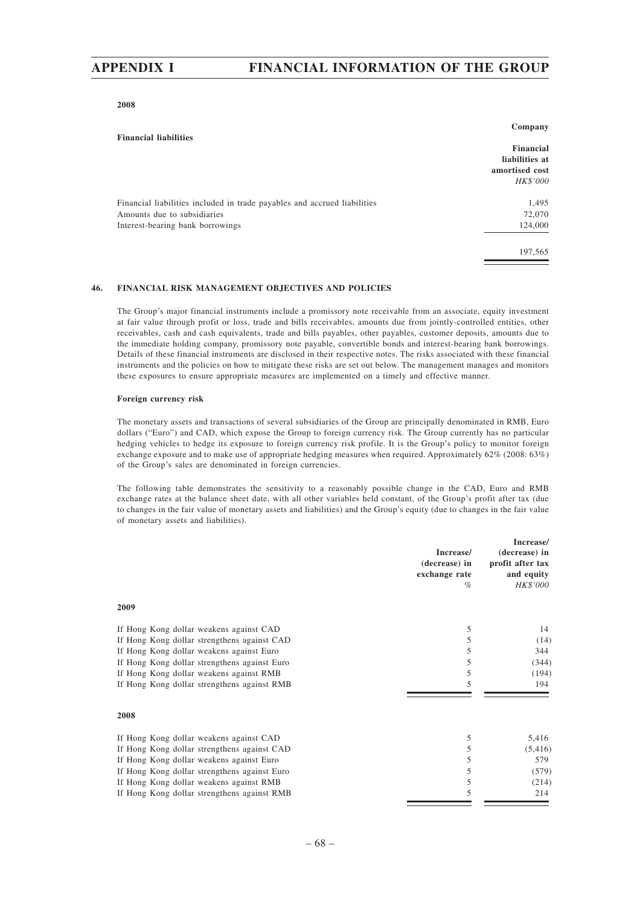**2008**

| Financial liabilities | Company |
|---|---|
| | Financial liabilities at amortised cost |
| | *HK$'000* |
| Financial liabilities included in trade payables and accrued liabilities | 1,495 |
| Amounts due to subsidiaries | 72,070 |
| Interest-bearing bank borrowings | 124,000 |
| | 197,565 |

## 46. FINANCIAL RISK MANAGEMENT OBJECTIVES AND POLICIES

The Group's major financial instruments include a promissory note receivable from an associate, equity investment at fair value through profit or loss, trade and bills receivables, amounts due from jointly-controlled entities, other receivables, cash and cash equivalents, trade and bills payables, other payables, customer deposits, amounts due to the immediate holding company, promissory note payable, convertible bonds and interest-bearing bank borrowings. Details of these financial instruments are disclosed in their respective notes. The risks associated with these financial instruments and the policies on how to mitigate these risks are set out below. The management manages and monitors these exposures to ensure appropriate measures are implemented on a timely and effective manner.

**Foreign currency risk**

The monetary assets and transactions of several subsidiaries of the Group are principally denominated in RMB, Euro dollars ("Euro") and CAD, which expose the Group to foreign currency risk. The Group currently has no particular hedging vehicles to hedge its exposure to foreign currency risk profile. It is the Group's policy to monitor foreign exchange exposure and to make use of appropriate hedging measures when required. Approximately 62% (2008: 63%) of the Group's sales are denominated in foreign currencies.

The following table demonstrates the sensitivity to a reasonably possible change in the CAD, Euro and RMB exchange rates at the balance sheet date, with all other variables held constant, of the Group's profit after tax (due to changes in the fair value of monetary assets and liabilities) and the Group's equity (due to changes in the fair value of monetary assets and liabilities).

| | Increase/ (decrease) in exchange rate | Increase/ (decrease) in profit after tax and equity |
|---|---|---|
| | *%* | *HK$'000* |
| **2009** | | |
| If Hong Kong dollar weakens against CAD | 5 | 14 |
| If Hong Kong dollar strengthens against CAD | 5 | (14) |
| If Hong Kong dollar weakens against Euro | 5 | 344 |
| If Hong Kong dollar strengthens against Euro | 5 | (344) |
| If Hong Kong dollar weakens against RMB | 5 | (194) |
| If Hong Kong dollar strengthens against RMB | 5 | 194 |
| **2008** | | |
| If Hong Kong dollar weakens against CAD | 5 | 5,416 |
| If Hong Kong dollar strengthens against CAD | 5 | (5,416) |
| If Hong Kong dollar weakens against Euro | 5 | 579 |
| If Hong Kong dollar strengthens against Euro | 5 | (579) |
| If Hong Kong dollar weakens against RMB | 5 | (214) |
| If Hong Kong dollar strengthens against RMB | 5 | 214 |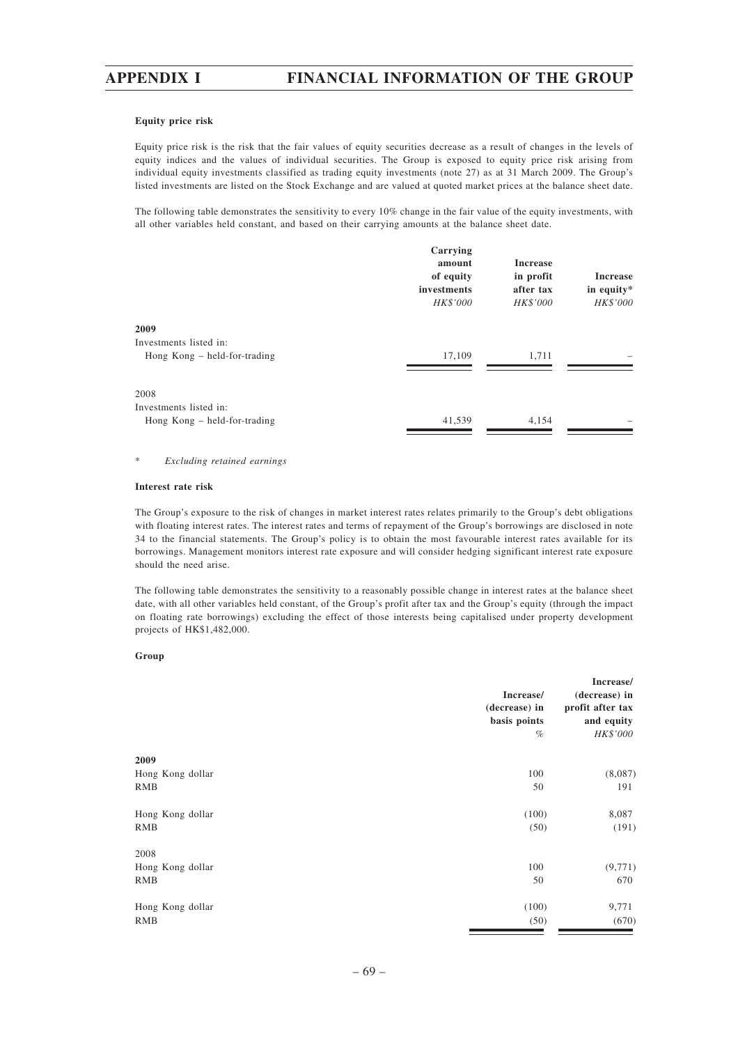**Equity price risk**

Equity price risk is the risk that the fair values of equity securities decrease as a result of changes in the levels of equity indices and the values of individual securities. The Group is exposed to equity price risk arising from individual equity investments classified as trading equity investments (note 27) as at 31 March 2009. The Group's listed investments are listed on the Stock Exchange and are valued at quoted market prices at the balance sheet date.

The following table demonstrates the sensitivity to every 10% change in the fair value of the equity investments, with all other variables held constant, and based on their carrying amounts at the balance sheet date.

| | Carrying amount of equity investments *HK$'000* | Increase in profit after tax *HK$'000* | Increase in equity* *HK$'000* |
|---|---|---|---|
| **2009** | | | |
| Investments listed in: | | | |
| Hong Kong – held-for-trading | 17,109 | 1,711 | – |
| 2008 | | | |
| Investments listed in: | | | |
| Hong Kong – held-for-trading | 41,539 | 4,154 | – |

\* *Excluding retained earnings*

**Interest rate risk**

The Group's exposure to the risk of changes in market interest rates relates primarily to the Group's debt obligations with floating interest rates. The interest rates and terms of repayment of the Group's borrowings are disclosed in note 34 to the financial statements. The Group's policy is to obtain the most favourable interest rates available for its borrowings. Management monitors interest rate exposure and will consider hedging significant interest rate exposure should the need arise.

The following table demonstrates the sensitivity to a reasonably possible change in interest rates at the balance sheet date, with all other variables held constant, of the Group's profit after tax and the Group's equity (through the impact on floating rate borrowings) excluding the effect of those interests being capitalised under property development projects of HK$1,482,000.

**Group**

| | Increase/ (decrease) in basis points *%* | Increase/ (decrease) in profit after tax and equity *HK$'000* |
|---|---|---|
| **2009** | | |
| Hong Kong dollar | 100 | (8,087) |
| RMB | 50 | 191 |
| Hong Kong dollar | (100) | 8,087 |
| RMB | (50) | (191) |
| 2008 | | |
| Hong Kong dollar | 100 | (9,771) |
| RMB | 50 | 670 |
| Hong Kong dollar | (100) | 9,771 |
| RMB | (50) | (670) |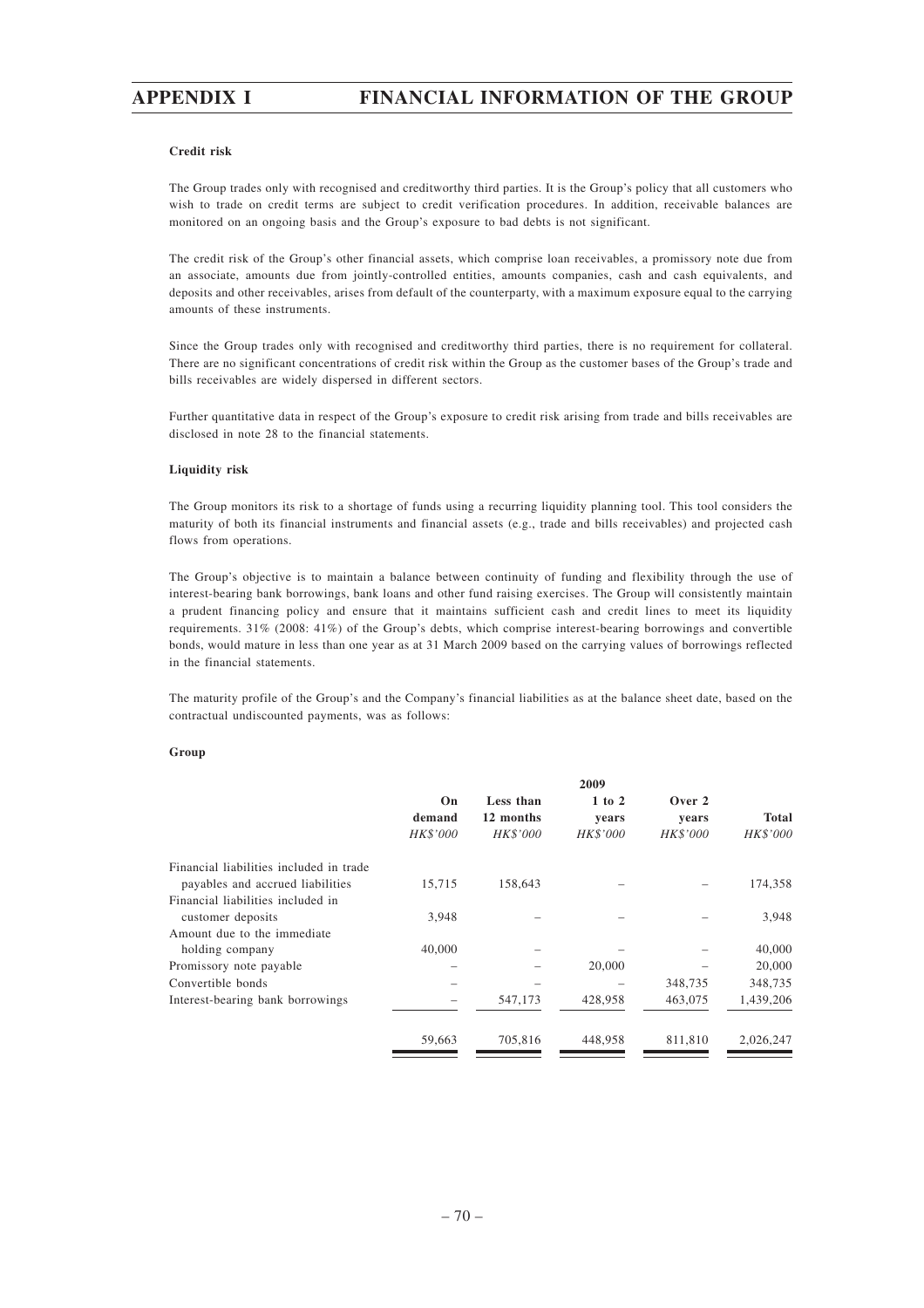**Credit risk**

The Group trades only with recognised and creditworthy third parties. It is the Group's policy that all customers who wish to trade on credit terms are subject to credit verification procedures. In addition, receivable balances are monitored on an ongoing basis and the Group's exposure to bad debts is not significant.

The credit risk of the Group's other financial assets, which comprise loan receivables, a promissory note due from an associate, amounts due from jointly-controlled entities, amounts companies, cash and cash equivalents, and deposits and other receivables, arises from default of the counterparty, with a maximum exposure equal to the carrying amounts of these instruments.

Since the Group trades only with recognised and creditworthy third parties, there is no requirement for collateral. There are no significant concentrations of credit risk within the Group as the customer bases of the Group's trade and bills receivables are widely dispersed in different sectors.

Further quantitative data in respect of the Group's exposure to credit risk arising from trade and bills receivables are disclosed in note 28 to the financial statements.

**Liquidity risk**

The Group monitors its risk to a shortage of funds using a recurring liquidity planning tool. This tool considers the maturity of both its financial instruments and financial assets (e.g., trade and bills receivables) and projected cash flows from operations.

The Group's objective is to maintain a balance between continuity of funding and flexibility through the use of interest-bearing bank borrowings, bank loans and other fund raising exercises. The Group will consistently maintain a prudent financing policy and ensure that it maintains sufficient cash and credit lines to meet its liquidity requirements. 31% (2008: 41%) of the Group's debts, which comprise interest-bearing borrowings and convertible bonds, would mature in less than one year as at 31 March 2009 based on the carrying values of borrowings reflected in the financial statements.

The maturity profile of the Group's and the Company's financial liabilities as at the balance sheet date, based on the contractual undiscounted payments, was as follows:

**Group**

| | 2009 | | | | |
|---|---|---|---|---|---|
| | On demand | Less than 12 months | 1 to 2 years | Over 2 years | Total |
| | *HK$'000* | *HK$'000* | *HK$'000* | *HK$'000* | *HK$'000* |
| Financial liabilities included in trade payables and accrued liabilities | 15,715 | 158,643 | – | – | 174,358 |
| Financial liabilities included in customer deposits | 3,948 | – | – | – | 3,948 |
| Amount due to the immediate holding company | 40,000 | – | – | – | 40,000 |
| Promissory note payable | – | – | 20,000 | – | 20,000 |
| Convertible bonds | – | – | – | 348,735 | 348,735 |
| Interest-bearing bank borrowings | – | 547,173 | 428,958 | 463,075 | 1,439,206 |
| | 59,663 | 705,816 | 448,958 | 811,810 | 2,026,247 |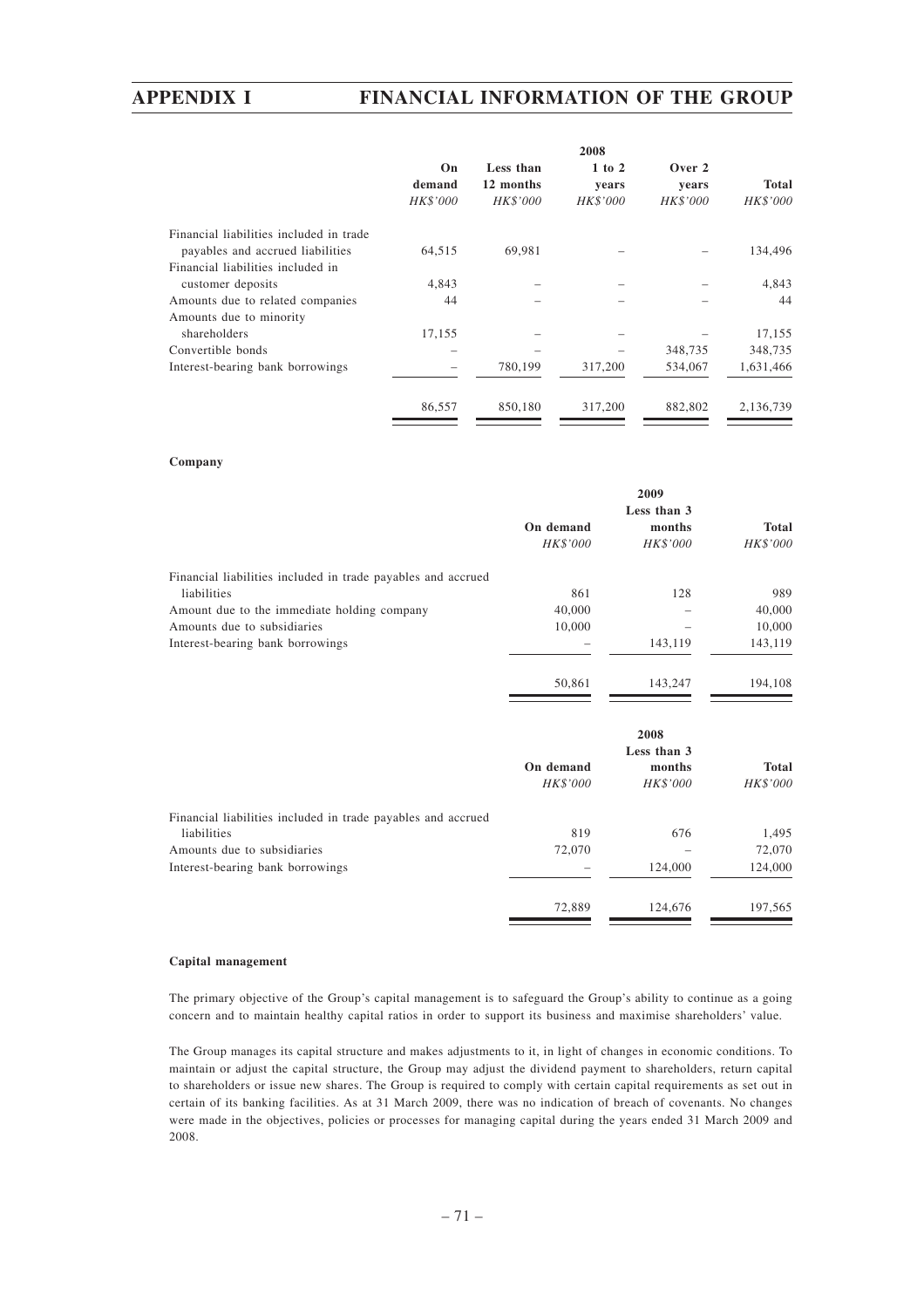| | 2008 | | | | |
|---|---|---|---|---|---|
| | On demand | Less than 12 months | 1 to 2 years | Over 2 years | Total |
| | *HK$'000* | *HK$'000* | *HK$'000* | *HK$'000* | *HK$'000* |
| Financial liabilities included in trade payables and accrued liabilities | 64,515 | 69,981 | – | – | 134,496 |
| Financial liabilities included in customer deposits | 4,843 | – | – | – | 4,843 |
| Amounts due to related companies | 44 | – | – | – | 44 |
| Amounts due to minority shareholders | 17,155 | – | – | – | 17,155 |
| Convertible bonds | – | – | – | 348,735 | 348,735 |
| Interest-bearing bank borrowings | – | 780,199 | 317,200 | 534,067 | 1,631,466 |
| | 86,557 | 850,180 | 317,200 | 882,802 | 2,136,739 |

**Company**

| | 2009 | | |
|---|---|---|---|
| | On demand | Less than 3 months | Total |
| | *HK$'000* | *HK$'000* | *HK$'000* |
| Financial liabilities included in trade payables and accrued liabilities | 861 | 128 | 989 |
| Amount due to the immediate holding company | 40,000 | – | 40,000 |
| Amounts due to subsidiaries | 10,000 | – | 10,000 |
| Interest-bearing bank borrowings | – | 143,119 | 143,119 |
| | 50,861 | 143,247 | 194,108 |

| | 2008 | | |
|---|---|---|---|
| | On demand | Less than 3 months | Total |
| | *HK$'000* | *HK$'000* | *HK$'000* |
| Financial liabilities included in trade payables and accrued liabilities | 819 | 676 | 1,495 |
| Amounts due to subsidiaries | 72,070 | – | 72,070 |
| Interest-bearing bank borrowings | – | 124,000 | 124,000 |
| | 72,889 | 124,676 | 197,565 |

**Capital management**

The primary objective of the Group's capital management is to safeguard the Group's ability to continue as a going concern and to maintain healthy capital ratios in order to support its business and maximise shareholders' value.

The Group manages its capital structure and makes adjustments to it, in light of changes in economic conditions. To maintain or adjust the capital structure, the Group may adjust the dividend payment to shareholders, return capital to shareholders or issue new shares. The Group is required to comply with certain capital requirements as set out in certain of its banking facilities. As at 31 March 2009, there was no indication of breach of covenants. No changes were made in the objectives, policies or processes for managing capital during the years ended 31 March 2009 and 2008.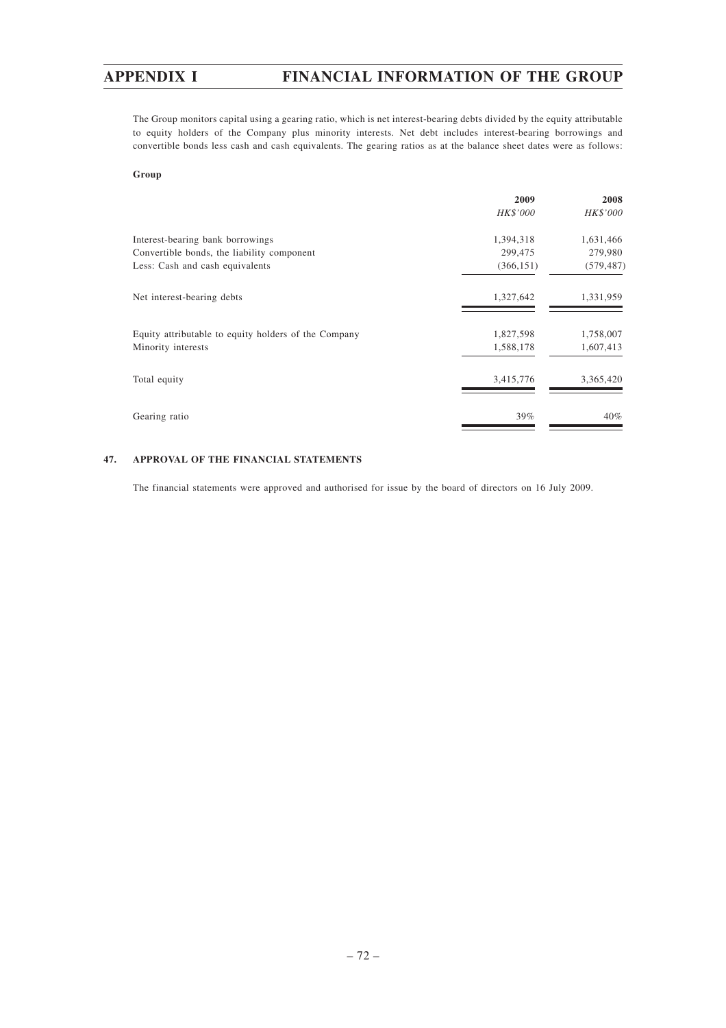The Group monitors capital using a gearing ratio, which is net interest-bearing debts divided by the equity attributable to equity holders of the Company plus minority interests. Net debt includes interest-bearing borrowings and convertible bonds less cash and cash equivalents. The gearing ratios as at the balance sheet dates were as follows:

**Group**

| | 2009 | 2008 |
|---|---|---|
| | *HK$'000* | *HK$'000* |
| Interest-bearing bank borrowings | 1,394,318 | 1,631,466 |
| Convertible bonds, the liability component | 299,475 | 279,980 |
| Less: Cash and cash equivalents | (366,151) | (579,487) |
| Net interest-bearing debts | 1,327,642 | 1,331,959 |
| Equity attributable to equity holders of the Company | 1,827,598 | 1,758,007 |
| Minority interests | 1,588,178 | 1,607,413 |
| Total equity | 3,415,776 | 3,365,420 |
| Gearing ratio | 39% | 40% |

## 47. APPROVAL OF THE FINANCIAL STATEMENTS

The financial statements were approved and authorised for issue by the board of directors on 16 July 2009.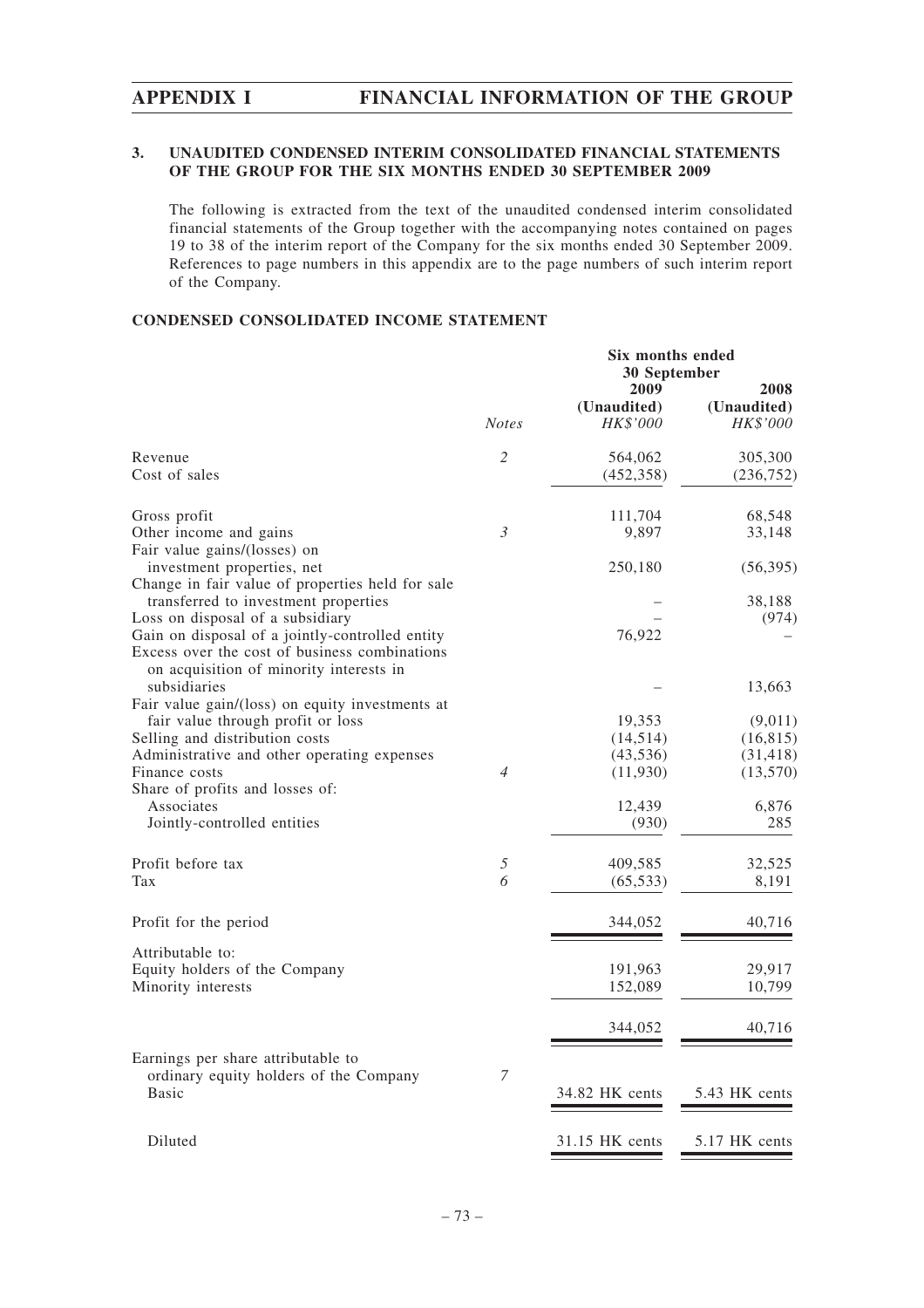## 3. UNAUDITED CONDENSED INTERIM CONSOLIDATED FINANCIAL STATEMENTS OF THE GROUP FOR THE SIX MONTHS ENDED 30 SEPTEMBER 2009

The following is extracted from the text of the unaudited condensed interim consolidated financial statements of the Group together with the accompanying notes contained on pages 19 to 38 of the interim report of the Company for the six months ended 30 September 2009. References to page numbers in this appendix are to the page numbers of such interim report of the Company.

### CONDENSED CONSOLIDATED INCOME STATEMENT

| | | Six months ended 30 September | |
|---|---|---|---|
| | | 2009 | 2008 |
| | | (Unaudited) | (Unaudited) |
| | *Notes* | *HK$'000* | *HK$'000* |
| Revenue | 2 | 564,062 | 305,300 |
| Cost of sales | | (452,358) | (236,752) |
| Gross profit | | 111,704 | 68,548 |
| Other income and gains | 3 | 9,897 | 33,148 |
| Fair value gains/(losses) on investment properties, net | | 250,180 | (56,395) |
| Change in fair value of properties held for sale transferred to investment properties | | – | 38,188 |
| Loss on disposal of a subsidiary | | – | (974) |
| Gain on disposal of a jointly-controlled entity | | 76,922 | – |
| Excess over the cost of business combinations on acquisition of minority interests in subsidiaries | | – | 13,663 |
| Fair value gain/(loss) on equity investments at fair value through profit or loss | | 19,353 | (9,011) |
| Selling and distribution costs | | (14,514) | (16,815) |
| Administrative and other operating expenses | | (43,536) | (31,418) |
| Finance costs | 4 | (11,930) | (13,570) |
| Share of profits and losses of: | | | |
| Associates | | 12,439 | 6,876 |
| Jointly-controlled entities | | (930) | 285 |
| Profit before tax | 5 | 409,585 | 32,525 |
| Tax | 6 | (65,533) | 8,191 |
| Profit for the period | | 344,052 | 40,716 |
| Attributable to: | | | |
| Equity holders of the Company | | 191,963 | 29,917 |
| Minority interests | | 152,089 | 10,799 |
| | | 344,052 | 40,716 |
| Earnings per share attributable to ordinary equity holders of the Company | 7 | | |
| Basic | | 34.82 HK cents | 5.43 HK cents |
| Diluted | | 31.15 HK cents | 5.17 HK cents |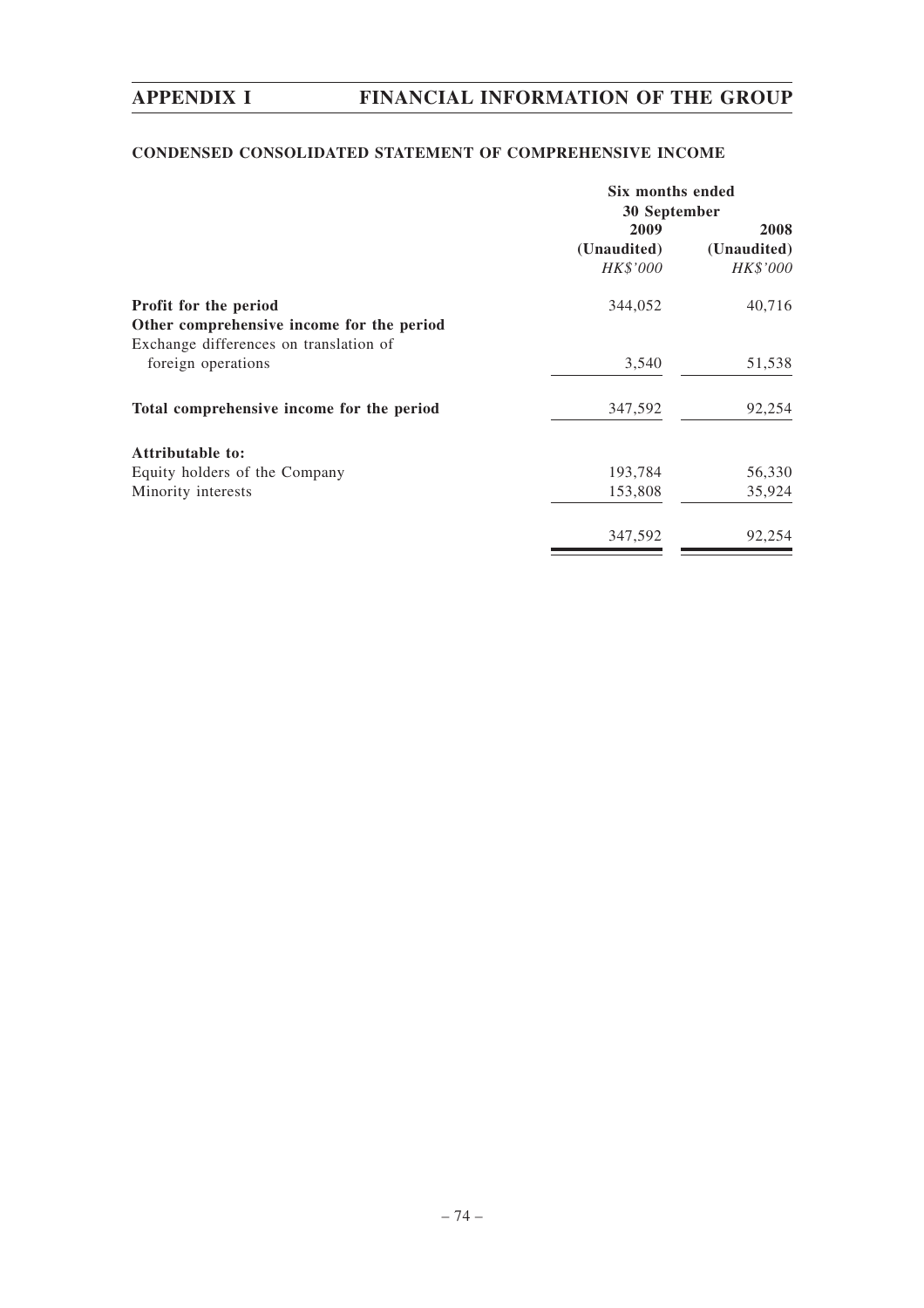## CONDENSED CONSOLIDATED STATEMENT OF COMPREHENSIVE INCOME

| | Six months ended 30 September | |
|---|---|---|
| | 2009 | 2008 |
| | (Unaudited) | (Unaudited) |
| | *HK$'000* | *HK$'000* |
| **Profit for the period** | 344,052 | 40,716 |
| **Other comprehensive income for the period** | | |
| Exchange differences on translation of foreign operations | 3,540 | 51,538 |
| **Total comprehensive income for the period** | 347,592 | 92,254 |
| **Attributable to:** | | |
| Equity holders of the Company | 193,784 | 56,330 |
| Minority interests | 153,808 | 35,924 |
| | 347,592 | 92,254 |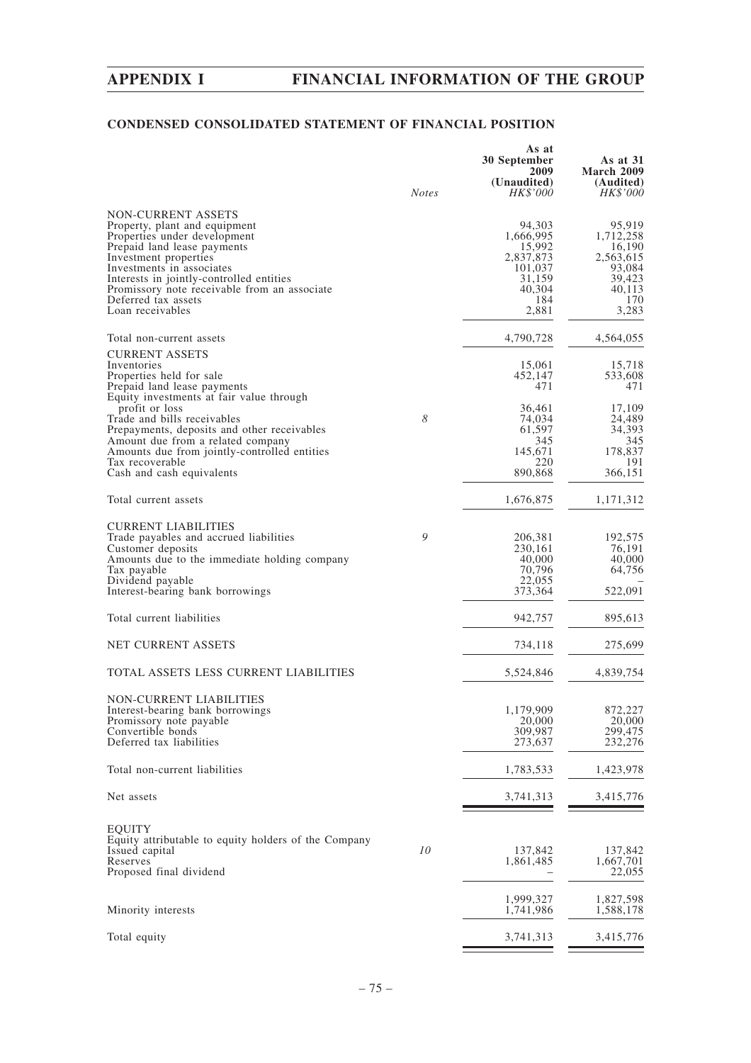## CONDENSED CONSOLIDATED STATEMENT OF FINANCIAL POSITION

| | *Notes* | As at 30 September 2009 (Unaudited) *HK$'000* | As at 31 March 2009 (Audited) *HK$'000* |
|---|---|---|---|
| NON-CURRENT ASSETS | | | |
| Property, plant and equipment | | 94,303 | 95,919 |
| Properties under development | | 1,666,995 | 1,712,258 |
| Prepaid land lease payments | | 15,992 | 16,190 |
| Investment properties | | 2,837,873 | 2,563,615 |
| Investments in associates | | 101,037 | 93,084 |
| Interests in jointly-controlled entities | | 31,159 | 39,423 |
| Promissory note receivable from an associate | | 40,304 | 40,113 |
| Deferred tax assets | | 184 | 170 |
| Loan receivables | | 2,881 | 3,283 |
| Total non-current assets | | 4,790,728 | 4,564,055 |
| CURRENT ASSETS | | | |
| Inventories | | 15,061 | 15,718 |
| Properties held for sale | | 452,147 | 533,608 |
| Prepaid land lease payments | | 471 | 471 |
| Equity investments at fair value through profit or loss | | 36,461 | 17,109 |
| Trade and bills receivables | 8 | 74,034 | 24,489 |
| Prepayments, deposits and other receivables | | 61,597 | 34,393 |
| Amount due from a related company | | 345 | 345 |
| Amounts due from jointly-controlled entities | | 145,671 | 178,837 |
| Tax recoverable | | 220 | 191 |
| Cash and cash equivalents | | 890,868 | 366,151 |
| Total current assets | | 1,676,875 | 1,171,312 |
| CURRENT LIABILITIES | | | |
| Trade payables and accrued liabilities | 9 | 206,381 | 192,575 |
| Customer deposits | | 230,161 | 76,191 |
| Amounts due to the immediate holding company | | 40,000 | 40,000 |
| Tax payable | | 70,796 | 64,756 |
| Dividend payable | | 22,055 | – |
| Interest-bearing bank borrowings | | 373,364 | 522,091 |
| Total current liabilities | | 942,757 | 895,613 |
| NET CURRENT ASSETS | | 734,118 | 275,699 |
| TOTAL ASSETS LESS CURRENT LIABILITIES | | 5,524,846 | 4,839,754 |
| NON-CURRENT LIABILITIES | | | |
| Interest-bearing bank borrowings | | 1,179,909 | 872,227 |
| Promissory note payable | | 20,000 | 20,000 |
| Convertible bonds | | 309,987 | 299,475 |
| Deferred tax liabilities | | 273,637 | 232,276 |
| Total non-current liabilities | | 1,783,533 | 1,423,978 |
| Net assets | | 3,741,313 | 3,415,776 |
| EQUITY | | | |
| Equity attributable to equity holders of the Company | | | |
| Issued capital | 10 | 137,842 | 137,842 |
| Reserves | | 1,861,485 | 1,667,701 |
| Proposed final dividend | | – | 22,055 |
| | | 1,999,327 | 1,827,598 |
| Minority interests | | 1,741,986 | 1,588,178 |
| Total equity | | 3,741,313 | 3,415,776 |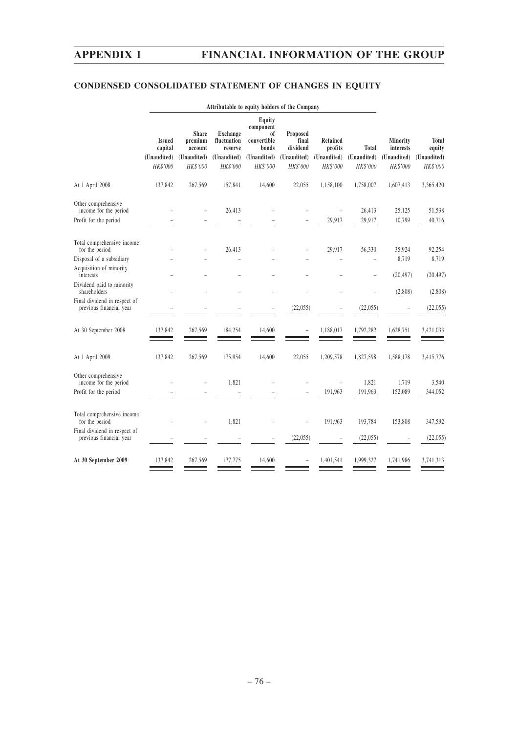## CONDENSED CONSOLIDATED STATEMENT OF CHANGES IN EQUITY

| | Attributable to equity holders of the Company | | | | | | | | |
|---|---|---|---|---|---|---|---|---|---|
| | Issued capital | Share premium account | Exchange fluctuation reserve | Equity component of convertible bonds | Proposed final dividend | Retained profits | Total | Minority interests | Total equity |
| | (Unaudited) | (Unaudited) | (Unaudited) | (Unaudited) | (Unaudited) | (Unaudited) | (Unaudited) | (Unaudited) | (Unaudited) |
| | *HK$'000* | *HK$'000* | *HK$'000* | *HK$'000* | *HK$'000* | *HK$'000* | *HK$'000* | *HK$'000* | *HK$'000* |
| At 1 April 2008 | 137,842 | 267,569 | 157,841 | 14,600 | 22,055 | 1,158,100 | 1,758,007 | 1,607,413 | 3,365,420 |
| Other comprehensive income for the period | – | – | 26,413 | – | – | – | 26,413 | 25,125 | 51,538 |
| Profit for the period | – | – | – | – | – | 29,917 | 29,917 | 10,799 | 40,716 |
| Total comprehensive income for the period | – | – | 26,413 | – | – | 29,917 | 56,330 | 35,924 | 92,254 |
| Disposal of a subsidiary | – | – | – | – | – | – | – | 8,719 | 8,719 |
| Acquisition of minority interests | – | – | – | – | – | – | – | (20,497) | (20,497) |
| Dividend paid to minority shareholders | – | – | – | – | – | – | – | (2,808) | (2,808) |
| Final dividend in respect of previous financial year | – | – | – | – | (22,055) | – | (22,055) | – | (22,055) |
| At 30 September 2008 | 137,842 | 267,569 | 184,254 | 14,600 | – | 1,188,017 | 1,792,282 | 1,628,751 | 3,421,033 |
| At 1 April 2009 | 137,842 | 267,569 | 175,954 | 14,600 | 22,055 | 1,209,578 | 1,827,598 | 1,588,178 | 3,415,776 |
| Other comprehensive income for the period | – | – | 1,821 | – | – | – | 1,821 | 1,719 | 3,540 |
| Profit for the period | – | – | – | – | – | 191,963 | 191,963 | 152,089 | 344,052 |
| Total comprehensive income for the period | – | – | 1,821 | – | – | 191,963 | 193,784 | 153,808 | 347,592 |
| Final dividend in respect of previous financial year | – | – | – | – | (22,055) | – | (22,055) | – | (22,055) |
| **At 30 September 2009** | 137,842 | 267,569 | 177,775 | 14,600 | – | 1,401,541 | 1,999,327 | 1,741,986 | 3,741,313 |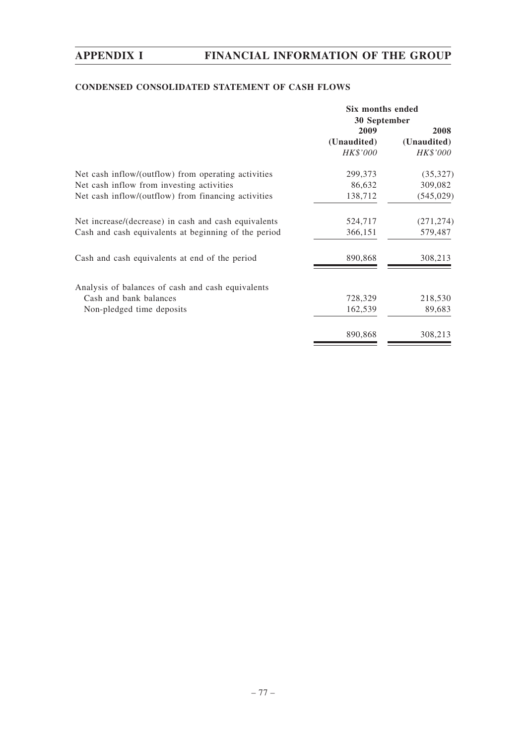### CONDENSED CONSOLIDATED STATEMENT OF CASH FLOWS

| | Six months ended 30 September | |
|---|---|---|
| | 2009 | 2008 |
| | (Unaudited) | (Unaudited) |
| | *HK$'000* | *HK$'000* |
| Net cash inflow/(outflow) from operating activities | 299,373 | (35,327) |
| Net cash inflow from investing activities | 86,632 | 309,082 |
| Net cash inflow/(outflow) from financing activities | 138,712 | (545,029) |
| Net increase/(decrease) in cash and cash equivalents | 524,717 | (271,274) |
| Cash and cash equivalents at beginning of the period | 366,151 | 579,487 |
| Cash and cash equivalents at end of the period | 890,868 | 308,213 |
| Analysis of balances of cash and cash equivalents | | |
| Cash and bank balances | 728,329 | 218,530 |
| Non-pledged time deposits | 162,539 | 89,683 |
| | 890,868 | 308,213 |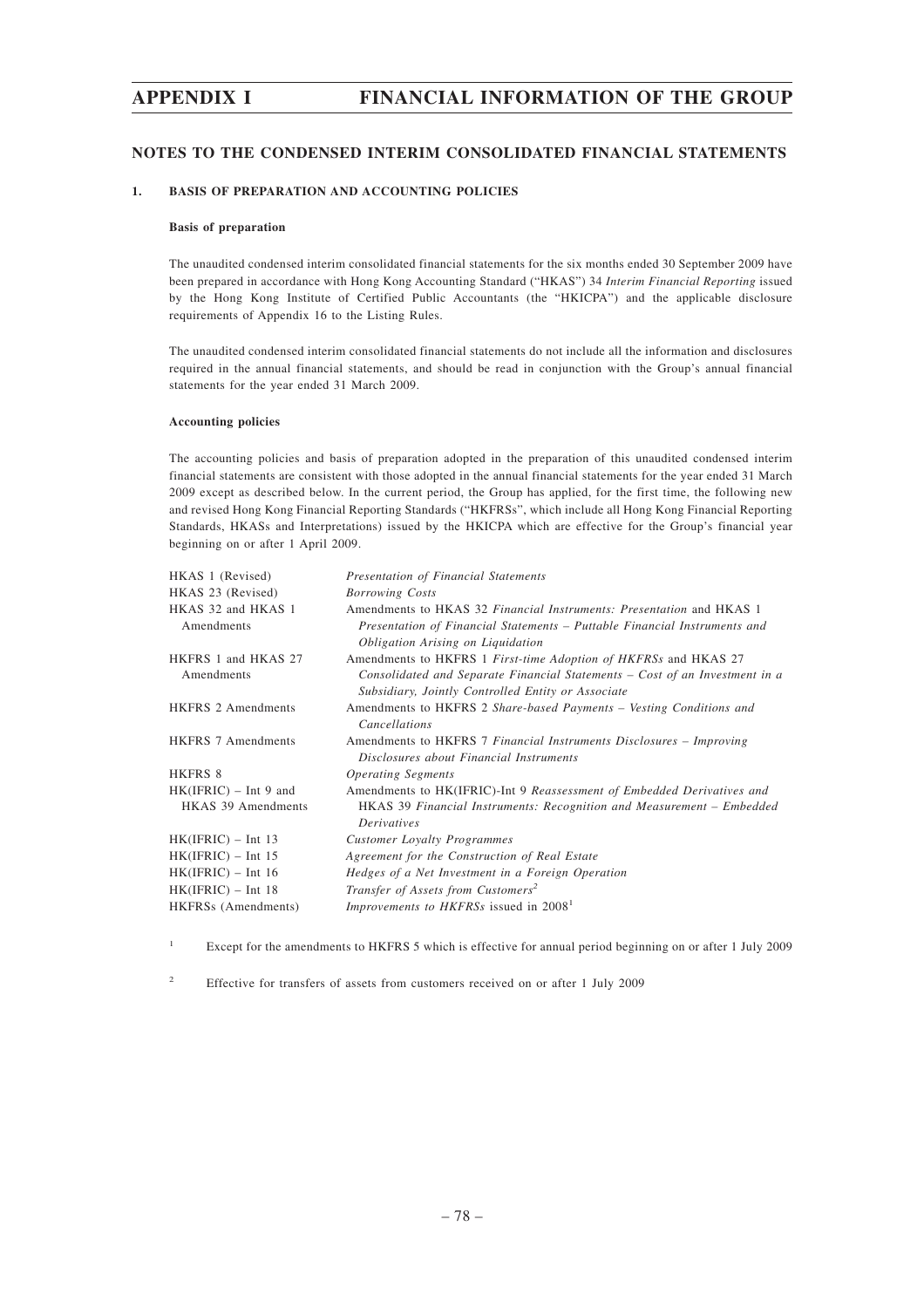## NOTES TO THE CONDENSED INTERIM CONSOLIDATED FINANCIAL STATEMENTS

### 1. BASIS OF PREPARATION AND ACCOUNTING POLICIES

**Basis of preparation**

The unaudited condensed interim consolidated financial statements for the six months ended 30 September 2009 have been prepared in accordance with Hong Kong Accounting Standard ("HKAS") 34 *Interim Financial Reporting* issued by the Hong Kong Institute of Certified Public Accountants (the "HKICPA") and the applicable disclosure requirements of Appendix 16 to the Listing Rules.

The unaudited condensed interim consolidated financial statements do not include all the information and disclosures required in the annual financial statements, and should be read in conjunction with the Group's annual financial statements for the year ended 31 March 2009.

**Accounting policies**

The accounting policies and basis of preparation adopted in the preparation of this unaudited condensed interim financial statements are consistent with those adopted in the annual financial statements for the year ended 31 March 2009 except as described below. In the current period, the Group has applied, for the first time, the following new and revised Hong Kong Financial Reporting Standards ("HKFRSs", which include all Hong Kong Financial Reporting Standards, HKASs and Interpretations) issued by the HKICPA which are effective for the Group's financial year beginning on or after 1 April 2009.

| | |
|---|---|
| HKAS 1 (Revised) | *Presentation of Financial Statements* |
| HKAS 23 (Revised) | *Borrowing Costs* |
| HKAS 32 and HKAS 1 Amendments | Amendments to HKAS 32 *Financial Instruments: Presentation* and HKAS 1 *Presentation of Financial Statements – Puttable Financial Instruments and Obligation Arising on Liquidation* |
| HKFRS 1 and HKAS 27 Amendments | Amendments to HKFRS 1 *First-time Adoption of HKFRSs* and HKAS 27 *Consolidated and Separate Financial Statements – Cost of an Investment in a Subsidiary, Jointly Controlled Entity or Associate* |
| HKFRS 2 Amendments | Amendments to HKFRS 2 *Share-based Payments – Vesting Conditions and Cancellations* |
| HKFRS 7 Amendments | Amendments to HKFRS 7 *Financial Instruments Disclosures – Improving Disclosures about Financial Instruments* |
| HKFRS 8 | *Operating Segments* |
| HK(IFRIC) – Int 9 and HKAS 39 Amendments | Amendments to HK(IFRIC)-Int 9 *Reassessment of Embedded Derivatives and* HKAS 39 *Financial Instruments: Recognition and Measurement – Embedded Derivatives* |
| HK(IFRIC) – Int 13 | *Customer Loyalty Programmes* |
| HK(IFRIC) – Int 15 | *Agreement for the Construction of Real Estate* |
| HK(IFRIC) – Int 16 | *Hedges of a Net Investment in a Foreign Operation* |
| HK(IFRIC) – Int 18 | *Transfer of Assets from Customers*[2] |
| HKFRSs (Amendments) | *Improvements to HKFRSs* issued in 2008[1] |

[1] Except for the amendments to HKFRS 5 which is effective for annual period beginning on or after 1 July 2009

[2] Effective for transfers of assets from customers received on or after 1 July 2009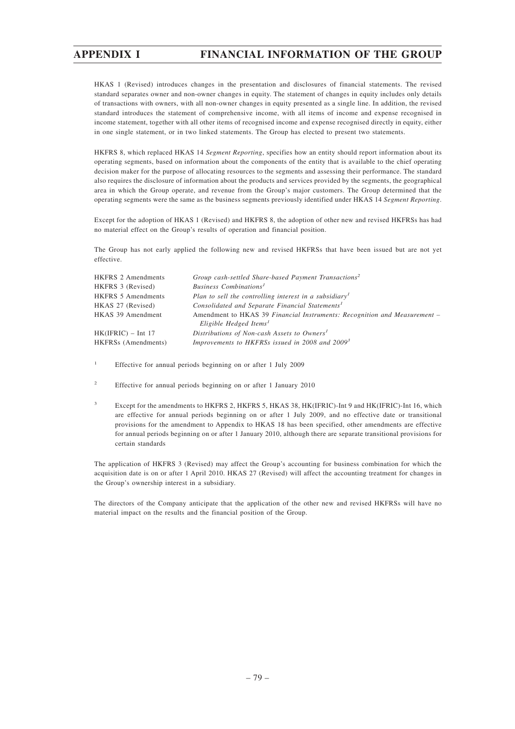HKAS 1 (Revised) introduces changes in the presentation and disclosures of financial statements. The revised standard separates owner and non-owner changes in equity. The statement of changes in equity includes only details of transactions with owners, with all non-owner changes in equity presented as a single line. In addition, the revised standard introduces the statement of comprehensive income, with all items of income and expense recognised in income statement, together with all other items of recognised income and expense recognised directly in equity, either in one single statement, or in two linked statements. The Group has elected to present two statements.

HKFRS 8, which replaced HKAS 14 *Segment Reporting*, specifies how an entity should report information about its operating segments, based on information about the components of the entity that is available to the chief operating decision maker for the purpose of allocating resources to the segments and assessing their performance. The standard also requires the disclosure of information about the products and services provided by the segments, the geographical area in which the Group operate, and revenue from the Group's major customers. The Group determined that the operating segments were the same as the business segments previously identified under HKAS 14 *Segment Reporting*.

Except for the adoption of HKAS 1 (Revised) and HKFRS 8, the adoption of other new and revised HKFRSs has had no material effect on the Group's results of operation and financial position.

The Group has not early applied the following new and revised HKFRSs that have been issued but are not yet effective.

| | |
|---|---|
| HKFRS 2 Amendments | *Group cash-settled Share-based Payment Transactions*[2] |
| HKFRS 3 (Revised) | *Business Combinations*[1] |
| HKFRS 5 Amendments | *Plan to sell the controlling interest in a subsidiary*[1] |
| HKAS 27 (Revised) | *Consolidated and Separate Financial Statements*[1] |
| HKAS 39 Amendment | Amendment to HKAS 39 *Financial Instruments: Recognition and Measurement – Eligible Hedged Items*[1] |
| HK(IFRIC) – Int 17 | *Distributions of Non-cash Assets to Owners*[1] |
| HKFRSs (Amendments) | *Improvements to HKFRSs issued in 2008 and 2009*[3] |

[1] Effective for annual periods beginning on or after 1 July 2009

[2] Effective for annual periods beginning on or after 1 January 2010

[3] Except for the amendments to HKFRS 2, HKFRS 5, HKAS 38, HK(IFRIC)-Int 9 and HK(IFRIC)-Int 16, which are effective for annual periods beginning on or after 1 July 2009, and no effective date or transitional provisions for the amendment to Appendix to HKAS 18 has been specified, other amendments are effective for annual periods beginning on or after 1 January 2010, although there are separate transitional provisions for certain standards

The application of HKFRS 3 (Revised) may affect the Group's accounting for business combination for which the acquisition date is on or after 1 April 2010. HKAS 27 (Revised) will affect the accounting treatment for changes in the Group's ownership interest in a subsidiary.

The directors of the Company anticipate that the application of the other new and revised HKFRSs will have no material impact on the results and the financial position of the Group.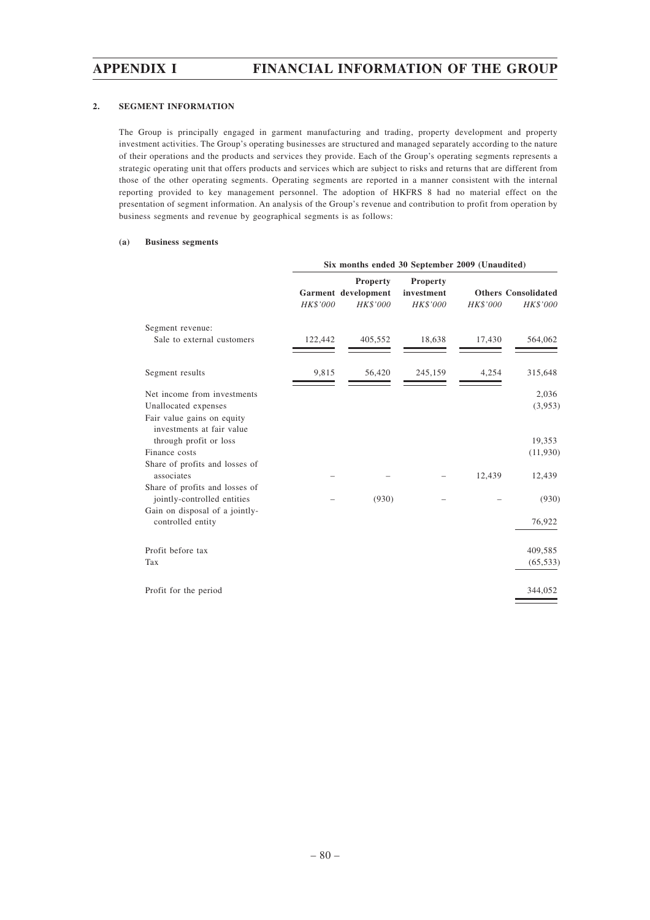### 2. SEGMENT INFORMATION

The Group is principally engaged in garment manufacturing and trading, property development and property investment activities. The Group's operating businesses are structured and managed separately according to the nature of their operations and the products and services they provide. Each of the Group's operating segments represents a strategic operating unit that offers products and services which are subject to risks and returns that are different from those of the other operating segments. Operating segments are reported in a manner consistent with the internal reporting provided to key management personnel. The adoption of HKFRS 8 had no material effect on the presentation of segment information. An analysis of the Group's revenue and contribution to profit from operation by business segments and revenue by geographical segments is as follows:

#### (a) Business segments

| | Six months ended 30 September 2009 (Unaudited) | | | | |
|---|---|---|---|---|---|
| | **Garment** | **Property development** | **Property investment** | **Others** | **Consolidated** |
| | *HK$'000* | *HK$'000* | *HK$'000* | *HK$'000* | *HK$'000* |
| Segment revenue: | | | | | |
| Sale to external customers | 122,442 | 405,552 | 18,638 | 17,430 | 564,062 |
| Segment results | 9,815 | 56,420 | 245,159 | 4,254 | 315,648 |
| Net income from investments | | | | | 2,036 |
| Unallocated expenses | | | | | (3,953) |
| Fair value gains on equity investments at fair value through profit or loss | | | | | 19,353 |
| Finance costs | | | | | (11,930) |
| Share of profits and losses of associates | – | – | – | 12,439 | 12,439 |
| Share of profits and losses of jointly-controlled entities | – | (930) | – | – | (930) |
| Gain on disposal of a jointly-controlled entity | | | | | 76,922 |
| Profit before tax | | | | | 409,585 |
| Tax | | | | | (65,533) |
| Profit for the period | | | | | 344,052 |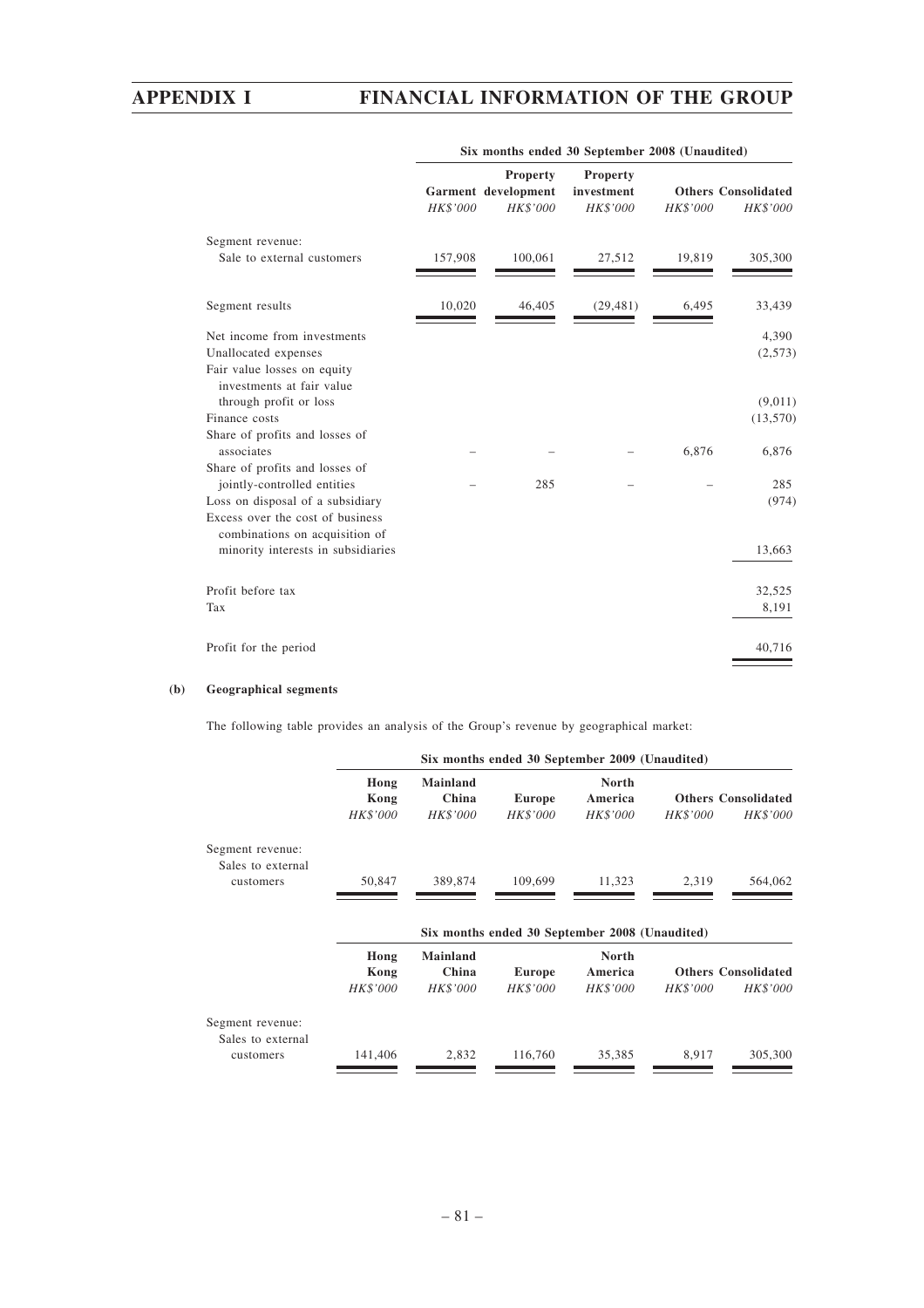| | Six months ended 30 September 2008 (Unaudited) | | | | |
|---|---|---|---|---|---|
| | Garment | Property development | Property investment | Others | Consolidated |
| | *HK$'000* | *HK$'000* | *HK$'000* | *HK$'000* | *HK$'000* |
| Segment revenue: | | | | | |
| Sale to external customers | 157,908 | 100,061 | 27,512 | 19,819 | 305,300 |
| Segment results | 10,020 | 46,405 | (29,481) | 6,495 | 33,439 |
| Net income from investments | | | | | 4,390 |
| Unallocated expenses | | | | | (2,573) |
| Fair value losses on equity investments at fair value through profit or loss | | | | | (9,011) |
| Finance costs | | | | | (13,570) |
| Share of profits and losses of associates | – | – | – | 6,876 | 6,876 |
| Share of profits and losses of jointly-controlled entities | – | 285 | – | – | 285 |
| Loss on disposal of a subsidiary | | | | | (974) |
| Excess over the cost of business combinations on acquisition of minority interests in subsidiaries | | | | | 13,663 |
| Profit before tax | | | | | 32,525 |
| Tax | | | | | 8,191 |
| Profit for the period | | | | | 40,716 |

**(b) Geographical segments**

The following table provides an analysis of the Group's revenue by geographical market:

| | Six months ended 30 September 2009 (Unaudited) | | | | | |
|---|---|---|---|---|---|---|
| | Hong Kong | Mainland China | Europe | North America | Others | Consolidated |
| | *HK$'000* | *HK$'000* | *HK$'000* | *HK$'000* | *HK$'000* | *HK$'000* |
| Segment revenue: | | | | | | |
| Sales to external customers | 50,847 | 389,874 | 109,699 | 11,323 | 2,319 | 564,062 |

| | Six months ended 30 September 2008 (Unaudited) | | | | | |
|---|---|---|---|---|---|---|
| | Hong Kong | Mainland China | Europe | North America | Others | Consolidated |
| | *HK$'000* | *HK$'000* | *HK$'000* | *HK$'000* | *HK$'000* | *HK$'000* |
| Segment revenue: | | | | | | |
| Sales to external customers | 141,406 | 2,832 | 116,760 | 35,385 | 8,917 | 305,300 |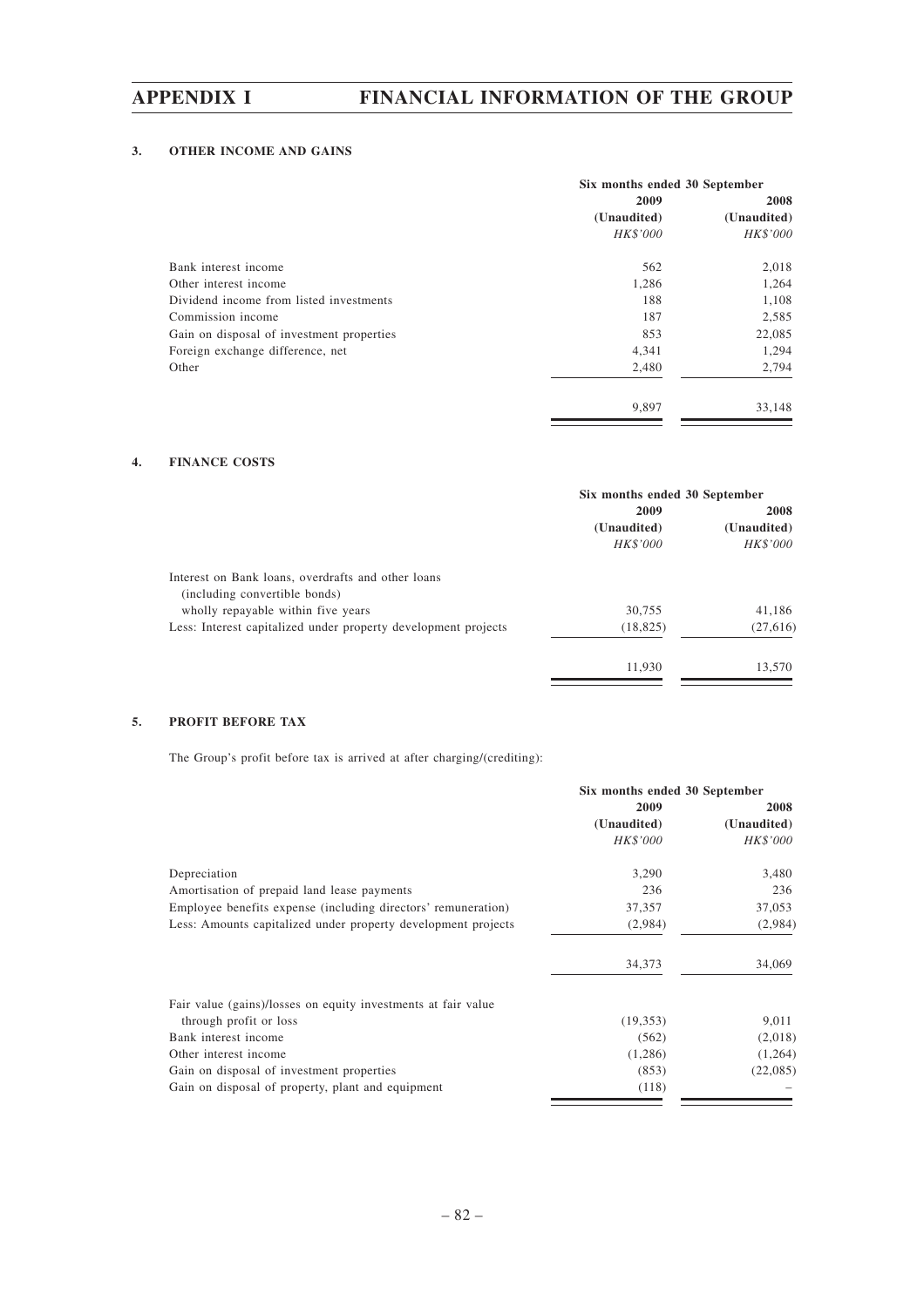### 3. OTHER INCOME AND GAINS

| | Six months ended 30 September | |
|---|---|---|
| | 2009 | 2008 |
| | (Unaudited) | (Unaudited) |
| | *HK$'000* | *HK$'000* |
| Bank interest income | 562 | 2,018 |
| Other interest income | 1,286 | 1,264 |
| Dividend income from listed investments | 188 | 1,108 |
| Commission income | 187 | 2,585 |
| Gain on disposal of investment properties | 853 | 22,085 |
| Foreign exchange difference, net | 4,341 | 1,294 |
| Other | 2,480 | 2,794 |
| | 9,897 | 33,148 |

### 4. FINANCE COSTS

| | Six months ended 30 September | |
|---|---|---|
| | 2009 | 2008 |
| | (Unaudited) | (Unaudited) |
| | *HK$'000* | *HK$'000* |
| Interest on Bank loans, overdrafts and other loans (including convertible bonds) wholly repayable within five years | 30,755 | 41,186 |
| Less: Interest capitalized under property development projects | (18,825) | (27,616) |
| | 11,930 | 13,570 |

### 5. PROFIT BEFORE TAX

The Group's profit before tax is arrived at after charging/(crediting):

| | Six months ended 30 September | |
|---|---|---|
| | 2009 | 2008 |
| | (Unaudited) | (Unaudited) |
| | *HK$'000* | *HK$'000* |
| Depreciation | 3,290 | 3,480 |
| Amortisation of prepaid land lease payments | 236 | 236 |
| Employee benefits expense (including directors' remuneration) | 37,357 | 37,053 |
| Less: Amounts capitalized under property development projects | (2,984) | (2,984) |
| | 34,373 | 34,069 |
| Fair value (gains)/losses on equity investments at fair value through profit or loss | (19,353) | 9,011 |
| Bank interest income | (562) | (2,018) |
| Other interest income | (1,286) | (1,264) |
| Gain on disposal of investment properties | (853) | (22,085) |
| Gain on disposal of property, plant and equipment | (118) | – |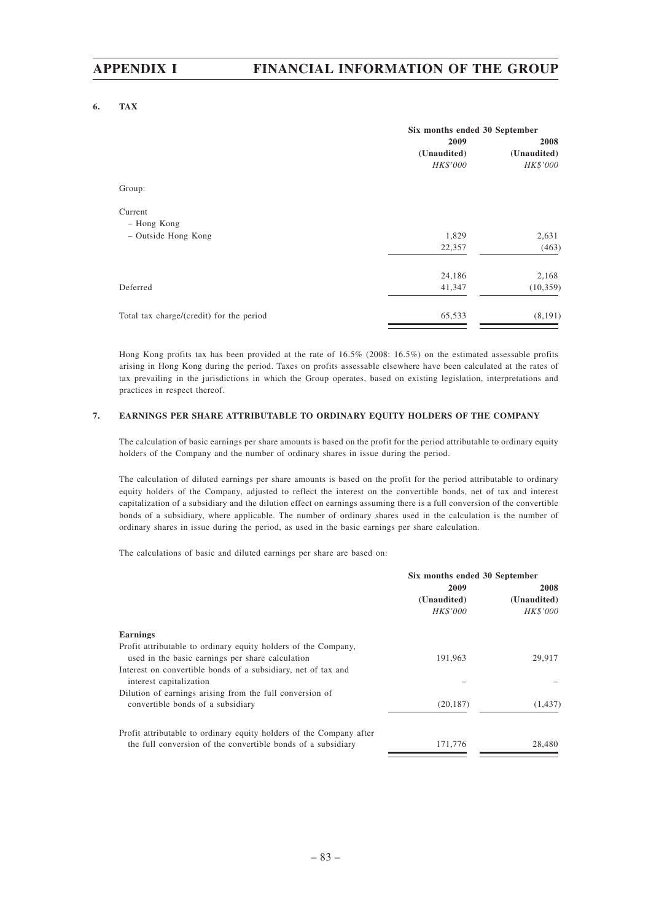## 6. TAX

| | Six months ended 30 September | |
|---|---|---|
| | 2009 | 2008 |
| | (Unaudited) | (Unaudited) |
| | *HK$'000* | *HK$'000* |
| Group: | | |
| Current | | |
| – Hong Kong | | |
| – Outside Hong Kong | 1,829 | 2,631 |
| | 22,357 | (463) |
| | 24,186 | 2,168 |
| Deferred | 41,347 | (10,359) |
| Total tax charge/(credit) for the period | 65,533 | (8,191) |

Hong Kong profits tax has been provided at the rate of 16.5% (2008: 16.5%) on the estimated assessable profits arising in Hong Kong during the period. Taxes on profits assessable elsewhere have been calculated at the rates of tax prevailing in the jurisdictions in which the Group operates, based on existing legislation, interpretations and practices in respect thereof.

## 7. EARNINGS PER SHARE ATTRIBUTABLE TO ORDINARY EQUITY HOLDERS OF THE COMPANY

The calculation of basic earnings per share amounts is based on the profit for the period attributable to ordinary equity holders of the Company and the number of ordinary shares in issue during the period.

The calculation of diluted earnings per share amounts is based on the profit for the period attributable to ordinary equity holders of the Company, adjusted to reflect the interest on the convertible bonds, net of tax and interest capitalization of a subsidiary and the dilution effect on earnings assuming there is a full conversion of the convertible bonds of a subsidiary, where applicable. The number of ordinary shares used in the calculation is the number of ordinary shares in issue during the period, as used in the basic earnings per share calculation.

The calculations of basic and diluted earnings per share are based on:

| | Six months ended 30 September | |
|---|---|---|
| | 2009 | 2008 |
| | (Unaudited) | (Unaudited) |
| | *HK$'000* | *HK$'000* |
| **Earnings** | | |
| Profit attributable to ordinary equity holders of the Company, used in the basic earnings per share calculation | 191,963 | 29,917 |
| Interest on convertible bonds of a subsidiary, net of tax and interest capitalization | – | – |
| Dilution of earnings arising from the full conversion of convertible bonds of a subsidiary | (20,187) | (1,437) |
| Profit attributable to ordinary equity holders of the Company after the full conversion of the convertible bonds of a subsidiary | 171,776 | 28,480 |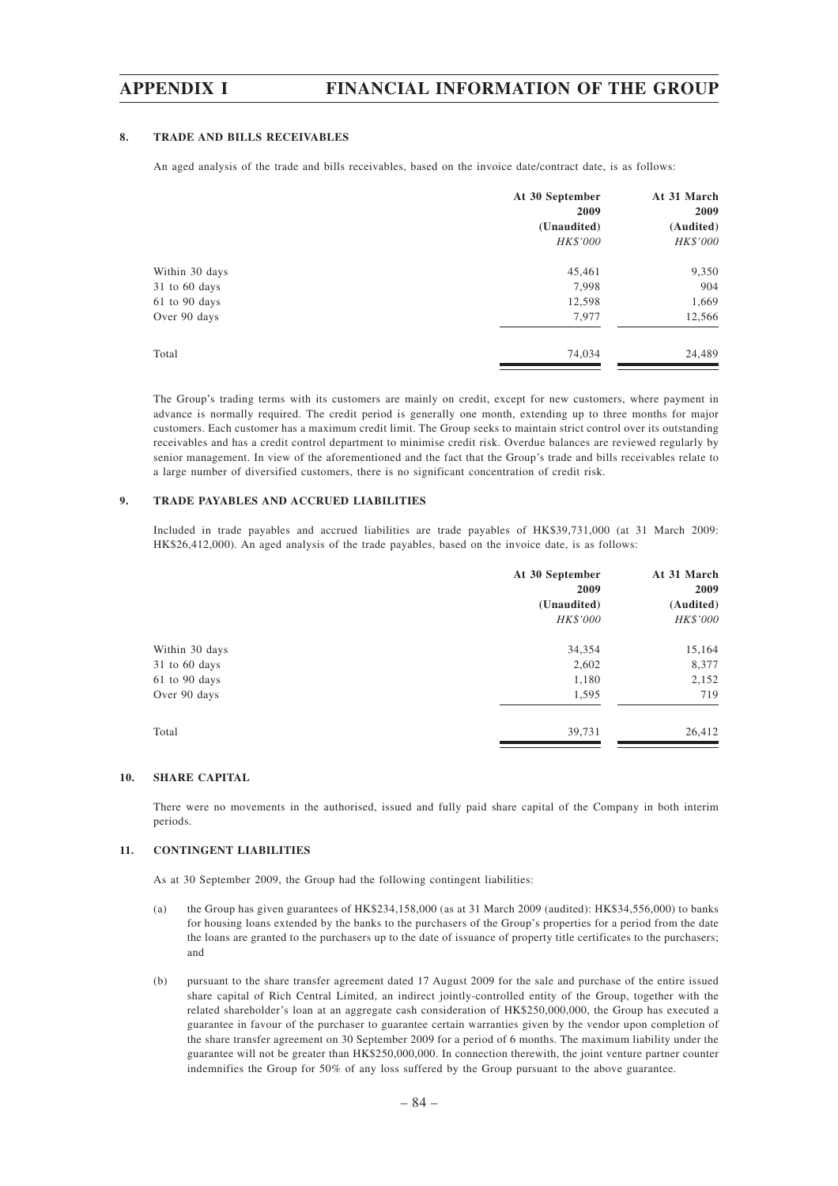### 8. TRADE AND BILLS RECEIVABLES

An aged analysis of the trade and bills receivables, based on the invoice date/contract date, is as follows:

| | At 30 September 2009 (Unaudited) *HK$'000* | At 31 March 2009 (Audited) *HK$'000* |
|---|---|---|
| Within 30 days | 45,461 | 9,350 |
| 31 to 60 days | 7,998 | 904 |
| 61 to 90 days | 12,598 | 1,669 |
| Over 90 days | 7,977 | 12,566 |
| Total | 74,034 | 24,489 |

The Group's trading terms with its customers are mainly on credit, except for new customers, where payment in advance is normally required. The credit period is generally one month, extending up to three months for major customers. Each customer has a maximum credit limit. The Group seeks to maintain strict control over its outstanding receivables and has a credit control department to minimise credit risk. Overdue balances are reviewed regularly by senior management. In view of the aforementioned and the fact that the Group's trade and bills receivables relate to a large number of diversified customers, there is no significant concentration of credit risk.

### 9. TRADE PAYABLES AND ACCRUED LIABILITIES

Included in trade payables and accrued liabilities are trade payables of HK$39,731,000 (at 31 March 2009: HK$26,412,000). An aged analysis of the trade payables, based on the invoice date, is as follows:

| | At 30 September 2009 (Unaudited) *HK$'000* | At 31 March 2009 (Audited) *HK$'000* |
|---|---|---|
| Within 30 days | 34,354 | 15,164 |
| 31 to 60 days | 2,602 | 8,377 |
| 61 to 90 days | 1,180 | 2,152 |
| Over 90 days | 1,595 | 719 |
| Total | 39,731 | 26,412 |

### 10. SHARE CAPITAL

There were no movements in the authorised, issued and fully paid share capital of the Company in both interim periods.

### 11. CONTINGENT LIABILITIES

As at 30 September 2009, the Group had the following contingent liabilities:

(a) the Group has given guarantees of HK$234,158,000 (as at 31 March 2009 (audited): HK$34,556,000) to banks for housing loans extended by the banks to the purchasers of the Group's properties for a period from the date the loans are granted to the purchasers up to the date of issuance of property title certificates to the purchasers; and

(b) pursuant to the share transfer agreement dated 17 August 2009 for the sale and purchase of the entire issued share capital of Rich Central Limited, an indirect jointly-controlled entity of the Group, together with the related shareholder's loan at an aggregate cash consideration of HK$250,000,000, the Group has executed a guarantee in favour of the purchaser to guarantee certain warranties given by the vendor upon completion of the share transfer agreement on 30 September 2009 for a period of 6 months. The maximum liability under the guarantee will not be greater than HK$250,000,000. In connection therewith, the joint venture partner counter indemnifies the Group for 50% of any loss suffered by the Group pursuant to the above guarantee.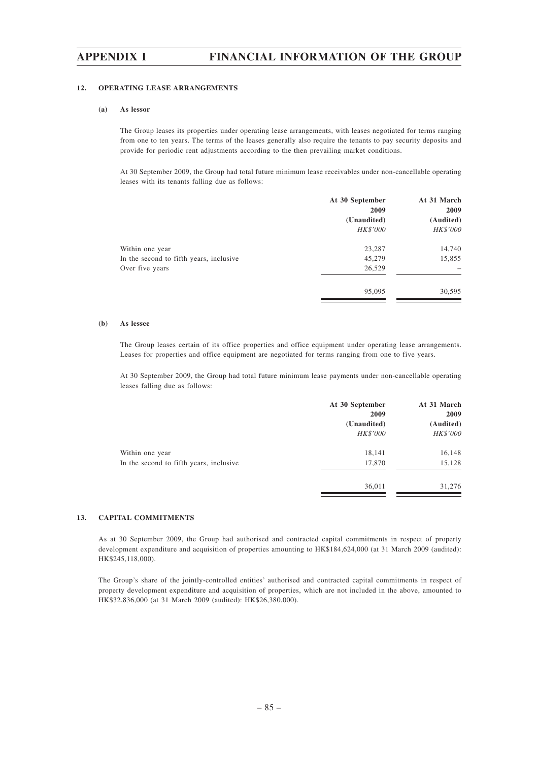## 12. OPERATING LEASE ARRANGEMENTS

### (a) As lessor

The Group leases its properties under operating lease arrangements, with leases negotiated for terms ranging from one to ten years. The terms of the leases generally also require the tenants to pay security deposits and provide for periodic rent adjustments according to the then prevailing market conditions.

At 30 September 2009, the Group had total future minimum lease receivables under non-cancellable operating leases with its tenants falling due as follows:

| | At 30 September 2009 (Unaudited) *HK$'000* | At 31 March 2009 (Audited) *HK$'000* |
|---|---|---|
| Within one year | 23,287 | 14,740 |
| In the second to fifth years, inclusive | 45,279 | 15,855 |
| Over five years | 26,529 | – |
| | 95,095 | 30,595 |

### (b) As lessee

The Group leases certain of its office properties and office equipment under operating lease arrangements. Leases for properties and office equipment are negotiated for terms ranging from one to five years.

At 30 September 2009, the Group had total future minimum lease payments under non-cancellable operating leases falling due as follows:

| | At 30 September 2009 (Unaudited) *HK$'000* | At 31 March 2009 (Audited) *HK$'000* |
|---|---|---|
| Within one year | 18,141 | 16,148 |
| In the second to fifth years, inclusive | 17,870 | 15,128 |
| | 36,011 | 31,276 |

## 13. CAPITAL COMMITMENTS

As at 30 September 2009, the Group had authorised and contracted capital commitments in respect of property development expenditure and acquisition of properties amounting to HK$184,624,000 (at 31 March 2009 (audited): HK$245,118,000).

The Group's share of the jointly-controlled entities' authorised and contracted capital commitments in respect of property development expenditure and acquisition of properties, which are not included in the above, amounted to HK$32,836,000 (at 31 March 2009 (audited): HK$26,380,000).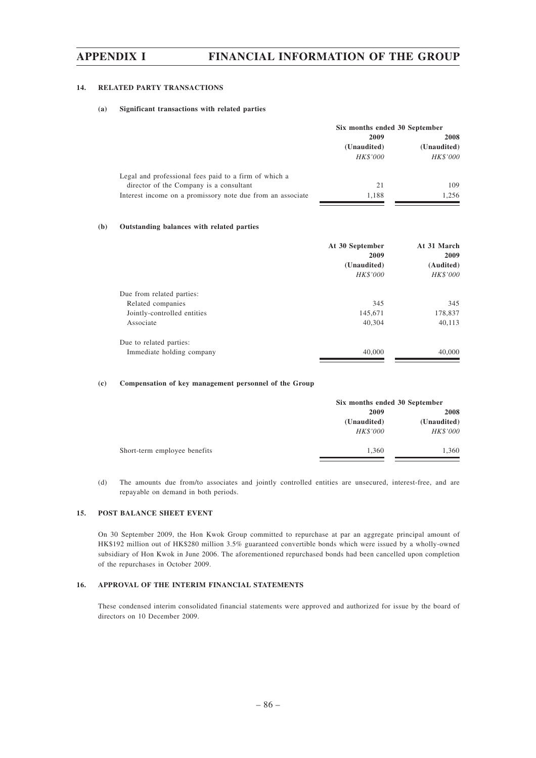### 14. RELATED PARTY TRANSACTIONS

#### (a) Significant transactions with related parties

| | Six months ended 30 September | |
|---|---|---|
| | 2009 | 2008 |
| | (Unaudited) | (Unaudited) |
| | *HK$'000* | *HK$'000* |
| Legal and professional fees paid to a firm of which a director of the Company is a consultant | 21 | 109 |
| Interest income on a promissory note due from an associate | 1,188 | 1,256 |

#### (b) Outstanding balances with related parties

| | At 30 September 2009 | At 31 March 2009 |
|---|---|---|
| | (Unaudited) | (Audited) |
| | *HK$'000* | *HK$'000* |
| Due from related parties: | | |
| Related companies | 345 | 345 |
| Jointly-controlled entities | 145,671 | 178,837 |
| Associate | 40,304 | 40,113 |
| Due to related parties: | | |
| Immediate holding company | 40,000 | 40,000 |

#### (c) Compensation of key management personnel of the Group

| | Six months ended 30 September | |
|---|---|---|
| | 2009 | 2008 |
| | (Unaudited) | (Unaudited) |
| | *HK$'000* | *HK$'000* |
| Short-term employee benefits | 1,360 | 1,360 |

(d) The amounts due from/to associates and jointly controlled entities are unsecured, interest-free, and are repayable on demand in both periods.

### 15. POST BALANCE SHEET EVENT

On 30 September 2009, the Hon Kwok Group committed to repurchase at par an aggregate principal amount of HK$192 million out of HK$280 million 3.5% guaranteed convertible bonds which were issued by a wholly-owned subsidiary of Hon Kwok in June 2006. The aforementioned repurchased bonds had been cancelled upon completion of the repurchases in October 2009.

### 16. APPROVAL OF THE INTERIM FINANCIAL STATEMENTS

These condensed interim consolidated financial statements were approved and authorized for issue by the board of directors on 10 December 2009.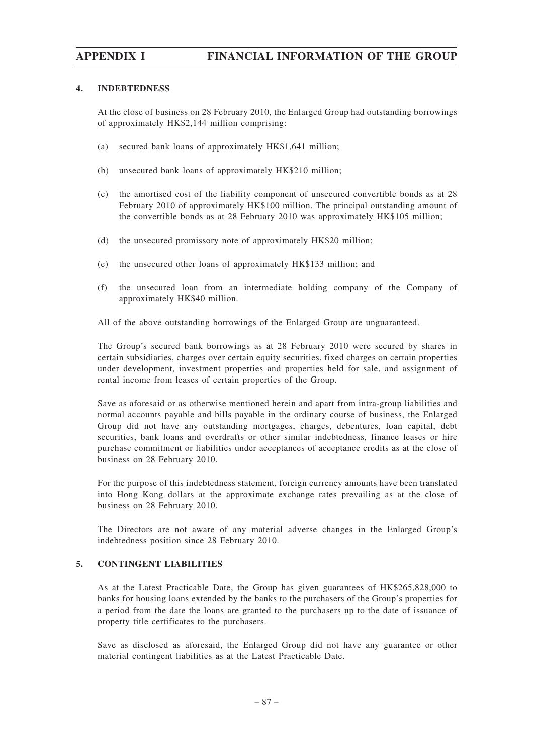## 4. INDEBTEDNESS

At the close of business on 28 February 2010, the Enlarged Group had outstanding borrowings of approximately HK$2,144 million comprising:

(a) secured bank loans of approximately HK$1,641 million;

(b) unsecured bank loans of approximately HK$210 million;

(c) the amortised cost of the liability component of unsecured convertible bonds as at 28 February 2010 of approximately HK$100 million. The principal outstanding amount of the convertible bonds as at 28 February 2010 was approximately HK$105 million;

(d) the unsecured promissory note of approximately HK$20 million;

(e) the unsecured other loans of approximately HK$133 million; and

(f) the unsecured loan from an intermediate holding company of the Company of approximately HK$40 million.

All of the above outstanding borrowings of the Enlarged Group are unguaranteed.

The Group's secured bank borrowings as at 28 February 2010 were secured by shares in certain subsidiaries, charges over certain equity securities, fixed charges on certain properties under development, investment properties and properties held for sale, and assignment of rental income from leases of certain properties of the Group.

Save as aforesaid or as otherwise mentioned herein and apart from intra-group liabilities and normal accounts payable and bills payable in the ordinary course of business, the Enlarged Group did not have any outstanding mortgages, charges, debentures, loan capital, debt securities, bank loans and overdrafts or other similar indebtedness, finance leases or hire purchase commitment or liabilities under acceptances of acceptance credits as at the close of business on 28 February 2010.

For the purpose of this indebtedness statement, foreign currency amounts have been translated into Hong Kong dollars at the approximate exchange rates prevailing as at the close of business on 28 February 2010.

The Directors are not aware of any material adverse changes in the Enlarged Group's indebtedness position since 28 February 2010.

## 5. CONTINGENT LIABILITIES

As at the Latest Practicable Date, the Group has given guarantees of HK$265,828,000 to banks for housing loans extended by the banks to the purchasers of the Group's properties for a period from the date the loans are granted to the purchasers up to the date of issuance of property title certificates to the purchasers.

Save as disclosed as aforesaid, the Enlarged Group did not have any guarantee or other material contingent liabilities as at the Latest Practicable Date.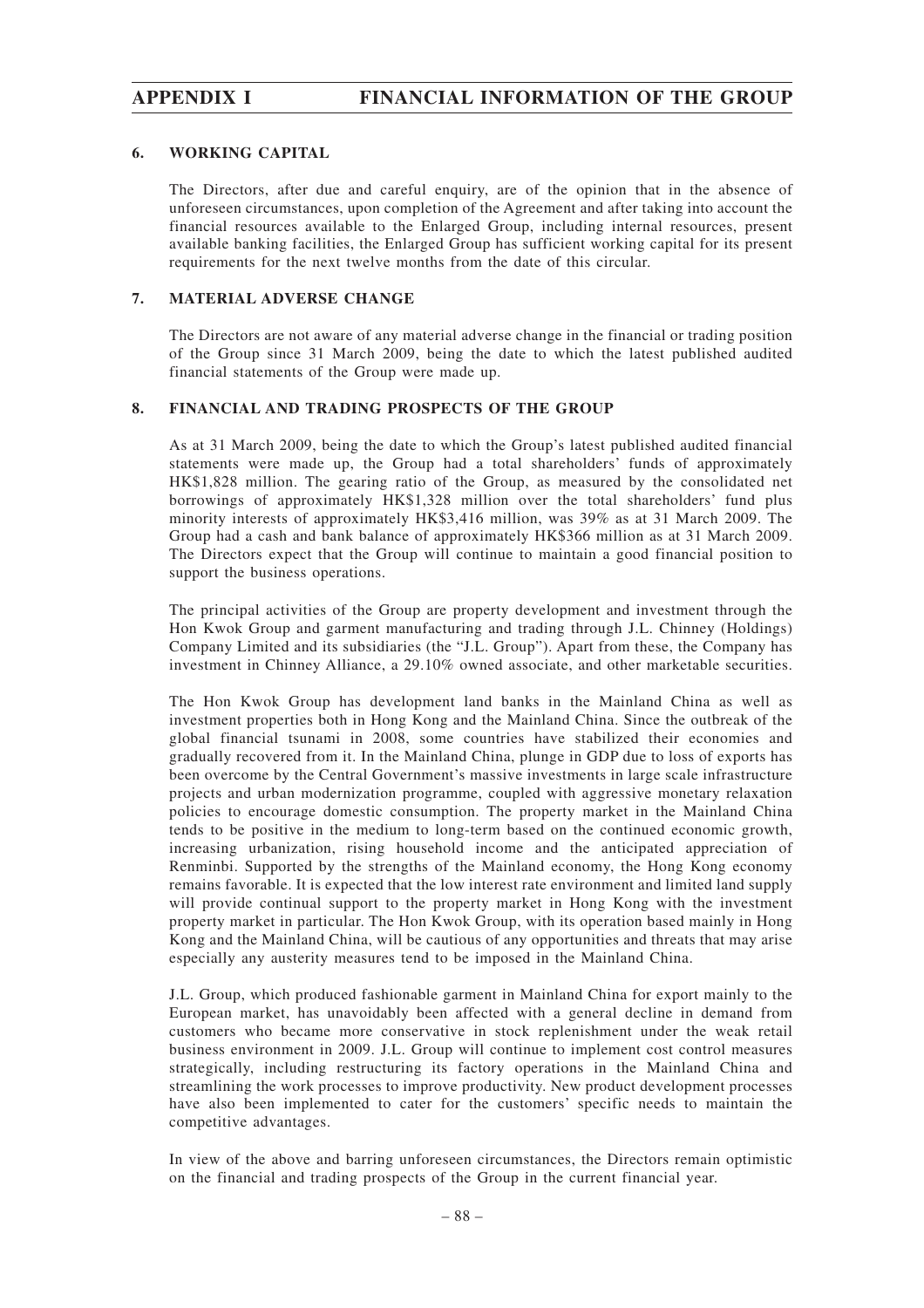### 6. WORKING CAPITAL

The Directors, after due and careful enquiry, are of the opinion that in the absence of unforeseen circumstances, upon completion of the Agreement and after taking into account the financial resources available to the Enlarged Group, including internal resources, present available banking facilities, the Enlarged Group has sufficient working capital for its present requirements for the next twelve months from the date of this circular.

### 7. MATERIAL ADVERSE CHANGE

The Directors are not aware of any material adverse change in the financial or trading position of the Group since 31 March 2009, being the date to which the latest published audited financial statements of the Group were made up.

### 8. FINANCIAL AND TRADING PROSPECTS OF THE GROUP

As at 31 March 2009, being the date to which the Group's latest published audited financial statements were made up, the Group had a total shareholders' funds of approximately HK$1,828 million. The gearing ratio of the Group, as measured by the consolidated net borrowings of approximately HK$1,328 million over the total shareholders' fund plus minority interests of approximately HK$3,416 million, was 39% as at 31 March 2009. The Group had a cash and bank balance of approximately HK$366 million as at 31 March 2009. The Directors expect that the Group will continue to maintain a good financial position to support the business operations.

The principal activities of the Group are property development and investment through the Hon Kwok Group and garment manufacturing and trading through J.L. Chinney (Holdings) Company Limited and its subsidiaries (the "J.L. Group"). Apart from these, the Company has investment in Chinney Alliance, a 29.10% owned associate, and other marketable securities.

The Hon Kwok Group has development land banks in the Mainland China as well as investment properties both in Hong Kong and the Mainland China. Since the outbreak of the global financial tsunami in 2008, some countries have stabilized their economies and gradually recovered from it. In the Mainland China, plunge in GDP due to loss of exports has been overcome by the Central Government's massive investments in large scale infrastructure projects and urban modernization programme, coupled with aggressive monetary relaxation policies to encourage domestic consumption. The property market in the Mainland China tends to be positive in the medium to long-term based on the continued economic growth, increasing urbanization, rising household income and the anticipated appreciation of Renminbi. Supported by the strengths of the Mainland economy, the Hong Kong economy remains favorable. It is expected that the low interest rate environment and limited land supply will provide continual support to the property market in Hong Kong with the investment property market in particular. The Hon Kwok Group, with its operation based mainly in Hong Kong and the Mainland China, will be cautious of any opportunities and threats that may arise especially any austerity measures tend to be imposed in the Mainland China.

J.L. Group, which produced fashionable garment in Mainland China for export mainly to the European market, has unavoidably been affected with a general decline in demand from customers who became more conservative in stock replenishment under the weak retail business environment in 2009. J.L. Group will continue to implement cost control measures strategically, including restructuring its factory operations in the Mainland China and streamlining the work processes to improve productivity. New product development processes have also been implemented to cater for the customers' specific needs to maintain the competitive advantages.

In view of the above and barring unforeseen circumstances, the Directors remain optimistic on the financial and trading prospects of the Group in the current financial year.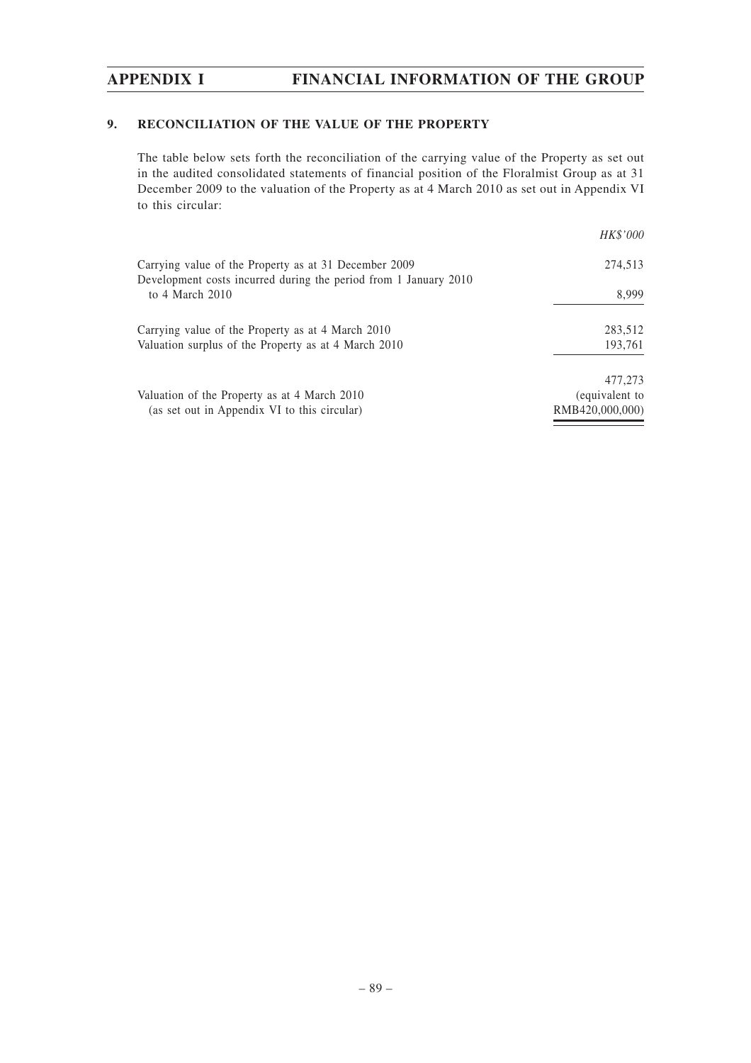## 9. RECONCILIATION OF THE VALUE OF THE PROPERTY

The table below sets forth the reconciliation of the carrying value of the Property as set out in the audited consolidated statements of financial position of the Floralmist Group as at 31 December 2009 to the valuation of the Property as at 4 March 2010 as set out in Appendix VI to this circular:

| | *HK$'000* |
|---|---|
| Carrying value of the Property as at 31 December 2009 | 274,513 |
| Development costs incurred during the period from 1 January 2010 to 4 March 2010 | 8,999 |
| Carrying value of the Property as at 4 March 2010 | 283,512 |
| Valuation surplus of the Property as at 4 March 2010 | 193,761 |
| Valuation of the Property as at 4 March 2010 (as set out in Appendix VI to this circular) | 477,273 (equivalent to RMB420,000,000) |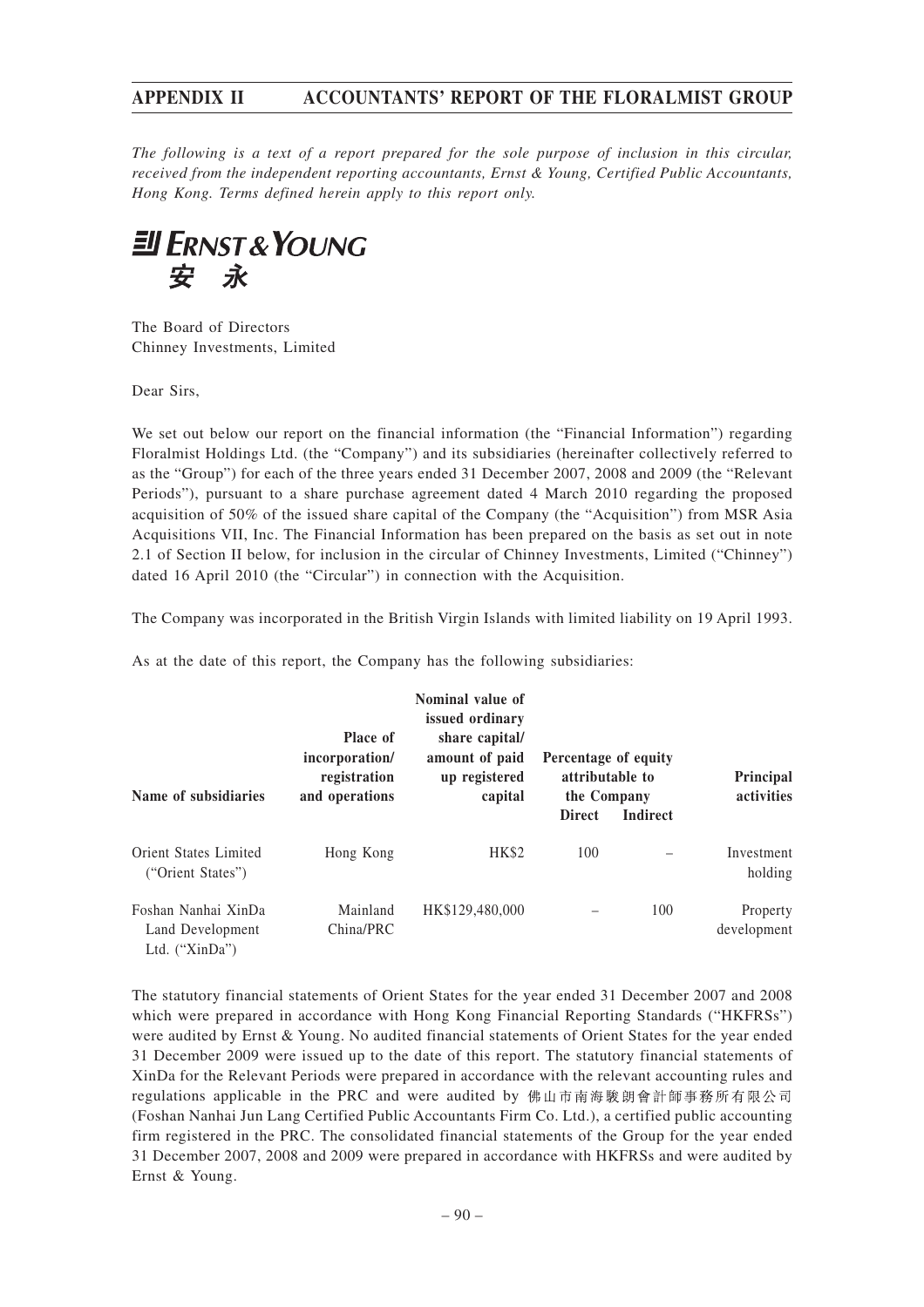*The following is a text of a report prepared for the sole purpose of inclusion in this circular, received from the independent reporting accountants, Ernst & Young, Certified Public Accountants, Hong Kong. Terms defined herein apply to this report only.*

**ERNST & YOUNG**
**安 永**

The Board of Directors
Chinney Investments, Limited

Dear Sirs,

We set out below our report on the financial information (the "Financial Information") regarding Floralmist Holdings Ltd. (the "Company") and its subsidiaries (hereinafter collectively referred to as the "Group") for each of the three years ended 31 December 2007, 2008 and 2009 (the "Relevant Periods"), pursuant to a share purchase agreement dated 4 March 2010 regarding the proposed acquisition of 50% of the issued share capital of the Company (the "Acquisition") from MSR Asia Acquisitions VII, Inc. The Financial Information has been prepared on the basis as set out in note 2.1 of Section II below, for inclusion in the circular of Chinney Investments, Limited ("Chinney") dated 16 April 2010 (the "Circular") in connection with the Acquisition.

The Company was incorporated in the British Virgin Islands with limited liability on 19 April 1993.

As at the date of this report, the Company has the following subsidiaries:

| Name of subsidiaries | Place of incorporation/ registration and operations | Nominal value of issued ordinary share capital/ amount of paid up registered capital | Percentage of equity attributable to the Company | | Principal activities |
|---|---|---|---|---|---|
| | | | Direct | Indirect | |
| Orient States Limited ("Orient States") | Hong Kong | HK$2 | 100 | – | Investment holding |
| Foshan Nanhai XinDa Land Development Ltd. ("XinDa") | Mainland China/PRC | HK$129,480,000 | – | 100 | Property development |

The statutory financial statements of Orient States for the year ended 31 December 2007 and 2008 which were prepared in accordance with Hong Kong Financial Reporting Standards ("HKFRSs") were audited by Ernst & Young. No audited financial statements of Orient States for the year ended 31 December 2009 were issued up to the date of this report. The statutory financial statements of XinDa for the Relevant Periods were prepared in accordance with the relevant accounting rules and regulations applicable in the PRC and were audited by 佛山市南海駿朗會計師事務所有限公司 (Foshan Nanhai Jun Lang Certified Public Accountants Firm Co. Ltd.), a certified public accounting firm registered in the PRC. The consolidated financial statements of the Group for the year ended 31 December 2007, 2008 and 2009 were prepared in accordance with HKFRSs and were audited by Ernst & Young.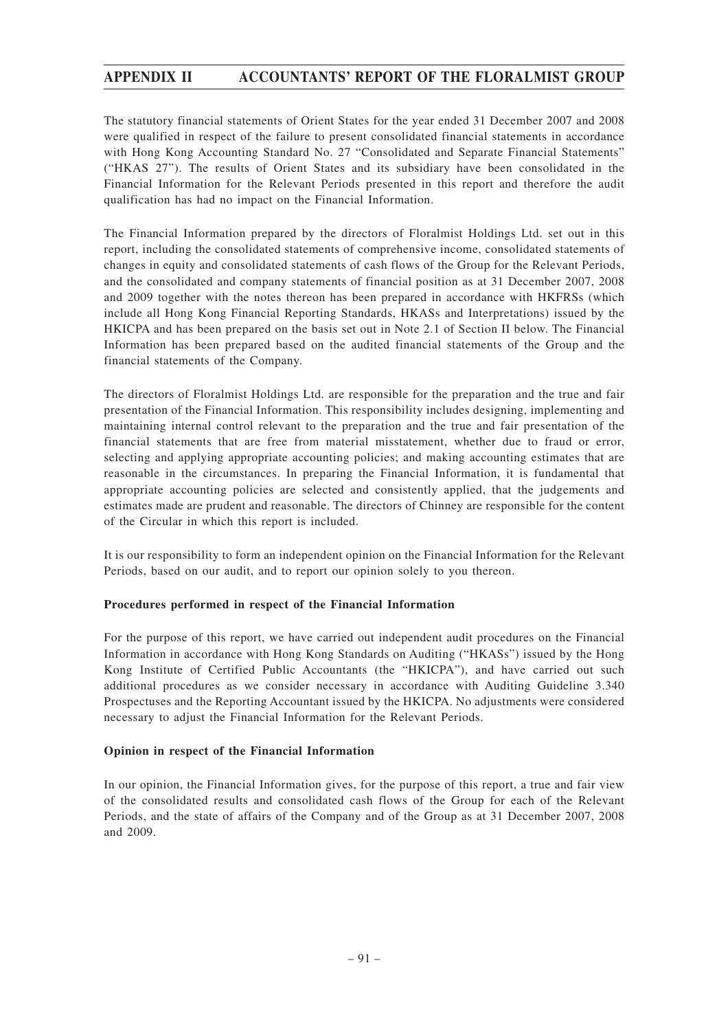The statutory financial statements of Orient States for the year ended 31 December 2007 and 2008 were qualified in respect of the failure to present consolidated financial statements in accordance with Hong Kong Accounting Standard No. 27 "Consolidated and Separate Financial Statements" ("HKAS 27"). The results of Orient States and its subsidiary have been consolidated in the Financial Information for the Relevant Periods presented in this report and therefore the audit qualification has had no impact on the Financial Information.

The Financial Information prepared by the directors of Floralmist Holdings Ltd. set out in this report, including the consolidated statements of comprehensive income, consolidated statements of changes in equity and consolidated statements of cash flows of the Group for the Relevant Periods, and the consolidated and company statements of financial position as at 31 December 2007, 2008 and 2009 together with the notes thereon has been prepared in accordance with HKFRSs (which include all Hong Kong Financial Reporting Standards, HKASs and Interpretations) issued by the HKICPA and has been prepared on the basis set out in Note 2.1 of Section II below. The Financial Information has been prepared based on the audited financial statements of the Group and the financial statements of the Company.

The directors of Floralmist Holdings Ltd. are responsible for the preparation and the true and fair presentation of the Financial Information. This responsibility includes designing, implementing and maintaining internal control relevant to the preparation and the true and fair presentation of the financial statements that are free from material misstatement, whether due to fraud or error, selecting and applying appropriate accounting policies; and making accounting estimates that are reasonable in the circumstances. In preparing the Financial Information, it is fundamental that appropriate accounting policies are selected and consistently applied, that the judgements and estimates made are prudent and reasonable. The directors of Chinney are responsible for the content of the Circular in which this report is included.

It is our responsibility to form an independent opinion on the Financial Information for the Relevant Periods, based on our audit, and to report our opinion solely to you thereon.

**Procedures performed in respect of the Financial Information**

For the purpose of this report, we have carried out independent audit procedures on the Financial Information in accordance with Hong Kong Standards on Auditing ("HKASs") issued by the Hong Kong Institute of Certified Public Accountants (the "HKICPA"), and have carried out such additional procedures as we consider necessary in accordance with Auditing Guideline 3.340 Prospectuses and the Reporting Accountant issued by the HKICPA. No adjustments were considered necessary to adjust the Financial Information for the Relevant Periods.

**Opinion in respect of the Financial Information**

In our opinion, the Financial Information gives, for the purpose of this report, a true and fair view of the consolidated results and consolidated cash flows of the Group for each of the Relevant Periods, and the state of affairs of the Company and of the Group as at 31 December 2007, 2008 and 2009.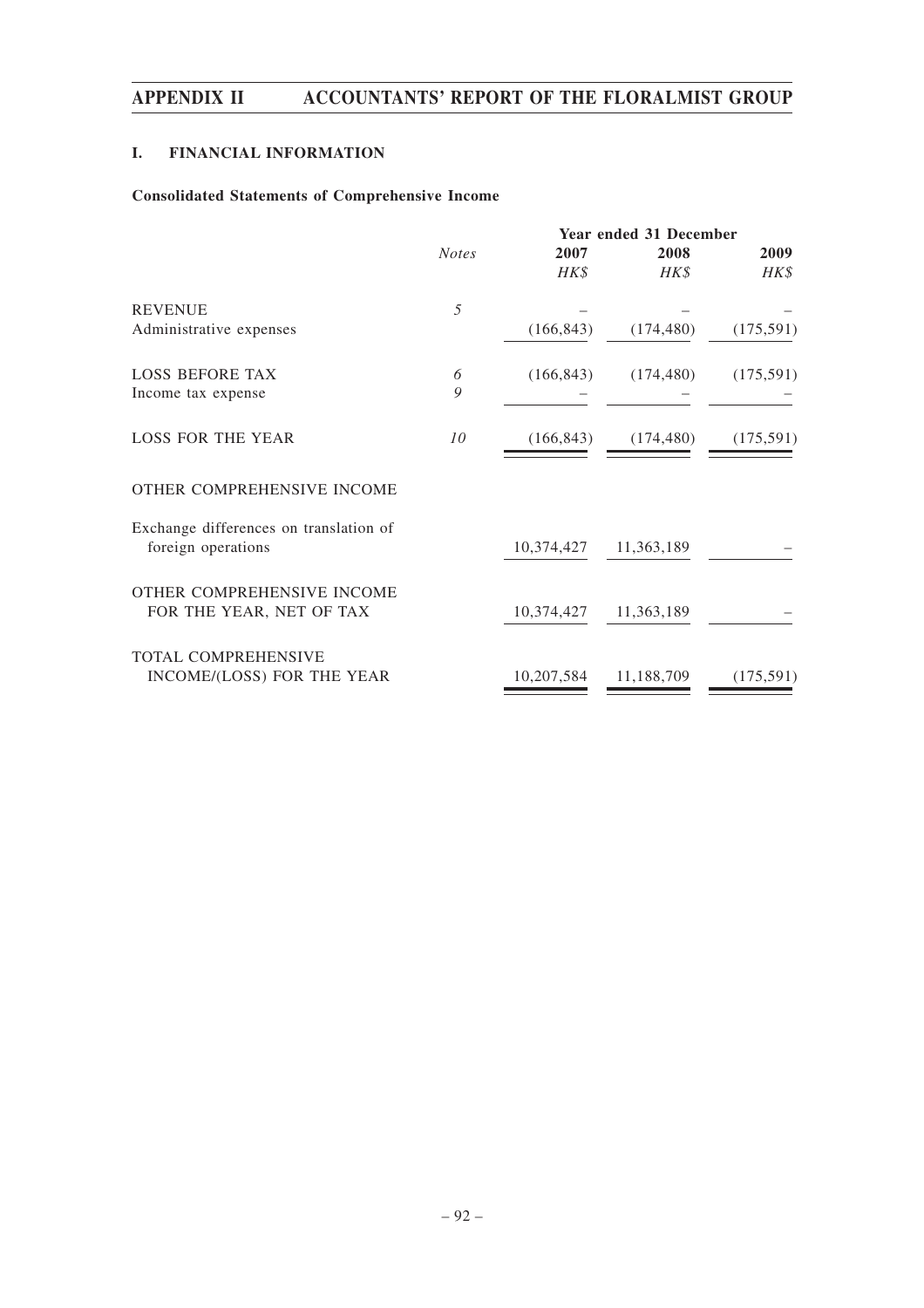## I. FINANCIAL INFORMATION

### Consolidated Statements of Comprehensive Income

| | *Notes* | Year ended 31 December | | |
|---|---|---|---|---|
| | | **2007** | **2008** | **2009** |
| | | *HK$* | *HK$* | *HK$* |
| REVENUE | *5* | – | – | – |
| Administrative expenses | | (166,843) | (174,480) | (175,591) |
| LOSS BEFORE TAX | *6* | (166,843) | (174,480) | (175,591) |
| Income tax expense | *9* | – | – | – |
| LOSS FOR THE YEAR | *10* | (166,843) | (174,480) | (175,591) |
| OTHER COMPREHENSIVE INCOME | | | | |
| Exchange differences on translation of foreign operations | | 10,374,427 | 11,363,189 | – |
| OTHER COMPREHENSIVE INCOME FOR THE YEAR, NET OF TAX | | 10,374,427 | 11,363,189 | – |
| TOTAL COMPREHENSIVE INCOME/(LOSS) FOR THE YEAR | | 10,207,584 | 11,188,709 | (175,591) |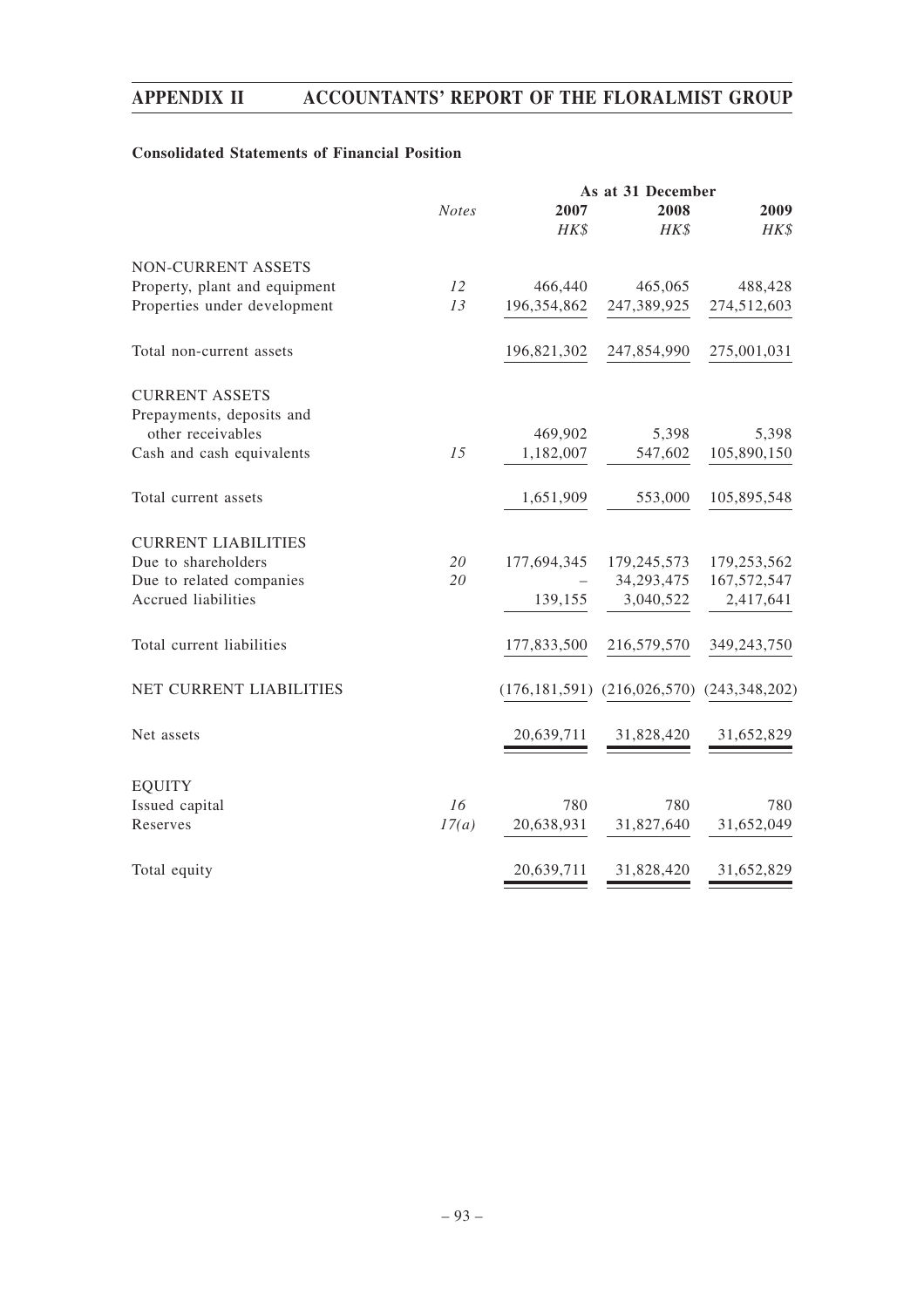### Consolidated Statements of Financial Position

| | *Notes* | As at 31 December | | |
|---|---|---|---|---|
| | | 2007 | 2008 | 2009 |
| | | *HK$* | *HK$* | *HK$* |
| NON-CURRENT ASSETS | | | | |
| Property, plant and equipment | 12 | 466,440 | 465,065 | 488,428 |
| Properties under development | 13 | 196,354,862 | 247,389,925 | 274,512,603 |
| Total non-current assets | | 196,821,302 | 247,854,990 | 275,001,031 |
| CURRENT ASSETS | | | | |
| Prepayments, deposits and other receivables | | 469,902 | 5,398 | 5,398 |
| Cash and cash equivalents | 15 | 1,182,007 | 547,602 | 105,890,150 |
| Total current assets | | 1,651,909 | 553,000 | 105,895,548 |
| CURRENT LIABILITIES | | | | |
| Due to shareholders | 20 | 177,694,345 | 179,245,573 | 179,253,562 |
| Due to related companies | 20 | – | 34,293,475 | 167,572,547 |
| Accrued liabilities | | 139,155 | 3,040,522 | 2,417,641 |
| Total current liabilities | | 177,833,500 | 216,579,570 | 349,243,750 |
| NET CURRENT LIABILITIES | | (176,181,591) | (216,026,570) | (243,348,202) |
| Net assets | | 20,639,711 | 31,828,420 | 31,652,829 |
| EQUITY | | | | |
| Issued capital | 16 | 780 | 780 | 780 |
| Reserves | 17(a) | 20,638,931 | 31,827,640 | 31,652,049 |
| Total equity | | 20,639,711 | 31,828,420 | 31,652,829 |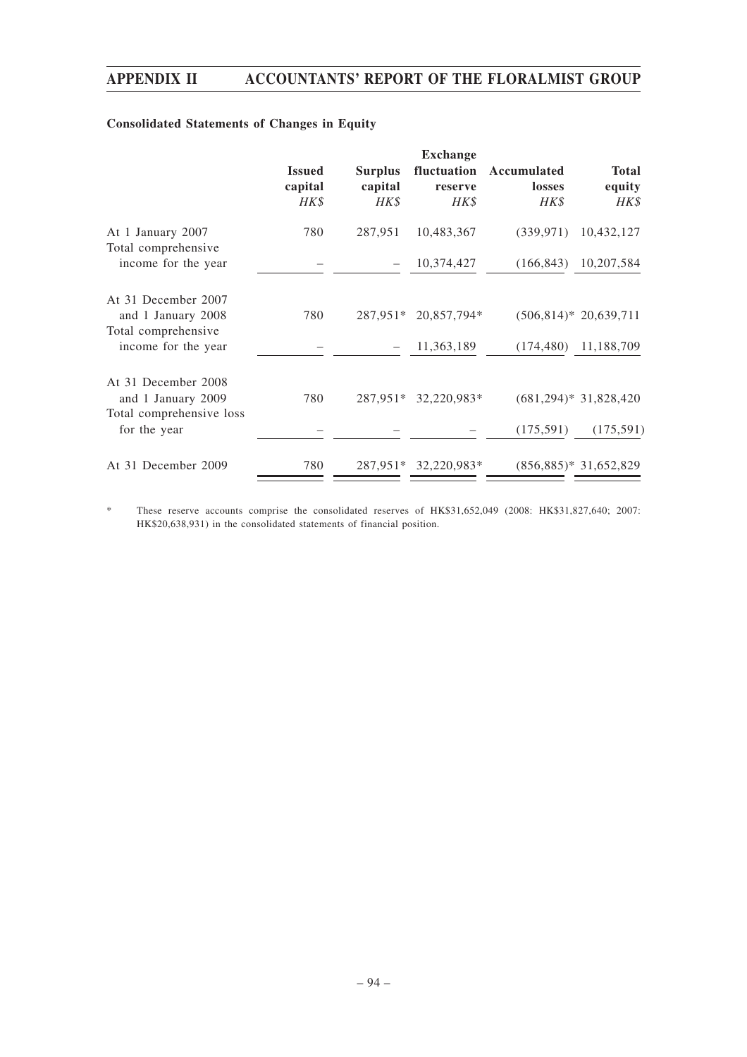### Consolidated Statements of Changes in Equity

| | Issued capital | Surplus capital | Exchange fluctuation reserve | Accumulated losses | Total equity |
|---|---|---|---|---|---|
| | *HK$* | *HK$* | *HK$* | *HK$* | *HK$* |
| At 1 January 2007 | 780 | 287,951 | 10,483,367 | (339,971) | 10,432,127 |
| Total comprehensive income for the year | – | – | 10,374,427 | (166,843) | 10,207,584 |
| At 31 December 2007 and 1 January 2008 | 780 | 287,951* | 20,857,794* | (506,814)* | 20,639,711 |
| Total comprehensive income for the year | – | – | 11,363,189 | (174,480) | 11,188,709 |
| At 31 December 2008 and 1 January 2009 | 780 | 287,951* | 32,220,983* | (681,294)* | 31,828,420 |
| Total comprehensive loss for the year | – | – | – | (175,591) | (175,591) |
| At 31 December 2009 | 780 | 287,951* | 32,220,983* | (856,885)* | 31,652,829 |

\* These reserve accounts comprise the consolidated reserves of HK$31,652,049 (2008: HK$31,827,640; 2007: HK$20,638,931) in the consolidated statements of financial position.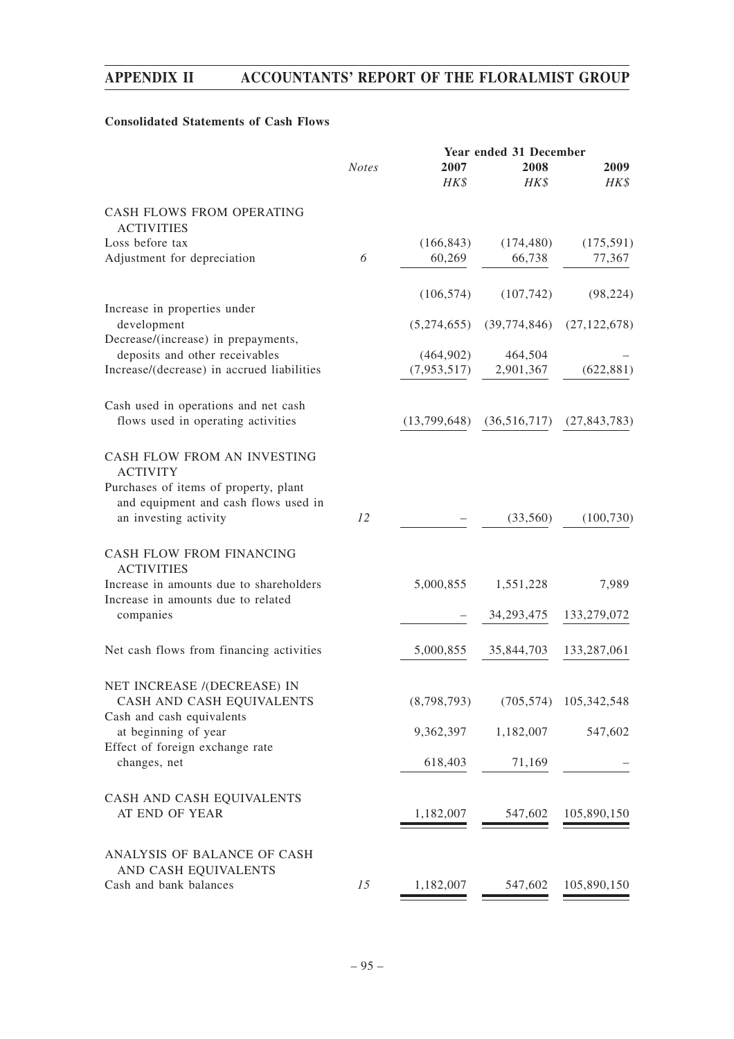### Consolidated Statements of Cash Flows

| | Notes | Year ended 31 December 2007 HK$ | 2008 HK$ | 2009 HK$ |
|---|---|---|---|---|
| CASH FLOWS FROM OPERATING ACTIVITIES | | | | |
| Loss before tax | | (166,843) | (174,480) | (175,591) |
| Adjustment for depreciation | 6 | 60,269 | 66,738 | 77,367 |
| | | (106,574) | (107,742) | (98,224) |
| Increase in properties under development | | (5,274,655) | (39,774,846) | (27,122,678) |
| Decrease/(increase) in prepayments, deposits and other receivables | | (464,902) | 464,504 | – |
| Increase/(decrease) in accrued liabilities | | (7,953,517) | 2,901,367 | (622,881) |
| Cash used in operations and net cash flows used in operating activities | | (13,799,648) | (36,516,717) | (27,843,783) |
| CASH FLOW FROM AN INVESTING ACTIVITY | | | | |
| Purchases of items of property, plant and equipment and cash flows used in an investing activity | 12 | – | (33,560) | (100,730) |
| CASH FLOW FROM FINANCING ACTIVITIES | | | | |
| Increase in amounts due to shareholders | | 5,000,855 | 1,551,228 | 7,989 |
| Increase in amounts due to related companies | | – | 34,293,475 | 133,279,072 |
| Net cash flows from financing activities | | 5,000,855 | 35,844,703 | 133,287,061 |
| NET INCREASE /(DECREASE) IN CASH AND CASH EQUIVALENTS | | (8,798,793) | (705,574) | 105,342,548 |
| Cash and cash equivalents at beginning of year | | 9,362,397 | 1,182,007 | 547,602 |
| Effect of foreign exchange rate changes, net | | 618,403 | 71,169 | – |
| CASH AND CASH EQUIVALENTS AT END OF YEAR | | 1,182,007 | 547,602 | 105,890,150 |
| ANALYSIS OF BALANCE OF CASH AND CASH EQUIVALENTS | | | | |
| Cash and bank balances | 15 | 1,182,007 | 547,602 | 105,890,150 |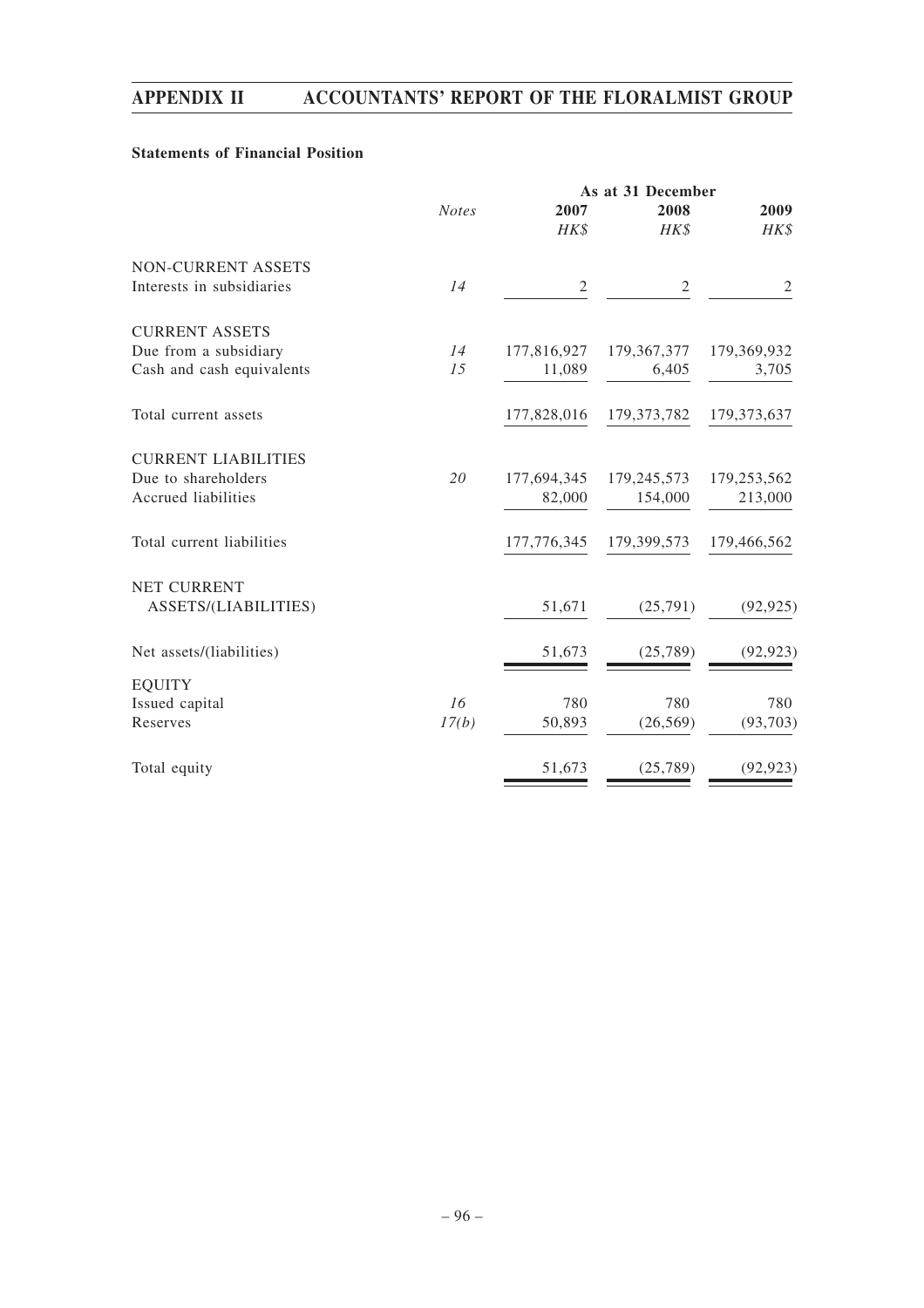### Statements of Financial Position

| | *Notes* | As at 31 December | | |
|---|---|---|---|---|
| | | 2007 | 2008 | 2009 |
| | | *HK$* | *HK$* | *HK$* |
| NON-CURRENT ASSETS | | | | |
| Interests in subsidiaries | *14* | 2 | 2 | 2 |
| CURRENT ASSETS | | | | |
| Due from a subsidiary | *14* | 177,816,927 | 179,367,377 | 179,369,932 |
| Cash and cash equivalents | *15* | 11,089 | 6,405 | 3,705 |
| Total current assets | | 177,828,016 | 179,373,782 | 179,373,637 |
| CURRENT LIABILITIES | | | | |
| Due to shareholders | *20* | 177,694,345 | 179,245,573 | 179,253,562 |
| Accrued liabilities | | 82,000 | 154,000 | 213,000 |
| Total current liabilities | | 177,776,345 | 179,399,573 | 179,466,562 |
| NET CURRENT ASSETS/(LIABILITIES) | | 51,671 | (25,791) | (92,925) |
| Net assets/(liabilities) | | 51,673 | (25,789) | (92,923) |
| EQUITY | | | | |
| Issued capital | *16* | 780 | 780 | 780 |
| Reserves | *17(b)* | 50,893 | (26,569) | (93,703) |
| Total equity | | 51,673 | (25,789) | (92,923) |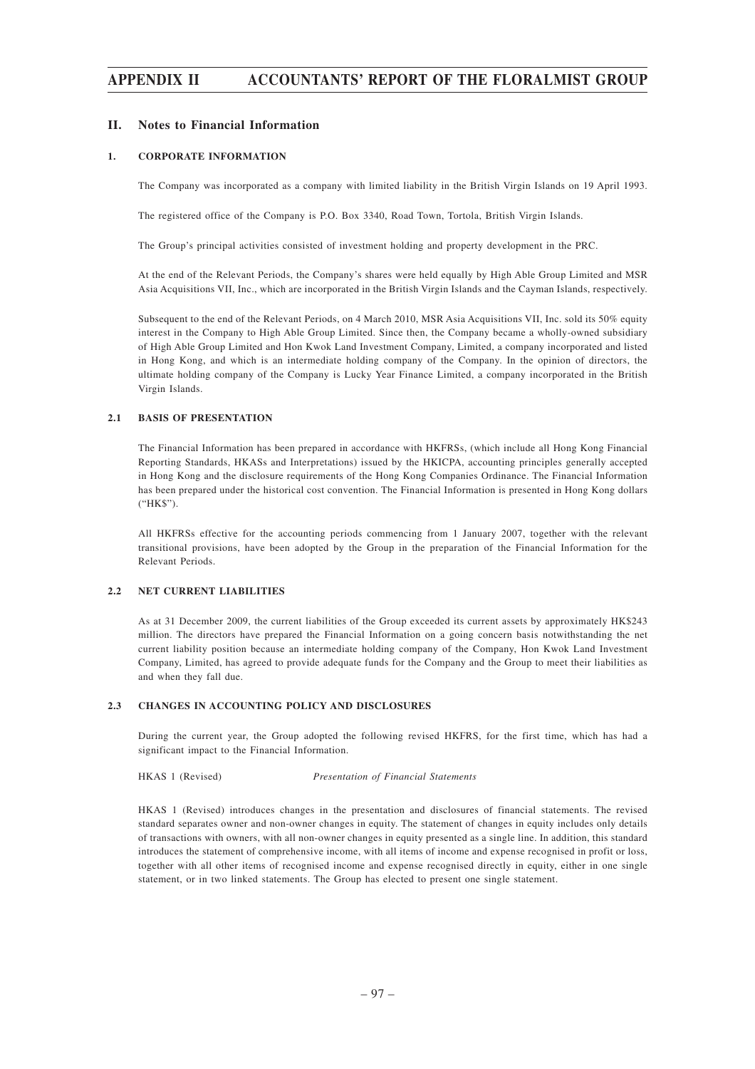## II. Notes to Financial Information

### 1. CORPORATE INFORMATION

The Company was incorporated as a company with limited liability in the British Virgin Islands on 19 April 1993.

The registered office of the Company is P.O. Box 3340, Road Town, Tortola, British Virgin Islands.

The Group's principal activities consisted of investment holding and property development in the PRC.

At the end of the Relevant Periods, the Company's shares were held equally by High Able Group Limited and MSR Asia Acquisitions VII, Inc., which are incorporated in the British Virgin Islands and the Cayman Islands, respectively.

Subsequent to the end of the Relevant Periods, on 4 March 2010, MSR Asia Acquisitions VII, Inc. sold its 50% equity interest in the Company to High Able Group Limited. Since then, the Company became a wholly-owned subsidiary of High Able Group Limited and Hon Kwok Land Investment Company, Limited, a company incorporated and listed in Hong Kong, and which is an intermediate holding company of the Company. In the opinion of directors, the ultimate holding company of the Company is Lucky Year Finance Limited, a company incorporated in the British Virgin Islands.

### 2.1 BASIS OF PRESENTATION

The Financial Information has been prepared in accordance with HKFRSs, (which include all Hong Kong Financial Reporting Standards, HKASs and Interpretations) issued by the HKICPA, accounting principles generally accepted in Hong Kong and the disclosure requirements of the Hong Kong Companies Ordinance. The Financial Information has been prepared under the historical cost convention. The Financial Information is presented in Hong Kong dollars ("HK$").

All HKFRSs effective for the accounting periods commencing from 1 January 2007, together with the relevant transitional provisions, have been adopted by the Group in the preparation of the Financial Information for the Relevant Periods.

### 2.2 NET CURRENT LIABILITIES

As at 31 December 2009, the current liabilities of the Group exceeded its current assets by approximately HK$243 million. The directors have prepared the Financial Information on a going concern basis notwithstanding the net current liability position because an intermediate holding company of the Company, Hon Kwok Land Investment Company, Limited, has agreed to provide adequate funds for the Company and the Group to meet their liabilities as and when they fall due.

### 2.3 CHANGES IN ACCOUNTING POLICY AND DISCLOSURES

During the current year, the Group adopted the following revised HKFRS, for the first time, which has had a significant impact to the Financial Information.

HKAS 1 (Revised) *Presentation of Financial Statements*

HKAS 1 (Revised) introduces changes in the presentation and disclosures of financial statements. The revised standard separates owner and non-owner changes in equity. The statement of changes in equity includes only details of transactions with owners, with all non-owner changes in equity presented as a single line. In addition, this standard introduces the statement of comprehensive income, with all items of income and expense recognised in profit or loss, together with all other items of recognised income and expense recognised directly in equity, either in one single statement, or in two linked statements. The Group has elected to present one single statement.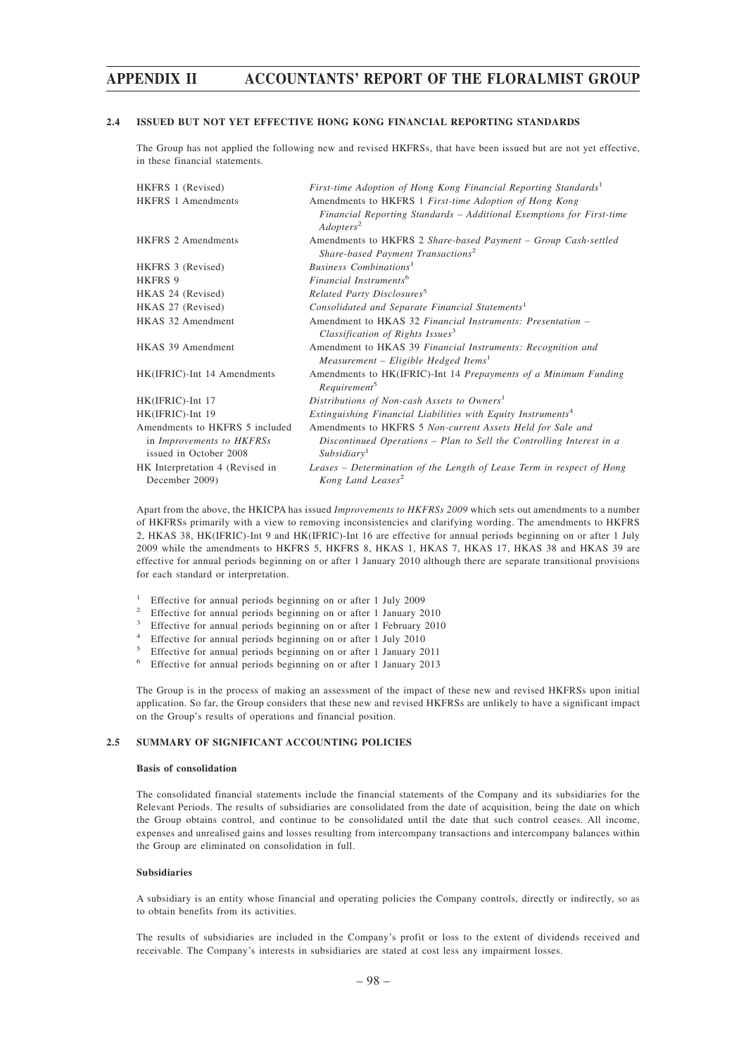### 2.4 ISSUED BUT NOT YET EFFECTIVE HONG KONG FINANCIAL REPORTING STANDARDS

The Group has not applied the following new and revised HKFRSs, that have been issued but are not yet effective, in these financial statements.

| | |
|---|---|
| HKFRS 1 (Revised) | *First-time Adoption of Hong Kong Financial Reporting Standards*[1] |
| HKFRS 1 Amendments | Amendments to HKFRS 1 *First-time Adoption of Hong Kong Financial Reporting Standards – Additional Exemptions for First-time Adopters*[2] |
| HKFRS 2 Amendments | Amendments to HKFRS 2 *Share-based Payment – Group Cash-settled Share-based Payment Transactions*[2] |
| HKFRS 3 (Revised) | *Business Combinations*[1] |
| HKFRS 9 | *Financial Instruments*[6] |
| HKAS 24 (Revised) | *Related Party Disclosures*[5] |
| HKAS 27 (Revised) | *Consolidated and Separate Financial Statements*[1] |
| HKAS 32 Amendment | Amendment to HKAS 32 *Financial Instruments: Presentation – Classification of Rights Issues*[3] |
| HKAS 39 Amendment | Amendment to HKAS 39 *Financial Instruments: Recognition and Measurement – Eligible Hedged Items*[1] |
| HK(IFRIC)-Int 14 Amendments | Amendments to HK(IFRIC)-Int 14 *Prepayments of a Minimum Funding Requirement*[5] |
| HK(IFRIC)-Int 17 | *Distributions of Non-cash Assets to Owners*[1] |
| HK(IFRIC)-Int 19 | *Extinguishing Financial Liabilities with Equity Instruments*[4] |
| Amendments to HKFRS 5 included in *Improvements to HKFRSs* issued in October 2008 | Amendments to HKFRS 5 *Non-current Assets Held for Sale and Discontinued Operations – Plan to Sell the Controlling Interest in a Subsidiary*[1] |
| HK Interpretation 4 (Revised in December 2009) | *Leases – Determination of the Length of Lease Term in respect of Hong Kong Land Leases*[2] |

Apart from the above, the HKICPA has issued *Improvements to HKFRSs 2009* which sets out amendments to a number of HKFRSs primarily with a view to removing inconsistencies and clarifying wording. The amendments to HKFRS 2, HKAS 38, HK(IFRIC)-Int 9 and HK(IFRIC)-Int 16 are effective for annual periods beginning on or after 1 July 2009 while the amendments to HKFRS 5, HKFRS 8, HKAS 1, HKAS 7, HKAS 17, HKAS 38 and HKAS 39 are effective for annual periods beginning on or after 1 January 2010 although there are separate transitional provisions for each standard or interpretation.

[1] Effective for annual periods beginning on or after 1 July 2009
[2] Effective for annual periods beginning on or after 1 January 2010
[3] Effective for annual periods beginning on or after 1 February 2010
[4] Effective for annual periods beginning on or after 1 July 2010
[5] Effective for annual periods beginning on or after 1 January 2011
[6] Effective for annual periods beginning on or after 1 January 2013

The Group is in the process of making an assessment of the impact of these new and revised HKFRSs upon initial application. So far, the Group considers that these new and revised HKFRSs are unlikely to have a significant impact on the Group's results of operations and financial position.

### 2.5 SUMMARY OF SIGNIFICANT ACCOUNTING POLICIES

**Basis of consolidation**

The consolidated financial statements include the financial statements of the Company and its subsidiaries for the Relevant Periods. The results of subsidiaries are consolidated from the date of acquisition, being the date on which the Group obtains control, and continue to be consolidated until the date that such control ceases. All income, expenses and unrealised gains and losses resulting from intercompany transactions and intercompany balances within the Group are eliminated on consolidation in full.

**Subsidiaries**

A subsidiary is an entity whose financial and operating policies the Company controls, directly or indirectly, so as to obtain benefits from its activities.

The results of subsidiaries are included in the Company's profit or loss to the extent of dividends received and receivable. The Company's interests in subsidiaries are stated at cost less any impairment losses.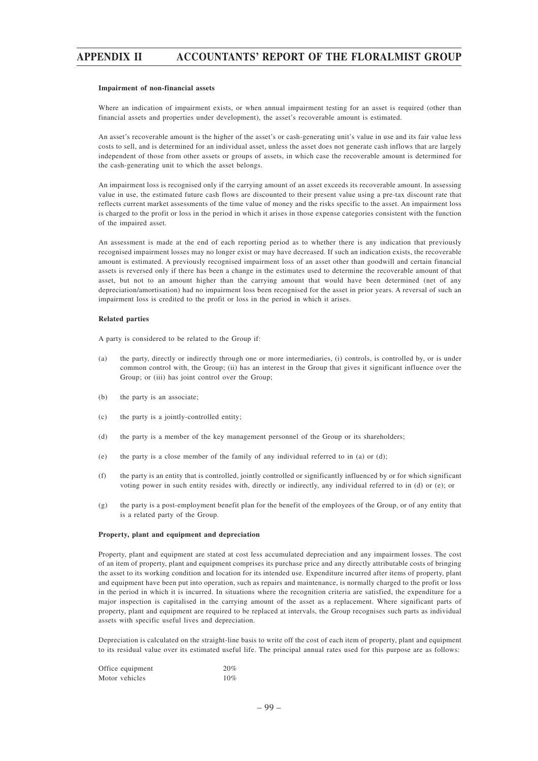**Impairment of non-financial assets**

Where an indication of impairment exists, or when annual impairment testing for an asset is required (other than financial assets and properties under development), the asset's recoverable amount is estimated.

An asset's recoverable amount is the higher of the asset's or cash-generating unit's value in use and its fair value less costs to sell, and is determined for an individual asset, unless the asset does not generate cash inflows that are largely independent of those from other assets or groups of assets, in which case the recoverable amount is determined for the cash-generating unit to which the asset belongs.

An impairment loss is recognised only if the carrying amount of an asset exceeds its recoverable amount. In assessing value in use, the estimated future cash flows are discounted to their present value using a pre-tax discount rate that reflects current market assessments of the time value of money and the risks specific to the asset. An impairment loss is charged to the profit or loss in the period in which it arises in those expense categories consistent with the function of the impaired asset.

An assessment is made at the end of each reporting period as to whether there is any indication that previously recognised impairment losses may no longer exist or may have decreased. If such an indication exists, the recoverable amount is estimated. A previously recognised impairment loss of an asset other than goodwill and certain financial assets is reversed only if there has been a change in the estimates used to determine the recoverable amount of that asset, but not to an amount higher than the carrying amount that would have been determined (net of any depreciation/amortisation) had no impairment loss been recognised for the asset in prior years. A reversal of such an impairment loss is credited to the profit or loss in the period in which it arises.

**Related parties**

A party is considered to be related to the Group if:

(a) the party, directly or indirectly through one or more intermediaries, (i) controls, is controlled by, or is under common control with, the Group; (ii) has an interest in the Group that gives it significant influence over the Group; or (iii) has joint control over the Group;

(b) the party is an associate;

(c) the party is a jointly-controlled entity;

(d) the party is a member of the key management personnel of the Group or its shareholders;

(e) the party is a close member of the family of any individual referred to in (a) or (d);

(f) the party is an entity that is controlled, jointly controlled or significantly influenced by or for which significant voting power in such entity resides with, directly or indirectly, any individual referred to in (d) or (e); or

(g) the party is a post-employment benefit plan for the benefit of the employees of the Group, or of any entity that is a related party of the Group.

**Property, plant and equipment and depreciation**

Property, plant and equipment are stated at cost less accumulated depreciation and any impairment losses. The cost of an item of property, plant and equipment comprises its purchase price and any directly attributable costs of bringing the asset to its working condition and location for its intended use. Expenditure incurred after items of property, plant and equipment have been put into operation, such as repairs and maintenance, is normally charged to the profit or loss in the period in which it is incurred. In situations where the recognition criteria are satisfied, the expenditure for a major inspection is capitalised in the carrying amount of the asset as a replacement. Where significant parts of property, plant and equipment are required to be replaced at intervals, the Group recognises such parts as individual assets with specific useful lives and depreciation.

Depreciation is calculated on the straight-line basis to write off the cost of each item of property, plant and equipment to its residual value over its estimated useful life. The principal annual rates used for this purpose are as follows:

| | |
|---|---|
| Office equipment | 20% |
| Motor vehicles | 10% |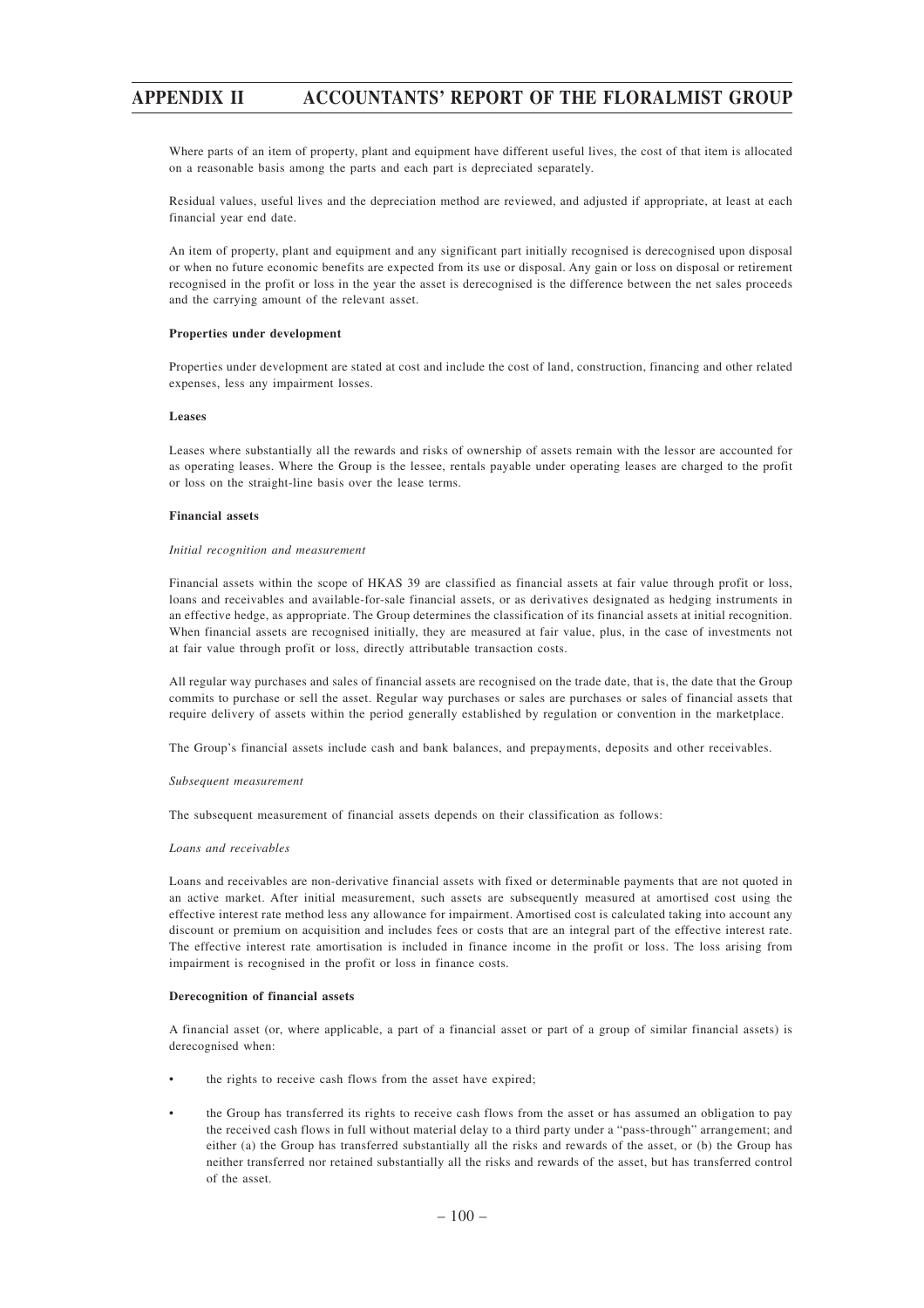Where parts of an item of property, plant and equipment have different useful lives, the cost of that item is allocated on a reasonable basis among the parts and each part is depreciated separately.

Residual values, useful lives and the depreciation method are reviewed, and adjusted if appropriate, at least at each financial year end date.

An item of property, plant and equipment and any significant part initially recognised is derecognised upon disposal or when no future economic benefits are expected from its use or disposal. Any gain or loss on disposal or retirement recognised in the profit or loss in the year the asset is derecognised is the difference between the net sales proceeds and the carrying amount of the relevant asset.

**Properties under development**

Properties under development are stated at cost and include the cost of land, construction, financing and other related expenses, less any impairment losses.

**Leases**

Leases where substantially all the rewards and risks of ownership of assets remain with the lessor are accounted for as operating leases. Where the Group is the lessee, rentals payable under operating leases are charged to the profit or loss on the straight-line basis over the lease terms.

**Financial assets**

*Initial recognition and measurement*

Financial assets within the scope of HKAS 39 are classified as financial assets at fair value through profit or loss, loans and receivables and available-for-sale financial assets, or as derivatives designated as hedging instruments in an effective hedge, as appropriate. The Group determines the classification of its financial assets at initial recognition. When financial assets are recognised initially, they are measured at fair value, plus, in the case of investments not at fair value through profit or loss, directly attributable transaction costs.

All regular way purchases and sales of financial assets are recognised on the trade date, that is, the date that the Group commits to purchase or sell the asset. Regular way purchases or sales are purchases or sales of financial assets that require delivery of assets within the period generally established by regulation or convention in the marketplace.

The Group's financial assets include cash and bank balances, and prepayments, deposits and other receivables.

*Subsequent measurement*

The subsequent measurement of financial assets depends on their classification as follows:

*Loans and receivables*

Loans and receivables are non-derivative financial assets with fixed or determinable payments that are not quoted in an active market. After initial measurement, such assets are subsequently measured at amortised cost using the effective interest rate method less any allowance for impairment. Amortised cost is calculated taking into account any discount or premium on acquisition and includes fees or costs that are an integral part of the effective interest rate. The effective interest rate amortisation is included in finance income in the profit or loss. The loss arising from impairment is recognised in the profit or loss in finance costs.

**Derecognition of financial assets**

A financial asset (or, where applicable, a part of a financial asset or part of a group of similar financial assets) is derecognised when:

- the rights to receive cash flows from the asset have expired;
- the Group has transferred its rights to receive cash flows from the asset or has assumed an obligation to pay the received cash flows in full without material delay to a third party under a "pass-through" arrangement; and either (a) the Group has transferred substantially all the risks and rewards of the asset, or (b) the Group has neither transferred nor retained substantially all the risks and rewards of the asset, but has transferred control of the asset.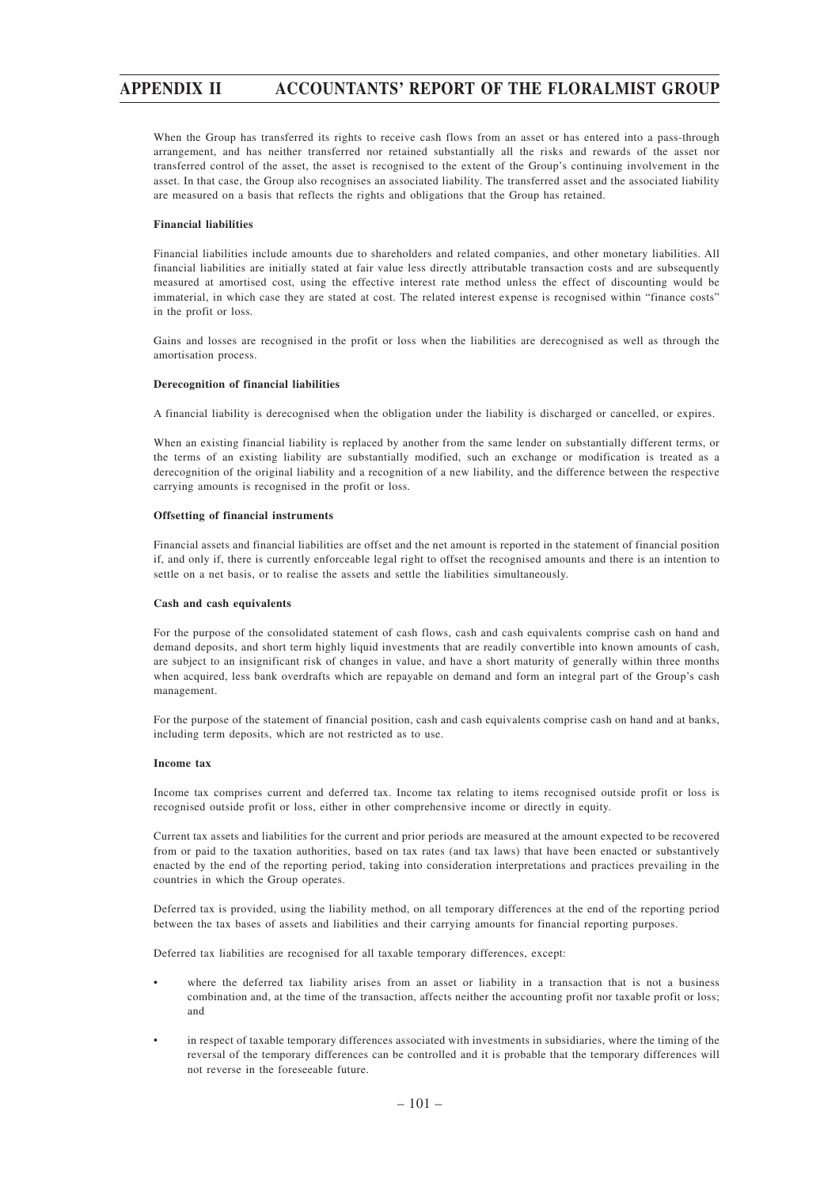When the Group has transferred its rights to receive cash flows from an asset or has entered into a pass-through arrangement, and has neither transferred nor retained substantially all the risks and rewards of the asset nor transferred control of the asset, the asset is recognised to the extent of the Group's continuing involvement in the asset. In that case, the Group also recognises an associated liability. The transferred asset and the associated liability are measured on a basis that reflects the rights and obligations that the Group has retained.

**Financial liabilities**

Financial liabilities include amounts due to shareholders and related companies, and other monetary liabilities. All financial liabilities are initially stated at fair value less directly attributable transaction costs and are subsequently measured at amortised cost, using the effective interest rate method unless the effect of discounting would be immaterial, in which case they are stated at cost. The related interest expense is recognised within "finance costs" in the profit or loss.

Gains and losses are recognised in the profit or loss when the liabilities are derecognised as well as through the amortisation process.

**Derecognition of financial liabilities**

A financial liability is derecognised when the obligation under the liability is discharged or cancelled, or expires.

When an existing financial liability is replaced by another from the same lender on substantially different terms, or the terms of an existing liability are substantially modified, such an exchange or modification is treated as a derecognition of the original liability and a recognition of a new liability, and the difference between the respective carrying amounts is recognised in the profit or loss.

**Offsetting of financial instruments**

Financial assets and financial liabilities are offset and the net amount is reported in the statement of financial position if, and only if, there is currently enforceable legal right to offset the recognised amounts and there is an intention to settle on a net basis, or to realise the assets and settle the liabilities simultaneously.

**Cash and cash equivalents**

For the purpose of the consolidated statement of cash flows, cash and cash equivalents comprise cash on hand and demand deposits, and short term highly liquid investments that are readily convertible into known amounts of cash, are subject to an insignificant risk of changes in value, and have a short maturity of generally within three months when acquired, less bank overdrafts which are repayable on demand and form an integral part of the Group's cash management.

For the purpose of the statement of financial position, cash and cash equivalents comprise cash on hand and at banks, including term deposits, which are not restricted as to use.

**Income tax**

Income tax comprises current and deferred tax. Income tax relating to items recognised outside profit or loss is recognised outside profit or loss, either in other comprehensive income or directly in equity.

Current tax assets and liabilities for the current and prior periods are measured at the amount expected to be recovered from or paid to the taxation authorities, based on tax rates (and tax laws) that have been enacted or substantively enacted by the end of the reporting period, taking into consideration interpretations and practices prevailing in the countries in which the Group operates.

Deferred tax is provided, using the liability method, on all temporary differences at the end of the reporting period between the tax bases of assets and liabilities and their carrying amounts for financial reporting purposes.

Deferred tax liabilities are recognised for all taxable temporary differences, except:

- where the deferred tax liability arises from an asset or liability in a transaction that is not a business combination and, at the time of the transaction, affects neither the accounting profit nor taxable profit or loss; and
- in respect of taxable temporary differences associated with investments in subsidiaries, where the timing of the reversal of the temporary differences can be controlled and it is probable that the temporary differences will not reverse in the foreseeable future.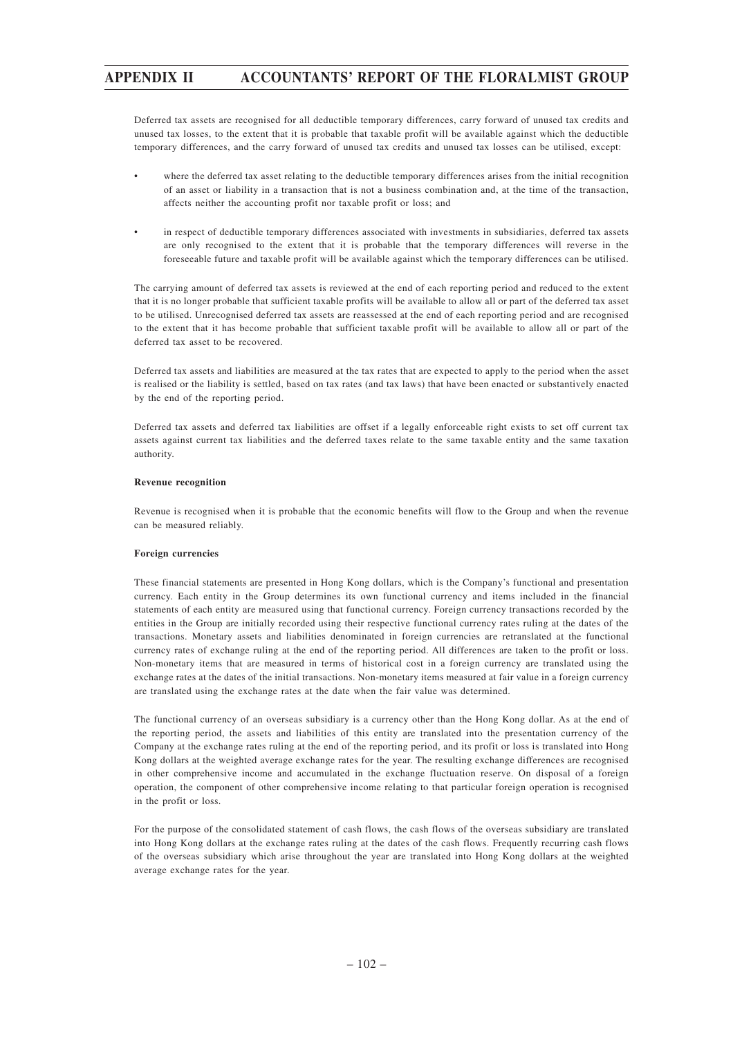Deferred tax assets are recognised for all deductible temporary differences, carry forward of unused tax credits and unused tax losses, to the extent that it is probable that taxable profit will be available against which the deductible temporary differences, and the carry forward of unused tax credits and unused tax losses can be utilised, except:

- where the deferred tax asset relating to the deductible temporary differences arises from the initial recognition of an asset or liability in a transaction that is not a business combination and, at the time of the transaction, affects neither the accounting profit nor taxable profit or loss; and
- in respect of deductible temporary differences associated with investments in subsidiaries, deferred tax assets are only recognised to the extent that it is probable that the temporary differences will reverse in the foreseeable future and taxable profit will be available against which the temporary differences can be utilised.

The carrying amount of deferred tax assets is reviewed at the end of each reporting period and reduced to the extent that it is no longer probable that sufficient taxable profits will be available to allow all or part of the deferred tax asset to be utilised. Unrecognised deferred tax assets are reassessed at the end of each reporting period and are recognised to the extent that it has become probable that sufficient taxable profit will be available to allow all or part of the deferred tax asset to be recovered.

Deferred tax assets and liabilities are measured at the tax rates that are expected to apply to the period when the asset is realised or the liability is settled, based on tax rates (and tax laws) that have been enacted or substantively enacted by the end of the reporting period.

Deferred tax assets and deferred tax liabilities are offset if a legally enforceable right exists to set off current tax assets against current tax liabilities and the deferred taxes relate to the same taxable entity and the same taxation authority.

**Revenue recognition**

Revenue is recognised when it is probable that the economic benefits will flow to the Group and when the revenue can be measured reliably.

**Foreign currencies**

These financial statements are presented in Hong Kong dollars, which is the Company's functional and presentation currency. Each entity in the Group determines its own functional currency and items included in the financial statements of each entity are measured using that functional currency. Foreign currency transactions recorded by the entities in the Group are initially recorded using their respective functional currency rates ruling at the dates of the transactions. Monetary assets and liabilities denominated in foreign currencies are retranslated at the functional currency rates of exchange ruling at the end of the reporting period. All differences are taken to the profit or loss. Non-monetary items that are measured in terms of historical cost in a foreign currency are translated using the exchange rates at the dates of the initial transactions. Non-monetary items measured at fair value in a foreign currency are translated using the exchange rates at the date when the fair value was determined.

The functional currency of an overseas subsidiary is a currency other than the Hong Kong dollar. As at the end of the reporting period, the assets and liabilities of this entity are translated into the presentation currency of the Company at the exchange rates ruling at the end of the reporting period, and its profit or loss is translated into Hong Kong dollars at the weighted average exchange rates for the year. The resulting exchange differences are recognised in other comprehensive income and accumulated in the exchange fluctuation reserve. On disposal of a foreign operation, the component of other comprehensive income relating to that particular foreign operation is recognised in the profit or loss.

For the purpose of the consolidated statement of cash flows, the cash flows of the overseas subsidiary are translated into Hong Kong dollars at the exchange rates ruling at the dates of the cash flows. Frequently recurring cash flows of the overseas subsidiary which arise throughout the year are translated into Hong Kong dollars at the weighted average exchange rates for the year.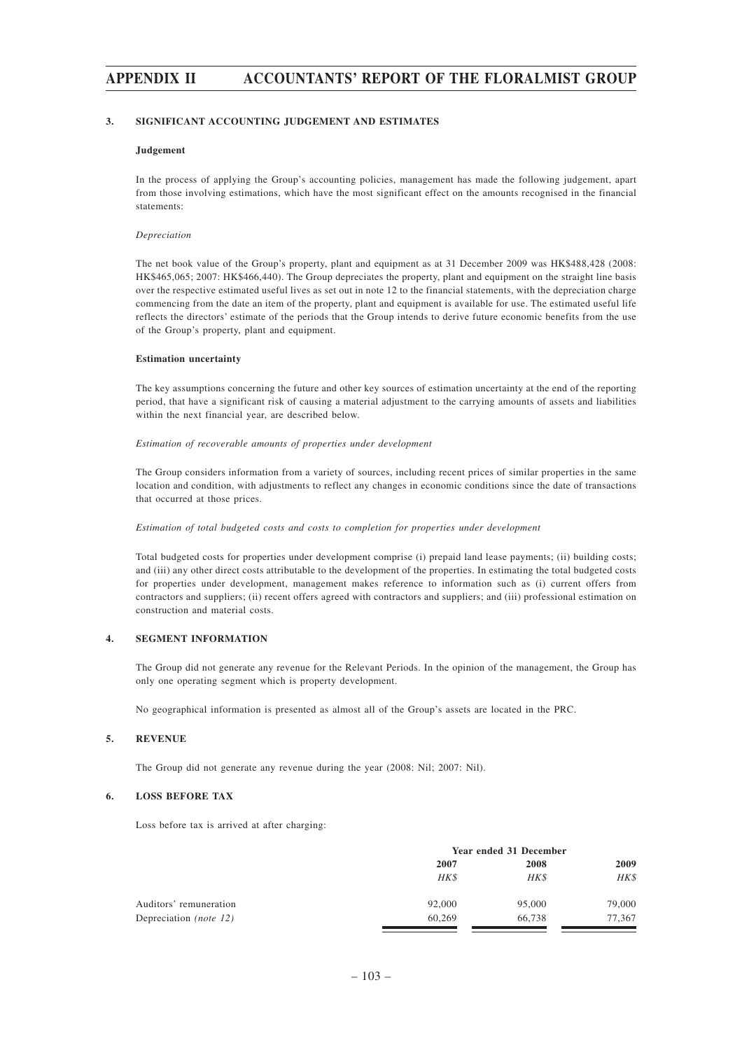### 3. SIGNIFICANT ACCOUNTING JUDGEMENT AND ESTIMATES

**Judgement**

In the process of applying the Group's accounting policies, management has made the following judgement, apart from those involving estimations, which have the most significant effect on the amounts recognised in the financial statements:

*Depreciation*

The net book value of the Group's property, plant and equipment as at 31 December 2009 was HK$488,428 (2008: HK$465,065; 2007: HK$466,440). The Group depreciates the property, plant and equipment on the straight line basis over the respective estimated useful lives as set out in note 12 to the financial statements, with the depreciation charge commencing from the date an item of the property, plant and equipment is available for use. The estimated useful life reflects the directors' estimate of the periods that the Group intends to derive future economic benefits from the use of the Group's property, plant and equipment.

**Estimation uncertainty**

The key assumptions concerning the future and other key sources of estimation uncertainty at the end of the reporting period, that have a significant risk of causing a material adjustment to the carrying amounts of assets and liabilities within the next financial year, are described below.

*Estimation of recoverable amounts of properties under development*

The Group considers information from a variety of sources, including recent prices of similar properties in the same location and condition, with adjustments to reflect any changes in economic conditions since the date of transactions that occurred at those prices.

*Estimation of total budgeted costs and costs to completion for properties under development*

Total budgeted costs for properties under development comprise (i) prepaid land lease payments; (ii) building costs; and (iii) any other direct costs attributable to the development of the properties. In estimating the total budgeted costs for properties under development, management makes reference to information such as (i) current offers from contractors and suppliers; (ii) recent offers agreed with contractors and suppliers; and (iii) professional estimation on construction and material costs.

### 4. SEGMENT INFORMATION

The Group did not generate any revenue for the Relevant Periods. In the opinion of the management, the Group has only one operating segment which is property development.

No geographical information is presented as almost all of the Group's assets are located in the PRC.

### 5. REVENUE

The Group did not generate any revenue during the year (2008: Nil; 2007: Nil).

### 6. LOSS BEFORE TAX

Loss before tax is arrived at after charging:

| | Year ended 31 December | | |
|---|---|---|---|
| | **2007** | **2008** | **2009** |
| | *HK$* | *HK$* | *HK$* |
| Auditors' remuneration | 92,000 | 95,000 | 79,000 |
| Depreciation *(note 12)* | 60,269 | 66,738 | 77,367 |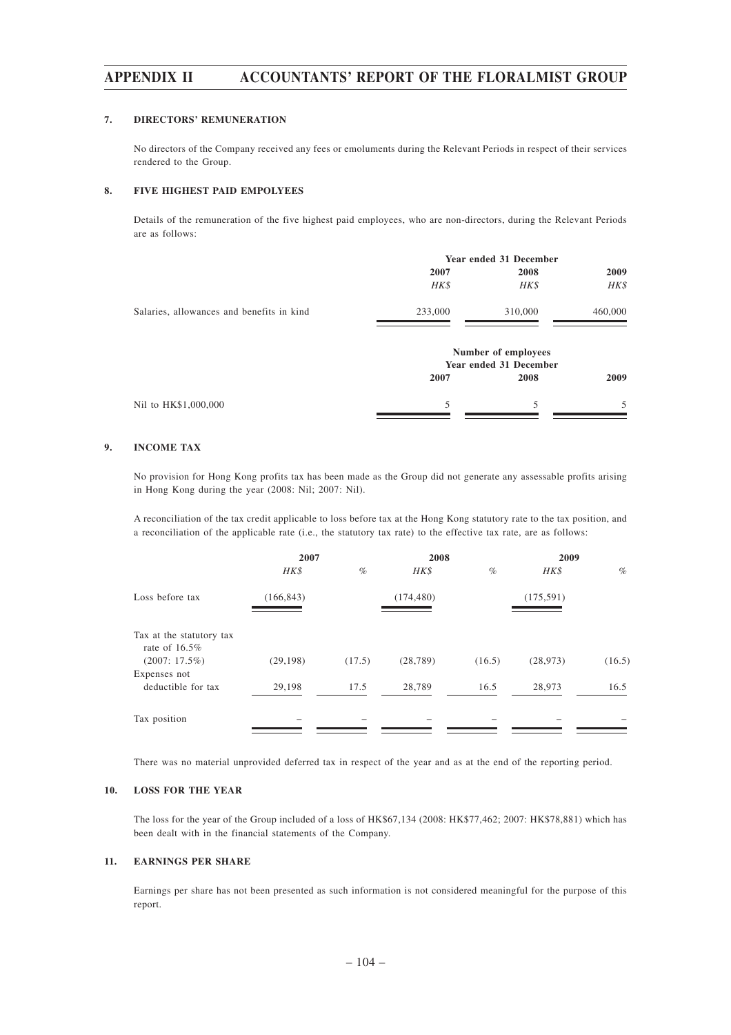### 7. DIRECTORS' REMUNERATION

No directors of the Company received any fees or emoluments during the Relevant Periods in respect of their services rendered to the Group.

### 8. FIVE HIGHEST PAID EMPOLYEES

Details of the remuneration of the five highest paid employees, who are non-directors, during the Relevant Periods are as follows:

| | Year ended 31 December | | |
|---|---|---|---|
| | **2007** | **2008** | **2009** |
| | *HK$* | *HK$* | *HK$* |
| Salaries, allowances and benefits in kind | 233,000 | 310,000 | 460,000 |

| | Number of employees Year ended 31 December | | |
|---|---|---|---|
| | **2007** | **2008** | **2009** |
| Nil to HK$1,000,000 | 5 | 5 | 5 |

### 9. INCOME TAX

No provision for Hong Kong profits tax has been made as the Group did not generate any assessable profits arising in Hong Kong during the year (2008: Nil; 2007: Nil).

A reconciliation of the tax credit applicable to loss before tax at the Hong Kong statutory rate to the tax position, and a reconciliation of the applicable rate (i.e., the statutory tax rate) to the effective tax rate, are as follows:

| | **2007** | | **2008** | | **2009** | |
|---|---|---|---|---|---|---|
| | *HK$* | *%* | *HK$* | *%* | *HK$* | *%* |
| Loss before tax | (166,843) | | (174,480) | | (175,591) | |
| Tax at the statutory tax rate of 16.5% (2007: 17.5%) | (29,198) | (17.5) | (28,789) | (16.5) | (28,973) | (16.5) |
| Expenses not deductible for tax | 29,198 | 17.5 | 28,789 | 16.5 | 28,973 | 16.5 |
| Tax position | – | – | – | – | – | – |

There was no material unprovided deferred tax in respect of the year and as at the end of the reporting period.

### 10. LOSS FOR THE YEAR

The loss for the year of the Group included of a loss of HK$67,134 (2008: HK$77,462; 2007: HK$78,881) which has been dealt with in the financial statements of the Company.

### 11. EARNINGS PER SHARE

Earnings per share has not been presented as such information is not considered meaningful for the purpose of this report.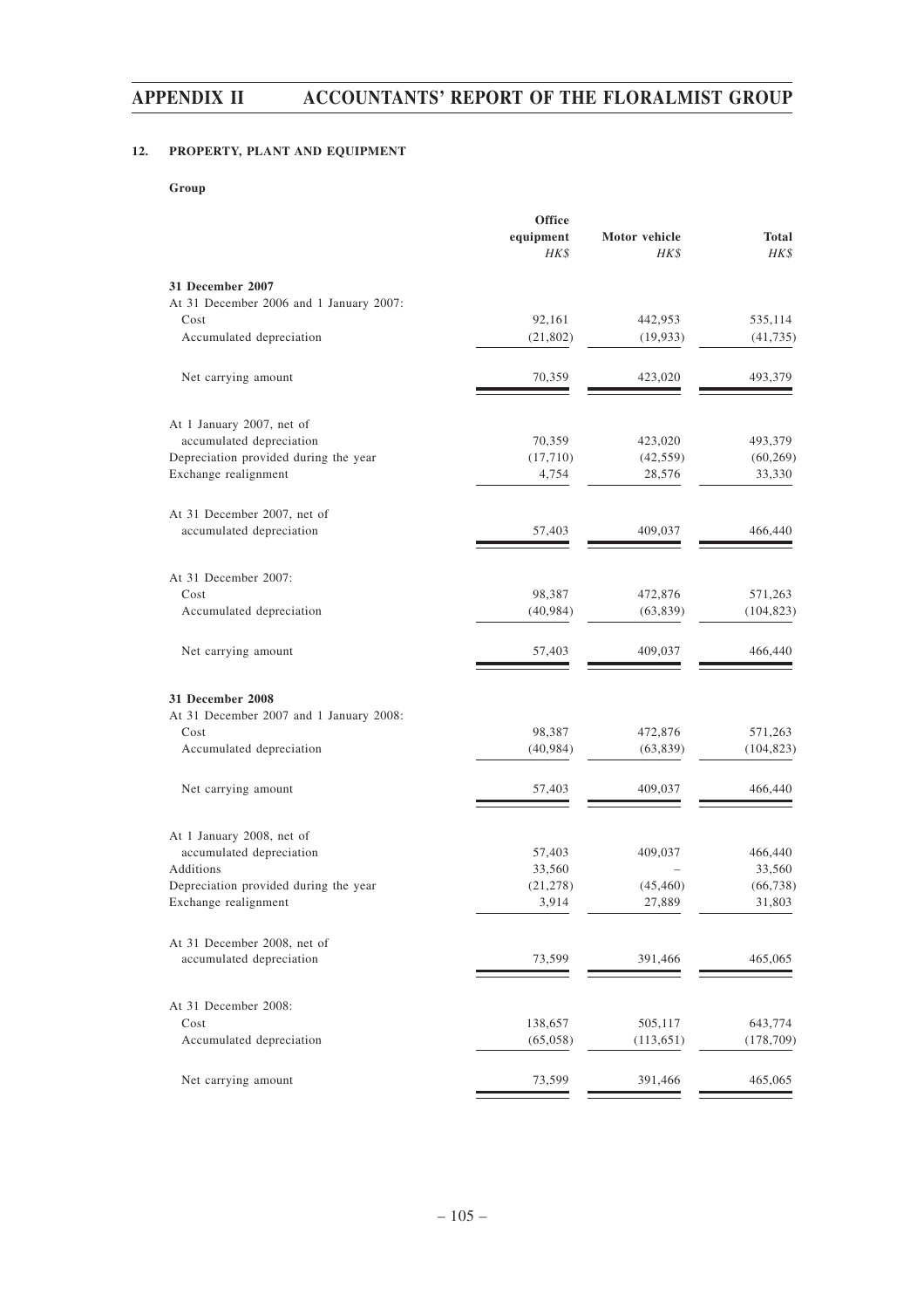## 12. PROPERTY, PLANT AND EQUIPMENT

**Group**

| | Office equipment<br>*HK$* | Motor vehicle<br>*HK$* | Total<br>*HK$* |
|---|---|---|---|
| **31 December 2007** | | | |
| At 31 December 2006 and 1 January 2007: | | | |
| Cost | 92,161 | 442,953 | 535,114 |
| Accumulated depreciation | (21,802) | (19,933) | (41,735) |
| Net carrying amount | 70,359 | 423,020 | 493,379 |
| At 1 January 2007, net of accumulated depreciation | 70,359 | 423,020 | 493,379 |
| Depreciation provided during the year | (17,710) | (42,559) | (60,269) |
| Exchange realignment | 4,754 | 28,576 | 33,330 |
| At 31 December 2007, net of accumulated depreciation | 57,403 | 409,037 | 466,440 |
| At 31 December 2007: | | | |
| Cost | 98,387 | 472,876 | 571,263 |
| Accumulated depreciation | (40,984) | (63,839) | (104,823) |
| Net carrying amount | 57,403 | 409,037 | 466,440 |
| **31 December 2008** | | | |
| At 31 December 2007 and 1 January 2008: | | | |
| Cost | 98,387 | 472,876 | 571,263 |
| Accumulated depreciation | (40,984) | (63,839) | (104,823) |
| Net carrying amount | 57,403 | 409,037 | 466,440 |
| At 1 January 2008, net of accumulated depreciation | 57,403 | 409,037 | 466,440 |
| Additions | 33,560 | – | 33,560 |
| Depreciation provided during the year | (21,278) | (45,460) | (66,738) |
| Exchange realignment | 3,914 | 27,889 | 31,803 |
| At 31 December 2008, net of accumulated depreciation | 73,599 | 391,466 | 465,065 |
| At 31 December 2008: | | | |
| Cost | 138,657 | 505,117 | 643,774 |
| Accumulated depreciation | (65,058) | (113,651) | (178,709) |
| Net carrying amount | 73,599 | 391,466 | 465,065 |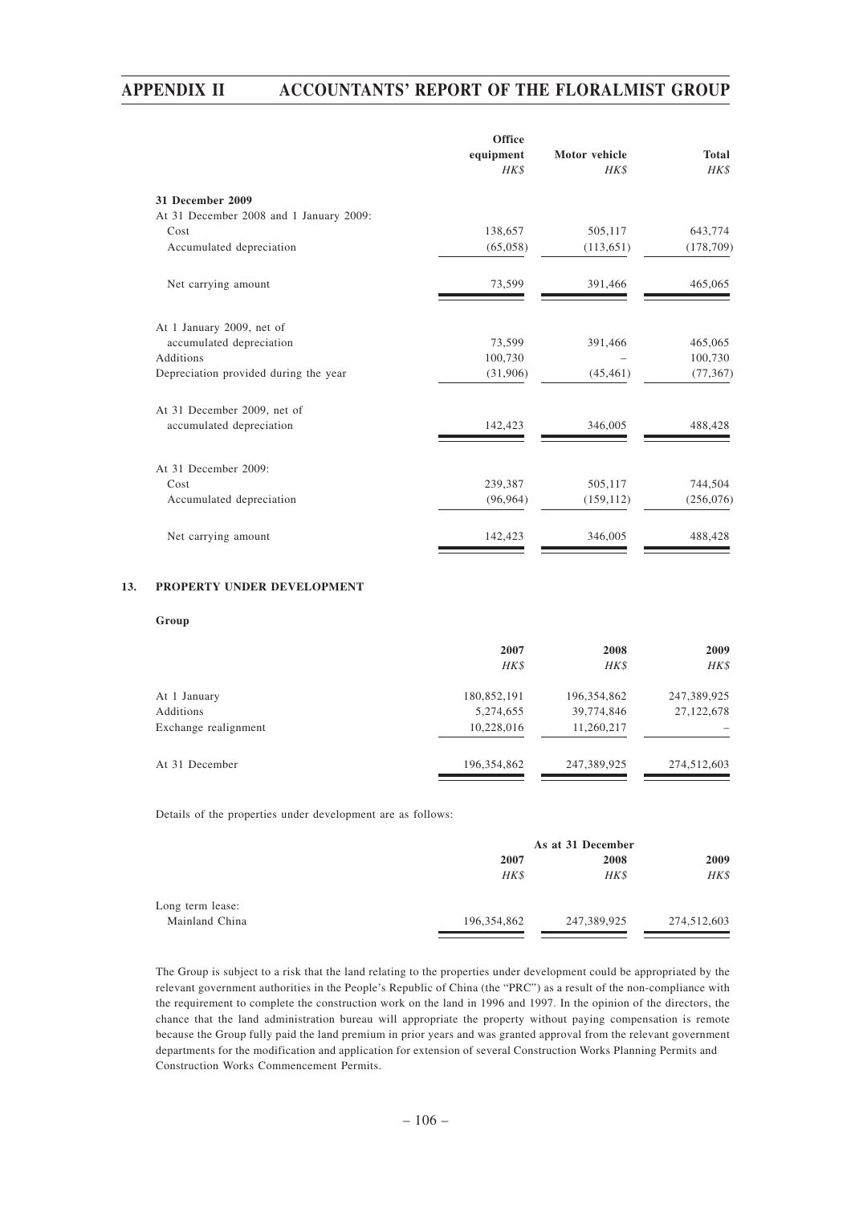| | Office equipment | Motor vehicle | Total |
|---|---|---|---|
| | *HK$* | *HK$* | *HK$* |
| **31 December 2009** | | | |
| At 31 December 2008 and 1 January 2009: | | | |
| Cost | 138,657 | 505,117 | 643,774 |
| Accumulated depreciation | (65,058) | (113,651) | (178,709) |
| Net carrying amount | 73,599 | 391,466 | 465,065 |
| At 1 January 2009, net of accumulated depreciation | 73,599 | 391,466 | 465,065 |
| Additions | 100,730 | – | 100,730 |
| Depreciation provided during the year | (31,906) | (45,461) | (77,367) |
| At 31 December 2009, net of accumulated depreciation | 142,423 | 346,005 | 488,428 |
| At 31 December 2009: | | | |
| Cost | 239,387 | 505,117 | 744,504 |
| Accumulated depreciation | (96,964) | (159,112) | (256,076) |
| Net carrying amount | 142,423 | 346,005 | 488,428 |

## 13. PROPERTY UNDER DEVELOPMENT

**Group**

| | 2007 | 2008 | 2009 |
|---|---|---|---|
| | *HK$* | *HK$* | *HK$* |
| At 1 January | 180,852,191 | 196,354,862 | 247,389,925 |
| Additions | 5,274,655 | 39,774,846 | 27,122,678 |
| Exchange realignment | 10,228,016 | 11,260,217 | – |
| At 31 December | 196,354,862 | 247,389,925 | 274,512,603 |

Details of the properties under development are as follows:

| | As at 31 December | | |
|---|---|---|---|
| | 2007 | 2008 | 2009 |
| | *HK$* | *HK$* | *HK$* |
| Long term lease: | | | |
| Mainland China | 196,354,862 | 247,389,925 | 274,512,603 |

The Group is subject to a risk that the land relating to the properties under development could be appropriated by the relevant government authorities in the People's Republic of China (the "PRC") as a result of the non-compliance with the requirement to complete the construction work on the land in 1996 and 1997. In the opinion of the directors, the chance that the land administration bureau will appropriate the property without paying compensation is remote because the Group fully paid the land premium in prior years and was granted approval from the relevant government departments for the modification and application for extension of several Construction Works Planning Permits and Construction Works Commencement Permits.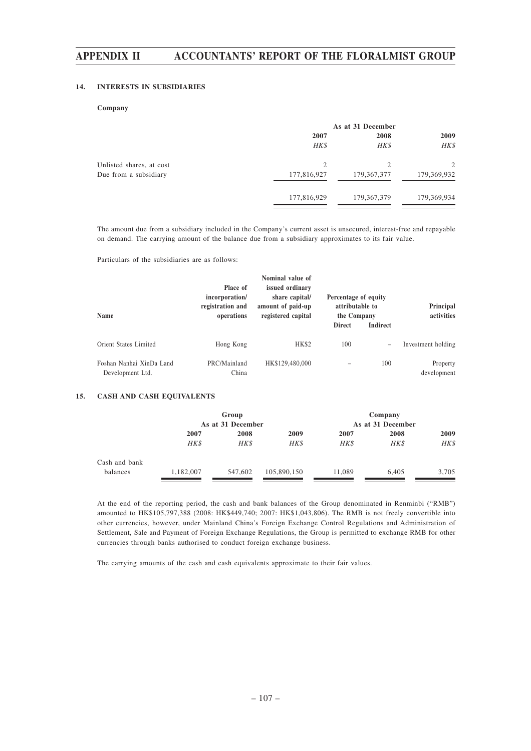## 14. INTERESTS IN SUBSIDIARIES

**Company**

| | As at 31 December | | |
|---|---|---|---|
| | 2007 | 2008 | 2009 |
| | *HK$* | *HK$* | *HK$* |
| Unlisted shares, at cost | 2 | 2 | 2 |
| Due from a subsidiary | 177,816,927 | 179,367,377 | 179,369,932 |
| | 177,816,929 | 179,367,379 | 179,369,934 |

The amount due from a subsidiary included in the Company's current asset is unsecured, interest-free and repayable on demand. The carrying amount of the balance due from a subsidiary approximates to its fair value.

Particulars of the subsidiaries are as follows:

| Name | Place of incorporation/ registration and operations | Nominal value of issued ordinary share capital/ amount of paid-up registered capital | Percentage of equity attributable to the Company | | Principal activities |
|---|---|---|---|---|---|
| | | | Direct | Indirect | |
| Orient States Limited | Hong Kong | HK$2 | 100 | – | Investment holding |
| Foshan Nanhai XinDa Land Development Ltd. | PRC/Mainland China | HK$129,480,000 | – | 100 | Property development |

## 15. CASH AND CASH EQUIVALENTS

| | Group | | | Company | | |
|---|---|---|---|---|---|---|
| | As at 31 December | | | As at 31 December | | |
| | 2007 | 2008 | 2009 | 2007 | 2008 | 2009 |
| | *HK$* | *HK$* | *HK$* | *HK$* | *HK$* | *HK$* |
| Cash and bank balances | 1,182,007 | 547,602 | 105,890,150 | 11,089 | 6,405 | 3,705 |

At the end of the reporting period, the cash and bank balances of the Group denominated in Renminbi ("RMB") amounted to HK$105,797,388 (2008: HK$449,740; 2007: HK$1,043,806). The RMB is not freely convertible into other currencies, however, under Mainland China's Foreign Exchange Control Regulations and Administration of Settlement, Sale and Payment of Foreign Exchange Regulations, the Group is permitted to exchange RMB for other currencies through banks authorised to conduct foreign exchange business.

The carrying amounts of the cash and cash equivalents approximate to their fair values.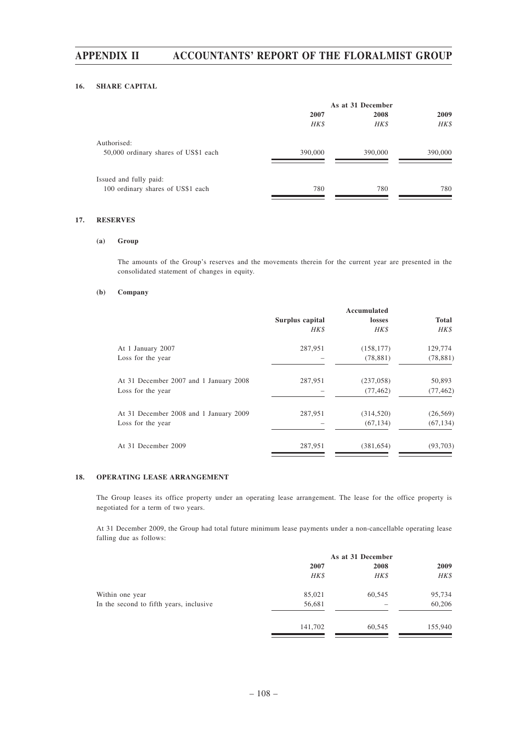## 16. SHARE CAPITAL

| | As at 31 December | | |
|---|---|---|---|
| | 2007 | 2008 | 2009 |
| | *HK$* | *HK$* | *HK$* |
| Authorised: | | | |
| 50,000 ordinary shares of US$1 each | 390,000 | 390,000 | 390,000 |
| Issued and fully paid: | | | |
| 100 ordinary shares of US$1 each | 780 | 780 | 780 |

## 17. RESERVES

### (a) Group

The amounts of the Group's reserves and the movements therein for the current year are presented in the consolidated statement of changes in equity.

### (b) Company

| | Surplus capital | Accumulated losses | Total |
|---|---|---|---|
| | *HK$* | *HK$* | *HK$* |
| At 1 January 2007 | 287,951 | (158,177) | 129,774 |
| Loss for the year | – | (78,881) | (78,881) |
| At 31 December 2007 and 1 January 2008 | 287,951 | (237,058) | 50,893 |
| Loss for the year | – | (77,462) | (77,462) |
| At 31 December 2008 and 1 January 2009 | 287,951 | (314,520) | (26,569) |
| Loss for the year | – | (67,134) | (67,134) |
| At 31 December 2009 | 287,951 | (381,654) | (93,703) |

## 18. OPERATING LEASE ARRANGEMENT

The Group leases its office property under an operating lease arrangement. The lease for the office property is negotiated for a term of two years.

At 31 December 2009, the Group had total future minimum lease payments under a non-cancellable operating lease falling due as follows:

| | As at 31 December | | |
|---|---|---|---|
| | 2007 | 2008 | 2009 |
| | *HK$* | *HK$* | *HK$* |
| Within one year | 85,021 | 60,545 | 95,734 |
| In the second to fifth years, inclusive | 56,681 | – | 60,206 |
| | 141,702 | 60,545 | 155,940 |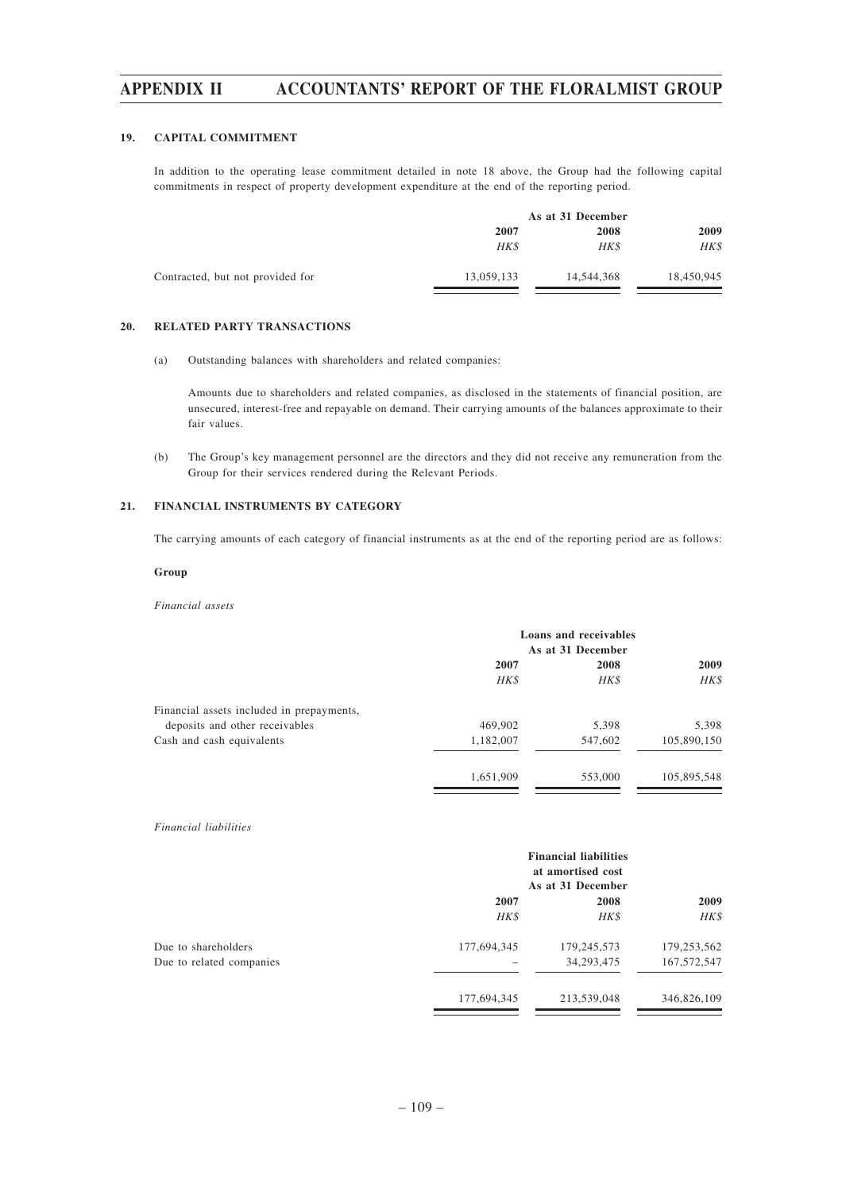## 19. CAPITAL COMMITMENT

In addition to the operating lease commitment detailed in note 18 above, the Group had the following capital commitments in respect of property development expenditure at the end of the reporting period.

| | As at 31 December | | |
|---|---|---|---|
| | 2007 | 2008 | 2009 |
| | *HK$* | *HK$* | *HK$* |
| Contracted, but not provided for | 13,059,133 | 14,544,368 | 18,450,945 |

## 20. RELATED PARTY TRANSACTIONS

(a) Outstanding balances with shareholders and related companies:

Amounts due to shareholders and related companies, as disclosed in the statements of financial position, are unsecured, interest-free and repayable on demand. Their carrying amounts of the balances approximate to their fair values.

(b) The Group's key management personnel are the directors and they did not receive any remuneration from the Group for their services rendered during the Relevant Periods.

## 21. FINANCIAL INSTRUMENTS BY CATEGORY

The carrying amounts of each category of financial instruments as at the end of the reporting period are as follows:

**Group**

*Financial assets*

| | Loans and receivables As at 31 December | | |
|---|---|---|---|
| | 2007 | 2008 | 2009 |
| | *HK$* | *HK$* | *HK$* |
| Financial assets included in prepayments, deposits and other receivables | 469,902 | 5,398 | 5,398 |
| Cash and cash equivalents | 1,182,007 | 547,602 | 105,890,150 |
| | 1,651,909 | 553,000 | 105,895,548 |

*Financial liabilities*

| | Financial liabilities at amortised cost As at 31 December | | |
|---|---|---|---|
| | 2007 | 2008 | 2009 |
| | *HK$* | *HK$* | *HK$* |
| Due to shareholders | 177,694,345 | 179,245,573 | 179,253,562 |
| Due to related companies | – | 34,293,475 | 167,572,547 |
| | 177,694,345 | 213,539,048 | 346,826,109 |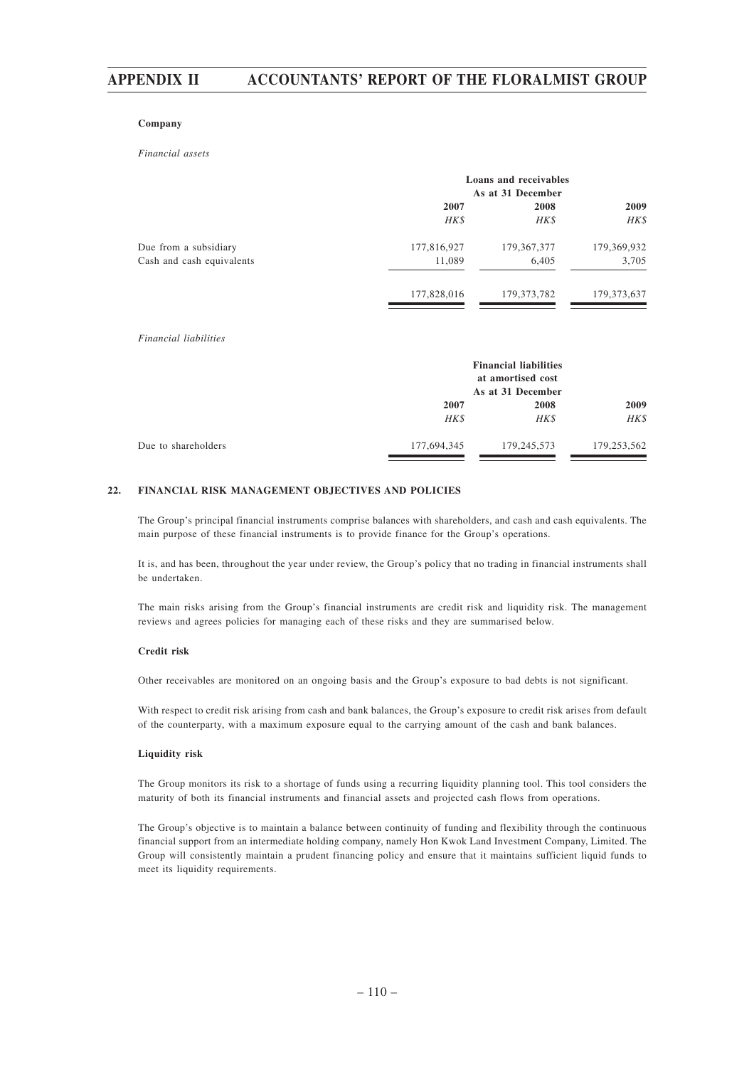**Company**

*Financial assets*

| | Loans and receivables | | |
|---|---|---|---|
| | As at 31 December | | |
| | **2007** | **2008** | **2009** |
| | *HK$* | *HK$* | *HK$* |
| Due from a subsidiary | 177,816,927 | 179,367,377 | 179,369,932 |
| Cash and cash equivalents | 11,089 | 6,405 | 3,705 |
| | 177,828,016 | 179,373,782 | 179,373,637 |

*Financial liabilities*

| | Financial liabilities at amortised cost | | |
|---|---|---|---|
| | As at 31 December | | |
| | **2007** | **2008** | **2009** |
| | *HK$* | *HK$* | *HK$* |
| Due to shareholders | 177,694,345 | 179,245,573 | 179,253,562 |

## 22. FINANCIAL RISK MANAGEMENT OBJECTIVES AND POLICIES

The Group's principal financial instruments comprise balances with shareholders, and cash and cash equivalents. The main purpose of these financial instruments is to provide finance for the Group's operations.

It is, and has been, throughout the year under review, the Group's policy that no trading in financial instruments shall be undertaken.

The main risks arising from the Group's financial instruments are credit risk and liquidity risk. The management reviews and agrees policies for managing each of these risks and they are summarised below.

**Credit risk**

Other receivables are monitored on an ongoing basis and the Group's exposure to bad debts is not significant.

With respect to credit risk arising from cash and bank balances, the Group's exposure to credit risk arises from default of the counterparty, with a maximum exposure equal to the carrying amount of the cash and bank balances.

**Liquidity risk**

The Group monitors its risk to a shortage of funds using a recurring liquidity planning tool. This tool considers the maturity of both its financial instruments and financial assets and projected cash flows from operations.

The Group's objective is to maintain a balance between continuity of funding and flexibility through the continuous financial support from an intermediate holding company, namely Hon Kwok Land Investment Company, Limited. The Group will consistently maintain a prudent financing policy and ensure that it maintains sufficient liquid funds to meet its liquidity requirements.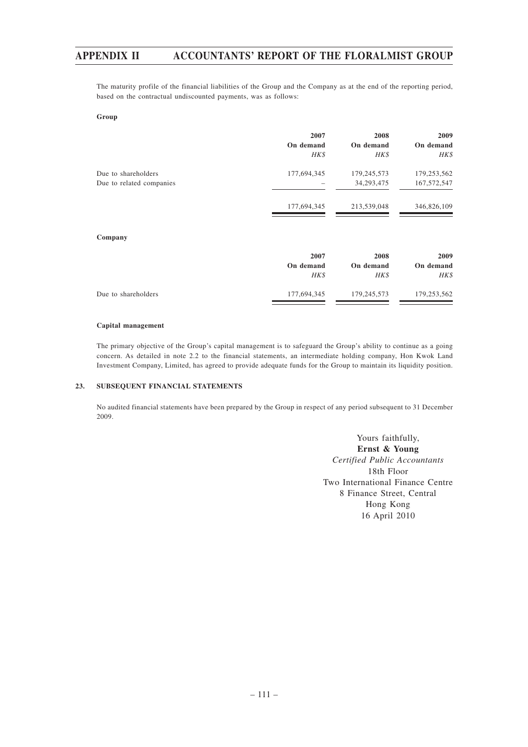The maturity profile of the financial liabilities of the Group and the Company as at the end of the reporting period, based on the contractual undiscounted payments, was as follows:

**Group**

| | 2007 | 2008 | 2009 |
|---|---|---|---|
| | On demand | On demand | On demand |
| | *HK$* | *HK$* | *HK$* |
| Due to shareholders | 177,694,345 | 179,245,573 | 179,253,562 |
| Due to related companies | – | 34,293,475 | 167,572,547 |
| | 177,694,345 | 213,539,048 | 346,826,109 |

**Company**

| | 2007 | 2008 | 2009 |
|---|---|---|---|
| | On demand | On demand | On demand |
| | *HK$* | *HK$* | *HK$* |
| Due to shareholders | 177,694,345 | 179,245,573 | 179,253,562 |

**Capital management**

The primary objective of the Group's capital management is to safeguard the Group's ability to continue as a going concern. As detailed in note 2.2 to the financial statements, an intermediate holding company, Hon Kwok Land Investment Company, Limited, has agreed to provide adequate funds for the Group to maintain its liquidity position.

### 23. SUBSEQUENT FINANCIAL STATEMENTS

No audited financial statements have been prepared by the Group in respect of any period subsequent to 31 December 2009.

Yours faithfully,
**Ernst & Young**
*Certified Public Accountants*
18th Floor
Two International Finance Centre
8 Finance Street, Central
Hong Kong
16 April 2010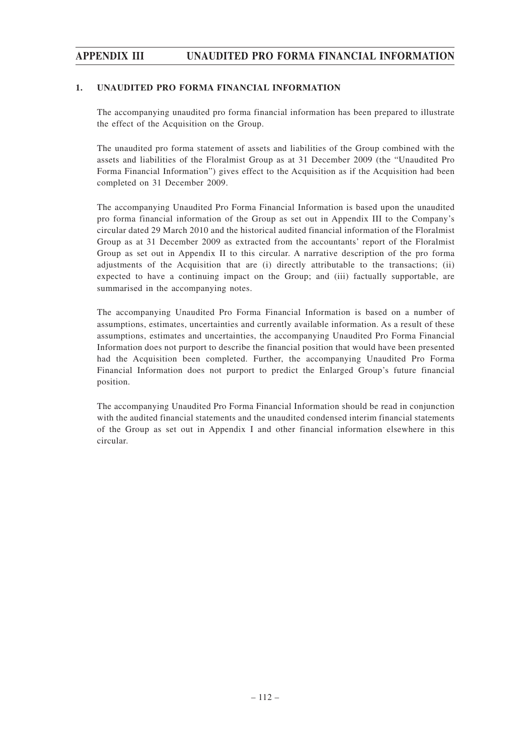## 1. UNAUDITED PRO FORMA FINANCIAL INFORMATION

The accompanying unaudited pro forma financial information has been prepared to illustrate the effect of the Acquisition on the Group.

The unaudited pro forma statement of assets and liabilities of the Group combined with the assets and liabilities of the Floralmist Group as at 31 December 2009 (the "Unaudited Pro Forma Financial Information") gives effect to the Acquisition as if the Acquisition had been completed on 31 December 2009.

The accompanying Unaudited Pro Forma Financial Information is based upon the unaudited pro forma financial information of the Group as set out in Appendix III to the Company's circular dated 29 March 2010 and the historical audited financial information of the Floralmist Group as at 31 December 2009 as extracted from the accountants' report of the Floralmist Group as set out in Appendix II to this circular. A narrative description of the pro forma adjustments of the Acquisition that are (i) directly attributable to the transactions; (ii) expected to have a continuing impact on the Group; and (iii) factually supportable, are summarised in the accompanying notes.

The accompanying Unaudited Pro Forma Financial Information is based on a number of assumptions, estimates, uncertainties and currently available information. As a result of these assumptions, estimates and uncertainties, the accompanying Unaudited Pro Forma Financial Information does not purport to describe the financial position that would have been presented had the Acquisition been completed. Further, the accompanying Unaudited Pro Forma Financial Information does not purport to predict the Enlarged Group's future financial position.

The accompanying Unaudited Pro Forma Financial Information should be read in conjunction with the audited financial statements and the unaudited condensed interim financial statements of the Group as set out in Appendix I and other financial information elsewhere in this circular.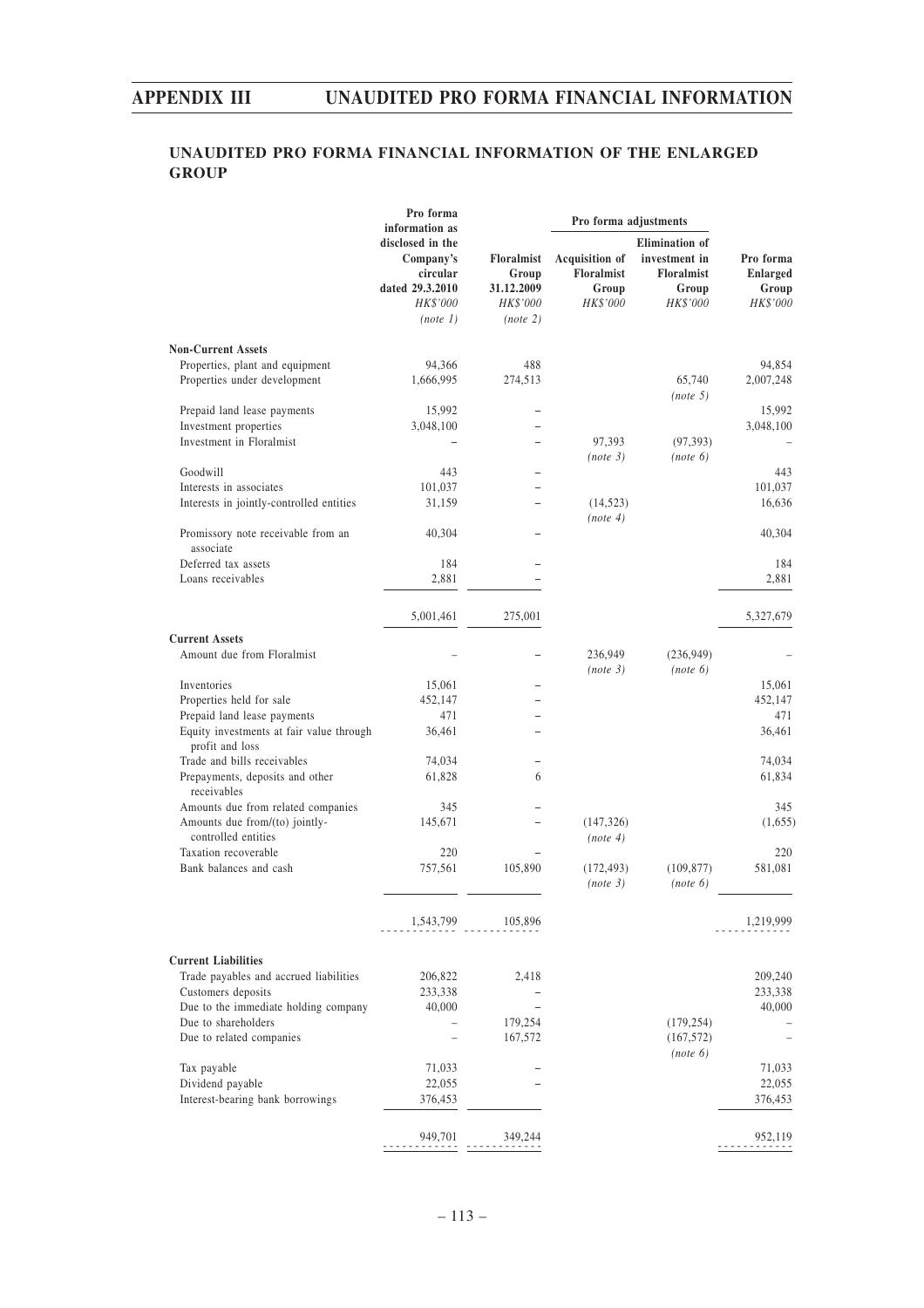## UNAUDITED PRO FORMA FINANCIAL INFORMATION OF THE ENLARGED GROUP

| | Pro forma information as disclosed in the Company's circular dated 29.3.2010 | Floralmist Group 31.12.2009 | Pro forma adjustments | | Pro forma Enlarged Group |
|---|---|---|---|---|---|
| | | | Acquisition of Floralmist Group | Elimination of investment in Floralmist Group | |
| | *HK$'000* | *HK$'000* | *HK$'000* | *HK$'000* | *HK$'000* |
| | *(note 1)* | *(note 2)* | | | |
| **Non-Current Assets** | | | | | |
| Properties, plant and equipment | 94,366 | 488 | | | 94,854 |
| Properties under development | 1,666,995 | 274,513 | | 65,740 *(note 5)* | 2,007,248 |
| Prepaid land lease payments | 15,992 | – | | | 15,992 |
| Investment properties | 3,048,100 | – | | | 3,048,100 |
| Investment in Floralmist | – | – | 97,393 *(note 3)* | (97,393) *(note 6)* | – |
| Goodwill | 443 | – | | | 443 |
| Interests in associates | 101,037 | – | | | 101,037 |
| Interests in jointly-controlled entities | 31,159 | – | (14,523) *(note 4)* | | 16,636 |
| Promissory note receivable from an associate | 40,304 | – | | | 40,304 |
| Deferred tax assets | 184 | – | | | 184 |
| Loans receivables | 2,881 | – | | | 2,881 |
| | 5,001,461 | 275,001 | | | 5,327,679 |
| **Current Assets** | | | | | |
| Amount due from Floralmist | – | – | 236,949 *(note 3)* | (236,949) *(note 6)* | – |
| Inventories | 15,061 | – | | | 15,061 |
| Properties held for sale | 452,147 | – | | | 452,147 |
| Prepaid land lease payments | 471 | – | | | 471 |
| Equity investments at fair value through profit and loss | 36,461 | – | | | 36,461 |
| Trade and bills receivables | 74,034 | – | | | 74,034 |
| Prepayments, deposits and other receivables | 61,828 | 6 | | | 61,834 |
| Amounts due from related companies | 345 | – | | | 345 |
| Amounts due from/(to) jointly-controlled entities | 145,671 | – | (147,326) *(note 4)* | | (1,655) |
| Taxation recoverable | 220 | – | | | 220 |
| Bank balances and cash | 757,561 | 105,890 | (172,493) *(note 3)* | (109,877) *(note 6)* | 581,081 |
| | 1,543,799 | 105,896 | | | 1,219,999 |
| **Current Liabilities** | | | | | |
| Trade payables and accrued liabilities | 206,822 | 2,418 | | | 209,240 |
| Customers deposits | 233,338 | – | | | 233,338 |
| Due to the immediate holding company | 40,000 | – | | | 40,000 |
| Due to shareholders | – | 179,254 | | (179,254) | – |
| Due to related companies | – | 167,572 | | (167,572) *(note 6)* | – |
| Tax payable | 71,033 | – | | | 71,033 |
| Dividend payable | 22,055 | – | | | 22,055 |
| Interest-bearing bank borrowings | 376,453 | | | | 376,453 |
| | 949,701 | 349,244 | | | 952,119 |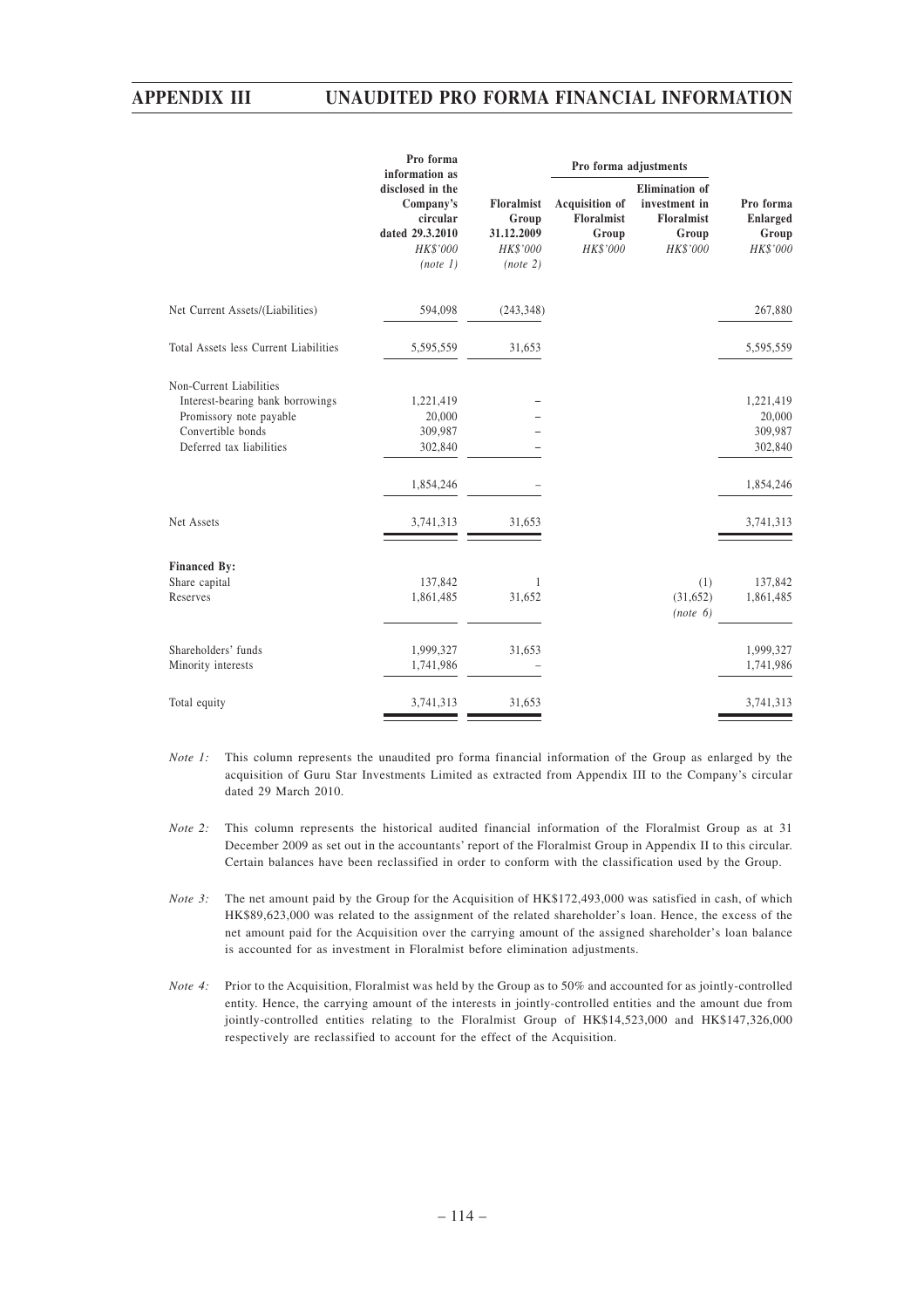| | Pro forma information as disclosed in the Company's circular dated 29.3.2010 | Floralmist Group 31.12.2009 | Pro forma adjustments | | Pro forma Enlarged Group |
|---|---|---|---|---|---|
| | | | Acquisition of Floralmist Group | Elimination of investment in Floralmist Group | |
| | HK$'000 | HK$'000 | HK$'000 | HK$'000 | HK$'000 |
| | *(note 1)* | *(note 2)* | | | |
| Net Current Assets/(Liabilities) | 594,098 | (243,348) | | | 267,880 |
| Total Assets less Current Liabilities | 5,595,559 | 31,653 | | | 5,595,559 |
| Non-Current Liabilities | | | | | |
| Interest-bearing bank borrowings | 1,221,419 | – | | | 1,221,419 |
| Promissory note payable | 20,000 | – | | | 20,000 |
| Convertible bonds | 309,987 | – | | | 309,987 |
| Deferred tax liabilities | 302,840 | – | | | 302,840 |
| | 1,854,246 | – | | | 1,854,246 |
| Net Assets | 3,741,313 | 31,653 | | | 3,741,313 |
| **Financed By:** | | | | | |
| Share capital | 137,842 | 1 | | (1) | 137,842 |
| Reserves | 1,861,485 | 31,652 | | (31,652) *(note 6)* | 1,861,485 |
| Shareholders' funds | 1,999,327 | 31,653 | | | 1,999,327 |
| Minority interests | 1,741,986 | – | | | 1,741,986 |
| Total equity | 3,741,313 | 31,653 | | | 3,741,313 |

*Note 1:* This column represents the unaudited pro forma financial information of the Group as enlarged by the acquisition of Guru Star Investments Limited as extracted from Appendix III to the Company's circular dated 29 March 2010.

*Note 2:* This column represents the historical audited financial information of the Floralmist Group as at 31 December 2009 as set out in the accountants' report of the Floralmist Group in Appendix II to this circular. Certain balances have been reclassified in order to conform with the classification used by the Group.

*Note 3:* The net amount paid by the Group for the Acquisition of HK$172,493,000 was satisfied in cash, of which HK$89,623,000 was related to the assignment of the related shareholder's loan. Hence, the excess of the net amount paid for the Acquisition over the carrying amount of the assigned shareholder's loan balance is accounted for as investment in Floralmist before elimination adjustments.

*Note 4:* Prior to the Acquisition, Floralmist was held by the Group as to 50% and accounted for as jointly-controlled entity. Hence, the carrying amount of the interests in jointly-controlled entities and the amount due from jointly-controlled entities relating to the Floralmist Group of HK$14,523,000 and HK$147,326,000 respectively are reclassified to account for the effect of the Acquisition.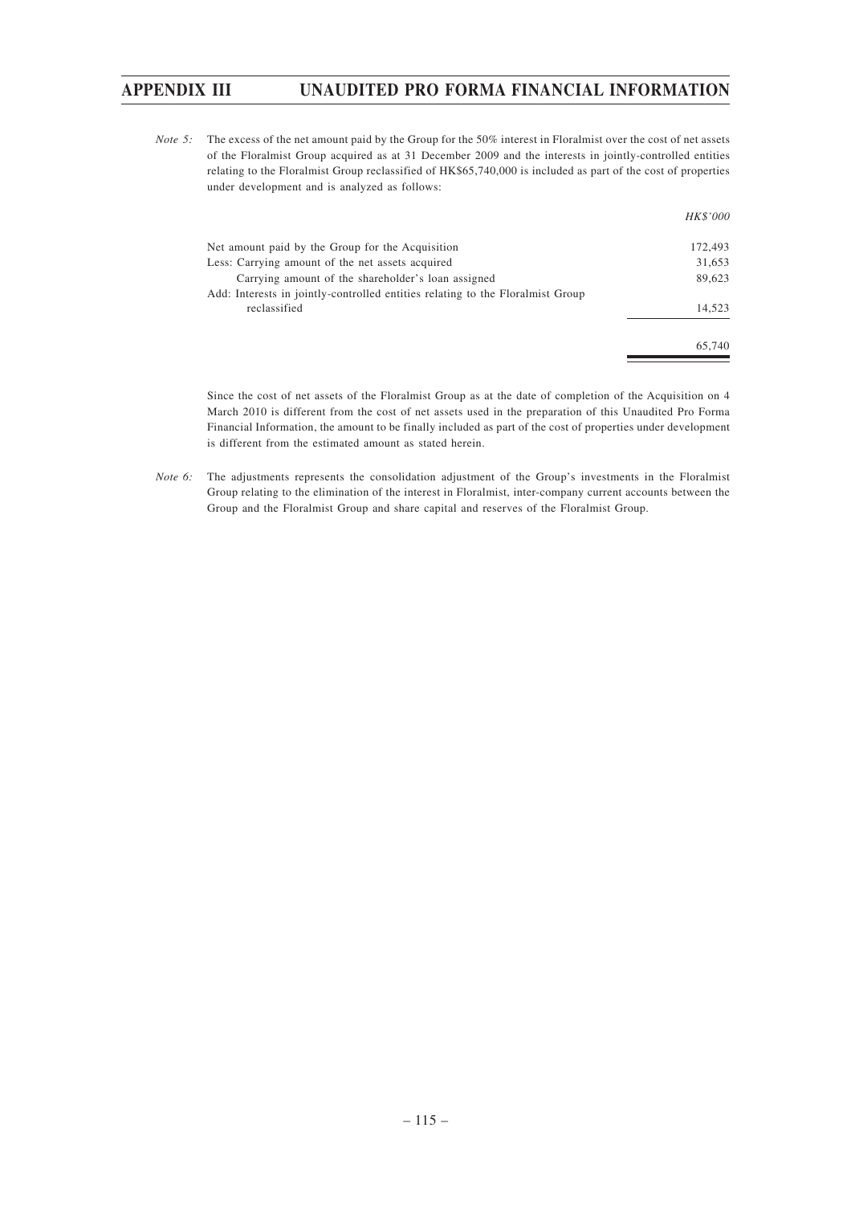*Note 5:* The excess of the net amount paid by the Group for the 50% interest in Floralmist over the cost of net assets of the Floralmist Group acquired as at 31 December 2009 and the interests in jointly-controlled entities relating to the Floralmist Group reclassified of HK$65,740,000 is included as part of the cost of properties under development and is analyzed as follows:

| | *HK$'000* |
|---|---|
| Net amount paid by the Group for the Acquisition | 172,493 |
| Less: Carrying amount of the net assets acquired | 31,653 |
| Carrying amount of the shareholder's loan assigned | 89,623 |
| Add: Interests in jointly-controlled entities relating to the Floralmist Group reclassified | 14,523 |
| | 65,740 |

Since the cost of net assets of the Floralmist Group as at the date of completion of the Acquisition on 4 March 2010 is different from the cost of net assets used in the preparation of this Unaudited Pro Forma Financial Information, the amount to be finally included as part of the cost of properties under development is different from the estimated amount as stated herein.

*Note 6:* The adjustments represents the consolidation adjustment of the Group's investments in the Floralmist Group relating to the elimination of the interest in Floralmist, inter-company current accounts between the Group and the Floralmist Group and share capital and reserves of the Floralmist Group.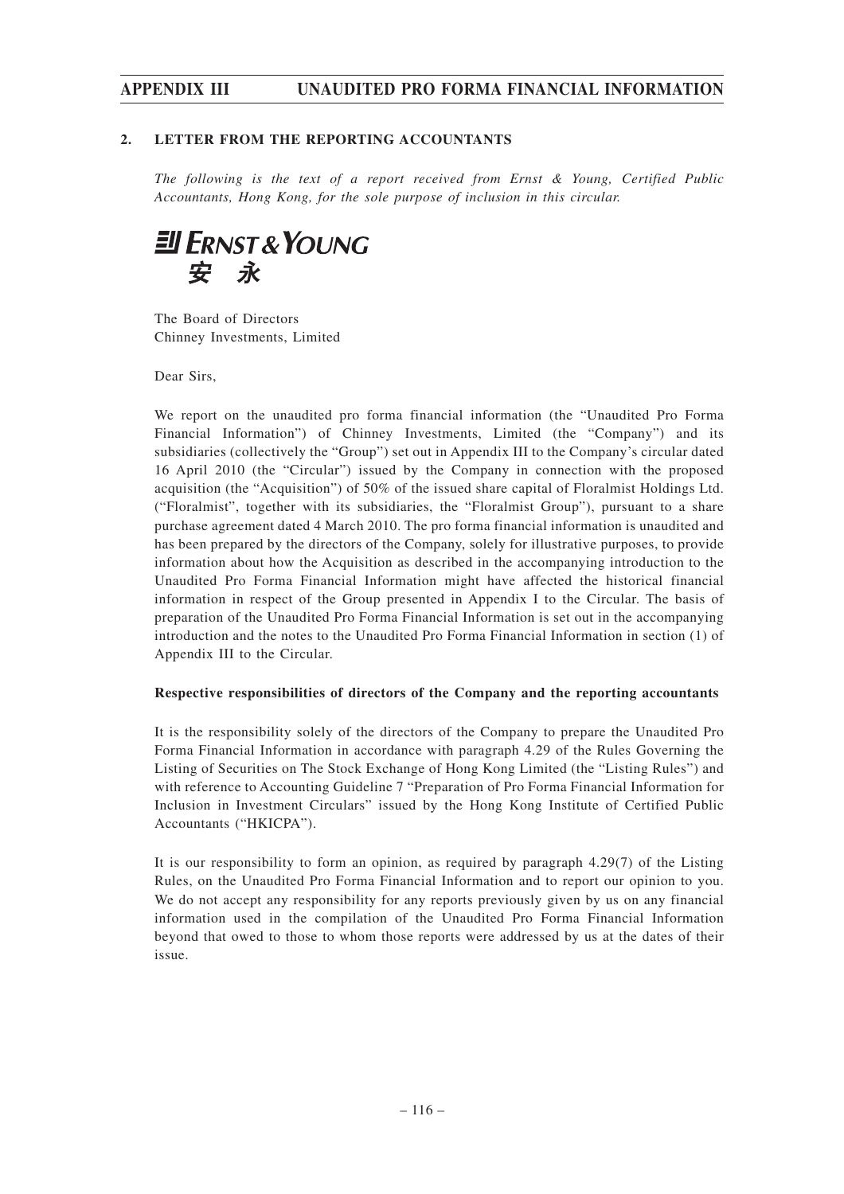## 2. LETTER FROM THE REPORTING ACCOUNTANTS

*The following is the text of a report received from Ernst & Young, Certified Public Accountants, Hong Kong, for the sole purpose of inclusion in this circular.*

**ERNST & YOUNG**
**安 永**

The Board of Directors
Chinney Investments, Limited

Dear Sirs,

We report on the unaudited pro forma financial information (the "Unaudited Pro Forma Financial Information") of Chinney Investments, Limited (the "Company") and its subsidiaries (collectively the "Group") set out in Appendix III to the Company's circular dated 16 April 2010 (the "Circular") issued by the Company in connection with the proposed acquisition (the "Acquisition") of 50% of the issued share capital of Floralmist Holdings Ltd. ("Floralmist", together with its subsidiaries, the "Floralmist Group"), pursuant to a share purchase agreement dated 4 March 2010. The pro forma financial information is unaudited and has been prepared by the directors of the Company, solely for illustrative purposes, to provide information about how the Acquisition as described in the accompanying introduction to the Unaudited Pro Forma Financial Information might have affected the historical financial information in respect of the Group presented in Appendix I to the Circular. The basis of preparation of the Unaudited Pro Forma Financial Information is set out in the accompanying introduction and the notes to the Unaudited Pro Forma Financial Information in section (1) of Appendix III to the Circular.

**Respective responsibilities of directors of the Company and the reporting accountants**

It is the responsibility solely of the directors of the Company to prepare the Unaudited Pro Forma Financial Information in accordance with paragraph 4.29 of the Rules Governing the Listing of Securities on The Stock Exchange of Hong Kong Limited (the "Listing Rules") and with reference to Accounting Guideline 7 "Preparation of Pro Forma Financial Information for Inclusion in Investment Circulars" issued by the Hong Kong Institute of Certified Public Accountants ("HKICPA").

It is our responsibility to form an opinion, as required by paragraph 4.29(7) of the Listing Rules, on the Unaudited Pro Forma Financial Information and to report our opinion to you. We do not accept any responsibility for any reports previously given by us on any financial information used in the compilation of the Unaudited Pro Forma Financial Information beyond that owed to those to whom those reports were addressed by us at the dates of their issue.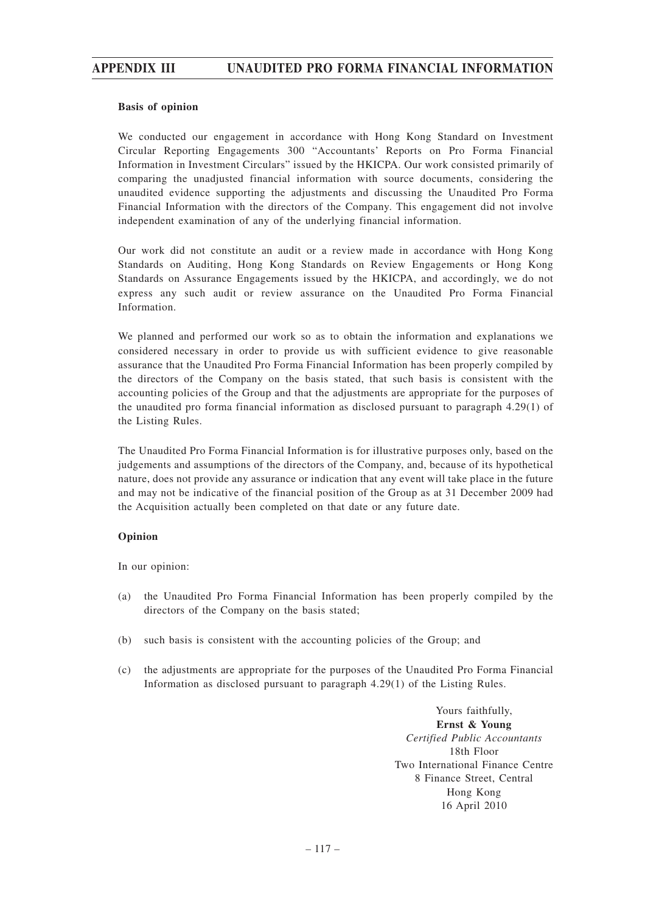**Basis of opinion**

We conducted our engagement in accordance with Hong Kong Standard on Investment Circular Reporting Engagements 300 "Accountants' Reports on Pro Forma Financial Information in Investment Circulars" issued by the HKICPA. Our work consisted primarily of comparing the unadjusted financial information with source documents, considering the unaudited evidence supporting the adjustments and discussing the Unaudited Pro Forma Financial Information with the directors of the Company. This engagement did not involve independent examination of any of the underlying financial information.

Our work did not constitute an audit or a review made in accordance with Hong Kong Standards on Auditing, Hong Kong Standards on Review Engagements or Hong Kong Standards on Assurance Engagements issued by the HKICPA, and accordingly, we do not express any such audit or review assurance on the Unaudited Pro Forma Financial Information.

We planned and performed our work so as to obtain the information and explanations we considered necessary in order to provide us with sufficient evidence to give reasonable assurance that the Unaudited Pro Forma Financial Information has been properly compiled by the directors of the Company on the basis stated, that such basis is consistent with the accounting policies of the Group and that the adjustments are appropriate for the purposes of the unaudited pro forma financial information as disclosed pursuant to paragraph 4.29(1) of the Listing Rules.

The Unaudited Pro Forma Financial Information is for illustrative purposes only, based on the judgements and assumptions of the directors of the Company, and, because of its hypothetical nature, does not provide any assurance or indication that any event will take place in the future and may not be indicative of the financial position of the Group as at 31 December 2009 had the Acquisition actually been completed on that date or any future date.

**Opinion**

In our opinion:

(a) the Unaudited Pro Forma Financial Information has been properly compiled by the directors of the Company on the basis stated;

(b) such basis is consistent with the accounting policies of the Group; and

(c) the adjustments are appropriate for the purposes of the Unaudited Pro Forma Financial Information as disclosed pursuant to paragraph 4.29(1) of the Listing Rules.

Yours faithfully,
**Ernst & Young**
*Certified Public Accountants*
18th Floor
Two International Finance Centre
8 Finance Street, Central
Hong Kong
16 April 2010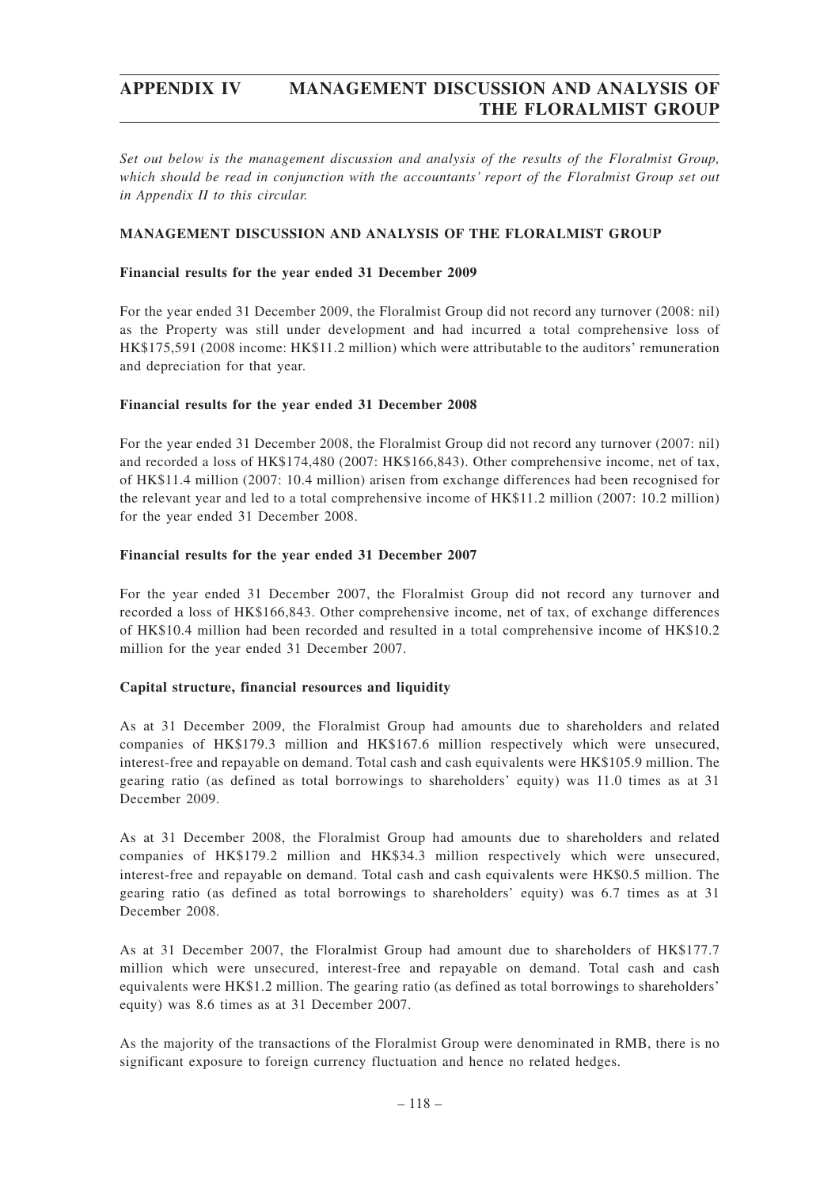# APPENDIX IV MANAGEMENT DISCUSSION AND ANALYSIS OF THE FLORALMIST GROUP

*Set out below is the management discussion and analysis of the results of the Floralmist Group, which should be read in conjunction with the accountants' report of the Floralmist Group set out in Appendix II to this circular.*

## MANAGEMENT DISCUSSION AND ANALYSIS OF THE FLORALMIST GROUP

### Financial results for the year ended 31 December 2009

For the year ended 31 December 2009, the Floralmist Group did not record any turnover (2008: nil) as the Property was still under development and had incurred a total comprehensive loss of HK$175,591 (2008 income: HK$11.2 million) which were attributable to the auditors' remuneration and depreciation for that year.

### Financial results for the year ended 31 December 2008

For the year ended 31 December 2008, the Floralmist Group did not record any turnover (2007: nil) and recorded a loss of HK$174,480 (2007: HK$166,843). Other comprehensive income, net of tax, of HK$11.4 million (2007: 10.4 million) arisen from exchange differences had been recognised for the relevant year and led to a total comprehensive income of HK$11.2 million (2007: 10.2 million) for the year ended 31 December 2008.

### Financial results for the year ended 31 December 2007

For the year ended 31 December 2007, the Floralmist Group did not record any turnover and recorded a loss of HK$166,843. Other comprehensive income, net of tax, of exchange differences of HK$10.4 million had been recorded and resulted in a total comprehensive income of HK$10.2 million for the year ended 31 December 2007.

### Capital structure, financial resources and liquidity

As at 31 December 2009, the Floralmist Group had amounts due to shareholders and related companies of HK$179.3 million and HK$167.6 million respectively which were unsecured, interest-free and repayable on demand. Total cash and cash equivalents were HK$105.9 million. The gearing ratio (as defined as total borrowings to shareholders' equity) was 11.0 times as at 31 December 2009.

As at 31 December 2008, the Floralmist Group had amounts due to shareholders and related companies of HK$179.2 million and HK$34.3 million respectively which were unsecured, interest-free and repayable on demand. Total cash and cash equivalents were HK$0.5 million. The gearing ratio (as defined as total borrowings to shareholders' equity) was 6.7 times as at 31 December 2008.

As at 31 December 2007, the Floralmist Group had amount due to shareholders of HK$177.7 million which were unsecured, interest-free and repayable on demand. Total cash and cash equivalents were HK$1.2 million. The gearing ratio (as defined as total borrowings to shareholders' equity) was 8.6 times as at 31 December 2007.

As the majority of the transactions of the Floralmist Group were denominated in RMB, there is no significant exposure to foreign currency fluctuation and hence no related hedges.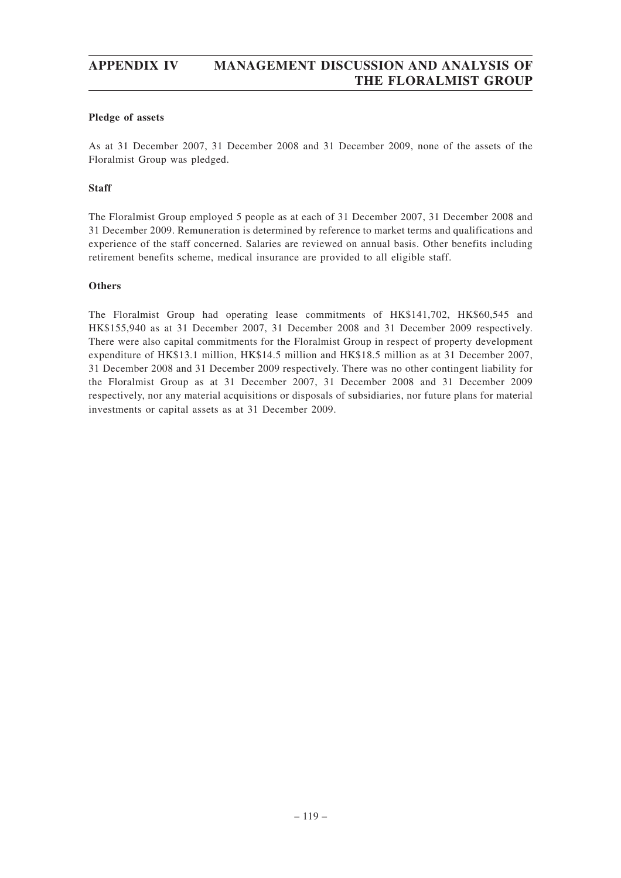**Pledge of assets**

As at 31 December 2007, 31 December 2008 and 31 December 2009, none of the assets of the Floralmist Group was pledged.

**Staff**

The Floralmist Group employed 5 people as at each of 31 December 2007, 31 December 2008 and 31 December 2009. Remuneration is determined by reference to market terms and qualifications and experience of the staff concerned. Salaries are reviewed on annual basis. Other benefits including retirement benefits scheme, medical insurance are provided to all eligible staff.

**Others**

The Floralmist Group had operating lease commitments of HK$141,702, HK$60,545 and HK$155,940 as at 31 December 2007, 31 December 2008 and 31 December 2009 respectively. There were also capital commitments for the Floralmist Group in respect of property development expenditure of HK$13.1 million, HK$14.5 million and HK$18.5 million as at 31 December 2007, 31 December 2008 and 31 December 2009 respectively. There was no other contingent liability for the Floralmist Group as at 31 December 2007, 31 December 2008 and 31 December 2009 respectively, nor any material acquisitions or disposals of subsidiaries, nor future plans for material investments or capital assets as at 31 December 2009.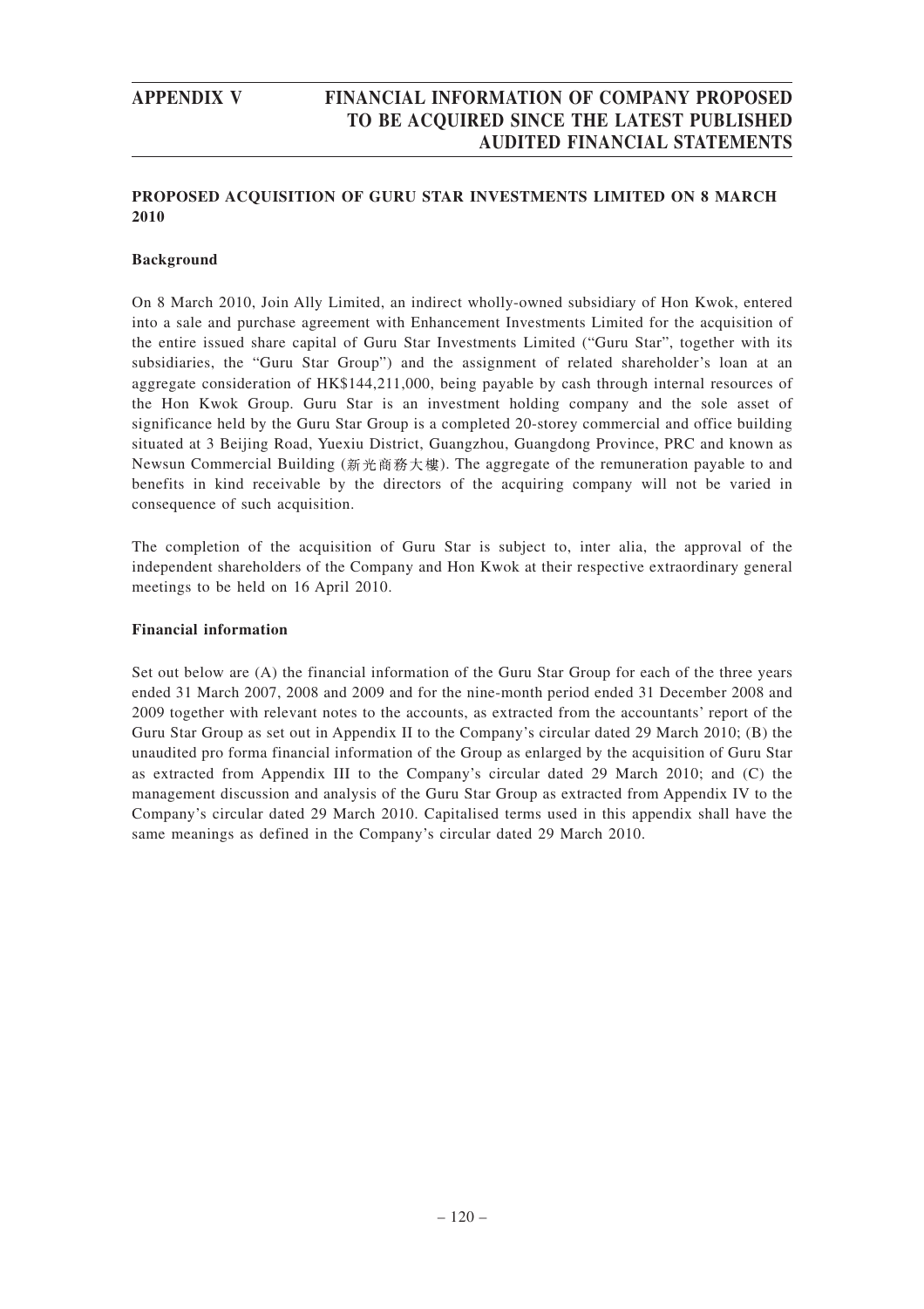## PROPOSED ACQUISITION OF GURU STAR INVESTMENTS LIMITED ON 8 MARCH 2010

### Background

On 8 March 2010, Join Ally Limited, an indirect wholly-owned subsidiary of Hon Kwok, entered into a sale and purchase agreement with Enhancement Investments Limited for the acquisition of the entire issued share capital of Guru Star Investments Limited ("Guru Star", together with its subsidiaries, the "Guru Star Group") and the assignment of related shareholder's loan at an aggregate consideration of HK$144,211,000, being payable by cash through internal resources of the Hon Kwok Group. Guru Star is an investment holding company and the sole asset of significance held by the Guru Star Group is a completed 20-storey commercial and office building situated at 3 Beijing Road, Yuexiu District, Guangzhou, Guangdong Province, PRC and known as Newsun Commercial Building (新光商務大樓). The aggregate of the remuneration payable to and benefits in kind receivable by the directors of the acquiring company will not be varied in consequence of such acquisition.

The completion of the acquisition of Guru Star is subject to, inter alia, the approval of the independent shareholders of the Company and Hon Kwok at their respective extraordinary general meetings to be held on 16 April 2010.

### Financial information

Set out below are (A) the financial information of the Guru Star Group for each of the three years ended 31 March 2007, 2008 and 2009 and for the nine-month period ended 31 December 2008 and 2009 together with relevant notes to the accounts, as extracted from the accountants' report of the Guru Star Group as set out in Appendix II to the Company's circular dated 29 March 2010; (B) the unaudited pro forma financial information of the Group as enlarged by the acquisition of Guru Star as extracted from Appendix III to the Company's circular dated 29 March 2010; and (C) the management discussion and analysis of the Guru Star Group as extracted from Appendix IV to the Company's circular dated 29 March 2010. Capitalised terms used in this appendix shall have the same meanings as defined in the Company's circular dated 29 March 2010.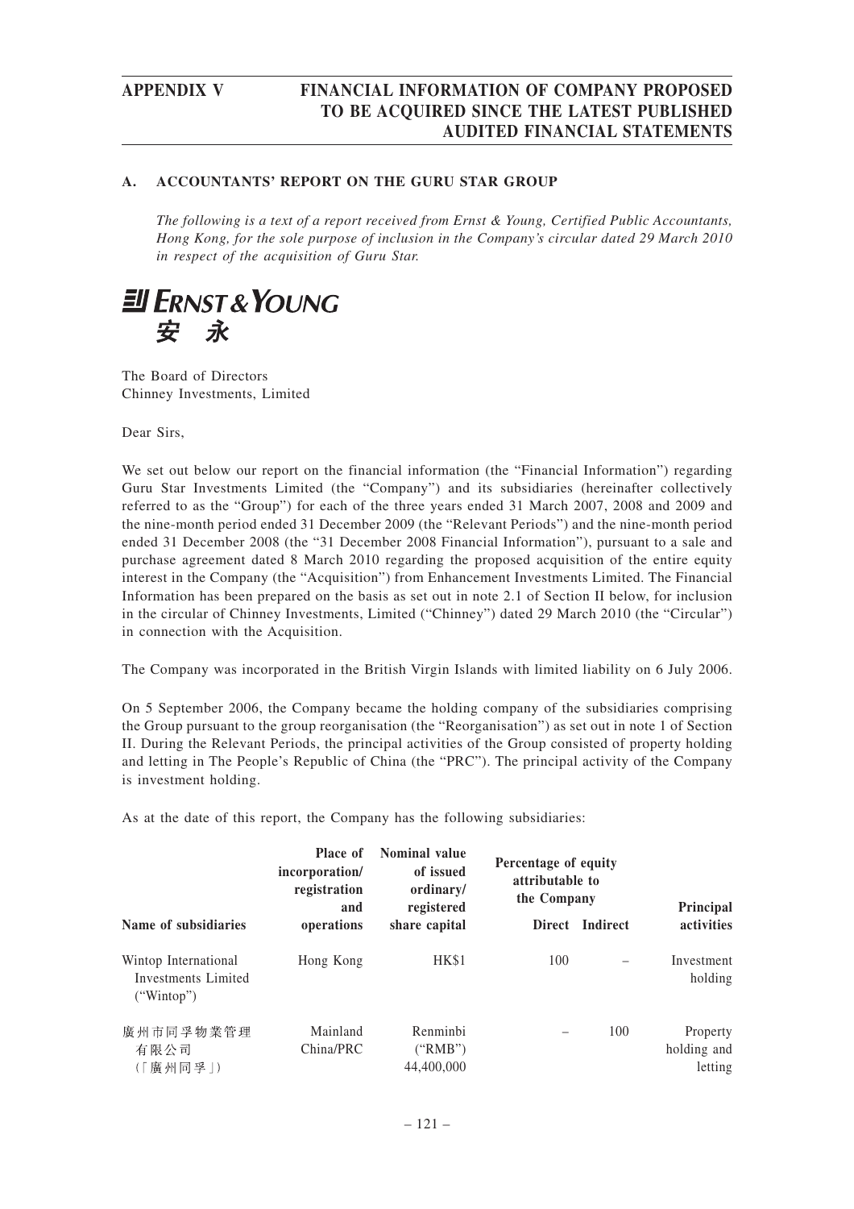## A. ACCOUNTANTS' REPORT ON THE GURU STAR GROUP

*The following is a text of a report received from Ernst & Young, Certified Public Accountants, Hong Kong, for the sole purpose of inclusion in the Company's circular dated 29 March 2010 in respect of the acquisition of Guru Star.*

**ERNST & YOUNG 安永**

The Board of Directors
Chinney Investments, Limited

Dear Sirs,

We set out below our report on the financial information (the "Financial Information") regarding Guru Star Investments Limited (the "Company") and its subsidiaries (hereinafter collectively referred to as the "Group") for each of the three years ended 31 March 2007, 2008 and 2009 and the nine-month period ended 31 December 2009 (the "Relevant Periods") and the nine-month period ended 31 December 2008 (the "31 December 2008 Financial Information"), pursuant to a sale and purchase agreement dated 8 March 2010 regarding the proposed acquisition of the entire equity interest in the Company (the "Acquisition") from Enhancement Investments Limited. The Financial Information has been prepared on the basis as set out in note 2.1 of Section II below, for inclusion in the circular of Chinney Investments, Limited ("Chinney") dated 29 March 2010 (the "Circular") in connection with the Acquisition.

The Company was incorporated in the British Virgin Islands with limited liability on 6 July 2006.

On 5 September 2006, the Company became the holding company of the subsidiaries comprising the Group pursuant to the group reorganisation (the "Reorganisation") as set out in note 1 of Section II. During the Relevant Periods, the principal activities of the Group consisted of property holding and letting in The People's Republic of China (the "PRC"). The principal activity of the Company is investment holding.

As at the date of this report, the Company has the following subsidiaries:

| Name of subsidiaries | Place of incorporation/ registration and operations | Nominal value of issued ordinary/ registered share capital | Percentage of equity attributable to the Company | | Principal activities |
|---|---|---|---|---|---|
| | | | Direct | Indirect | |
| Wintop International Investments Limited ("Wintop") | Hong Kong | HK$1 | 100 | – | Investment holding |
| 廣州市同孚物業管理有限公司 (「廣州同孚」) | Mainland China/PRC | Renminbi ("RMB") 44,400,000 | – | 100 | Property holding and letting |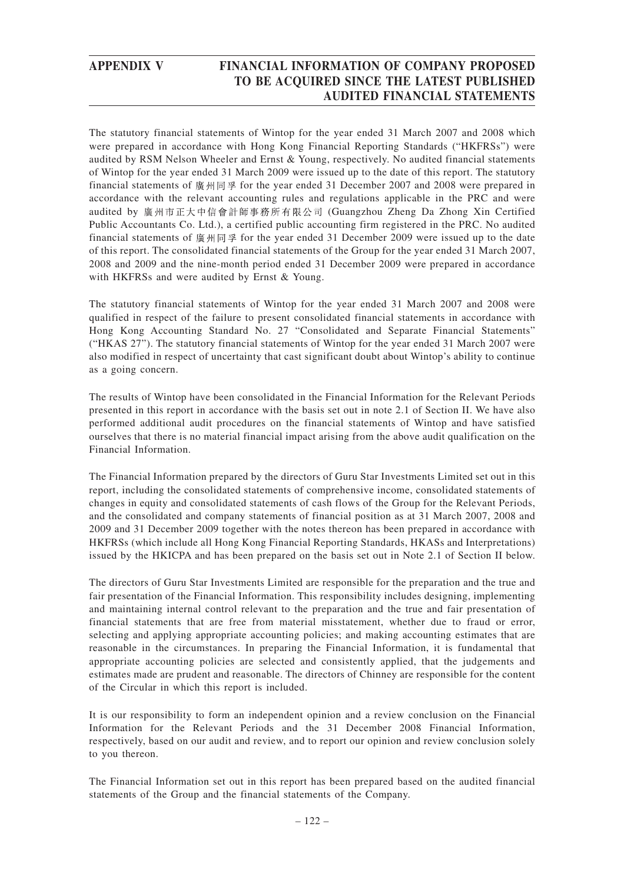The statutory financial statements of Wintop for the year ended 31 March 2007 and 2008 which were prepared in accordance with Hong Kong Financial Reporting Standards ("HKFRSs") were audited by RSM Nelson Wheeler and Ernst & Young, respectively. No audited financial statements of Wintop for the year ended 31 March 2009 were issued up to the date of this report. The statutory financial statements of 廣州同孚 for the year ended 31 December 2007 and 2008 were prepared in accordance with the relevant accounting rules and regulations applicable in the PRC and were audited by 廣州市正大中信會計師事務所有限公司 (Guangzhou Zheng Da Zhong Xin Certified Public Accountants Co. Ltd.), a certified public accounting firm registered in the PRC. No audited financial statements of 廣州同孚 for the year ended 31 December 2009 were issued up to the date of this report. The consolidated financial statements of the Group for the year ended 31 March 2007, 2008 and 2009 and the nine-month period ended 31 December 2009 were prepared in accordance with HKFRSs and were audited by Ernst & Young.

The statutory financial statements of Wintop for the year ended 31 March 2007 and 2008 were qualified in respect of the failure to present consolidated financial statements in accordance with Hong Kong Accounting Standard No. 27 "Consolidated and Separate Financial Statements" ("HKAS 27"). The statutory financial statements of Wintop for the year ended 31 March 2007 were also modified in respect of uncertainty that cast significant doubt about Wintop's ability to continue as a going concern.

The results of Wintop have been consolidated in the Financial Information for the Relevant Periods presented in this report in accordance with the basis set out in note 2.1 of Section II. We have also performed additional audit procedures on the financial statements of Wintop and have satisfied ourselves that there is no material financial impact arising from the above audit qualification on the Financial Information.

The Financial Information prepared by the directors of Guru Star Investments Limited set out in this report, including the consolidated statements of comprehensive income, consolidated statements of changes in equity and consolidated statements of cash flows of the Group for the Relevant Periods, and the consolidated and company statements of financial position as at 31 March 2007, 2008 and 2009 and 31 December 2009 together with the notes thereon has been prepared in accordance with HKFRSs (which include all Hong Kong Financial Reporting Standards, HKASs and Interpretations) issued by the HKICPA and has been prepared on the basis set out in Note 2.1 of Section II below.

The directors of Guru Star Investments Limited are responsible for the preparation and the true and fair presentation of the Financial Information. This responsibility includes designing, implementing and maintaining internal control relevant to the preparation and the true and fair presentation of financial statements that are free from material misstatement, whether due to fraud or error, selecting and applying appropriate accounting policies; and making accounting estimates that are reasonable in the circumstances. In preparing the Financial Information, it is fundamental that appropriate accounting policies are selected and consistently applied, that the judgements and estimates made are prudent and reasonable. The directors of Chinney are responsible for the content of the Circular in which this report is included.

It is our responsibility to form an independent opinion and a review conclusion on the Financial Information for the Relevant Periods and the 31 December 2008 Financial Information, respectively, based on our audit and review, and to report our opinion and review conclusion solely to you thereon.

The Financial Information set out in this report has been prepared based on the audited financial statements of the Group and the financial statements of the Company.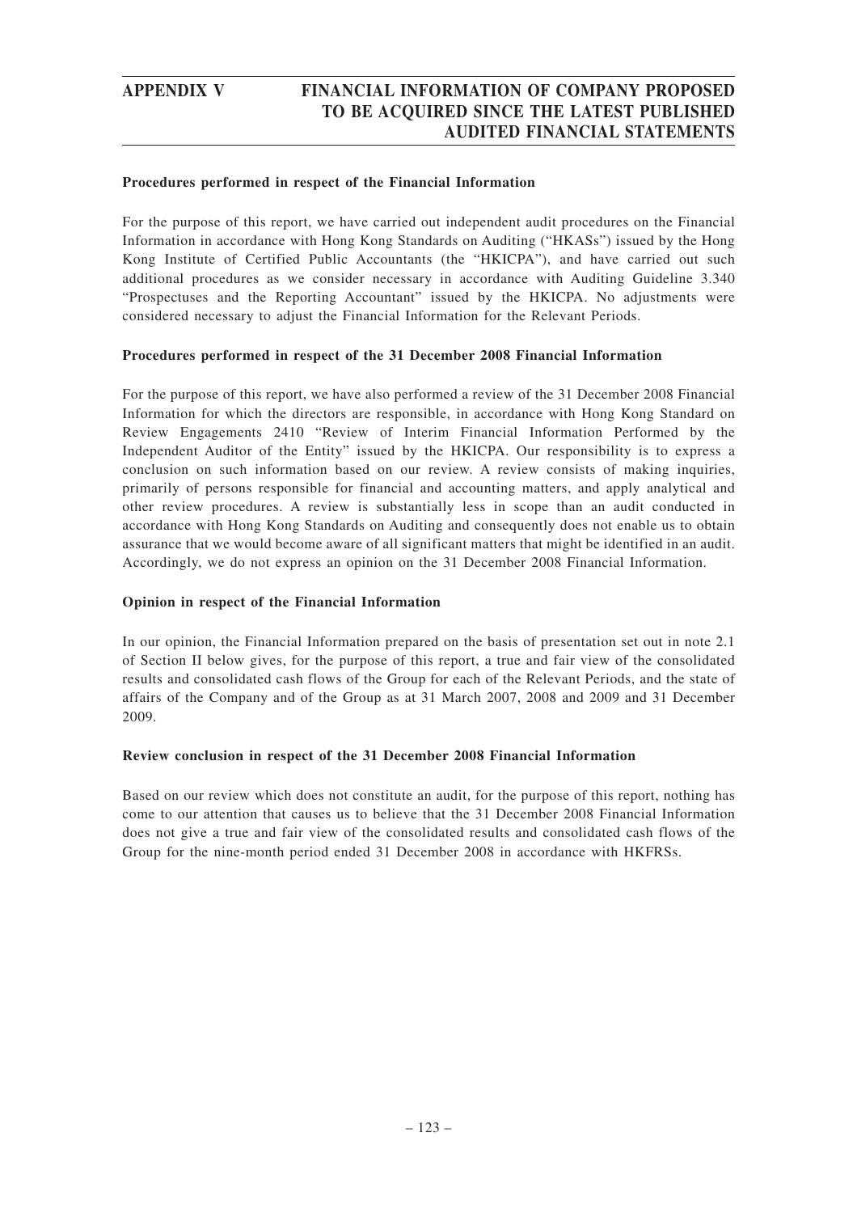**Procedures performed in respect of the Financial Information**

For the purpose of this report, we have carried out independent audit procedures on the Financial Information in accordance with Hong Kong Standards on Auditing ("HKASs") issued by the Hong Kong Institute of Certified Public Accountants (the "HKICPA"), and have carried out such additional procedures as we consider necessary in accordance with Auditing Guideline 3.340 "Prospectuses and the Reporting Accountant" issued by the HKICPA. No adjustments were considered necessary to adjust the Financial Information for the Relevant Periods.

**Procedures performed in respect of the 31 December 2008 Financial Information**

For the purpose of this report, we have also performed a review of the 31 December 2008 Financial Information for which the directors are responsible, in accordance with Hong Kong Standard on Review Engagements 2410 "Review of Interim Financial Information Performed by the Independent Auditor of the Entity" issued by the HKICPA. Our responsibility is to express a conclusion on such information based on our review. A review consists of making inquiries, primarily of persons responsible for financial and accounting matters, and apply analytical and other review procedures. A review is substantially less in scope than an audit conducted in accordance with Hong Kong Standards on Auditing and consequently does not enable us to obtain assurance that we would become aware of all significant matters that might be identified in an audit. Accordingly, we do not express an opinion on the 31 December 2008 Financial Information.

**Opinion in respect of the Financial Information**

In our opinion, the Financial Information prepared on the basis of presentation set out in note 2.1 of Section II below gives, for the purpose of this report, a true and fair view of the consolidated results and consolidated cash flows of the Group for each of the Relevant Periods, and the state of affairs of the Company and of the Group as at 31 March 2007, 2008 and 2009 and 31 December 2009.

**Review conclusion in respect of the 31 December 2008 Financial Information**

Based on our review which does not constitute an audit, for the purpose of this report, nothing has come to our attention that causes us to believe that the 31 December 2008 Financial Information does not give a true and fair view of the consolidated results and consolidated cash flows of the Group for the nine-month period ended 31 December 2008 in accordance with HKFRSs.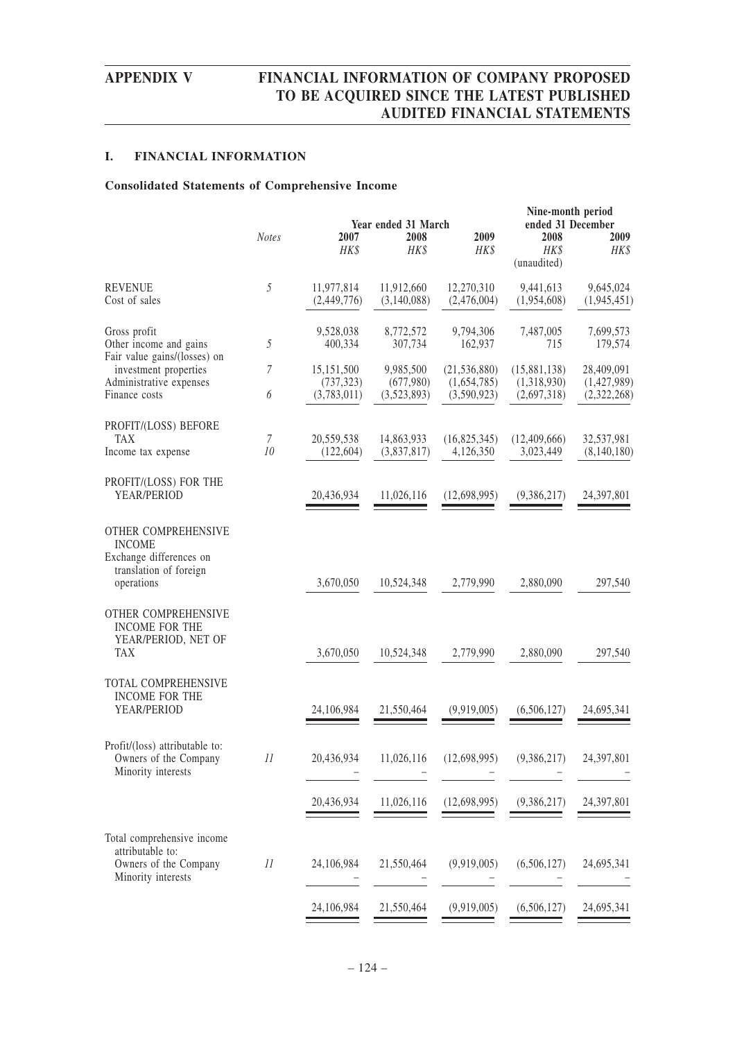## I. FINANCIAL INFORMATION

### Consolidated Statements of Comprehensive Income

| | *Notes* | Year ended 31 March | | | Nine-month period ended 31 December | |
|---|---|---|---|---|---|---|
| | | 2007 | 2008 | 2009 | 2008 | 2009 |
| | | *HK$* | *HK$* | *HK$* | *HK$* (unaudited) | *HK$* |
| REVENUE | 5 | 11,977,814 | 11,912,660 | 12,270,310 | 9,441,613 | 9,645,024 |
| Cost of sales | | (2,449,776) | (3,140,088) | (2,476,004) | (1,954,608) | (1,945,451) |
| Gross profit | | 9,528,038 | 8,772,572 | 9,794,306 | 7,487,005 | 7,699,573 |
| Other income and gains | 5 | 400,334 | 307,734 | 162,937 | 715 | 179,574 |
| Fair value gains/(losses) on investment properties | 7 | 15,151,500 | 9,985,500 | (21,536,880) | (15,881,138) | 28,409,091 |
| Administrative expenses | | (737,323) | (677,980) | (1,654,785) | (1,318,930) | (1,427,989) |
| Finance costs | 6 | (3,783,011) | (3,523,893) | (3,590,923) | (2,697,318) | (2,322,268) |
| PROFIT/(LOSS) BEFORE TAX | 7 | 20,559,538 | 14,863,933 | (16,825,345) | (12,409,666) | 32,537,981 |
| Income tax expense | 10 | (122,604) | (3,837,817) | 4,126,350 | 3,023,449 | (8,140,180) |
| PROFIT/(LOSS) FOR THE YEAR/PERIOD | | 20,436,934 | 11,026,116 | (12,698,995) | (9,386,217) | 24,397,801 |
| OTHER COMPREHENSIVE INCOME | | | | | | |
| Exchange differences on translation of foreign operations | | 3,670,050 | 10,524,348 | 2,779,990 | 2,880,090 | 297,540 |
| OTHER COMPREHENSIVE INCOME FOR THE YEAR/PERIOD, NET OF TAX | | 3,670,050 | 10,524,348 | 2,779,990 | 2,880,090 | 297,540 |
| TOTAL COMPREHENSIVE INCOME FOR THE YEAR/PERIOD | | 24,106,984 | 21,550,464 | (9,919,005) | (6,506,127) | 24,695,341 |
| Profit/(loss) attributable to: | | | | | | |
| Owners of the Company | 11 | 20,436,934 | 11,026,116 | (12,698,995) | (9,386,217) | 24,397,801 |
| Minority interests | | – | – | – | – | – |
| | | 20,436,934 | 11,026,116 | (12,698,995) | (9,386,217) | 24,397,801 |
| Total comprehensive income attributable to: | | | | | | |
| Owners of the Company | 11 | 24,106,984 | 21,550,464 | (9,919,005) | (6,506,127) | 24,695,341 |
| Minority interests | | – | – | – | – | – |
| | | 24,106,984 | 21,550,464 | (9,919,005) | (6,506,127) | 24,695,341 |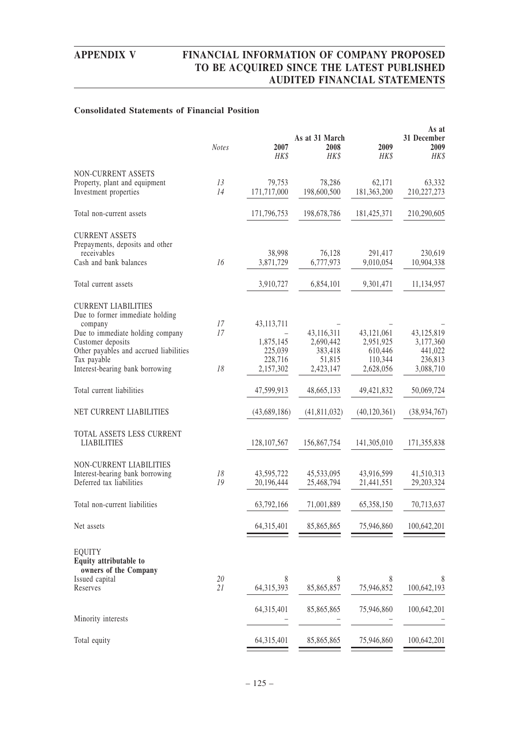### Consolidated Statements of Financial Position

| | Notes | As at 31 March 2007 | As at 31 March 2008 | As at 31 March 2009 | As at 31 December 2009 |
|---|---|---|---|---|---|
| | | HK$ | HK$ | HK$ | HK$ |
| NON-CURRENT ASSETS | | | | | |
| Property, plant and equipment | 13 | 79,753 | 78,286 | 62,171 | 63,332 |
| Investment properties | 14 | 171,717,000 | 198,600,500 | 181,363,200 | 210,227,273 |
| Total non-current assets | | 171,796,753 | 198,678,786 | 181,425,371 | 210,290,605 |
| CURRENT ASSETS | | | | | |
| Prepayments, deposits and other receivables | | 38,998 | 76,128 | 291,417 | 230,619 |
| Cash and bank balances | 16 | 3,871,729 | 6,777,973 | 9,010,054 | 10,904,338 |
| Total current assets | | 3,910,727 | 6,854,101 | 9,301,471 | 11,134,957 |
| CURRENT LIABILITIES | | | | | |
| Due to former immediate holding company | 17 | 43,113,711 | – | – | – |
| Due to immediate holding company | 17 | – | 43,116,311 | 43,121,061 | 43,125,819 |
| Customer deposits | | 1,875,145 | 2,690,442 | 2,951,925 | 3,177,360 |
| Other payables and accrued liabilities | | 225,039 | 383,418 | 610,446 | 441,022 |
| Tax payable | | 228,716 | 51,815 | 110,344 | 236,813 |
| Interest-bearing bank borrowing | 18 | 2,157,302 | 2,423,147 | 2,628,056 | 3,088,710 |
| Total current liabilities | | 47,599,913 | 48,665,133 | 49,421,832 | 50,069,724 |
| NET CURRENT LIABILITIES | | (43,689,186) | (41,811,032) | (40,120,361) | (38,934,767) |
| TOTAL ASSETS LESS CURRENT LIABILITIES | | 128,107,567 | 156,867,754 | 141,305,010 | 171,355,838 |
| NON-CURRENT LIABILITIES | | | | | |
| Interest-bearing bank borrowing | 18 | 43,595,722 | 45,533,095 | 43,916,599 | 41,510,313 |
| Deferred tax liabilities | 19 | 20,196,444 | 25,468,794 | 21,441,551 | 29,203,324 |
| Total non-current liabilities | | 63,792,166 | 71,001,889 | 65,358,150 | 70,713,637 |
| Net assets | | 64,315,401 | 85,865,865 | 75,946,860 | 100,642,201 |
| EQUITY | | | | | |
| **Equity attributable to owners of the Company** | | | | | |
| Issued capital | 20 | 8 | 8 | 8 | 8 |
| Reserves | 21 | 64,315,393 | 85,865,857 | 75,946,852 | 100,642,193 |
| | | 64,315,401 | 85,865,865 | 75,946,860 | 100,642,201 |
| Minority interests | | – | – | – | – |
| Total equity | | 64,315,401 | 85,865,865 | 75,946,860 | 100,642,201 |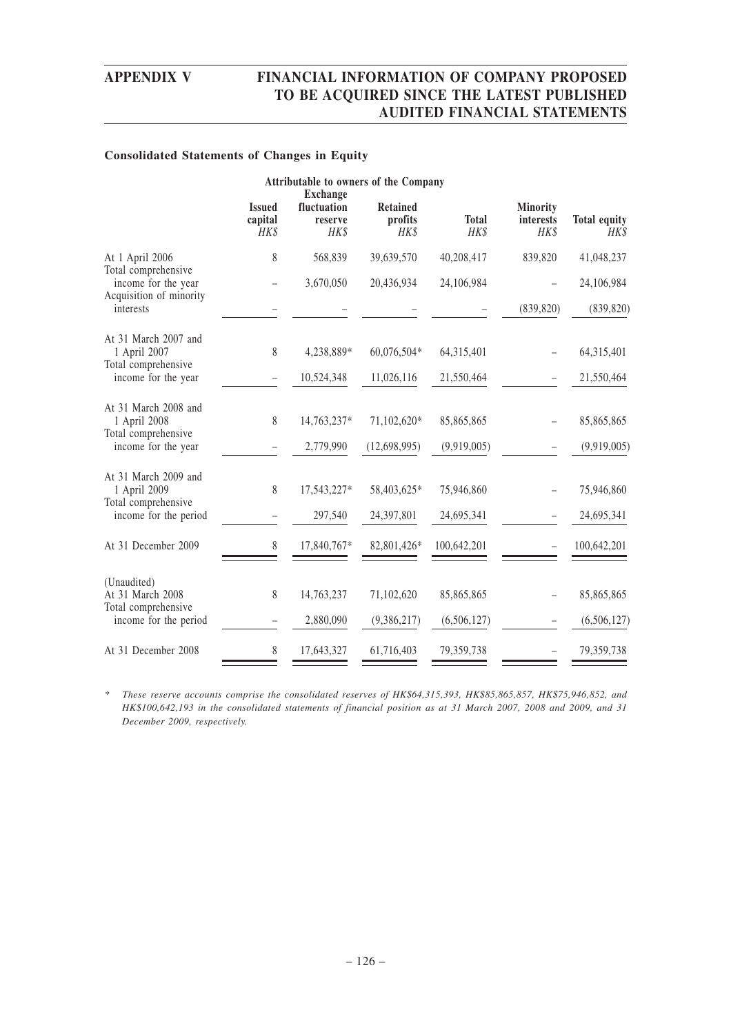### Consolidated Statements of Changes in Equity

| | Attributable to owners of the Company | | | | | |
|---|---|---|---|---|---|---|
| | Issued capital HK$ | Exchange fluctuation reserve HK$ | Retained profits HK$ | Total HK$ | Minority interests HK$ | Total equity HK$ |
| At 1 April 2006 | 8 | 568,839 | 39,639,570 | 40,208,417 | 839,820 | 41,048,237 |
| Total comprehensive income for the year | – | 3,670,050 | 20,436,934 | 24,106,984 | – | 24,106,984 |
| Acquisition of minority interests | – | – | – | – | (839,820) | (839,820) |
| At 31 March 2007 and 1 April 2007 | 8 | 4,238,889* | 60,076,504* | 64,315,401 | – | 64,315,401 |
| Total comprehensive income for the year | – | 10,524,348 | 11,026,116 | 21,550,464 | – | 21,550,464 |
| At 31 March 2008 and 1 April 2008 | 8 | 14,763,237* | 71,102,620* | 85,865,865 | – | 85,865,865 |
| Total comprehensive income for the year | – | 2,779,990 | (12,698,995) | (9,919,005) | – | (9,919,005) |
| At 31 March 2009 and 1 April 2009 | 8 | 17,543,227* | 58,403,625* | 75,946,860 | – | 75,946,860 |
| Total comprehensive income for the period | – | 297,540 | 24,397,801 | 24,695,341 | – | 24,695,341 |
| At 31 December 2009 | 8 | 17,840,767* | 82,801,426* | 100,642,201 | – | 100,642,201 |
| (Unaudited) | | | | | | |
| At 31 March 2008 | 8 | 14,763,237 | 71,102,620 | 85,865,865 | – | 85,865,865 |
| Total comprehensive income for the period | – | 2,880,090 | (9,386,217) | (6,506,127) | – | (6,506,127) |
| At 31 December 2008 | 8 | 17,643,327 | 61,716,403 | 79,359,738 | – | 79,359,738 |

* *These reserve accounts comprise the consolidated reserves of HK$64,315,393, HK$85,865,857, HK$75,946,852, and HK$100,642,193 in the consolidated statements of financial position as at 31 March 2007, 2008 and 2009, and 31 December 2009, respectively.*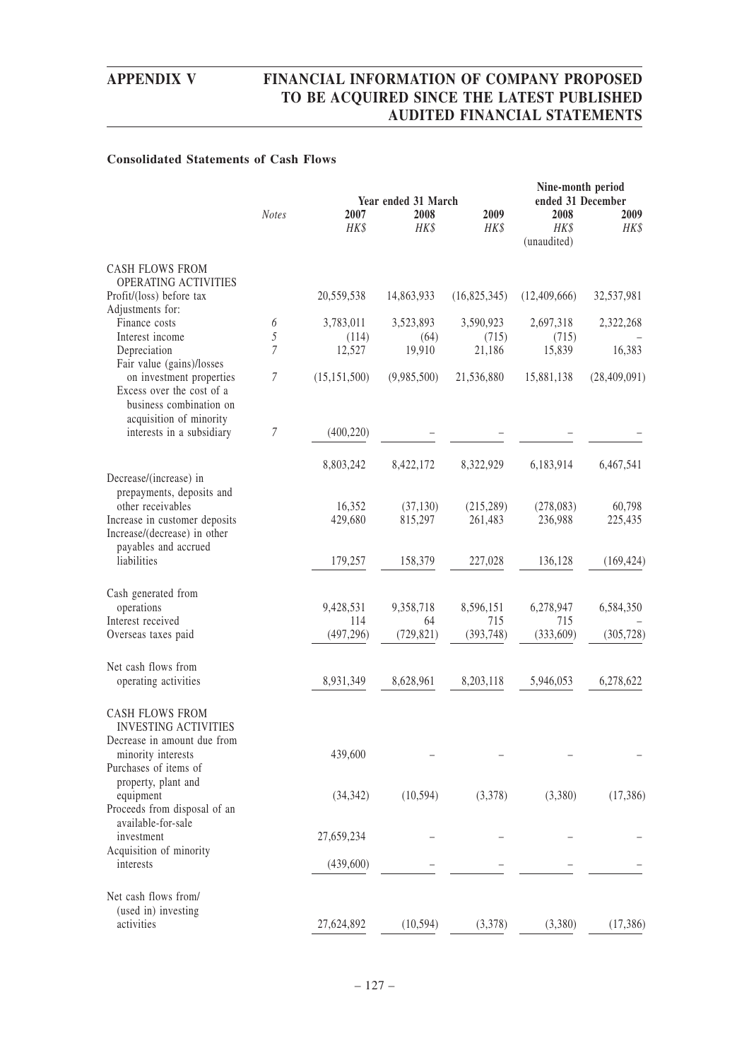### Consolidated Statements of Cash Flows

| | Notes | Year ended 31 March | | | Nine-month period ended 31 December | |
|---|---|---|---|---|---|---|
| | | 2007 | 2008 | 2009 | 2008 | 2009 |
| | | *HK$* | *HK$* | *HK$* | *HK$* | *HK$* |
| | | | | | (unaudited) | |
| CASH FLOWS FROM OPERATING ACTIVITIES | | | | | | |
| Profit/(loss) before tax | | 20,559,538 | 14,863,933 | (16,825,345) | (12,409,666) | 32,537,981 |
| Adjustments for: | | | | | | |
| Finance costs | *6* | 3,783,011 | 3,523,893 | 3,590,923 | 2,697,318 | 2,322,268 |
| Interest income | *5* | (114) | (64) | (715) | (715) | – |
| Depreciation | *7* | 12,527 | 19,910 | 21,186 | 15,839 | 16,383 |
| Fair value (gains)/losses on investment properties | *7* | (15,151,500) | (9,985,500) | 21,536,880 | 15,881,138 | (28,409,091) |
| Excess over the cost of a business combination on acquisition of minority interests in a subsidiary | *7* | (400,220) | – | – | – | – |
| | | 8,803,242 | 8,422,172 | 8,322,929 | 6,183,914 | 6,467,541 |
| Decrease/(increase) in prepayments, deposits and other receivables | | 16,352 | (37,130) | (215,289) | (278,083) | 60,798 |
| Increase in customer deposits | | 429,680 | 815,297 | 261,483 | 236,988 | 225,435 |
| Increase/(decrease) in other payables and accrued liabilities | | 179,257 | 158,379 | 227,028 | 136,128 | (169,424) |
| Cash generated from operations | | 9,428,531 | 9,358,718 | 8,596,151 | 6,278,947 | 6,584,350 |
| Interest received | | 114 | 64 | 715 | 715 | – |
| Overseas taxes paid | | (497,296) | (729,821) | (393,748) | (333,609) | (305,728) |
| Net cash flows from operating activities | | 8,931,349 | 8,628,961 | 8,203,118 | 5,946,053 | 6,278,622 |
| CASH FLOWS FROM INVESTING ACTIVITIES | | | | | | |
| Decrease in amount due from minority interests | | 439,600 | – | – | – | – |
| Purchases of items of property, plant and equipment | | (34,342) | (10,594) | (3,378) | (3,380) | (17,386) |
| Proceeds from disposal of an available-for-sale investment | | 27,659,234 | – | – | – | – |
| Acquisition of minority interests | | (439,600) | – | – | – | – |
| Net cash flows from/(used in) investing activities | | 27,624,892 | (10,594) | (3,378) | (3,380) | (17,386) |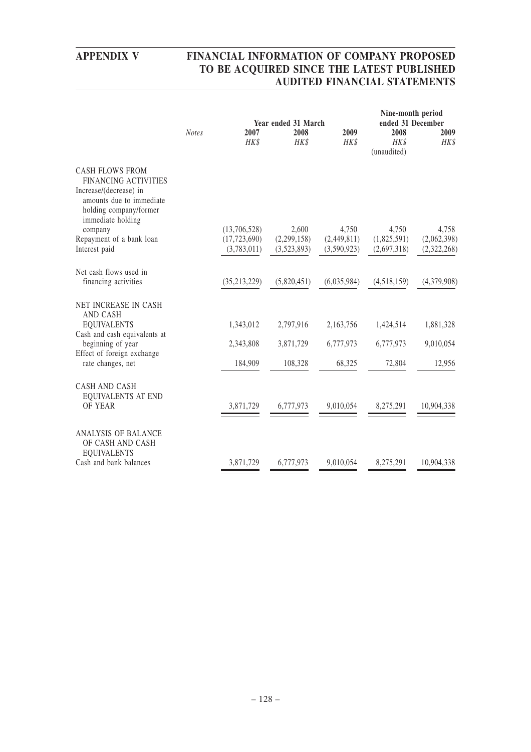| | Notes | Year ended 31 March | | | Nine-month period ended 31 December | |
|---|---|---|---|---|---|---|
| | | 2007 | 2008 | 2009 | 2008 | 2009 |
| | | HK$ | HK$ | HK$ | HK$ | HK$ |
| | | | | | (unaudited) | |
| **CASH FLOWS FROM FINANCING ACTIVITIES** | | | | | | |
| Increase/(decrease) in amounts due to immediate holding company/former immediate holding company | | (13,706,528) | 2,600 | 4,750 | 4,750 | 4,758 |
| Repayment of a bank loan | | (17,723,690) | (2,299,158) | (2,449,811) | (1,825,591) | (2,062,398) |
| Interest paid | | (3,783,011) | (3,523,893) | (3,590,923) | (2,697,318) | (2,322,268) |
| Net cash flows used in financing activities | | (35,213,229) | (5,820,451) | (6,035,984) | (4,518,159) | (4,379,908) |
| **NET INCREASE IN CASH AND CASH EQUIVALENTS** | | 1,343,012 | 2,797,916 | 2,163,756 | 1,424,514 | 1,881,328 |
| Cash and cash equivalents at beginning of year | | 2,343,808 | 3,871,729 | 6,777,973 | 6,777,973 | 9,010,054 |
| Effect of foreign exchange rate changes, net | | 184,909 | 108,328 | 68,325 | 72,804 | 12,956 |
| **CASH AND CASH EQUIVALENTS AT END OF YEAR** | | 3,871,729 | 6,777,973 | 9,010,054 | 8,275,291 | 10,904,338 |
| **ANALYSIS OF BALANCE OF CASH AND CASH EQUIVALENTS** | | | | | | |
| Cash and bank balances | | 3,871,729 | 6,777,973 | 9,010,054 | 8,275,291 | 10,904,338 |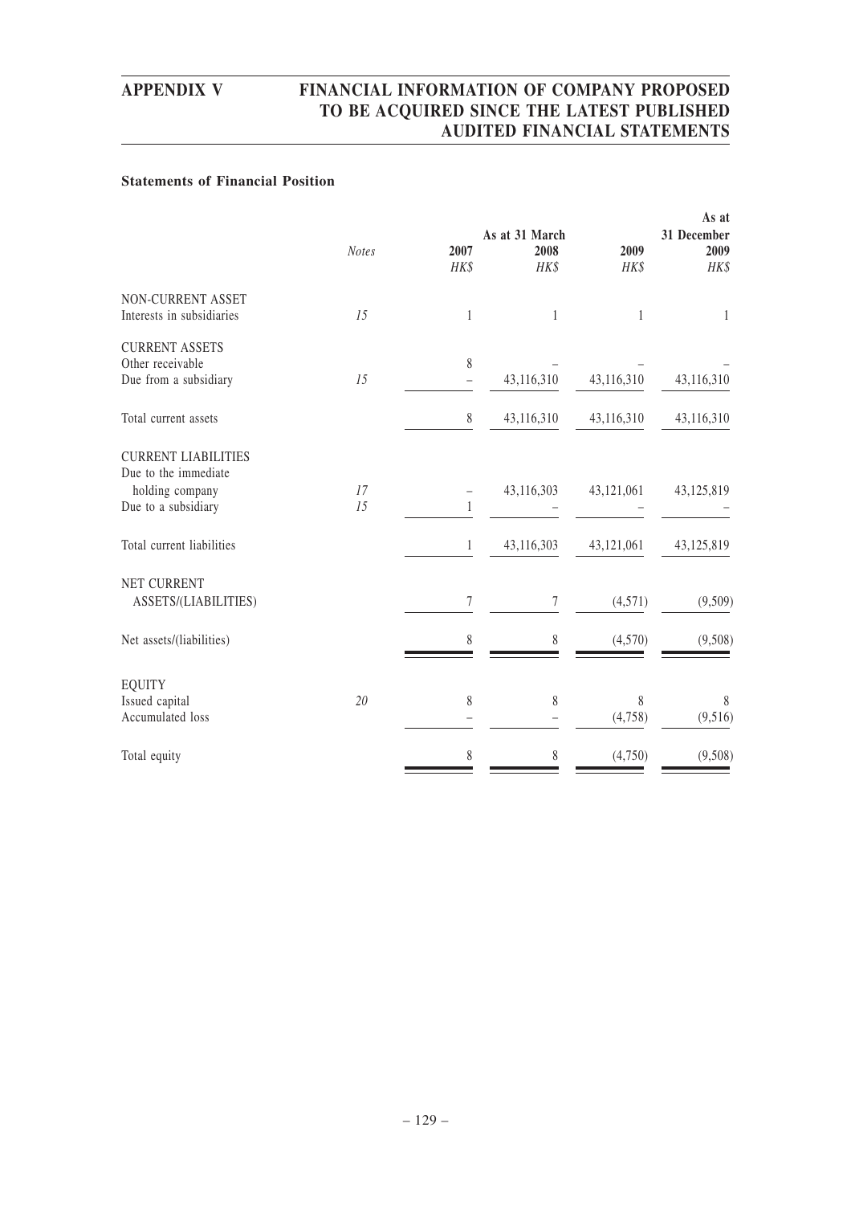### Statements of Financial Position

| | Notes | As at 31 March 2007 HK$ | As at 31 March 2008 HK$ | As at 31 March 2009 HK$ | As at 31 December 2009 HK$ |
|---|---|---|---|---|---|
| NON-CURRENT ASSET | | | | | |
| Interests in subsidiaries | 15 | 1 | 1 | 1 | 1 |
| CURRENT ASSETS | | | | | |
| Other receivable | | 8 | – | – | – |
| Due from a subsidiary | 15 | – | 43,116,310 | 43,116,310 | 43,116,310 |
| Total current assets | | 8 | 43,116,310 | 43,116,310 | 43,116,310 |
| CURRENT LIABILITIES | | | | | |
| Due to the immediate holding company | 17 | – | 43,116,303 | 43,121,061 | 43,125,819 |
| Due to a subsidiary | 15 | 1 | – | – | – |
| Total current liabilities | | 1 | 43,116,303 | 43,121,061 | 43,125,819 |
| NET CURRENT ASSETS/(LIABILITIES) | | 7 | 7 | (4,571) | (9,509) |
| Net assets/(liabilities) | | 8 | 8 | (4,570) | (9,508) |
| EQUITY | | | | | |
| Issued capital | 20 | 8 | 8 | 8 | 8 |
| Accumulated loss | | – | – | (4,758) | (9,516) |
| Total equity | | 8 | 8 | (4,750) | (9,508) |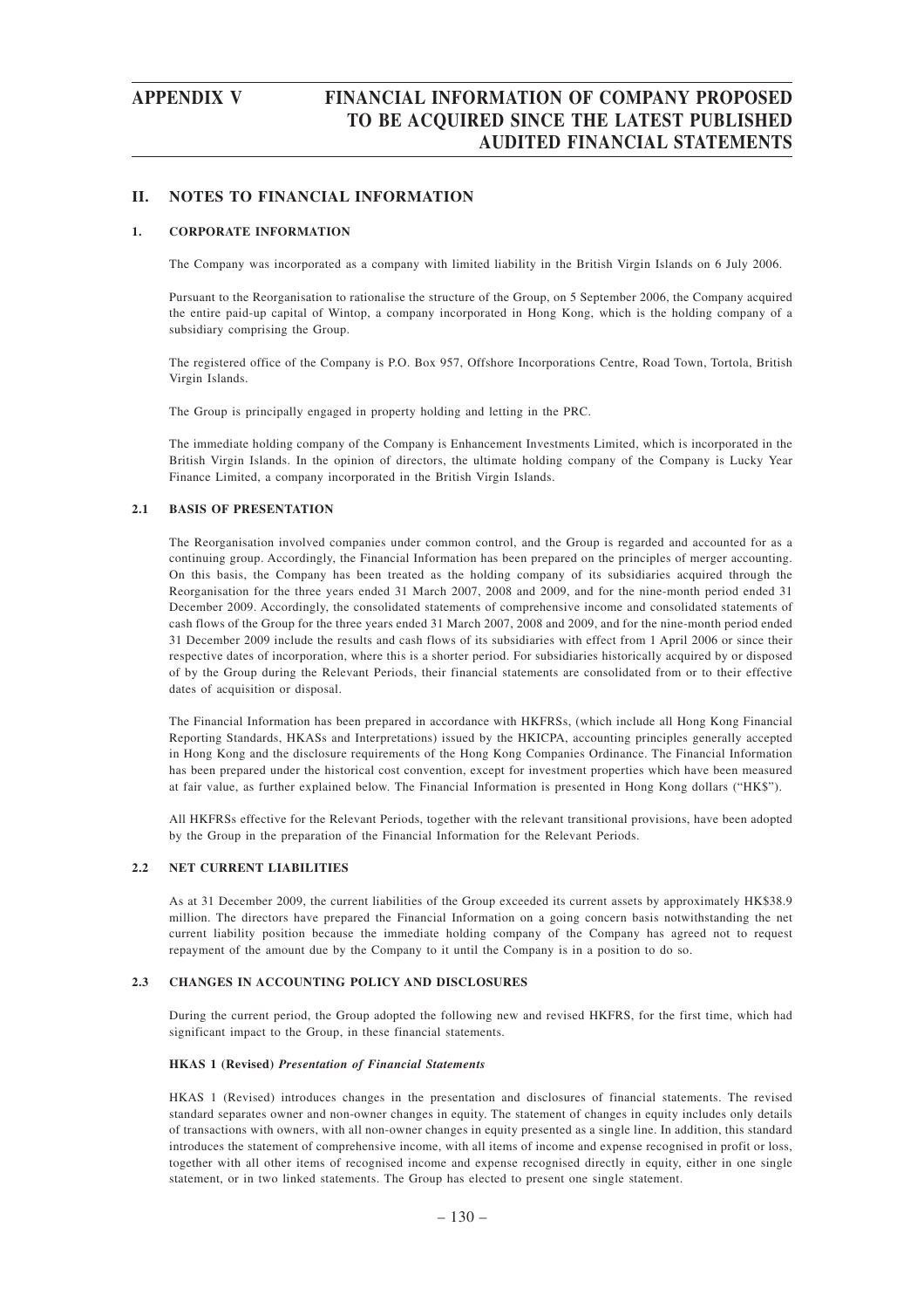## II. NOTES TO FINANCIAL INFORMATION

### 1. CORPORATE INFORMATION

The Company was incorporated as a company with limited liability in the British Virgin Islands on 6 July 2006.

Pursuant to the Reorganisation to rationalise the structure of the Group, on 5 September 2006, the Company acquired the entire paid-up capital of Wintop, a company incorporated in Hong Kong, which is the holding company of a subsidiary comprising the Group.

The registered office of the Company is P.O. Box 957, Offshore Incorporations Centre, Road Town, Tortola, British Virgin Islands.

The Group is principally engaged in property holding and letting in the PRC.

The immediate holding company of the Company is Enhancement Investments Limited, which is incorporated in the British Virgin Islands. In the opinion of directors, the ultimate holding company of the Company is Lucky Year Finance Limited, a company incorporated in the British Virgin Islands.

### 2.1 BASIS OF PRESENTATION

The Reorganisation involved companies under common control, and the Group is regarded and accounted for as a continuing group. Accordingly, the Financial Information has been prepared on the principles of merger accounting. On this basis, the Company has been treated as the holding company of its subsidiaries acquired through the Reorganisation for the three years ended 31 March 2007, 2008 and 2009, and for the nine-month period ended 31 December 2009. Accordingly, the consolidated statements of comprehensive income and consolidated statements of cash flows of the Group for the three years ended 31 March 2007, 2008 and 2009, and for the nine-month period ended 31 December 2009 include the results and cash flows of its subsidiaries with effect from 1 April 2006 or since their respective dates of incorporation, where this is a shorter period. For subsidiaries historically acquired by or disposed of by the Group during the Relevant Periods, their financial statements are consolidated from or to their effective dates of acquisition or disposal.

The Financial Information has been prepared in accordance with HKFRSs, (which include all Hong Kong Financial Reporting Standards, HKASs and Interpretations) issued by the HKICPA, accounting principles generally accepted in Hong Kong and the disclosure requirements of the Hong Kong Companies Ordinance. The Financial Information has been prepared under the historical cost convention, except for investment properties which have been measured at fair value, as further explained below. The Financial Information is presented in Hong Kong dollars ("HK$").

All HKFRSs effective for the Relevant Periods, together with the relevant transitional provisions, have been adopted by the Group in the preparation of the Financial Information for the Relevant Periods.

### 2.2 NET CURRENT LIABILITIES

As at 31 December 2009, the current liabilities of the Group exceeded its current assets by approximately HK$38.9 million. The directors have prepared the Financial Information on a going concern basis notwithstanding the net current liability position because the immediate holding company of the Company has agreed not to request repayment of the amount due by the Company to it until the Company is in a position to do so.

### 2.3 CHANGES IN ACCOUNTING POLICY AND DISCLOSURES

During the current period, the Group adopted the following new and revised HKFRS, for the first time, which had significant impact to the Group, in these financial statements.

**HKAS 1 (Revised)** ***Presentation of Financial Statements***

HKAS 1 (Revised) introduces changes in the presentation and disclosures of financial statements. The revised standard separates owner and non-owner changes in equity. The statement of changes in equity includes only details of transactions with owners, with all non-owner changes in equity presented as a single line. In addition, this standard introduces the statement of comprehensive income, with all items of income and expense recognised in profit or loss, together with all other items of recognised income and expense recognised directly in equity, either in one single statement, or in two linked statements. The Group has elected to present one single statement.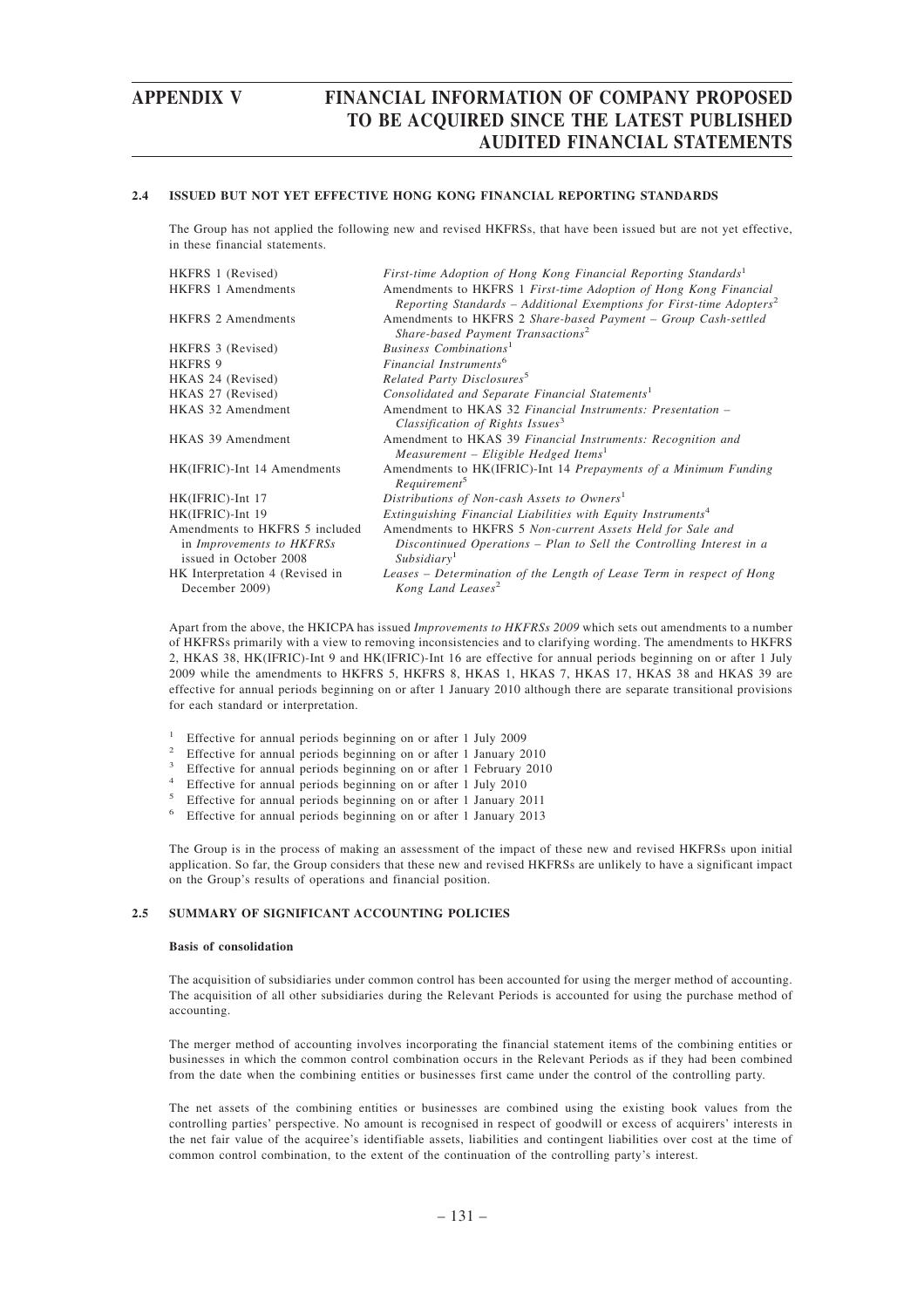### 2.4 ISSUED BUT NOT YET EFFECTIVE HONG KONG FINANCIAL REPORTING STANDARDS

The Group has not applied the following new and revised HKFRSs, that have been issued but are not yet effective, in these financial statements.

| | |
|---|---|
| HKFRS 1 (Revised) | *First-time Adoption of Hong Kong Financial Reporting Standards*[1] |
| HKFRS 1 Amendments | Amendments to HKFRS 1 *First-time Adoption of Hong Kong Financial Reporting Standards – Additional Exemptions for First-time Adopters*[2] |
| HKFRS 2 Amendments | Amendments to HKFRS 2 *Share-based Payment – Group Cash-settled Share-based Payment Transactions*[2] |
| HKFRS 3 (Revised) | *Business Combinations*[1] |
| HKFRS 9 | *Financial Instruments*[6] |
| HKAS 24 (Revised) | *Related Party Disclosures*[5] |
| HKAS 27 (Revised) | *Consolidated and Separate Financial Statements*[1] |
| HKAS 32 Amendment | Amendment to HKAS 32 *Financial Instruments: Presentation – Classification of Rights Issues*[3] |
| HKAS 39 Amendment | Amendment to HKAS 39 *Financial Instruments: Recognition and Measurement – Eligible Hedged Items*[1] |
| HK(IFRIC)-Int 14 Amendments | Amendments to HK(IFRIC)-Int 14 *Prepayments of a Minimum Funding Requirement*[5] |
| HK(IFRIC)-Int 17 | *Distributions of Non-cash Assets to Owners*[1] |
| HK(IFRIC)-Int 19 | *Extinguishing Financial Liabilities with Equity Instruments*[4] |
| Amendments to HKFRS 5 included in *Improvements to HKFRSs* issued in October 2008 | Amendments to HKFRS 5 *Non-current Assets Held for Sale and Discontinued Operations – Plan to Sell the Controlling Interest in a Subsidiary*[1] |
| HK Interpretation 4 (Revised in December 2009) | *Leases – Determination of the Length of Lease Term in respect of Hong Kong Land Leases*[2] |

Apart from the above, the HKICPA has issued *Improvements to HKFRSs 2009* which sets out amendments to a number of HKFRSs primarily with a view to removing inconsistencies and to clarifying wording. The amendments to HKFRS 2, HKAS 38, HK(IFRIC)-Int 9 and HK(IFRIC)-Int 16 are effective for annual periods beginning on or after 1 July 2009 while the amendments to HKFRS 5, HKFRS 8, HKAS 1, HKAS 7, HKAS 17, HKAS 38 and HKAS 39 are effective for annual periods beginning on or after 1 January 2010 although there are separate transitional provisions for each standard or interpretation.

1. Effective for annual periods beginning on or after 1 July 2009
2. Effective for annual periods beginning on or after 1 January 2010
3. Effective for annual periods beginning on or after 1 February 2010
4. Effective for annual periods beginning on or after 1 July 2010
5. Effective for annual periods beginning on or after 1 January 2011
6. Effective for annual periods beginning on or after 1 January 2013

The Group is in the process of making an assessment of the impact of these new and revised HKFRSs upon initial application. So far, the Group considers that these new and revised HKFRSs are unlikely to have a significant impact on the Group's results of operations and financial position.

### 2.5 SUMMARY OF SIGNIFICANT ACCOUNTING POLICIES

**Basis of consolidation**

The acquisition of subsidiaries under common control has been accounted for using the merger method of accounting. The acquisition of all other subsidiaries during the Relevant Periods is accounted for using the purchase method of accounting.

The merger method of accounting involves incorporating the financial statement items of the combining entities or businesses in which the common control combination occurs in the Relevant Periods as if they had been combined from the date when the combining entities or businesses first came under the control of the controlling party.

The net assets of the combining entities or businesses are combined using the existing book values from the controlling parties' perspective. No amount is recognised in respect of goodwill or excess of acquirers' interests in the net fair value of the acquiree's identifiable assets, liabilities and contingent liabilities over cost at the time of common control combination, to the extent of the continuation of the controlling party's interest.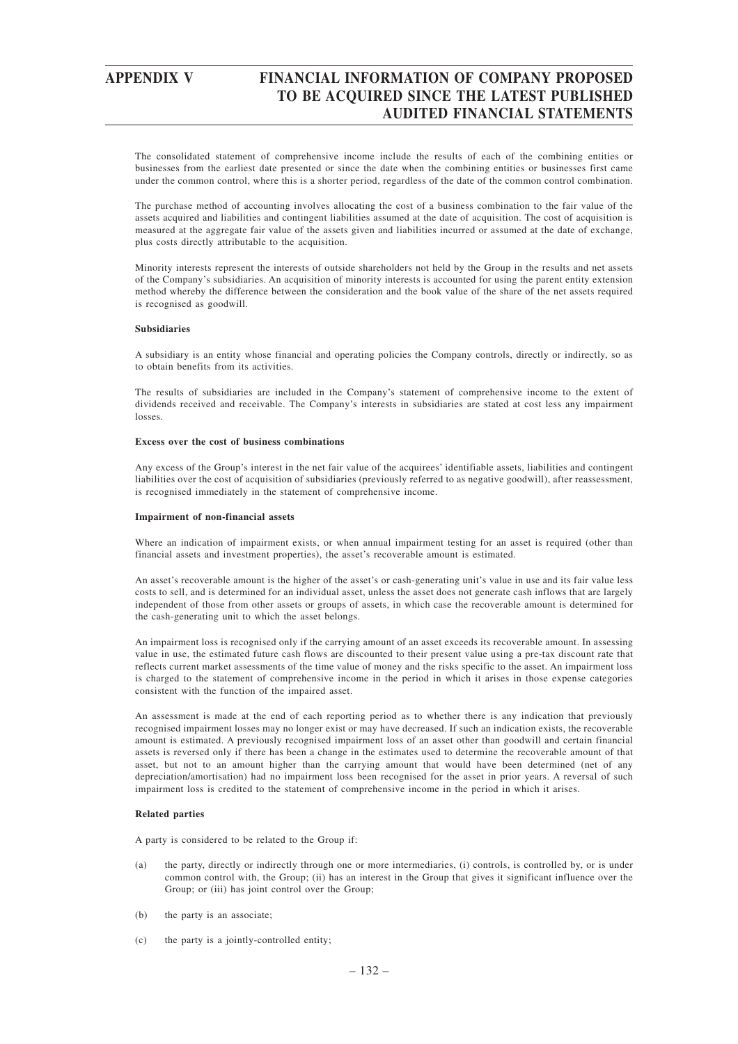The consolidated statement of comprehensive income include the results of each of the combining entities or businesses from the earliest date presented or since the date when the combining entities or businesses first came under the common control, where this is a shorter period, regardless of the date of the common control combination.

The purchase method of accounting involves allocating the cost of a business combination to the fair value of the assets acquired and liabilities and contingent liabilities assumed at the date of acquisition. The cost of acquisition is measured at the aggregate fair value of the assets given and liabilities incurred or assumed at the date of exchange, plus costs directly attributable to the acquisition.

Minority interests represent the interests of outside shareholders not held by the Group in the results and net assets of the Company's subsidiaries. An acquisition of minority interests is accounted for using the parent entity extension method whereby the difference between the consideration and the book value of the share of the net assets required is recognised as goodwill.

**Subsidiaries**

A subsidiary is an entity whose financial and operating policies the Company controls, directly or indirectly, so as to obtain benefits from its activities.

The results of subsidiaries are included in the Company's statement of comprehensive income to the extent of dividends received and receivable. The Company's interests in subsidiaries are stated at cost less any impairment losses.

**Excess over the cost of business combinations**

Any excess of the Group's interest in the net fair value of the acquirees' identifiable assets, liabilities and contingent liabilities over the cost of acquisition of subsidiaries (previously referred to as negative goodwill), after reassessment, is recognised immediately in the statement of comprehensive income.

**Impairment of non-financial assets**

Where an indication of impairment exists, or when annual impairment testing for an asset is required (other than financial assets and investment properties), the asset's recoverable amount is estimated.

An asset's recoverable amount is the higher of the asset's or cash-generating unit's value in use and its fair value less costs to sell, and is determined for an individual asset, unless the asset does not generate cash inflows that are largely independent of those from other assets or groups of assets, in which case the recoverable amount is determined for the cash-generating unit to which the asset belongs.

An impairment loss is recognised only if the carrying amount of an asset exceeds its recoverable amount. In assessing value in use, the estimated future cash flows are discounted to their present value using a pre-tax discount rate that reflects current market assessments of the time value of money and the risks specific to the asset. An impairment loss is charged to the statement of comprehensive income in the period in which it arises in those expense categories consistent with the function of the impaired asset.

An assessment is made at the end of each reporting period as to whether there is any indication that previously recognised impairment losses may no longer exist or may have decreased. If such an indication exists, the recoverable amount is estimated. A previously recognised impairment loss of an asset other than goodwill and certain financial assets is reversed only if there has been a change in the estimates used to determine the recoverable amount of that asset, but not to an amount higher than the carrying amount that would have been determined (net of any depreciation/amortisation) had no impairment loss been recognised for the asset in prior years. A reversal of such impairment loss is credited to the statement of comprehensive income in the period in which it arises.

**Related parties**

A party is considered to be related to the Group if:

(a) the party, directly or indirectly through one or more intermediaries, (i) controls, is controlled by, or is under common control with, the Group; (ii) has an interest in the Group that gives it significant influence over the Group; or (iii) has joint control over the Group;

(b) the party is an associate;

(c) the party is a jointly-controlled entity;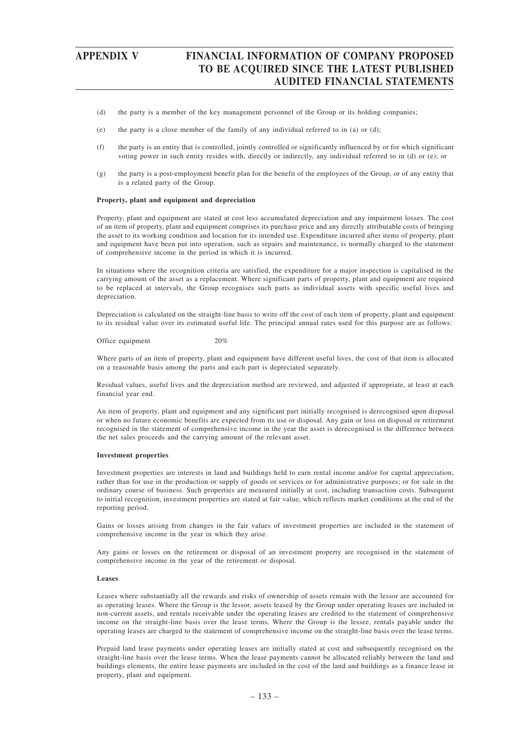(d) the party is a member of the key management personnel of the Group or its holding companies;

(e) the party is a close member of the family of any individual referred to in (a) or (d);

(f) the party is an entity that is controlled, jointly controlled or significantly influenced by or for which significant voting power in such entity resides with, directly or indirectly, any individual referred to in (d) or (e); or

(g) the party is a post-employment benefit plan for the benefit of the employees of the Group, or of any entity that is a related party of the Group.

**Property, plant and equipment and depreciation**

Property, plant and equipment are stated at cost less accumulated depreciation and any impairment losses. The cost of an item of property, plant and equipment comprises its purchase price and any directly attributable costs of bringing the asset to its working condition and location for its intended use. Expenditure incurred after items of property, plant and equipment have been put into operation, such as repairs and maintenance, is normally charged to the statement of comprehensive income in the period in which it is incurred.

In situations where the recognition criteria are satisfied, the expenditure for a major inspection is capitalised in the carrying amount of the asset as a replacement. Where significant parts of property, plant and equipment are required to be replaced at intervals, the Group recognises such parts as individual assets with specific useful lives and depreciation.

Depreciation is calculated on the straight-line basis to write off the cost of each item of property, plant and equipment to its residual value over its estimated useful life. The principal annual rates used for this purpose are as follows:

| | |
|---|---|
| Office equipment | 20% |

Where parts of an item of property, plant and equipment have different useful lives, the cost of that item is allocated on a reasonable basis among the parts and each part is depreciated separately.

Residual values, useful lives and the depreciation method are reviewed, and adjusted if appropriate, at least at each financial year end.

An item of property, plant and equipment and any significant part initially recognised is derecognised upon disposal or when no future economic benefits are expected from its use or disposal. Any gain or loss on disposal or retirement recognised in the statement of comprehensive income in the year the asset is derecognised is the difference between the net sales proceeds and the carrying amount of the relevant asset.

**Investment properties**

Investment properties are interests in land and buildings held to earn rental income and/or for capital appreciation, rather than for use in the production or supply of goods or services or for administrative purposes; or for sale in the ordinary course of business. Such properties are measured initially at cost, including transaction costs. Subsequent to initial recognition, investment properties are stated at fair value, which reflects market conditions at the end of the reporting period.

Gains or losses arising from changes in the fair values of investment properties are included in the statement of comprehensive income in the year in which they arise.

Any gains or losses on the retirement or disposal of an investment property are recognised in the statement of comprehensive income in the year of the retirement or disposal.

**Leases**

Leases where substantially all the rewards and risks of ownership of assets remain with the lessor are accounted for as operating leases. Where the Group is the lessor, assets leased by the Group under operating leases are included in non-current assets, and rentals receivable under the operating leases are credited to the statement of comprehensive income on the straight-line basis over the lease terms. Where the Group is the lessee, rentals payable under the operating leases are charged to the statement of comprehensive income on the straight-line basis over the lease terms.

Prepaid land lease payments under operating leases are initially stated at cost and subsequently recognised on the straight-line basis over the lease terms. When the lease payments cannot be allocated reliably between the land and buildings elements, the entire lease payments are included in the cost of the land and buildings as a finance lease in property, plant and equipment.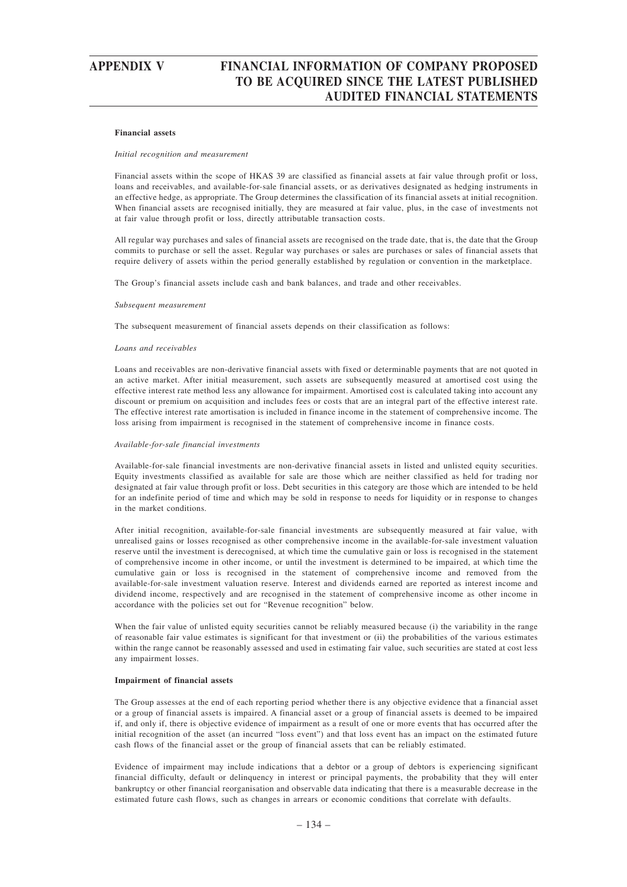**Financial assets**

*Initial recognition and measurement*

Financial assets within the scope of HKAS 39 are classified as financial assets at fair value through profit or loss, loans and receivables, and available-for-sale financial assets, or as derivatives designated as hedging instruments in an effective hedge, as appropriate. The Group determines the classification of its financial assets at initial recognition. When financial assets are recognised initially, they are measured at fair value, plus, in the case of investments not at fair value through profit or loss, directly attributable transaction costs.

All regular way purchases and sales of financial assets are recognised on the trade date, that is, the date that the Group commits to purchase or sell the asset. Regular way purchases or sales are purchases or sales of financial assets that require delivery of assets within the period generally established by regulation or convention in the marketplace.

The Group's financial assets include cash and bank balances, and trade and other receivables.

*Subsequent measurement*

The subsequent measurement of financial assets depends on their classification as follows:

*Loans and receivables*

Loans and receivables are non-derivative financial assets with fixed or determinable payments that are not quoted in an active market. After initial measurement, such assets are subsequently measured at amortised cost using the effective interest rate method less any allowance for impairment. Amortised cost is calculated taking into account any discount or premium on acquisition and includes fees or costs that are an integral part of the effective interest rate. The effective interest rate amortisation is included in finance income in the statement of comprehensive income. The loss arising from impairment is recognised in the statement of comprehensive income in finance costs.

*Available-for-sale financial investments*

Available-for-sale financial investments are non-derivative financial assets in listed and unlisted equity securities. Equity investments classified as available for sale are those which are neither classified as held for trading nor designated at fair value through profit or loss. Debt securities in this category are those which are intended to be held for an indefinite period of time and which may be sold in response to needs for liquidity or in response to changes in the market conditions.

After initial recognition, available-for-sale financial investments are subsequently measured at fair value, with unrealised gains or losses recognised as other comprehensive income in the available-for-sale investment valuation reserve until the investment is derecognised, at which time the cumulative gain or loss is recognised in the statement of comprehensive income in other income, or until the investment is determined to be impaired, at which time the cumulative gain or loss is recognised in the statement of comprehensive income and removed from the available-for-sale investment valuation reserve. Interest and dividends earned are reported as interest income and dividend income, respectively and are recognised in the statement of comprehensive income as other income in accordance with the policies set out for "Revenue recognition" below.

When the fair value of unlisted equity securities cannot be reliably measured because (i) the variability in the range of reasonable fair value estimates is significant for that investment or (ii) the probabilities of the various estimates within the range cannot be reasonably assessed and used in estimating fair value, such securities are stated at cost less any impairment losses.

**Impairment of financial assets**

The Group assesses at the end of each reporting period whether there is any objective evidence that a financial asset or a group of financial assets is impaired. A financial asset or a group of financial assets is deemed to be impaired if, and only if, there is objective evidence of impairment as a result of one or more events that has occurred after the initial recognition of the asset (an incurred "loss event") and that loss event has an impact on the estimated future cash flows of the financial asset or the group of financial assets that can be reliably estimated.

Evidence of impairment may include indications that a debtor or a group of debtors is experiencing significant financial difficulty, default or delinquency in interest or principal payments, the probability that they will enter bankruptcy or other financial reorganisation and observable data indicating that there is a measurable decrease in the estimated future cash flows, such as changes in arrears or economic conditions that correlate with defaults.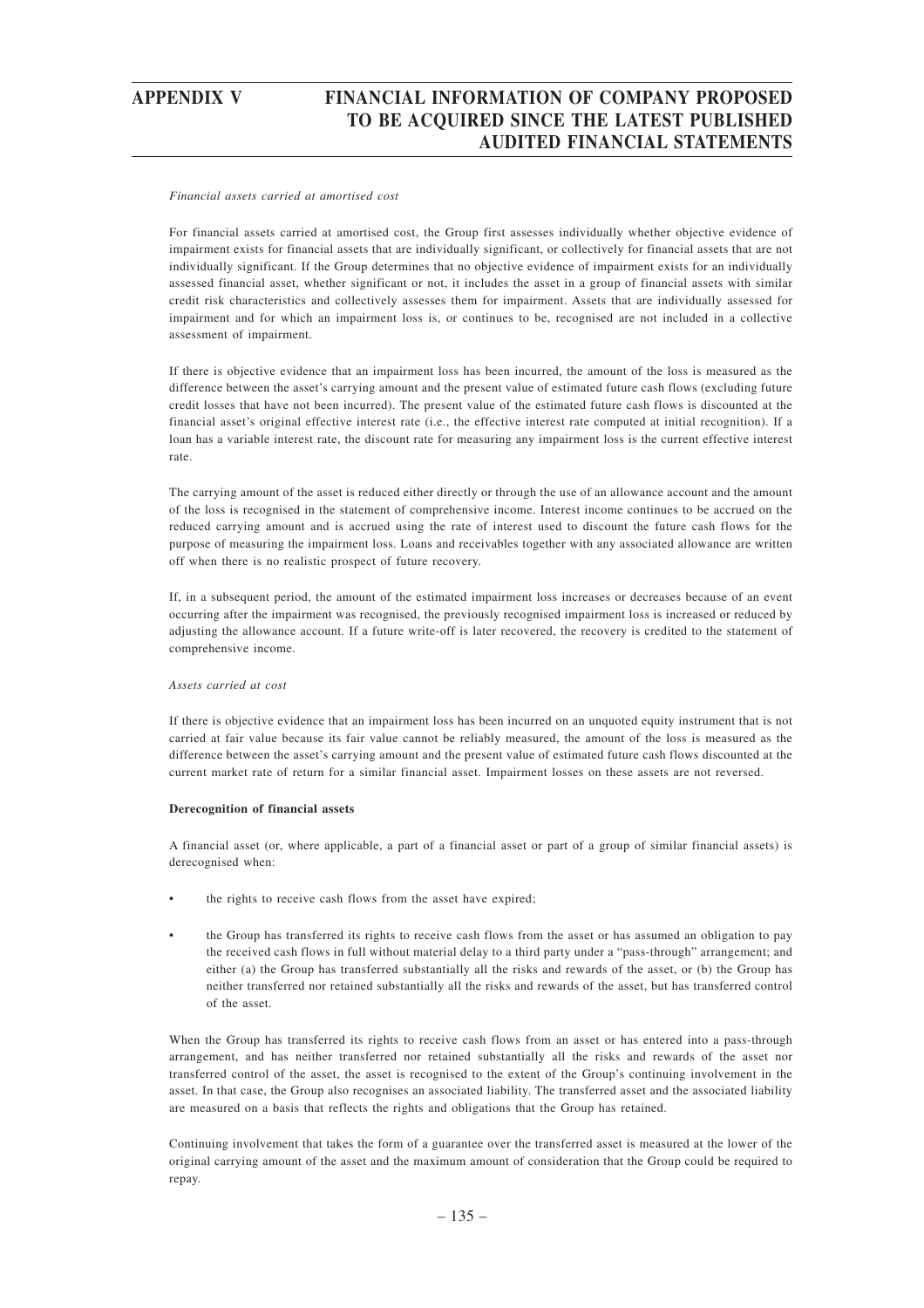*Financial assets carried at amortised cost*

For financial assets carried at amortised cost, the Group first assesses individually whether objective evidence of impairment exists for financial assets that are individually significant, or collectively for financial assets that are not individually significant. If the Group determines that no objective evidence of impairment exists for an individually assessed financial asset, whether significant or not, it includes the asset in a group of financial assets with similar credit risk characteristics and collectively assesses them for impairment. Assets that are individually assessed for impairment and for which an impairment loss is, or continues to be, recognised are not included in a collective assessment of impairment.

If there is objective evidence that an impairment loss has been incurred, the amount of the loss is measured as the difference between the asset's carrying amount and the present value of estimated future cash flows (excluding future credit losses that have not been incurred). The present value of the estimated future cash flows is discounted at the financial asset's original effective interest rate (i.e., the effective interest rate computed at initial recognition). If a loan has a variable interest rate, the discount rate for measuring any impairment loss is the current effective interest rate.

The carrying amount of the asset is reduced either directly or through the use of an allowance account and the amount of the loss is recognised in the statement of comprehensive income. Interest income continues to be accrued on the reduced carrying amount and is accrued using the rate of interest used to discount the future cash flows for the purpose of measuring the impairment loss. Loans and receivables together with any associated allowance are written off when there is no realistic prospect of future recovery.

If, in a subsequent period, the amount of the estimated impairment loss increases or decreases because of an event occurring after the impairment was recognised, the previously recognised impairment loss is increased or reduced by adjusting the allowance account. If a future write-off is later recovered, the recovery is credited to the statement of comprehensive income.

*Assets carried at cost*

If there is objective evidence that an impairment loss has been incurred on an unquoted equity instrument that is not carried at fair value because its fair value cannot be reliably measured, the amount of the loss is measured as the difference between the asset's carrying amount and the present value of estimated future cash flows discounted at the current market rate of return for a similar financial asset. Impairment losses on these assets are not reversed.

**Derecognition of financial assets**

A financial asset (or, where applicable, a part of a financial asset or part of a group of similar financial assets) is derecognised when:

- the rights to receive cash flows from the asset have expired;
- the Group has transferred its rights to receive cash flows from the asset or has assumed an obligation to pay the received cash flows in full without material delay to a third party under a "pass-through" arrangement; and either (a) the Group has transferred substantially all the risks and rewards of the asset, or (b) the Group has neither transferred nor retained substantially all the risks and rewards of the asset, but has transferred control of the asset.

When the Group has transferred its rights to receive cash flows from an asset or has entered into a pass-through arrangement, and has neither transferred nor retained substantially all the risks and rewards of the asset nor transferred control of the asset, the asset is recognised to the extent of the Group's continuing involvement in the asset. In that case, the Group also recognises an associated liability. The transferred asset and the associated liability are measured on a basis that reflects the rights and obligations that the Group has retained.

Continuing involvement that takes the form of a guarantee over the transferred asset is measured at the lower of the original carrying amount of the asset and the maximum amount of consideration that the Group could be required to repay.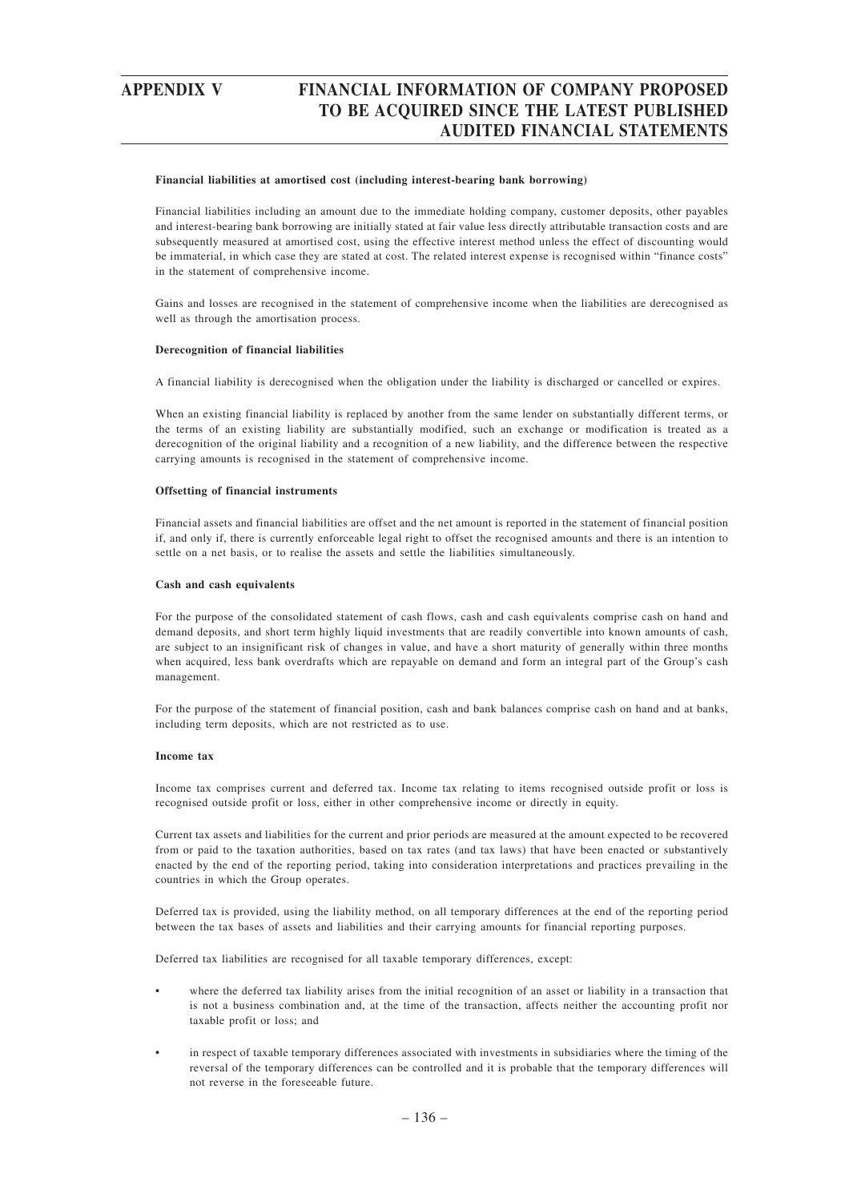**Financial liabilities at amortised cost (including interest-bearing bank borrowing)**

Financial liabilities including an amount due to the immediate holding company, customer deposits, other payables and interest-bearing bank borrowing are initially stated at fair value less directly attributable transaction costs and are subsequently measured at amortised cost, using the effective interest method unless the effect of discounting would be immaterial, in which case they are stated at cost. The related interest expense is recognised within "finance costs" in the statement of comprehensive income.

Gains and losses are recognised in the statement of comprehensive income when the liabilities are derecognised as well as through the amortisation process.

**Derecognition of financial liabilities**

A financial liability is derecognised when the obligation under the liability is discharged or cancelled or expires.

When an existing financial liability is replaced by another from the same lender on substantially different terms, or the terms of an existing liability are substantially modified, such an exchange or modification is treated as a derecognition of the original liability and a recognition of a new liability, and the difference between the respective carrying amounts is recognised in the statement of comprehensive income.

**Offsetting of financial instruments**

Financial assets and financial liabilities are offset and the net amount is reported in the statement of financial position if, and only if, there is currently enforceable legal right to offset the recognised amounts and there is an intention to settle on a net basis, or to realise the assets and settle the liabilities simultaneously.

**Cash and cash equivalents**

For the purpose of the consolidated statement of cash flows, cash and cash equivalents comprise cash on hand and demand deposits, and short term highly liquid investments that are readily convertible into known amounts of cash, are subject to an insignificant risk of changes in value, and have a short maturity of generally within three months when acquired, less bank overdrafts which are repayable on demand and form an integral part of the Group's cash management.

For the purpose of the statement of financial position, cash and bank balances comprise cash on hand and at banks, including term deposits, which are not restricted as to use.

**Income tax**

Income tax comprises current and deferred tax. Income tax relating to items recognised outside profit or loss is recognised outside profit or loss, either in other comprehensive income or directly in equity.

Current tax assets and liabilities for the current and prior periods are measured at the amount expected to be recovered from or paid to the taxation authorities, based on tax rates (and tax laws) that have been enacted or substantively enacted by the end of the reporting period, taking into consideration interpretations and practices prevailing in the countries in which the Group operates.

Deferred tax is provided, using the liability method, on all temporary differences at the end of the reporting period between the tax bases of assets and liabilities and their carrying amounts for financial reporting purposes.

Deferred tax liabilities are recognised for all taxable temporary differences, except:

- where the deferred tax liability arises from the initial recognition of an asset or liability in a transaction that is not a business combination and, at the time of the transaction, affects neither the accounting profit nor taxable profit or loss; and
- in respect of taxable temporary differences associated with investments in subsidiaries where the timing of the reversal of the temporary differences can be controlled and it is probable that the temporary differences will not reverse in the foreseeable future.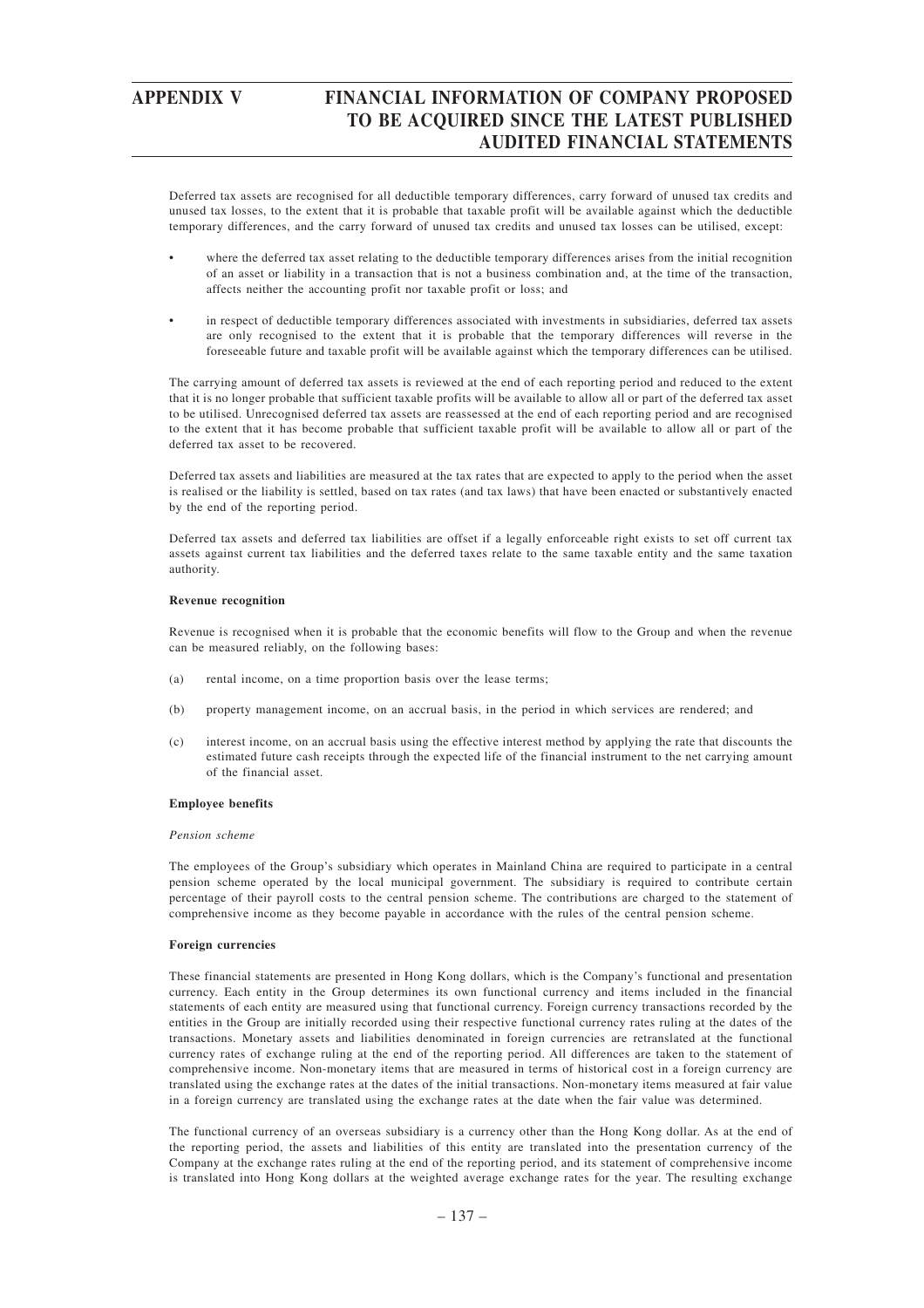Deferred tax assets are recognised for all deductible temporary differences, carry forward of unused tax credits and unused tax losses, to the extent that it is probable that taxable profit will be available against which the deductible temporary differences, and the carry forward of unused tax credits and unused tax losses can be utilised, except:

- where the deferred tax asset relating to the deductible temporary differences arises from the initial recognition of an asset or liability in a transaction that is not a business combination and, at the time of the transaction, affects neither the accounting profit nor taxable profit or loss; and
- in respect of deductible temporary differences associated with investments in subsidiaries, deferred tax assets are only recognised to the extent that it is probable that the temporary differences will reverse in the foreseeable future and taxable profit will be available against which the temporary differences can be utilised.

The carrying amount of deferred tax assets is reviewed at the end of each reporting period and reduced to the extent that it is no longer probable that sufficient taxable profits will be available to allow all or part of the deferred tax asset to be utilised. Unrecognised deferred tax assets are reassessed at the end of each reporting period and are recognised to the extent that it has become probable that sufficient taxable profit will be available to allow all or part of the deferred tax asset to be recovered.

Deferred tax assets and liabilities are measured at the tax rates that are expected to apply to the period when the asset is realised or the liability is settled, based on tax rates (and tax laws) that have been enacted or substantively enacted by the end of the reporting period.

Deferred tax assets and deferred tax liabilities are offset if a legally enforceable right exists to set off current tax assets against current tax liabilities and the deferred taxes relate to the same taxable entity and the same taxation authority.

**Revenue recognition**

Revenue is recognised when it is probable that the economic benefits will flow to the Group and when the revenue can be measured reliably, on the following bases:

(a) rental income, on a time proportion basis over the lease terms;

(b) property management income, on an accrual basis, in the period in which services are rendered; and

(c) interest income, on an accrual basis using the effective interest method by applying the rate that discounts the estimated future cash receipts through the expected life of the financial instrument to the net carrying amount of the financial asset.

**Employee benefits**

*Pension scheme*

The employees of the Group's subsidiary which operates in Mainland China are required to participate in a central pension scheme operated by the local municipal government. The subsidiary is required to contribute certain percentage of their payroll costs to the central pension scheme. The contributions are charged to the statement of comprehensive income as they become payable in accordance with the rules of the central pension scheme.

**Foreign currencies**

These financial statements are presented in Hong Kong dollars, which is the Company's functional and presentation currency. Each entity in the Group determines its own functional currency and items included in the financial statements of each entity are measured using that functional currency. Foreign currency transactions recorded by the entities in the Group are initially recorded using their respective functional currency rates ruling at the dates of the transactions. Monetary assets and liabilities denominated in foreign currencies are retranslated at the functional currency rates of exchange ruling at the end of the reporting period. All differences are taken to the statement of comprehensive income. Non-monetary items that are measured in terms of historical cost in a foreign currency are translated using the exchange rates at the dates of the initial transactions. Non-monetary items measured at fair value in a foreign currency are translated using the exchange rates at the date when the fair value was determined.

The functional currency of an overseas subsidiary is a currency other than the Hong Kong dollar. As at the end of the reporting period, the assets and liabilities of this entity are translated into the presentation currency of the Company at the exchange rates ruling at the end of the reporting period, and its statement of comprehensive income is translated into Hong Kong dollars at the weighted average exchange rates for the year. The resulting exchange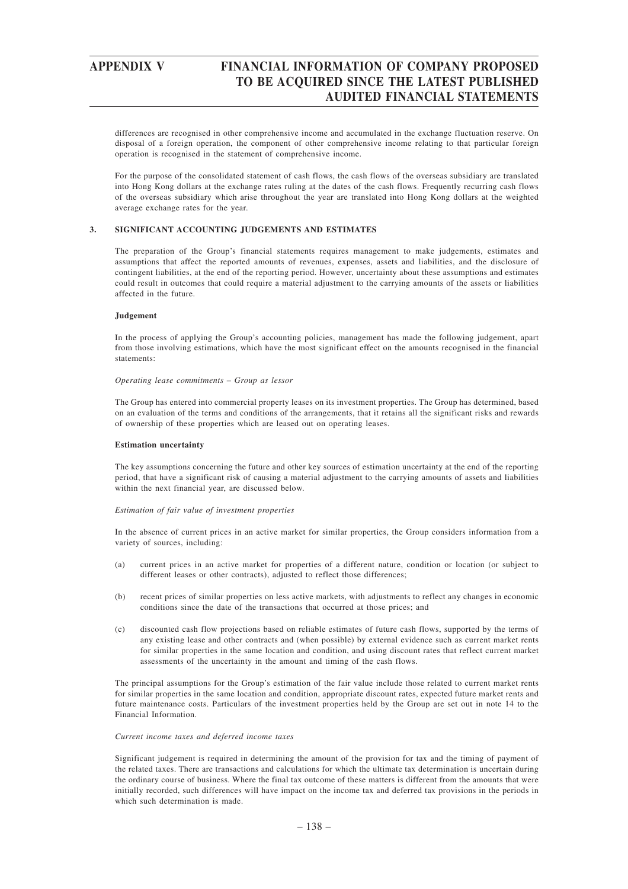differences are recognised in other comprehensive income and accumulated in the exchange fluctuation reserve. On disposal of a foreign operation, the component of other comprehensive income relating to that particular foreign operation is recognised in the statement of comprehensive income.

For the purpose of the consolidated statement of cash flows, the cash flows of the overseas subsidiary are translated into Hong Kong dollars at the exchange rates ruling at the dates of the cash flows. Frequently recurring cash flows of the overseas subsidiary which arise throughout the year are translated into Hong Kong dollars at the weighted average exchange rates for the year.

## 3. SIGNIFICANT ACCOUNTING JUDGEMENTS AND ESTIMATES

The preparation of the Group's financial statements requires management to make judgements, estimates and assumptions that affect the reported amounts of revenues, expenses, assets and liabilities, and the disclosure of contingent liabilities, at the end of the reporting period. However, uncertainty about these assumptions and estimates could result in outcomes that could require a material adjustment to the carrying amounts of the assets or liabilities affected in the future.

### Judgement

In the process of applying the Group's accounting policies, management has made the following judgement, apart from those involving estimations, which have the most significant effect on the amounts recognised in the financial statements:

*Operating lease commitments – Group as lessor*

The Group has entered into commercial property leases on its investment properties. The Group has determined, based on an evaluation of the terms and conditions of the arrangements, that it retains all the significant risks and rewards of ownership of these properties which are leased out on operating leases.

### Estimation uncertainty

The key assumptions concerning the future and other key sources of estimation uncertainty at the end of the reporting period, that have a significant risk of causing a material adjustment to the carrying amounts of assets and liabilities within the next financial year, are discussed below.

*Estimation of fair value of investment properties*

In the absence of current prices in an active market for similar properties, the Group considers information from a variety of sources, including:

(a) current prices in an active market for properties of a different nature, condition or location (or subject to different leases or other contracts), adjusted to reflect those differences;

(b) recent prices of similar properties on less active markets, with adjustments to reflect any changes in economic conditions since the date of the transactions that occurred at those prices; and

(c) discounted cash flow projections based on reliable estimates of future cash flows, supported by the terms of any existing lease and other contracts and (when possible) by external evidence such as current market rents for similar properties in the same location and condition, and using discount rates that reflect current market assessments of the uncertainty in the amount and timing of the cash flows.

The principal assumptions for the Group's estimation of the fair value include those related to current market rents for similar properties in the same location and condition, appropriate discount rates, expected future market rents and future maintenance costs. Particulars of the investment properties held by the Group are set out in note 14 to the Financial Information.

*Current income taxes and deferred income taxes*

Significant judgement is required in determining the amount of the provision for tax and the timing of payment of the related taxes. There are transactions and calculations for which the ultimate tax determination is uncertain during the ordinary course of business. Where the final tax outcome of these matters is different from the amounts that were initially recorded, such differences will have impact on the income tax and deferred tax provisions in the periods in which such determination is made.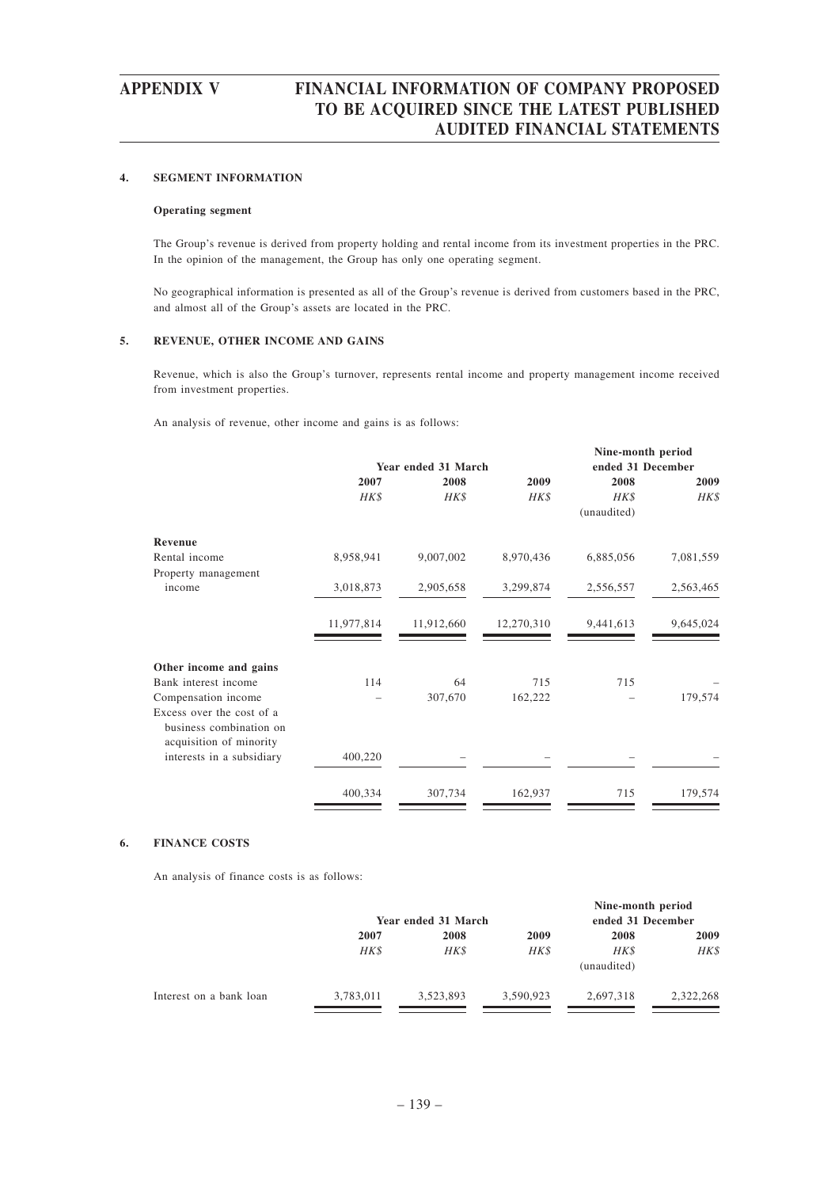#### 4. SEGMENT INFORMATION

**Operating segment**

The Group's revenue is derived from property holding and rental income from its investment properties in the PRC. In the opinion of the management, the Group has only one operating segment.

No geographical information is presented as all of the Group's revenue is derived from customers based in the PRC, and almost all of the Group's assets are located in the PRC.

#### 5. REVENUE, OTHER INCOME AND GAINS

Revenue, which is also the Group's turnover, represents rental income and property management income received from investment properties.

An analysis of revenue, other income and gains is as follows:

| | Year ended 31 March | | | Nine-month period ended 31 December | |
|---|---|---|---|---|---|
| | 2007 | 2008 | 2009 | 2008 | 2009 |
| | *HK$* | *HK$* | *HK$* | *HK$* (unaudited) | *HK$* |
| **Revenue** | | | | | |
| Rental income | 8,958,941 | 9,007,002 | 8,970,436 | 6,885,056 | 7,081,559 |
| Property management income | 3,018,873 | 2,905,658 | 3,299,874 | 2,556,557 | 2,563,465 |
| | 11,977,814 | 11,912,660 | 12,270,310 | 9,441,613 | 9,645,024 |
| **Other income and gains** | | | | | |
| Bank interest income | 114 | 64 | 715 | 715 | – |
| Compensation income | – | 307,670 | 162,222 | – | 179,574 |
| Excess over the cost of a business combination on acquisition of minority interests in a subsidiary | 400,220 | – | – | – | – |
| | 400,334 | 307,734 | 162,937 | 715 | 179,574 |

#### 6. FINANCE COSTS

An analysis of finance costs is as follows:

| | Year ended 31 March | | | Nine-month period ended 31 December | |
|---|---|---|---|---|---|
| | 2007 | 2008 | 2009 | 2008 | 2009 |
| | *HK$* | *HK$* | *HK$* | *HK$* (unaudited) | *HK$* |
| Interest on a bank loan | 3,783,011 | 3,523,893 | 3,590,923 | 2,697,318 | 2,322,268 |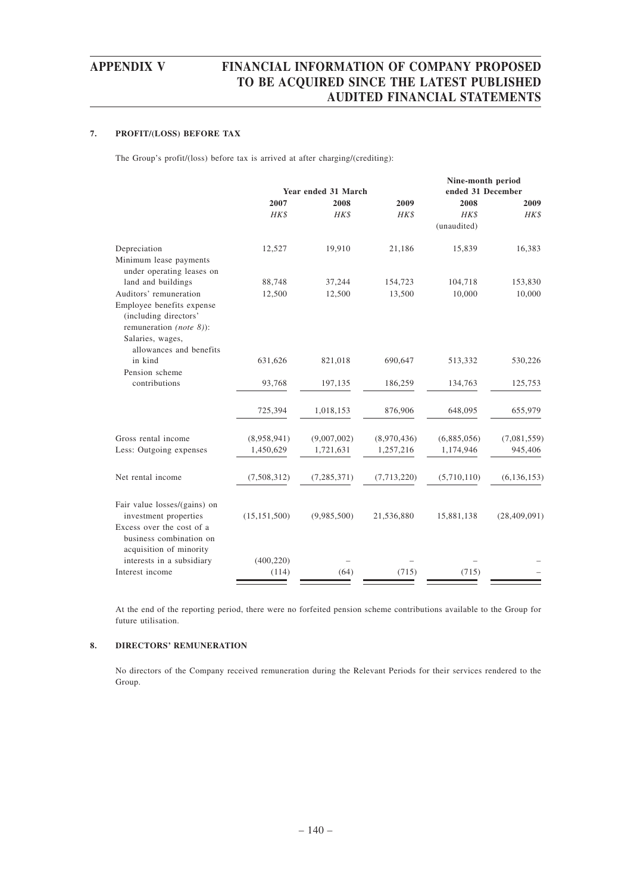## 7. PROFIT/(LOSS) BEFORE TAX

The Group's profit/(loss) before tax is arrived at after charging/(crediting):

| | Year ended 31 March | | | Nine-month period ended 31 December | |
|---|---|---|---|---|---|
| | 2007 | 2008 | 2009 | 2008 | 2009 |
| | *HK$* | *HK$* | *HK$* | *HK$* | *HK$* |
| | | | | (unaudited) | |
| Depreciation | 12,527 | 19,910 | 21,186 | 15,839 | 16,383 |
| Minimum lease payments under operating leases on land and buildings | 88,748 | 37,244 | 154,723 | 104,718 | 153,830 |
| Auditors' remuneration | 12,500 | 12,500 | 13,500 | 10,000 | 10,000 |
| Employee benefits expense (including directors' remuneration *(note 8)*): | | | | | |
| Salaries, wages, allowances and benefits in kind | 631,626 | 821,018 | 690,647 | 513,332 | 530,226 |
| Pension scheme contributions | 93,768 | 197,135 | 186,259 | 134,763 | 125,753 |
| | 725,394 | 1,018,153 | 876,906 | 648,095 | 655,979 |
| Gross rental income | (8,958,941) | (9,007,002) | (8,970,436) | (6,885,056) | (7,081,559) |
| Less: Outgoing expenses | 1,450,629 | 1,721,631 | 1,257,216 | 1,174,946 | 945,406 |
| Net rental income | (7,508,312) | (7,285,371) | (7,713,220) | (5,710,110) | (6,136,153) |
| Fair value losses/(gains) on investment properties | (15,151,500) | (9,985,500) | 21,536,880 | 15,881,138 | (28,409,091) |
| Excess over the cost of a business combination on acquisition of minority interests in a subsidiary | (400,220) | – | – | – | – |
| Interest income | (114) | (64) | (715) | (715) | – |

At the end of the reporting period, there were no forfeited pension scheme contributions available to the Group for future utilisation.

## 8. DIRECTORS' REMUNERATION

No directors of the Company received remuneration during the Relevant Periods for their services rendered to the Group.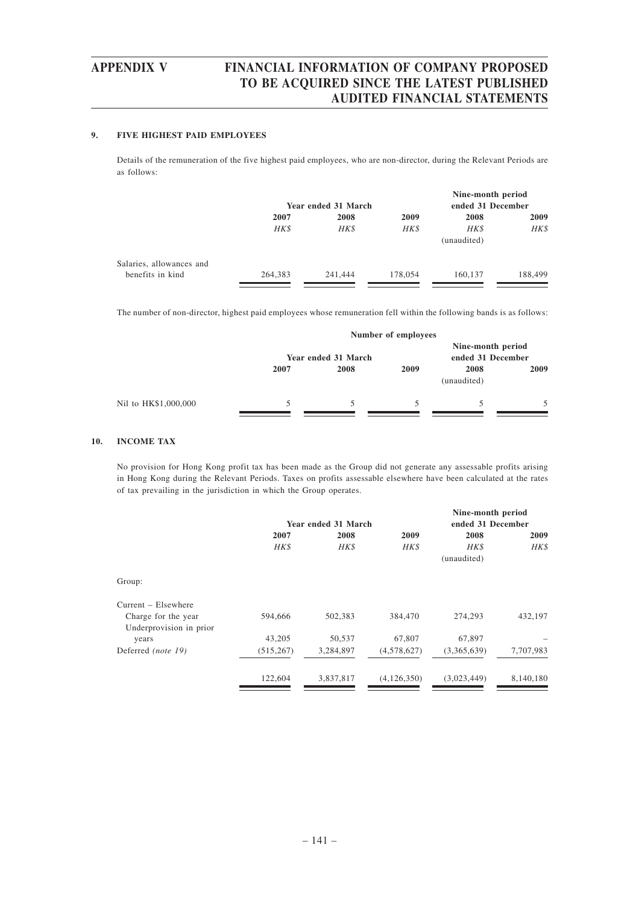### 9. FIVE HIGHEST PAID EMPLOYEES

Details of the remuneration of the five highest paid employees, who are non-director, during the Relevant Periods are as follows:

| | Year ended 31 March | | | Nine-month period ended 31 December | |
|---|---|---|---|---|---|
| | 2007 | 2008 | 2009 | 2008 | 2009 |
| | *HK$* | *HK$* | *HK$* | *HK$* | *HK$* |
| | | | | (unaudited) | |
| Salaries, allowances and benefits in kind | 264,383 | 241,444 | 178,054 | 160,137 | 188,499 |

The number of non-director, highest paid employees whose remuneration fell within the following bands is as follows:

| | Number of employees | | | | |
|---|---|---|---|---|---|
| | Year ended 31 March | | | Nine-month period ended 31 December | |
| | 2007 | 2008 | 2009 | 2008 | 2009 |
| | | | | (unaudited) | |
| Nil to HK$1,000,000 | 5 | 5 | 5 | 5 | 5 |

### 10. INCOME TAX

No provision for Hong Kong profit tax has been made as the Group did not generate any assessable profits arising in Hong Kong during the Relevant Periods. Taxes on profits assessable elsewhere have been calculated at the rates of tax prevailing in the jurisdiction in which the Group operates.

| | Year ended 31 March | | | Nine-month period ended 31 December | |
|---|---|---|---|---|---|
| | 2007 | 2008 | 2009 | 2008 | 2009 |
| | *HK$* | *HK$* | *HK$* | *HK$* | *HK$* |
| | | | | (unaudited) | |
| Group: | | | | | |
| Current – Elsewhere | | | | | |
| Charge for the year | 594,666 | 502,383 | 384,470 | 274,293 | 432,197 |
| Underprovision in prior years | 43,205 | 50,537 | 67,807 | 67,897 | – |
| Deferred *(note 19)* | (515,267) | 3,284,897 | (4,578,627) | (3,365,639) | 7,707,983 |
| | 122,604 | 3,837,817 | (4,126,350) | (3,023,449) | 8,140,180 |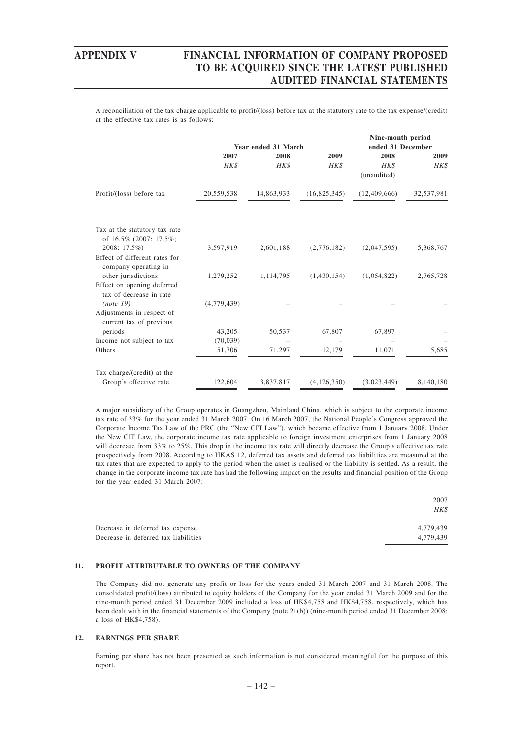A reconciliation of the tax charge applicable to profit/(loss) before tax at the statutory rate to the tax expense/(credit) at the effective tax rates is as follows:

| | Year ended 31 March | | | Nine-month period ended 31 December | |
|---|---|---|---|---|---|
| | 2007 | 2008 | 2009 | 2008 | 2009 |
| | *HK$* | *HK$* | *HK$* | *HK$* (unaudited) | *HK$* |
| Profit/(loss) before tax | 20,559,538 | 14,863,933 | (16,825,345) | (12,409,666) | 32,537,981 |
| Tax at the statutory tax rate of 16.5% (2007: 17.5%; 2008: 17.5%) | 3,597,919 | 2,601,188 | (2,776,182) | (2,047,595) | 5,368,767 |
| Effect of different rates for company operating in other jurisdictions | 1,279,252 | 1,114,795 | (1,430,154) | (1,054,822) | 2,765,728 |
| Effect on opening deferred tax of decrease in rate *(note 19)* | (4,779,439) | – | – | – | – |
| Adjustments in respect of current tax of previous periods | 43,205 | 50,537 | 67,807 | 67,897 | – |
| Income not subject to tax | (70,039) | – | – | – | – |
| Others | 51,706 | 71,297 | 12,179 | 11,071 | 5,685 |
| Tax charge/(credit) at the Group's effective rate | 122,604 | 3,837,817 | (4,126,350) | (3,023,449) | 8,140,180 |

A major subsidiary of the Group operates in Guangzhou, Mainland China, which is subject to the corporate income tax rate of 33% for the year ended 31 March 2007. On 16 March 2007, the National People's Congress approved the Corporate Income Tax Law of the PRC (the "New CIT Law"), which became effective from 1 January 2008. Under the New CIT Law, the corporate income tax rate applicable to foreign investment enterprises from 1 January 2008 will decrease from 33% to 25%. This drop in the income tax rate will directly decrease the Group's effective tax rate prospectively from 2008. According to HKAS 12, deferred tax assets and deferred tax liabilities are measured at the tax rates that are expected to apply to the period when the asset is realised or the liability is settled. As a result, the change in the corporate income tax rate has had the following impact on the results and financial position of the Group for the year ended 31 March 2007:

| | 2007 |
|---|---|
| | *HK$* |
| Decrease in deferred tax expense | 4,779,439 |
| Decrease in deferred tax liabilities | 4,779,439 |

## 11. PROFIT ATTRIBUTABLE TO OWNERS OF THE COMPANY

The Company did not generate any profit or loss for the years ended 31 March 2007 and 31 March 2008. The consolidated profit/(loss) attributed to equity holders of the Company for the year ended 31 March 2009 and for the nine-month period ended 31 December 2009 included a loss of HK$4,758 and HK$4,758, respectively, which has been dealt with in the financial statements of the Company (note 21(b)) (nine-month period ended 31 December 2008: a loss of HK$4,758).

## 12. EARNINGS PER SHARE

Earning per share has not been presented as such information is not considered meaningful for the purpose of this report.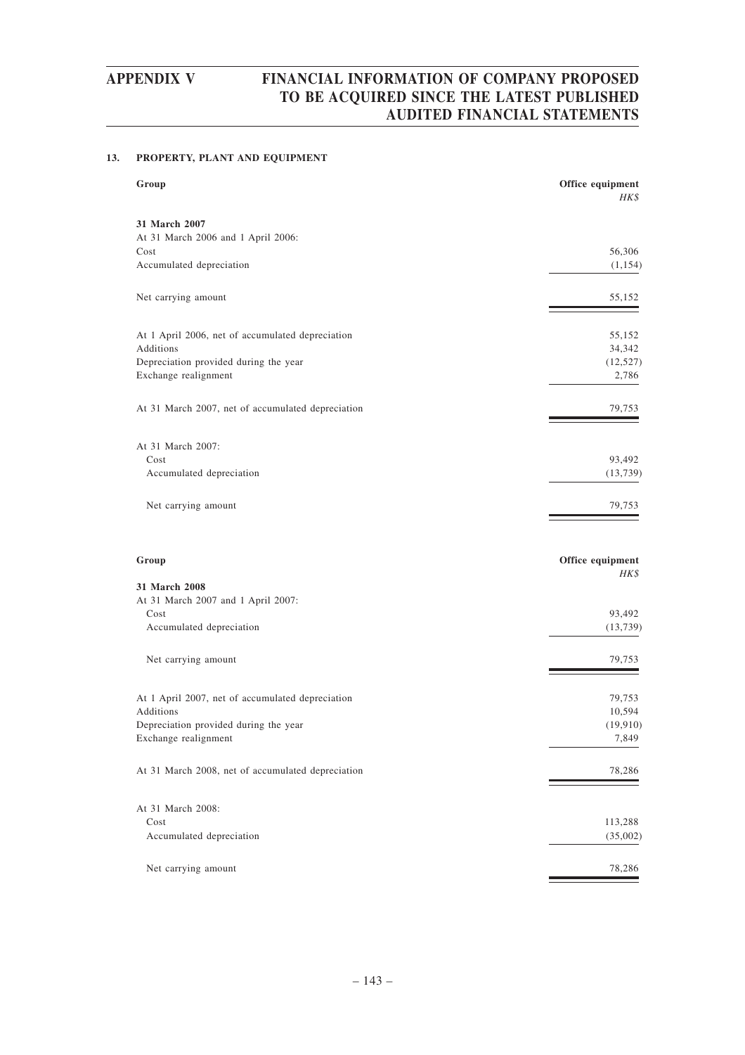## 13. PROPERTY, PLANT AND EQUIPMENT

| Group | Office equipment |
|---|---|
| | *HK$* |
| **31 March 2007** | |
| At 31 March 2006 and 1 April 2006: | |
| Cost | 56,306 |
| Accumulated depreciation | (1,154) |
| Net carrying amount | 55,152 |
| At 1 April 2006, net of accumulated depreciation | 55,152 |
| Additions | 34,342 |
| Depreciation provided during the year | (12,527) |
| Exchange realignment | 2,786 |
| At 31 March 2007, net of accumulated depreciation | 79,753 |
| At 31 March 2007: | |
| Cost | 93,492 |
| Accumulated depreciation | (13,739) |
| Net carrying amount | 79,753 |

| Group | Office equipment |
|---|---|
| | *HK$* |
| **31 March 2008** | |
| At 31 March 2007 and 1 April 2007: | |
| Cost | 93,492 |
| Accumulated depreciation | (13,739) |
| Net carrying amount | 79,753 |
| At 1 April 2007, net of accumulated depreciation | 79,753 |
| Additions | 10,594 |
| Depreciation provided during the year | (19,910) |
| Exchange realignment | 7,849 |
| At 31 March 2008, net of accumulated depreciation | 78,286 |
| At 31 March 2008: | |
| Cost | 113,288 |
| Accumulated depreciation | (35,002) |
| Net carrying amount | 78,286 |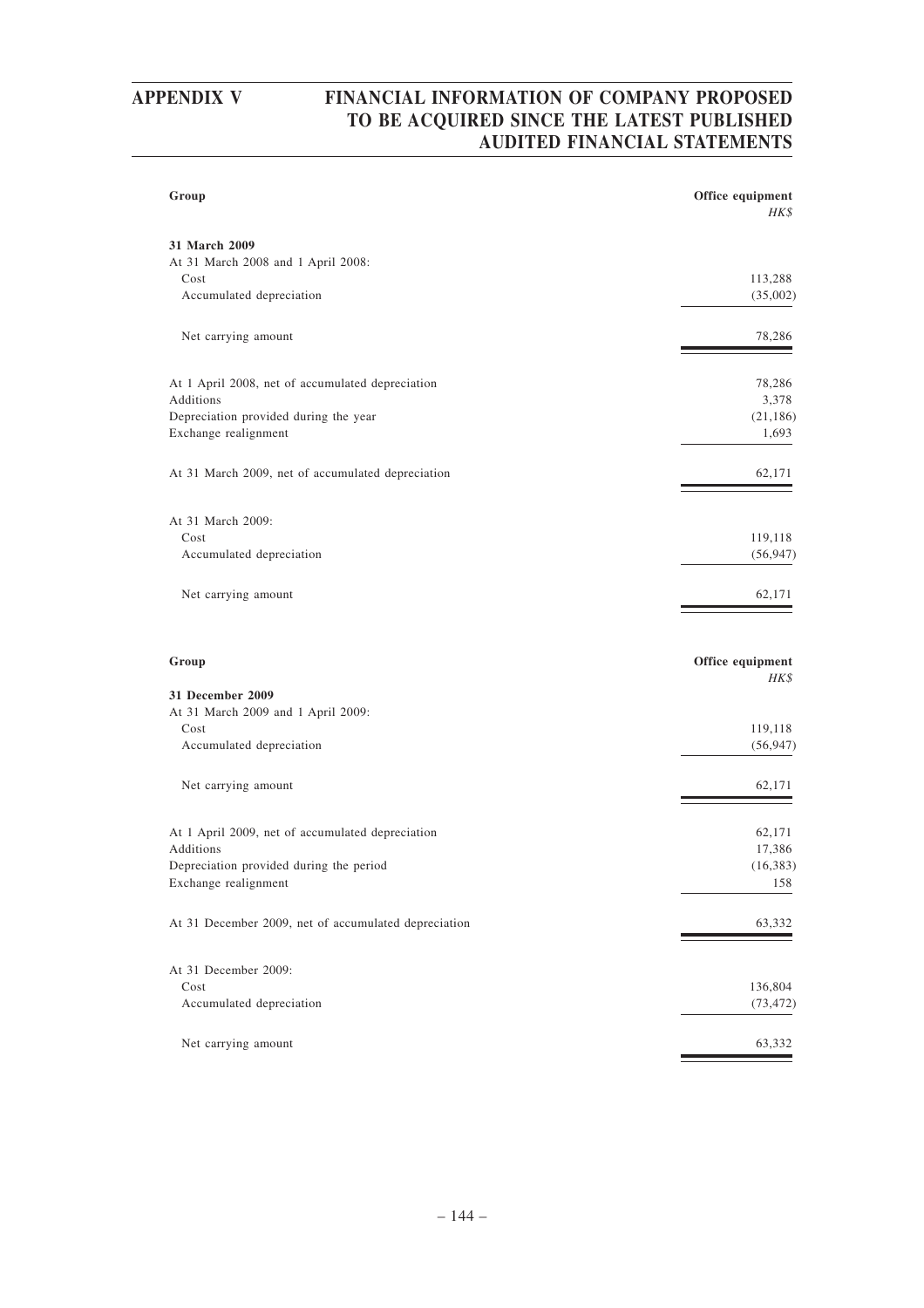| Group | Office equipment |
|---|---|
| | *HK$* |
| **31 March 2009** | |
| At 31 March 2008 and 1 April 2008: | |
| Cost | 113,288 |
| Accumulated depreciation | (35,002) |
| Net carrying amount | 78,286 |
| At 1 April 2008, net of accumulated depreciation | 78,286 |
| Additions | 3,378 |
| Depreciation provided during the year | (21,186) |
| Exchange realignment | 1,693 |
| At 31 March 2009, net of accumulated depreciation | 62,171 |
| At 31 March 2009: | |
| Cost | 119,118 |
| Accumulated depreciation | (56,947) |
| Net carrying amount | 62,171 |

| Group | Office equipment |
|---|---|
| | *HK$* |
| **31 December 2009** | |
| At 31 March 2009 and 1 April 2009: | |
| Cost | 119,118 |
| Accumulated depreciation | (56,947) |
| Net carrying amount | 62,171 |
| At 1 April 2009, net of accumulated depreciation | 62,171 |
| Additions | 17,386 |
| Depreciation provided during the period | (16,383) |
| Exchange realignment | 158 |
| At 31 December 2009, net of accumulated depreciation | 63,332 |
| At 31 December 2009: | |
| Cost | 136,804 |
| Accumulated depreciation | (73,472) |
| Net carrying amount | 63,332 |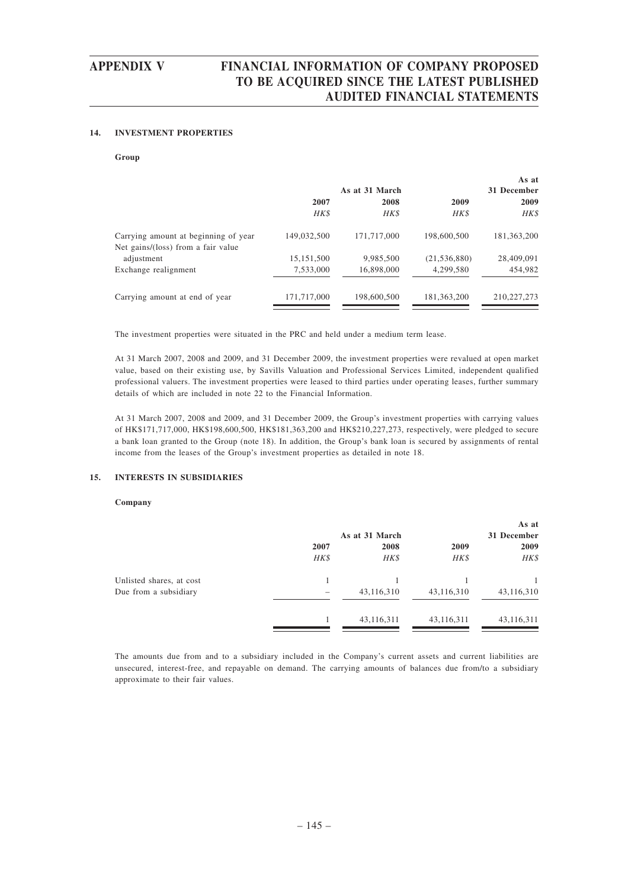### 14. INVESTMENT PROPERTIES

**Group**

| | As at 31 March | | | As at 31 December |
|---|---|---|---|---|
| | 2007 | 2008 | 2009 | 2009 |
| | *HK$* | *HK$* | *HK$* | *HK$* |
| Carrying amount at beginning of year | 149,032,500 | 171,717,000 | 198,600,500 | 181,363,200 |
| Net gains/(loss) from a fair value adjustment | 15,151,500 | 9,985,500 | (21,536,880) | 28,409,091 |
| Exchange realignment | 7,533,000 | 16,898,000 | 4,299,580 | 454,982 |
| Carrying amount at end of year | 171,717,000 | 198,600,500 | 181,363,200 | 210,227,273 |

The investment properties were situated in the PRC and held under a medium term lease.

At 31 March 2007, 2008 and 2009, and 31 December 2009, the investment properties were revalued at open market value, based on their existing use, by Savills Valuation and Professional Services Limited, independent qualified professional valuers. The investment properties were leased to third parties under operating leases, further summary details of which are included in note 22 to the Financial Information.

At 31 March 2007, 2008 and 2009, and 31 December 2009, the Group's investment properties with carrying values of HK$171,717,000, HK$198,600,500, HK$181,363,200 and HK$210,227,273, respectively, were pledged to secure a bank loan granted to the Group (note 18). In addition, the Group's bank loan is secured by assignments of rental income from the leases of the Group's investment properties as detailed in note 18.

### 15. INTERESTS IN SUBSIDIARIES

**Company**

| | As at 31 March | | | As at 31 December |
|---|---|---|---|---|
| | 2007 | 2008 | 2009 | 2009 |
| | *HK$* | *HK$* | *HK$* | *HK$* |
| Unlisted shares, at cost | 1 | 1 | 1 | 1 |
| Due from a subsidiary | – | 43,116,310 | 43,116,310 | 43,116,310 |
| | 1 | 43,116,311 | 43,116,311 | 43,116,311 |

The amounts due from and to a subsidiary included in the Company's current assets and current liabilities are unsecured, interest-free, and repayable on demand. The carrying amounts of balances due from/to a subsidiary approximate to their fair values.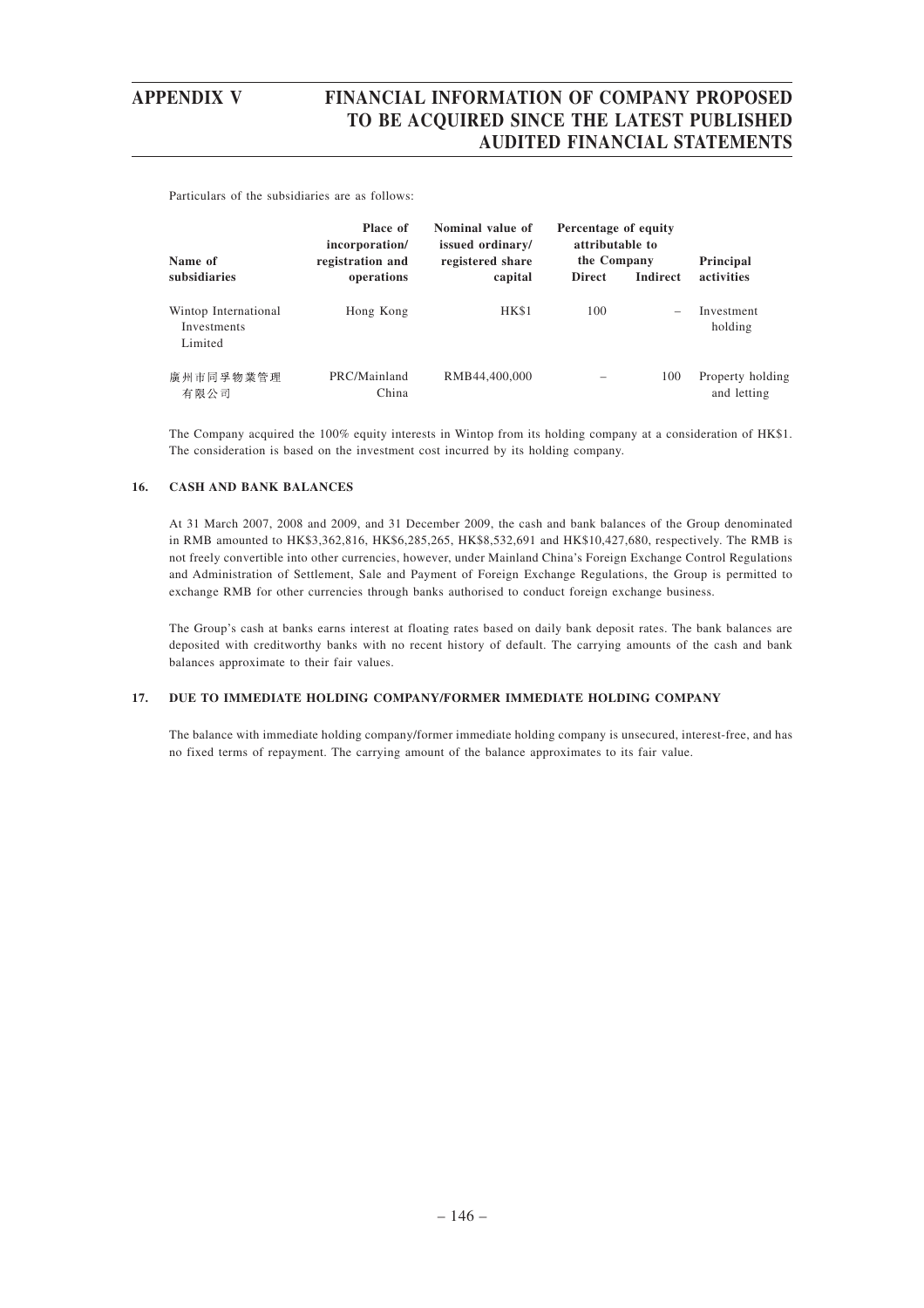Particulars of the subsidiaries are as follows:

| Name of subsidiaries | Place of incorporation/ registration and operations | Nominal value of issued ordinary/ registered share capital | Percentage of equity attributable to the Company | | Principal activities |
|---|---|---|---|---|---|
| | | | Direct | Indirect | |
| Wintop International Investments Limited | Hong Kong | HK$1 | 100 | – | Investment holding |
| 廣州市同孚物業管理有限公司 | PRC/Mainland China | RMB44,400,000 | – | 100 | Property holding and letting |

The Company acquired the 100% equity interests in Wintop from its holding company at a consideration of HK$1. The consideration is based on the investment cost incurred by its holding company.

### 16. CASH AND BANK BALANCES

At 31 March 2007, 2008 and 2009, and 31 December 2009, the cash and bank balances of the Group denominated in RMB amounted to HK$3,362,816, HK$6,285,265, HK$8,532,691 and HK$10,427,680, respectively. The RMB is not freely convertible into other currencies, however, under Mainland China's Foreign Exchange Control Regulations and Administration of Settlement, Sale and Payment of Foreign Exchange Regulations, the Group is permitted to exchange RMB for other currencies through banks authorised to conduct foreign exchange business.

The Group's cash at banks earns interest at floating rates based on daily bank deposit rates. The bank balances are deposited with creditworthy banks with no recent history of default. The carrying amounts of the cash and bank balances approximate to their fair values.

### 17. DUE TO IMMEDIATE HOLDING COMPANY/FORMER IMMEDIATE HOLDING COMPANY

The balance with immediate holding company/former immediate holding company is unsecured, interest-free, and has no fixed terms of repayment. The carrying amount of the balance approximates to its fair value.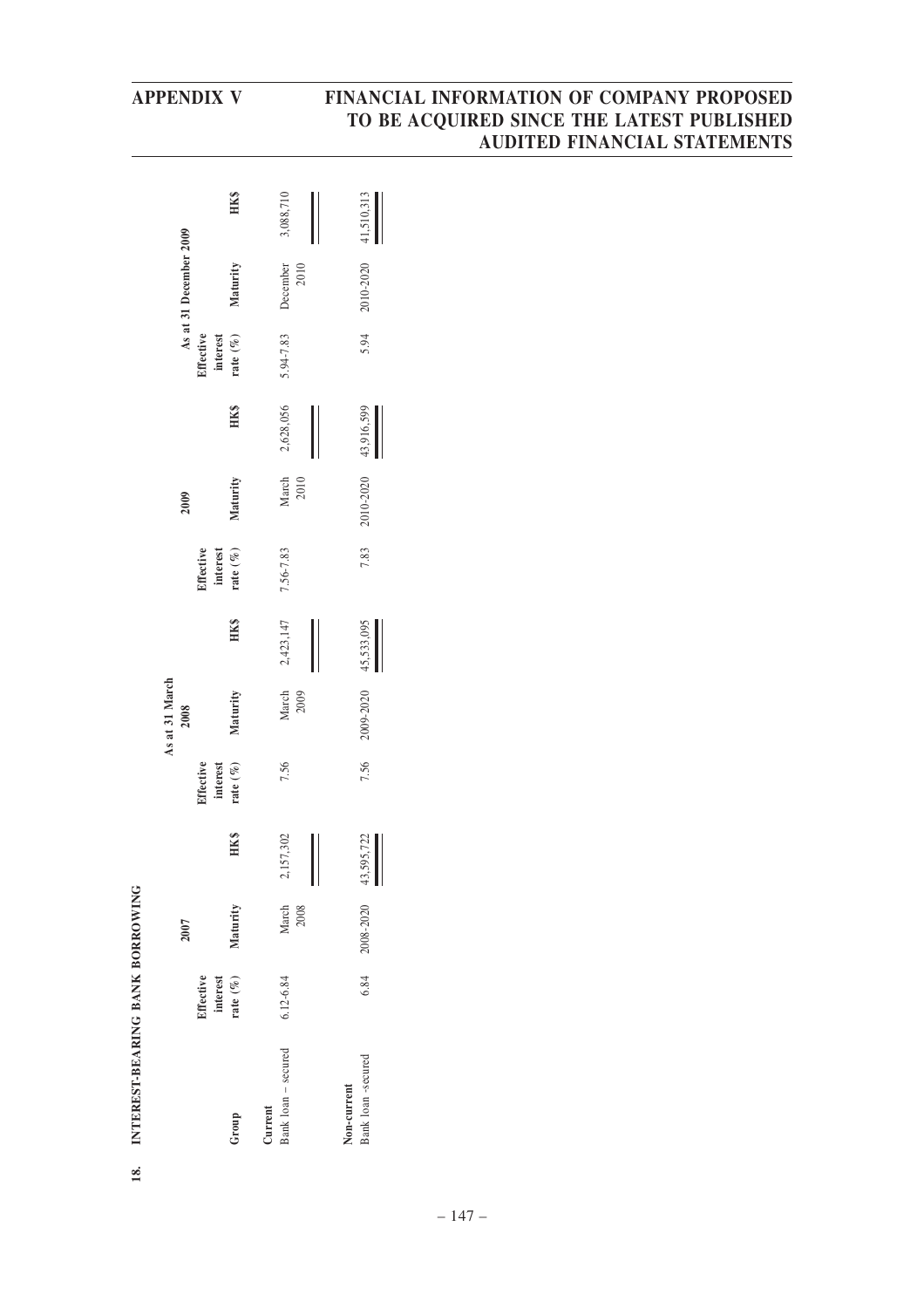## 18. INTEREST-BEARING BANK BORROWING

| Group | As at 31 March | | | | | | | | | As at 31 December 2009 | | |
|---|---|---|---|---|---|---|---|---|---|---|---|---|
| | 2007 | | | 2008 | | | 2009 | | | | | |
| | Effective interest rate (%) | Maturity | HK$ | Effective interest rate (%) | Maturity | HK$ | Effective interest rate (%) | Maturity | HK$ | Effective interest rate (%) | Maturity | HK$ |
| **Current** | | | | | | | | | | | | |
| Bank loan – secured | 6.12-6.84 | March 2008 | 2,157,302 | 7.56 | March 2009 | 2,423,147 | 7.56-7.83 | March 2010 | 2,628,056 | 5.94-7.83 | December 2010 | 3,088,710 |
| **Non-current** | | | | | | | | | | | | |
| Bank loan -secured | 6.84 | 2008-2020 | 43,595,722 | 7.56 | 2009-2020 | 45,533,095 | 7.83 | 2010-2020 | 43,916,599 | 5.94 | 2010-2020 | 41,510,313 |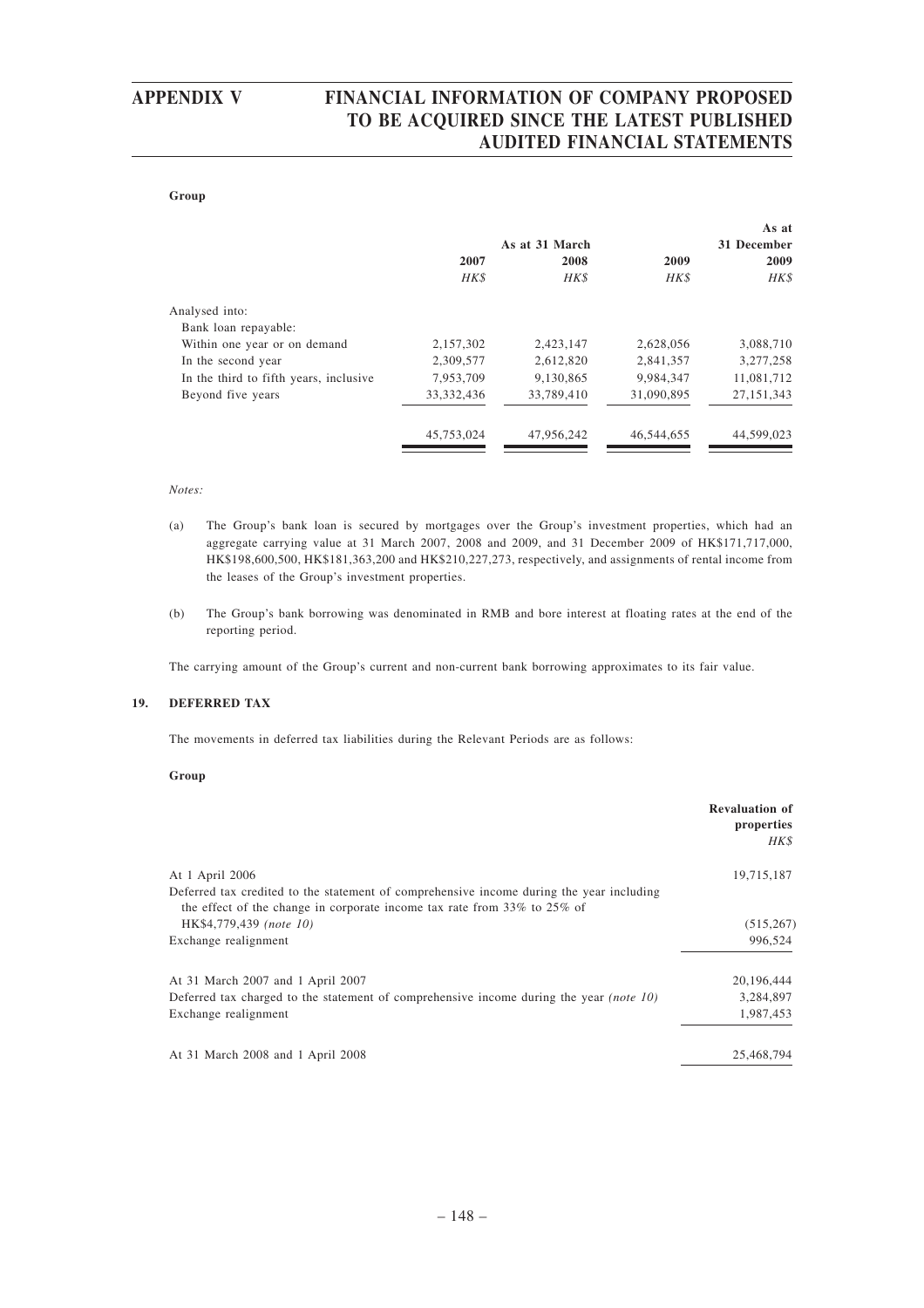**Group**

| | As at 31 March | | | As at 31 December |
|---|---|---|---|---|
| | 2007 | 2008 | 2009 | 2009 |
| | *HK$* | *HK$* | *HK$* | *HK$* |
| Analysed into: | | | | |
| Bank loan repayable: | | | | |
| Within one year or on demand | 2,157,302 | 2,423,147 | 2,628,056 | 3,088,710 |
| In the second year | 2,309,577 | 2,612,820 | 2,841,357 | 3,277,258 |
| In the third to fifth years, inclusive | 7,953,709 | 9,130,865 | 9,984,347 | 11,081,712 |
| Beyond five years | 33,332,436 | 33,789,410 | 31,090,895 | 27,151,343 |
| | 45,753,024 | 47,956,242 | 46,544,655 | 44,599,023 |

*Notes:*

(a) The Group's bank loan is secured by mortgages over the Group's investment properties, which had an aggregate carrying value at 31 March 2007, 2008 and 2009, and 31 December 2009 of HK$171,717,000, HK$198,600,500, HK$181,363,200 and HK$210,227,273, respectively, and assignments of rental income from the leases of the Group's investment properties.

(b) The Group's bank borrowing was denominated in RMB and bore interest at floating rates at the end of the reporting period.

The carrying amount of the Group's current and non-current bank borrowing approximates to its fair value.

## 19. DEFERRED TAX

The movements in deferred tax liabilities during the Relevant Periods are as follows:

**Group**

| | Revaluation of properties |
|---|---|
| | *HK$* |
| At 1 April 2006 | 19,715,187 |
| Deferred tax credited to the statement of comprehensive income during the year including the effect of the change in corporate income tax rate from 33% to 25% of HK$4,779,439 *(note 10)* | (515,267) |
| Exchange realignment | 996,524 |
| At 31 March 2007 and 1 April 2007 | 20,196,444 |
| Deferred tax charged to the statement of comprehensive income during the year *(note 10)* | 3,284,897 |
| Exchange realignment | 1,987,453 |
| At 31 March 2008 and 1 April 2008 | 25,468,794 |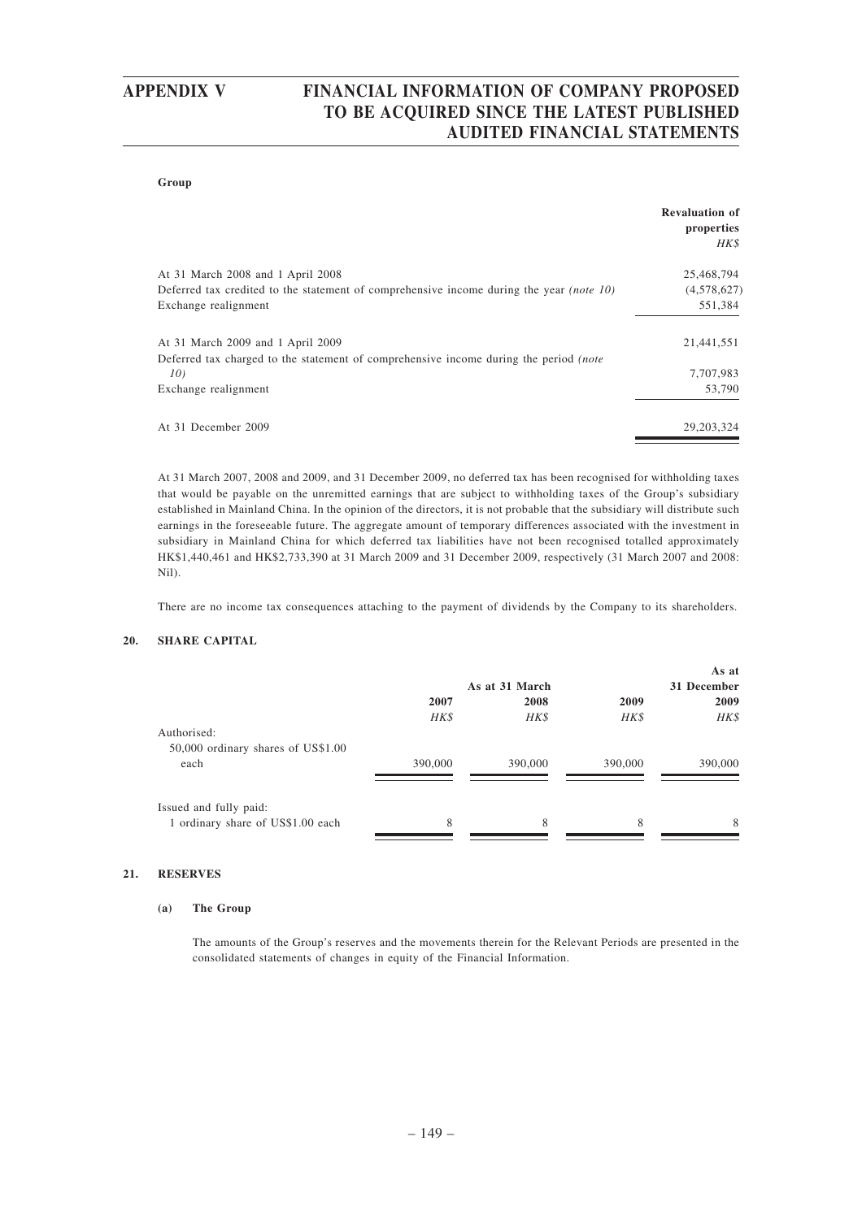**Group**

| | Revaluation of properties |
|---|---|
| | *HK$* |
| At 31 March 2008 and 1 April 2008 | 25,468,794 |
| Deferred tax credited to the statement of comprehensive income during the year *(note 10)* | (4,578,627) |
| Exchange realignment | 551,384 |
| At 31 March 2009 and 1 April 2009 | 21,441,551 |
| Deferred tax charged to the statement of comprehensive income during the period *(note 10)* | 7,707,983 |
| Exchange realignment | 53,790 |
| At 31 December 2009 | 29,203,324 |

At 31 March 2007, 2008 and 2009, and 31 December 2009, no deferred tax has been recognised for withholding taxes that would be payable on the unremitted earnings that are subject to withholding taxes of the Group's subsidiary established in Mainland China. In the opinion of the directors, it is not probable that the subsidiary will distribute such earnings in the foreseeable future. The aggregate amount of temporary differences associated with the investment in subsidiary in Mainland China for which deferred tax liabilities have not been recognised totalled approximately HK$1,440,461 and HK$2,733,390 at 31 March 2009 and 31 December 2009, respectively (31 March 2007 and 2008: Nil).

There are no income tax consequences attaching to the payment of dividends by the Company to its shareholders.

## 20. SHARE CAPITAL

| | As at 31 March | | | As at 31 December |
|---|---|---|---|---|
| | 2007 | 2008 | 2009 | 2009 |
| | *HK$* | *HK$* | *HK$* | *HK$* |
| Authorised: | | | | |
| 50,000 ordinary shares of US$1.00 each | 390,000 | 390,000 | 390,000 | 390,000 |
| Issued and fully paid: | | | | |
| 1 ordinary share of US$1.00 each | 8 | 8 | 8 | 8 |

## 21. RESERVES

### (a) The Group

The amounts of the Group's reserves and the movements therein for the Relevant Periods are presented in the consolidated statements of changes in equity of the Financial Information.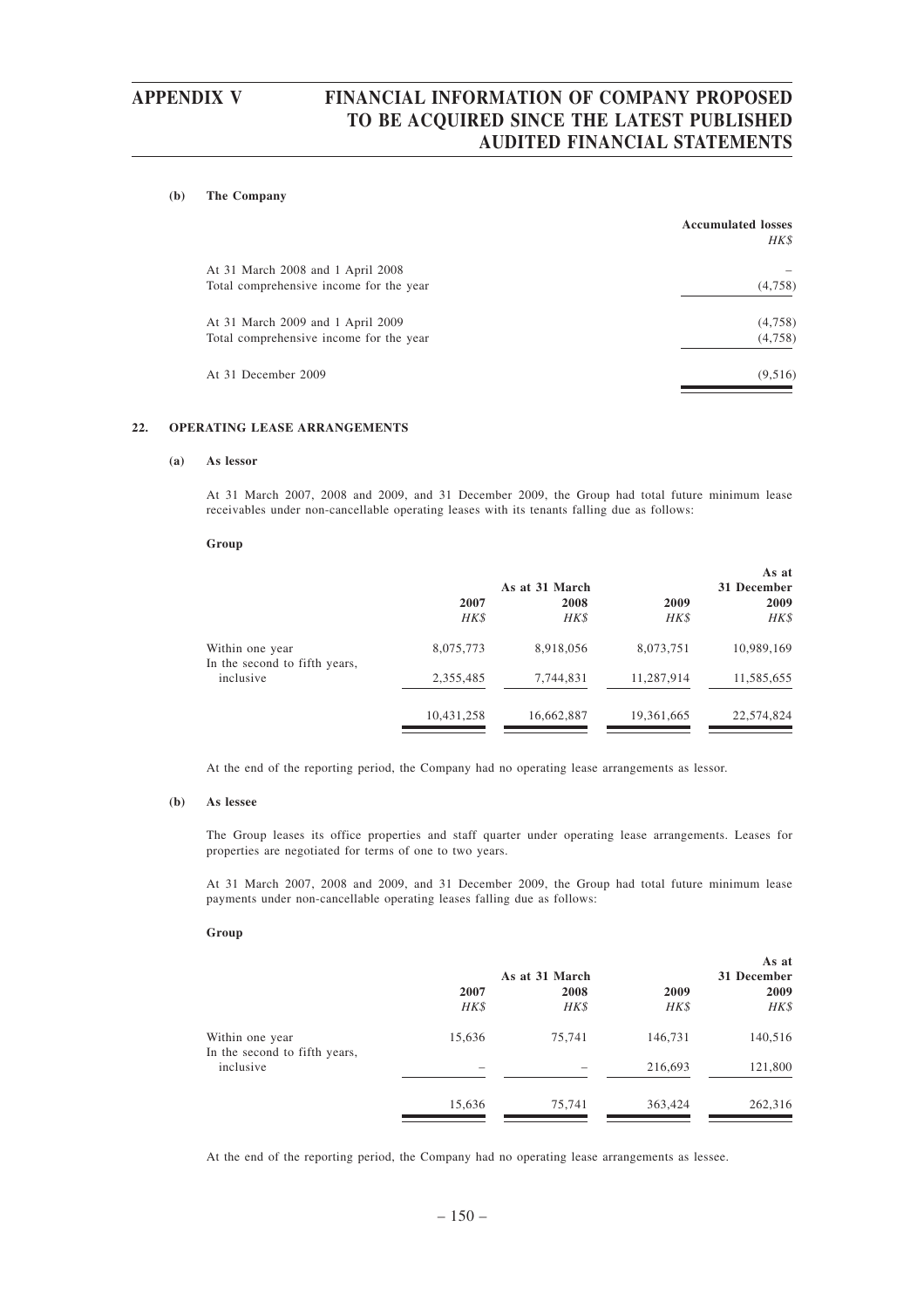**(b) The Company**

| | Accumulated losses |
|---|---|
| | *HK$* |
| At 31 March 2008 and 1 April 2008 | – |
| Total comprehensive income for the year | (4,758) |
| At 31 March 2009 and 1 April 2009 | (4,758) |
| Total comprehensive income for the year | (4,758) |
| At 31 December 2009 | (9,516) |

## 22. OPERATING LEASE ARRANGEMENTS

### (a) As lessor

At 31 March 2007, 2008 and 2009, and 31 December 2009, the Group had total future minimum lease receivables under non-cancellable operating leases with its tenants falling due as follows:

**Group**

| | As at 31 March | | | As at 31 December |
|---|---|---|---|---|
| | 2007 | 2008 | 2009 | 2009 |
| | *HK$* | *HK$* | *HK$* | *HK$* |
| Within one year | 8,075,773 | 8,918,056 | 8,073,751 | 10,989,169 |
| In the second to fifth years, inclusive | 2,355,485 | 7,744,831 | 11,287,914 | 11,585,655 |
| | 10,431,258 | 16,662,887 | 19,361,665 | 22,574,824 |

At the end of the reporting period, the Company had no operating lease arrangements as lessor.

### (b) As lessee

The Group leases its office properties and staff quarter under operating lease arrangements. Leases for properties are negotiated for terms of one to two years.

At 31 March 2007, 2008 and 2009, and 31 December 2009, the Group had total future minimum lease payments under non-cancellable operating leases falling due as follows:

**Group**

| | As at 31 March | | | As at 31 December |
|---|---|---|---|---|
| | 2007 | 2008 | 2009 | 2009 |
| | *HK$* | *HK$* | *HK$* | *HK$* |
| Within one year | 15,636 | 75,741 | 146,731 | 140,516 |
| In the second to fifth years, inclusive | – | – | 216,693 | 121,800 |
| | 15,636 | 75,741 | 363,424 | 262,316 |

At the end of the reporting period, the Company had no operating lease arrangements as lessee.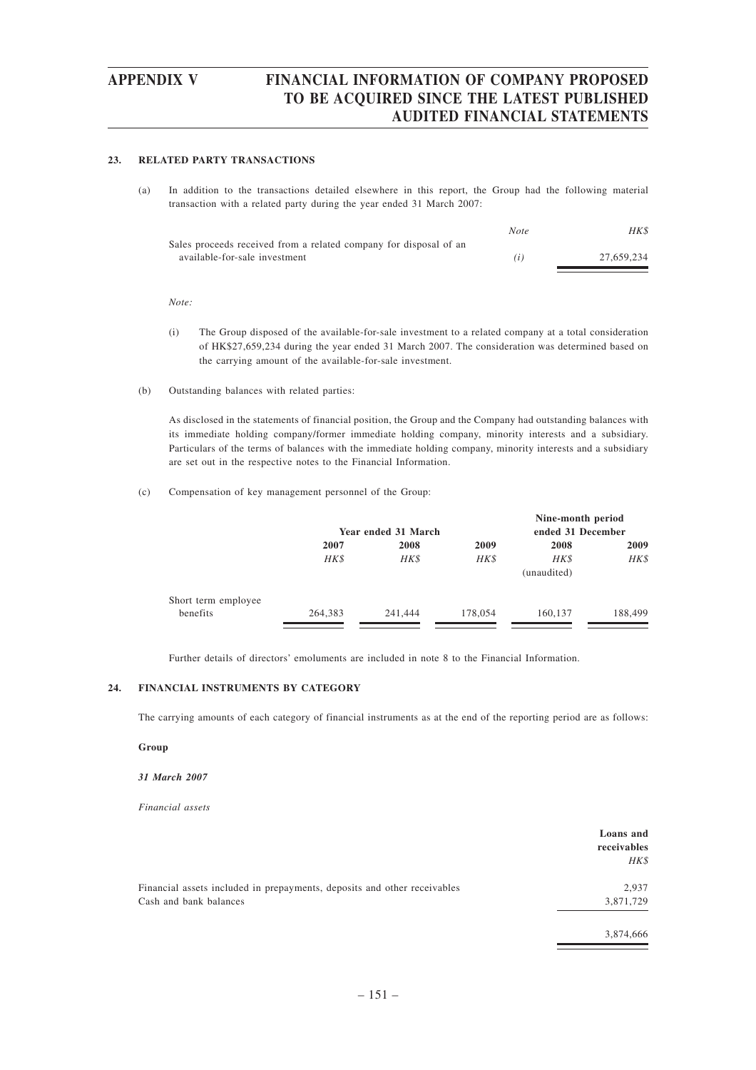## 23. RELATED PARTY TRANSACTIONS

(a) In addition to the transactions detailed elsewhere in this report, the Group had the following material transaction with a related party during the year ended 31 March 2007:

| | *Note* | *HK$* |
|---|---|---|
| Sales proceeds received from a related company for disposal of an available-for-sale investment | *(i)* | 27,659,234 |

*Note:*

(i) The Group disposed of the available-for-sale investment to a related company at a total consideration of HK$27,659,234 during the year ended 31 March 2007. The consideration was determined based on the carrying amount of the available-for-sale investment.

(b) Outstanding balances with related parties:

As disclosed in the statements of financial position, the Group and the Company had outstanding balances with its immediate holding company/former immediate holding company, minority interests and a subsidiary. Particulars of the terms of balances with the immediate holding company, minority interests and a subsidiary are set out in the respective notes to the Financial Information.

(c) Compensation of key management personnel of the Group:

| | **Year ended 31 March** | | | **Nine-month period ended 31 December** | |
|---|---|---|---|---|---|
| | **2007** | **2008** | **2009** | **2008** | **2009** |
| | *HK$* | *HK$* | *HK$* | *HK$* (unaudited) | *HK$* |
| Short term employee benefits | 264,383 | 241,444 | 178,054 | 160,137 | 188,499 |

Further details of directors' emoluments are included in note 8 to the Financial Information.

## 24. FINANCIAL INSTRUMENTS BY CATEGORY

The carrying amounts of each category of financial instruments as at the end of the reporting period are as follows:

**Group**

***31 March 2007***

*Financial assets*

| | **Loans and receivables** *HK$* |
|---|---|
| Financial assets included in prepayments, deposits and other receivables | 2,937 |
| Cash and bank balances | 3,871,729 |
| | 3,874,666 |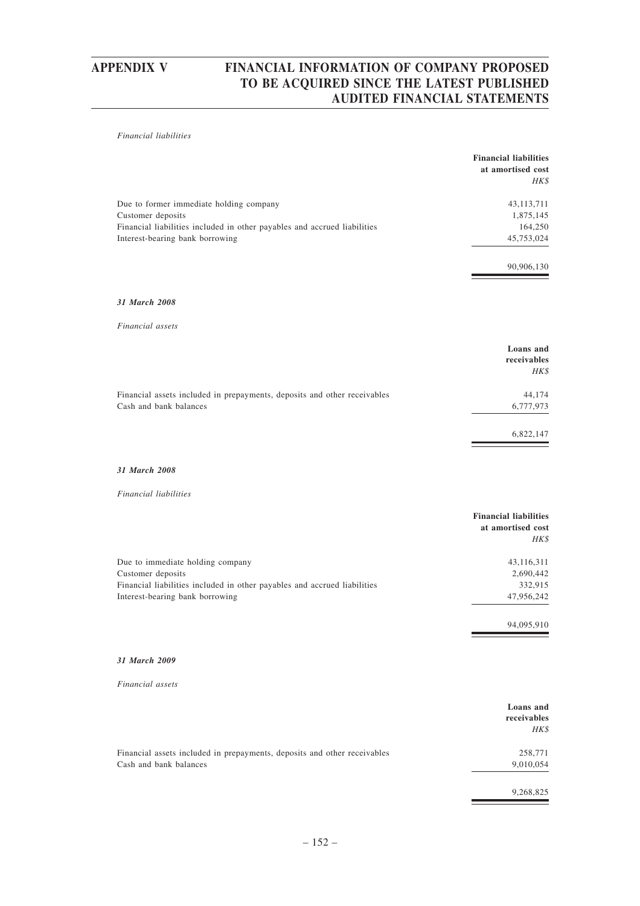*Financial liabilities*

| | Financial liabilities at amortised cost |
|---|---|
| | *HK$* |
| Due to former immediate holding company | 43,113,711 |
| Customer deposits | 1,875,145 |
| Financial liabilities included in other payables and accrued liabilities | 164,250 |
| Interest-bearing bank borrowing | 45,753,024 |
| | 90,906,130 |

***31 March 2008***

*Financial assets*

| | Loans and receivables |
|---|---|
| | *HK$* |
| Financial assets included in prepayments, deposits and other receivables | 44,174 |
| Cash and bank balances | 6,777,973 |
| | 6,822,147 |

***31 March 2008***

*Financial liabilities*

| | Financial liabilities at amortised cost |
|---|---|
| | *HK$* |
| Due to immediate holding company | 43,116,311 |
| Customer deposits | 2,690,442 |
| Financial liabilities included in other payables and accrued liabilities | 332,915 |
| Interest-bearing bank borrowing | 47,956,242 |
| | 94,095,910 |

***31 March 2009***

*Financial assets*

| | Loans and receivables |
|---|---|
| | *HK$* |
| Financial assets included in prepayments, deposits and other receivables | 258,771 |
| Cash and bank balances | 9,010,054 |
| | 9,268,825 |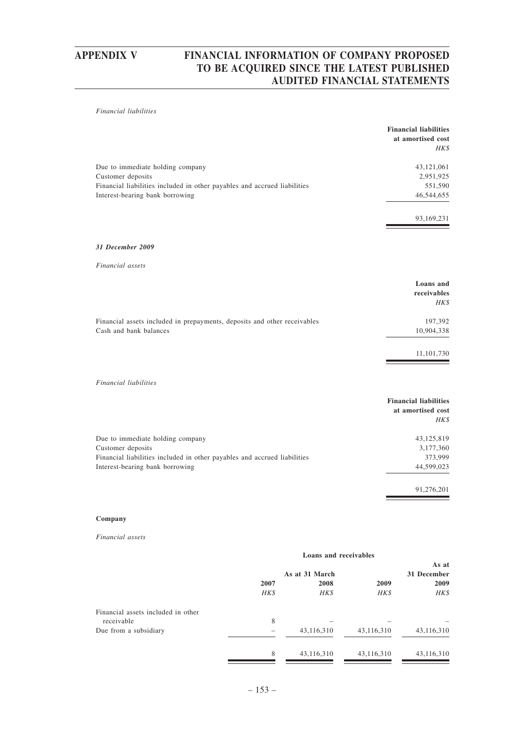*Financial liabilities*

| | Financial liabilities at amortised cost |
|---|---|
| | *HK$* |
| Due to immediate holding company | 43,121,061 |
| Customer deposits | 2,951,925 |
| Financial liabilities included in other payables and accrued liabilities | 551,590 |
| Interest-bearing bank borrowing | 46,544,655 |
| | 93,169,231 |

***31 December 2009***

*Financial assets*

| | Loans and receivables |
|---|---|
| | *HK$* |
| Financial assets included in prepayments, deposits and other receivables | 197,392 |
| Cash and bank balances | 10,904,338 |
| | 11,101,730 |

*Financial liabilities*

| | Financial liabilities at amortised cost |
|---|---|
| | *HK$* |
| Due to immediate holding company | 43,125,819 |
| Customer deposits | 3,177,360 |
| Financial liabilities included in other payables and accrued liabilities | 373,999 |
| Interest-bearing bank borrowing | 44,599,023 |
| | 91,276,201 |

**Company**

*Financial assets*

| | Loans and receivables | | | |
|---|---|---|---|---|
| | As at 31 March | | | As at 31 December |
| | 2007 | 2008 | 2009 | 2009 |
| | *HK$* | *HK$* | *HK$* | *HK$* |
| Financial assets included in other receivable | 8 | – | – | – |
| Due from a subsidiary | – | 43,116,310 | 43,116,310 | 43,116,310 |
| | 8 | 43,116,310 | 43,116,310 | 43,116,310 |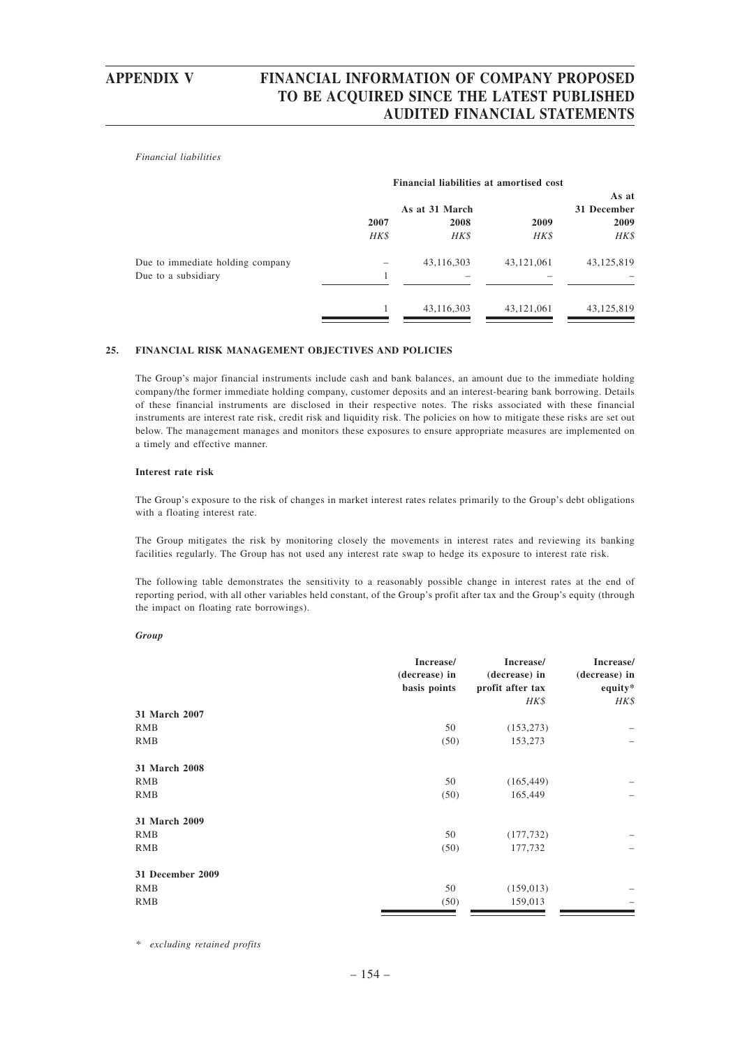*Financial liabilities*

| | Financial liabilities at amortised cost | | | |
|---|---|---|---|---|
| | As at 31 March | | | As at 31 December |
| | 2007 | 2008 | 2009 | 2009 |
| | HK$ | HK$ | HK$ | HK$ |
| Due to immediate holding company | – | 43,116,303 | 43,121,061 | 43,125,819 |
| Due to a subsidiary | 1 | – | – | – |
| | 1 | 43,116,303 | 43,121,061 | 43,125,819 |

## 25. FINANCIAL RISK MANAGEMENT OBJECTIVES AND POLICIES

The Group's major financial instruments include cash and bank balances, an amount due to the immediate holding company/the former immediate holding company, customer deposits and an interest-bearing bank borrowing. Details of these financial instruments are disclosed in their respective notes. The risks associated with these financial instruments are interest rate risk, credit risk and liquidity risk. The policies on how to mitigate these risks are set out below. The management manages and monitors these exposures to ensure appropriate measures are implemented on a timely and effective manner.

**Interest rate risk**

The Group's exposure to the risk of changes in market interest rates relates primarily to the Group's debt obligations with a floating interest rate.

The Group mitigates the risk by monitoring closely the movements in interest rates and reviewing its banking facilities regularly. The Group has not used any interest rate swap to hedge its exposure to interest rate risk.

The following table demonstrates the sensitivity to a reasonably possible change in interest rates at the end of reporting period, with all other variables held constant, of the Group's profit after tax and the Group's equity (through the impact on floating rate borrowings).

***Group***

| | Increase/ (decrease) in basis points | Increase/ (decrease) in profit after tax | Increase/ (decrease) in equity* |
|---|---|---|---|
| | | HK$ | HK$ |
| **31 March 2007** | | | |
| RMB | 50 | (153,273) | – |
| RMB | (50) | 153,273 | – |
| **31 March 2008** | | | |
| RMB | 50 | (165,449) | – |
| RMB | (50) | 165,449 | – |
| **31 March 2009** | | | |
| RMB | 50 | (177,732) | – |
| RMB | (50) | 177,732 | – |
| **31 December 2009** | | | |
| RMB | 50 | (159,013) | – |
| RMB | (50) | 159,013 | – |

\* *excluding retained profits*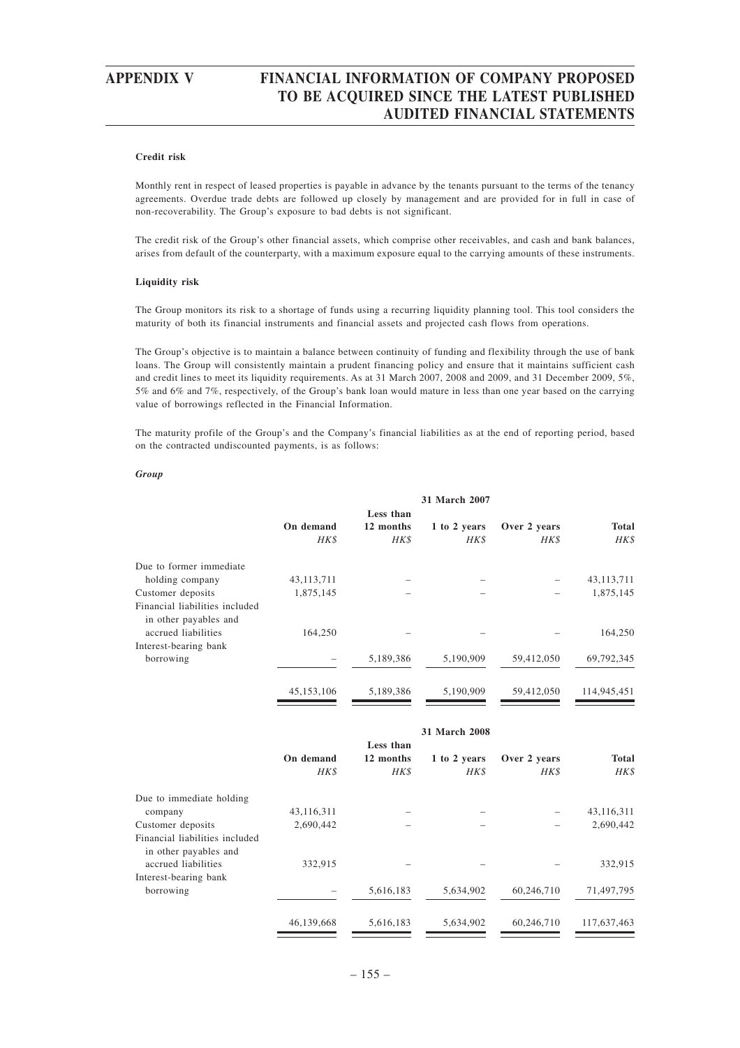**Credit risk**

Monthly rent in respect of leased properties is payable in advance by the tenants pursuant to the terms of the tenancy agreements. Overdue trade debts are followed up closely by management and are provided for in full in case of non-recoverability. The Group's exposure to bad debts is not significant.

The credit risk of the Group's other financial assets, which comprise other receivables, and cash and bank balances, arises from default of the counterparty, with a maximum exposure equal to the carrying amounts of these instruments.

**Liquidity risk**

The Group monitors its risk to a shortage of funds using a recurring liquidity planning tool. This tool considers the maturity of both its financial instruments and financial assets and projected cash flows from operations.

The Group's objective is to maintain a balance between continuity of funding and flexibility through the use of bank loans. The Group will consistently maintain a prudent financing policy and ensure that it maintains sufficient cash and credit lines to meet its liquidity requirements. As at 31 March 2007, 2008 and 2009, and 31 December 2009, 5%, 5% and 6% and 7%, respectively, of the Group's bank loan would mature in less than one year based on the carrying value of borrowings reflected in the Financial Information.

The maturity profile of the Group's and the Company's financial liabilities as at the end of reporting period, based on the contracted undiscounted payments, is as follows:

***Group***

| | 31 March 2007 | | | | |
|---|---|---|---|---|---|
| | On demand | Less than 12 months | 1 to 2 years | Over 2 years | Total |
| | *HK$* | *HK$* | *HK$* | *HK$* | *HK$* |
| Due to former immediate holding company | 43,113,711 | – | – | – | 43,113,711 |
| Customer deposits | 1,875,145 | – | – | – | 1,875,145 |
| Financial liabilities included in other payables and accrued liabilities | 164,250 | – | – | – | 164,250 |
| Interest-bearing bank borrowing | – | 5,189,386 | 5,190,909 | 59,412,050 | 69,792,345 |
| | 45,153,106 | 5,189,386 | 5,190,909 | 59,412,050 | 114,945,451 |

| | 31 March 2008 | | | | |
|---|---|---|---|---|---|
| | On demand | Less than 12 months | 1 to 2 years | Over 2 years | Total |
| | *HK$* | *HK$* | *HK$* | *HK$* | *HK$* |
| Due to immediate holding company | 43,116,311 | – | – | – | 43,116,311 |
| Customer deposits | 2,690,442 | – | – | – | 2,690,442 |
| Financial liabilities included in other payables and accrued liabilities | 332,915 | – | – | – | 332,915 |
| Interest-bearing bank borrowing | – | 5,616,183 | 5,634,902 | 60,246,710 | 71,497,795 |
| | 46,139,668 | 5,616,183 | 5,634,902 | 60,246,710 | 117,637,463 |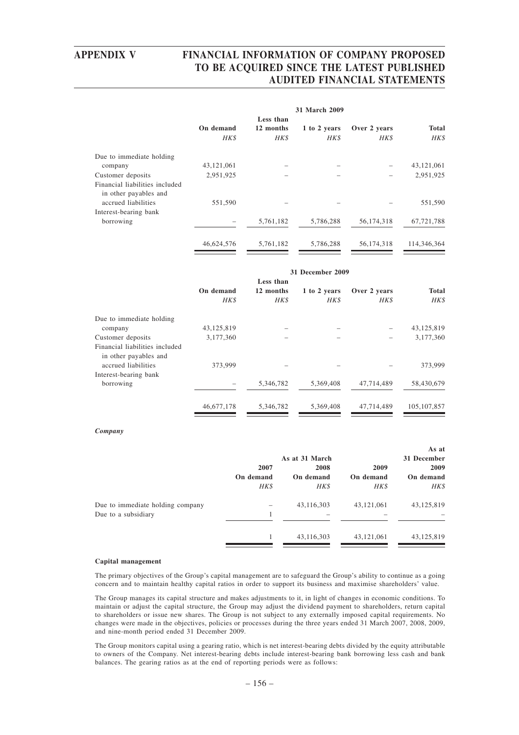| | 31 March 2009 | | | | |
|---|---|---|---|---|---|
| | On demand | Less than 12 months | 1 to 2 years | Over 2 years | Total |
| | *HK$* | *HK$* | *HK$* | *HK$* | *HK$* |
| Due to immediate holding company | 43,121,061 | – | – | – | 43,121,061 |
| Customer deposits | 2,951,925 | – | – | – | 2,951,925 |
| Financial liabilities included in other payables and accrued liabilities | 551,590 | – | – | – | 551,590 |
| Interest-bearing bank borrowing | – | 5,761,182 | 5,786,288 | 56,174,318 | 67,721,788 |
| | 46,624,576 | 5,761,182 | 5,786,288 | 56,174,318 | 114,346,364 |

| | 31 December 2009 | | | | |
|---|---|---|---|---|---|
| | On demand | Less than 12 months | 1 to 2 years | Over 2 years | Total |
| | *HK$* | *HK$* | *HK$* | *HK$* | *HK$* |
| Due to immediate holding company | 43,125,819 | – | – | – | 43,125,819 |
| Customer deposits | 3,177,360 | – | – | – | 3,177,360 |
| Financial liabilities included in other payables and accrued liabilities | 373,999 | – | – | – | 373,999 |
| Interest-bearing bank borrowing | – | 5,346,782 | 5,369,408 | 47,714,489 | 58,430,679 |
| | 46,677,178 | 5,346,782 | 5,369,408 | 47,714,489 | 105,107,857 |

***Company***

| | As at 31 March | | | As at 31 December |
|---|---|---|---|---|
| | 2007 | 2008 | 2009 | 2009 |
| | On demand | On demand | On demand | On demand |
| | *HK$* | *HK$* | *HK$* | *HK$* |
| Due to immediate holding company | – | 43,116,303 | 43,121,061 | 43,125,819 |
| Due to a subsidiary | 1 | – | – | – |
| | 1 | 43,116,303 | 43,121,061 | 43,125,819 |

**Capital management**

The primary objectives of the Group's capital management are to safeguard the Group's ability to continue as a going concern and to maintain healthy capital ratios in order to support its business and maximise shareholders' value.

The Group manages its capital structure and makes adjustments to it, in light of changes in economic conditions. To maintain or adjust the capital structure, the Group may adjust the dividend payment to shareholders, return capital to shareholders or issue new shares. The Group is not subject to any externally imposed capital requirements. No changes were made in the objectives, policies or processes during the three years ended 31 March 2007, 2008, 2009, and nine-month period ended 31 December 2009.

The Group monitors capital using a gearing ratio, which is net interest-bearing debts divided by the equity attributable to owners of the Company. Net interest-bearing debts include interest-bearing bank borrowing less cash and bank balances. The gearing ratios as at the end of reporting periods were as follows: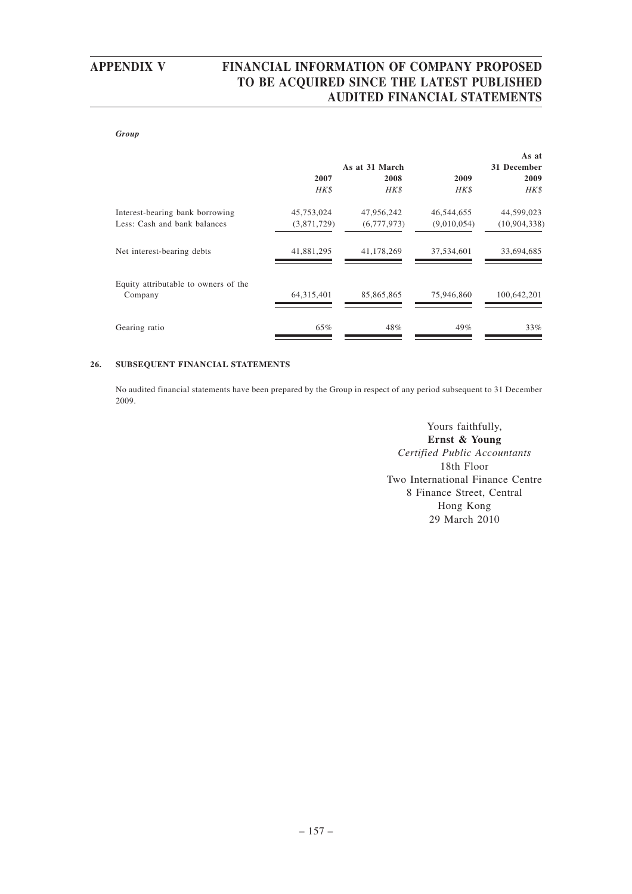***Group***

| | As at 31 March | | | As at 31 December |
|---|---|---|---|---|
| | **2007** | **2008** | **2009** | **2009** |
| | *HK$* | *HK$* | *HK$* | *HK$* |
| Interest-bearing bank borrowing | 45,753,024 | 47,956,242 | 46,544,655 | 44,599,023 |
| Less: Cash and bank balances | (3,871,729) | (6,777,973) | (9,010,054) | (10,904,338) |
| Net interest-bearing debts | 41,881,295 | 41,178,269 | 37,534,601 | 33,694,685 |
| Equity attributable to owners of the Company | 64,315,401 | 85,865,865 | 75,946,860 | 100,642,201 |
| Gearing ratio | 65% | 48% | 49% | 33% |

**26. SUBSEQUENT FINANCIAL STATEMENTS**

No audited financial statements have been prepared by the Group in respect of any period subsequent to 31 December 2009.

Yours faithfully,
**Ernst & Young**
*Certified Public Accountants*
18th Floor
Two International Finance Centre
8 Finance Street, Central
Hong Kong
29 March 2010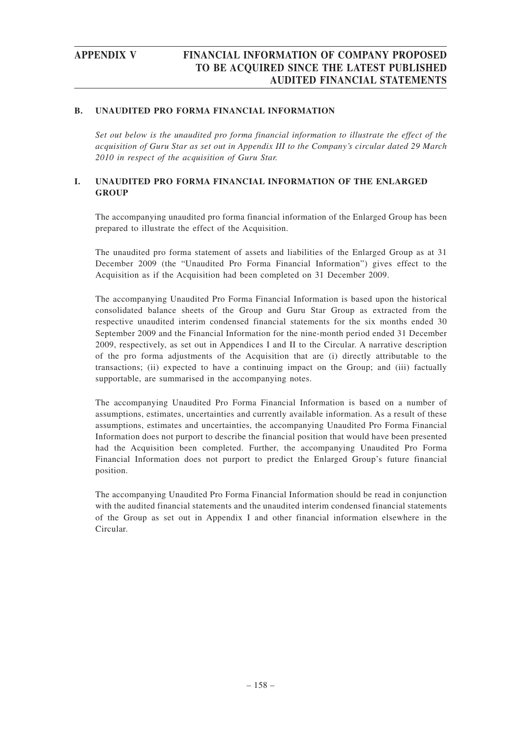## B. UNAUDITED PRO FORMA FINANCIAL INFORMATION

*Set out below is the unaudited pro forma financial information to illustrate the effect of the acquisition of Guru Star as set out in Appendix III to the Company's circular dated 29 March 2010 in respect of the acquisition of Guru Star.*

## I. UNAUDITED PRO FORMA FINANCIAL INFORMATION OF THE ENLARGED GROUP

The accompanying unaudited pro forma financial information of the Enlarged Group has been prepared to illustrate the effect of the Acquisition.

The unaudited pro forma statement of assets and liabilities of the Enlarged Group as at 31 December 2009 (the "Unaudited Pro Forma Financial Information") gives effect to the Acquisition as if the Acquisition had been completed on 31 December 2009.

The accompanying Unaudited Pro Forma Financial Information is based upon the historical consolidated balance sheets of the Group and Guru Star Group as extracted from the respective unaudited interim condensed financial statements for the six months ended 30 September 2009 and the Financial Information for the nine-month period ended 31 December 2009, respectively, as set out in Appendices I and II to the Circular. A narrative description of the pro forma adjustments of the Acquisition that are (i) directly attributable to the transactions; (ii) expected to have a continuing impact on the Group; and (iii) factually supportable, are summarised in the accompanying notes.

The accompanying Unaudited Pro Forma Financial Information is based on a number of assumptions, estimates, uncertainties and currently available information. As a result of these assumptions, estimates and uncertainties, the accompanying Unaudited Pro Forma Financial Information does not purport to describe the financial position that would have been presented had the Acquisition been completed. Further, the accompanying Unaudited Pro Forma Financial Information does not purport to predict the Enlarged Group's future financial position.

The accompanying Unaudited Pro Forma Financial Information should be read in conjunction with the audited financial statements and the unaudited interim condensed financial statements of the Group as set out in Appendix I and other financial information elsewhere in the Circular.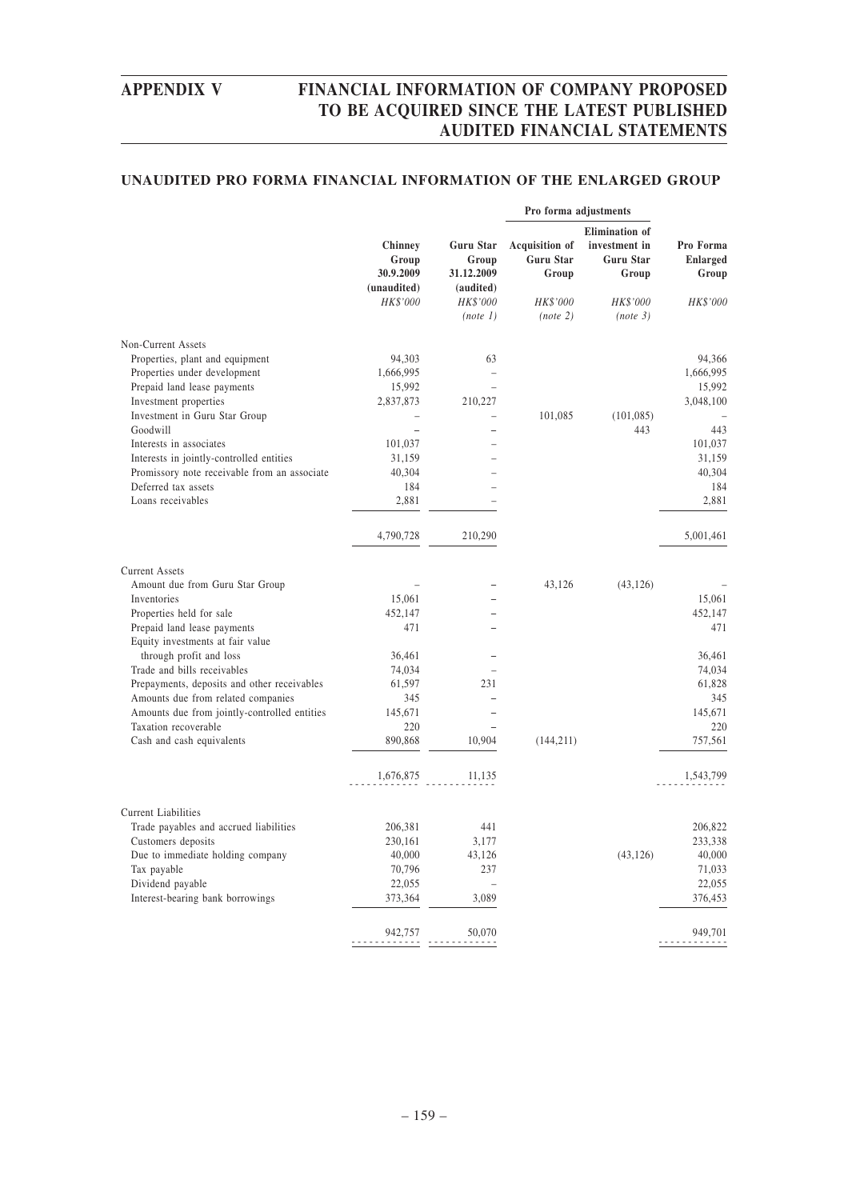## UNAUDITED PRO FORMA FINANCIAL INFORMATION OF THE ENLARGED GROUP

| | Chinney Group 30.9.2009 (unaudited) | Guru Star Group 31.12.2009 (audited) | Pro forma adjustments: Acquisition of Guru Star Group | Pro forma adjustments: Elimination of investment in Guru Star Group | Pro Forma Enlarged Group |
|---|---|---|---|---|---|
| | *HK$'000* | *HK$'000* *(note 1)* | *HK$'000* *(note 2)* | *HK$'000* *(note 3)* | *HK$'000* |
| **Non-Current Assets** | | | | | |
| Properties, plant and equipment | 94,303 | 63 | | | 94,366 |
| Properties under development | 1,666,995 | – | | | 1,666,995 |
| Prepaid land lease payments | 15,992 | – | | | 15,992 |
| Investment properties | 2,837,873 | 210,227 | | | 3,048,100 |
| Investment in Guru Star Group | – | – | 101,085 | (101,085) | – |
| Goodwill | – | – | | 443 | 443 |
| Interests in associates | 101,037 | – | | | 101,037 |
| Interests in jointly-controlled entities | 31,159 | – | | | 31,159 |
| Promissory note receivable from an associate | 40,304 | – | | | 40,304 |
| Deferred tax assets | 184 | – | | | 184 |
| Loans receivables | 2,881 | – | | | 2,881 |
| | 4,790,728 | 210,290 | | | 5,001,461 |
| **Current Assets** | | | | | |
| Amount due from Guru Star Group | – | – | 43,126 | (43,126) | – |
| Inventories | 15,061 | – | | | 15,061 |
| Properties held for sale | 452,147 | – | | | 452,147 |
| Prepaid land lease payments | 471 | – | | | 471 |
| Equity investments at fair value through profit and loss | 36,461 | – | | | 36,461 |
| Trade and bills receivables | 74,034 | – | | | 74,034 |
| Prepayments, deposits and other receivables | 61,597 | 231 | | | 61,828 |
| Amounts due from related companies | 345 | – | | | 345 |
| Amounts due from jointly-controlled entities | 145,671 | – | | | 145,671 |
| Taxation recoverable | 220 | – | | | 220 |
| Cash and cash equivalents | 890,868 | 10,904 | (144,211) | | 757,561 |
| | 1,676,875 | 11,135 | | | 1,543,799 |
| **Current Liabilities** | | | | | |
| Trade payables and accrued liabilities | 206,381 | 441 | | | 206,822 |
| Customers deposits | 230,161 | 3,177 | | | 233,338 |
| Due to immediate holding company | 40,000 | 43,126 | | (43,126) | 40,000 |
| Tax payable | 70,796 | 237 | | | 71,033 |
| Dividend payable | 22,055 | – | | | 22,055 |
| Interest-bearing bank borrowings | 373,364 | 3,089 | | | 376,453 |
| | 942,757 | 50,070 | | | 949,701 |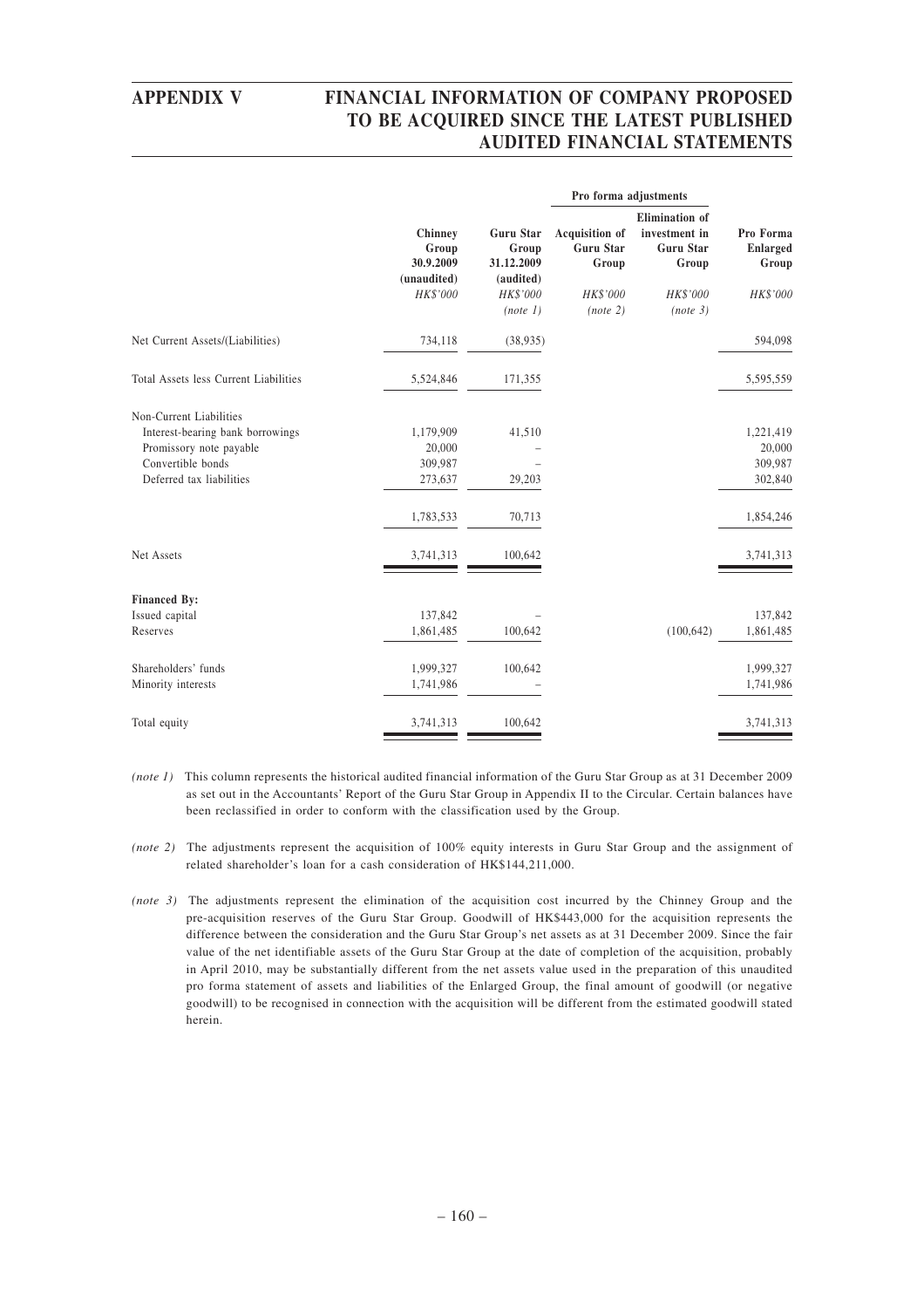| | Chinney Group 30.9.2009 (unaudited) | Guru Star Group 31.12.2009 (audited) | Pro forma adjustments | | Pro Forma Enlarged Group |
|---|---|---|---|---|---|
| | | | Acquisition of Guru Star Group | Elimination of investment in Guru Star Group | |
| | *HK$'000* | *HK$'000* *(note 1)* | *HK$'000* *(note 2)* | *HK$'000* *(note 3)* | *HK$'000* |
| Net Current Assets/(Liabilities) | 734,118 | (38,935) | | | 594,098 |
| Total Assets less Current Liabilities | 5,524,846 | 171,355 | | | 5,595,559 |
| Non-Current Liabilities | | | | | |
| Interest-bearing bank borrowings | 1,179,909 | 41,510 | | | 1,221,419 |
| Promissory note payable | 20,000 | – | | | 20,000 |
| Convertible bonds | 309,987 | – | | | 309,987 |
| Deferred tax liabilities | 273,637 | 29,203 | | | 302,840 |
| | 1,783,533 | 70,713 | | | 1,854,246 |
| Net Assets | 3,741,313 | 100,642 | | | 3,741,313 |
| **Financed By:** | | | | | |
| Issued capital | 137,842 | – | | | 137,842 |
| Reserves | 1,861,485 | 100,642 | | (100,642) | 1,861,485 |
| Shareholders' funds | 1,999,327 | 100,642 | | | 1,999,327 |
| Minority interests | 1,741,986 | – | | | 1,741,986 |
| Total equity | 3,741,313 | 100,642 | | | 3,741,313 |

*(note 1)* This column represents the historical audited financial information of the Guru Star Group as at 31 December 2009 as set out in the Accountants' Report of the Guru Star Group in Appendix II to the Circular. Certain balances have been reclassified in order to conform with the classification used by the Group.

*(note 2)* The adjustments represent the acquisition of 100% equity interests in Guru Star Group and the assignment of related shareholder's loan for a cash consideration of HK$144,211,000.

*(note 3)* The adjustments represent the elimination of the acquisition cost incurred by the Chinney Group and the pre-acquisition reserves of the Guru Star Group. Goodwill of HK$443,000 for the acquisition represents the difference between the consideration and the Guru Star Group's net assets as at 31 December 2009. Since the fair value of the net identifiable assets of the Guru Star Group at the date of completion of the acquisition, probably in April 2010, may be substantially different from the net assets value used in the preparation of this unaudited pro forma statement of assets and liabilities of the Enlarged Group, the final amount of goodwill (or negative goodwill) to be recognised in connection with the acquisition will be different from the estimated goodwill stated herein.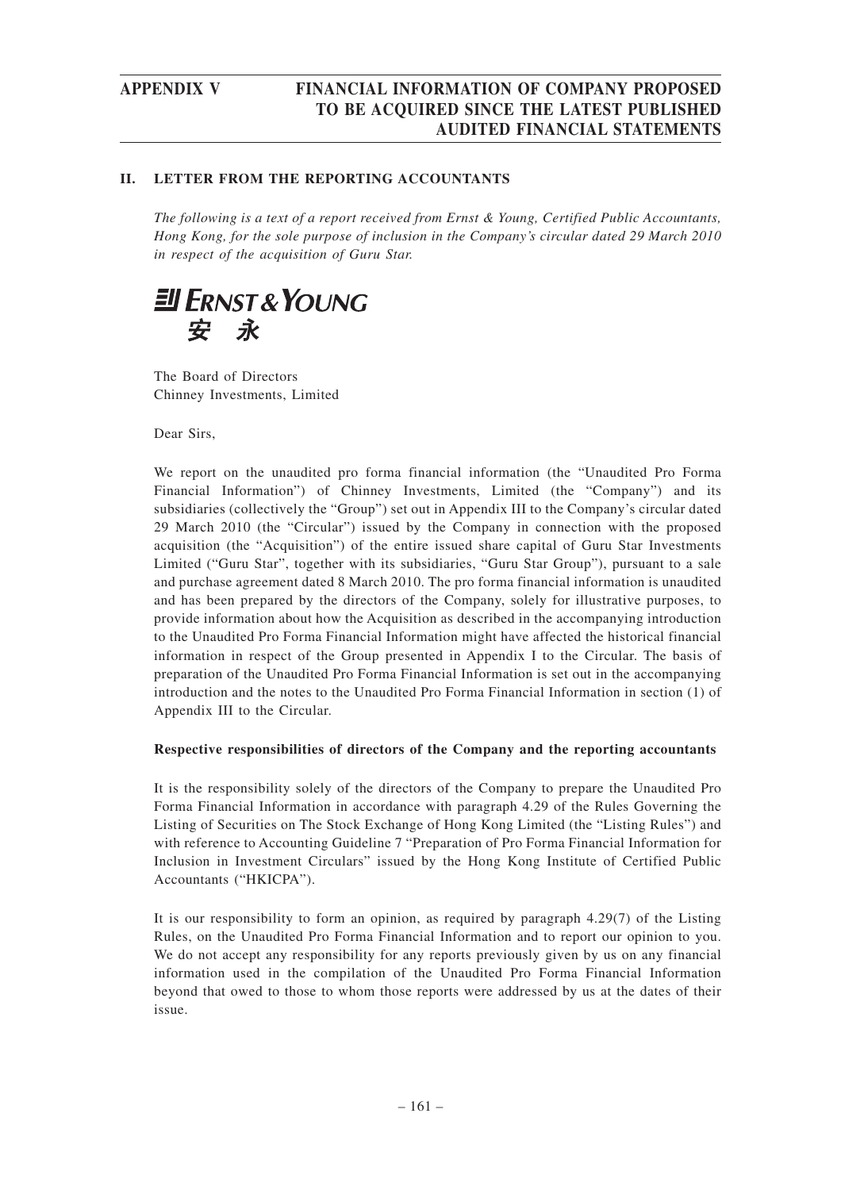## II. LETTER FROM THE REPORTING ACCOUNTANTS

*The following is a text of a report received from Ernst & Young, Certified Public Accountants, Hong Kong, for the sole purpose of inclusion in the Company's circular dated 29 March 2010 in respect of the acquisition of Guru Star.*

**ERNST & YOUNG**
**安 永**

The Board of Directors
Chinney Investments, Limited

Dear Sirs,

We report on the unaudited pro forma financial information (the "Unaudited Pro Forma Financial Information") of Chinney Investments, Limited (the "Company") and its subsidiaries (collectively the "Group") set out in Appendix III to the Company's circular dated 29 March 2010 (the "Circular") issued by the Company in connection with the proposed acquisition (the "Acquisition") of the entire issued share capital of Guru Star Investments Limited ("Guru Star", together with its subsidiaries, "Guru Star Group"), pursuant to a sale and purchase agreement dated 8 March 2010. The pro forma financial information is unaudited and has been prepared by the directors of the Company, solely for illustrative purposes, to provide information about how the Acquisition as described in the accompanying introduction to the Unaudited Pro Forma Financial Information might have affected the historical financial information in respect of the Group presented in Appendix I to the Circular. The basis of preparation of the Unaudited Pro Forma Financial Information is set out in the accompanying introduction and the notes to the Unaudited Pro Forma Financial Information in section (1) of Appendix III to the Circular.

**Respective responsibilities of directors of the Company and the reporting accountants**

It is the responsibility solely of the directors of the Company to prepare the Unaudited Pro Forma Financial Information in accordance with paragraph 4.29 of the Rules Governing the Listing of Securities on The Stock Exchange of Hong Kong Limited (the "Listing Rules") and with reference to Accounting Guideline 7 "Preparation of Pro Forma Financial Information for Inclusion in Investment Circulars" issued by the Hong Kong Institute of Certified Public Accountants ("HKICPA").

It is our responsibility to form an opinion, as required by paragraph 4.29(7) of the Listing Rules, on the Unaudited Pro Forma Financial Information and to report our opinion to you. We do not accept any responsibility for any reports previously given by us on any financial information used in the compilation of the Unaudited Pro Forma Financial Information beyond that owed to those to whom those reports were addressed by us at the dates of their issue.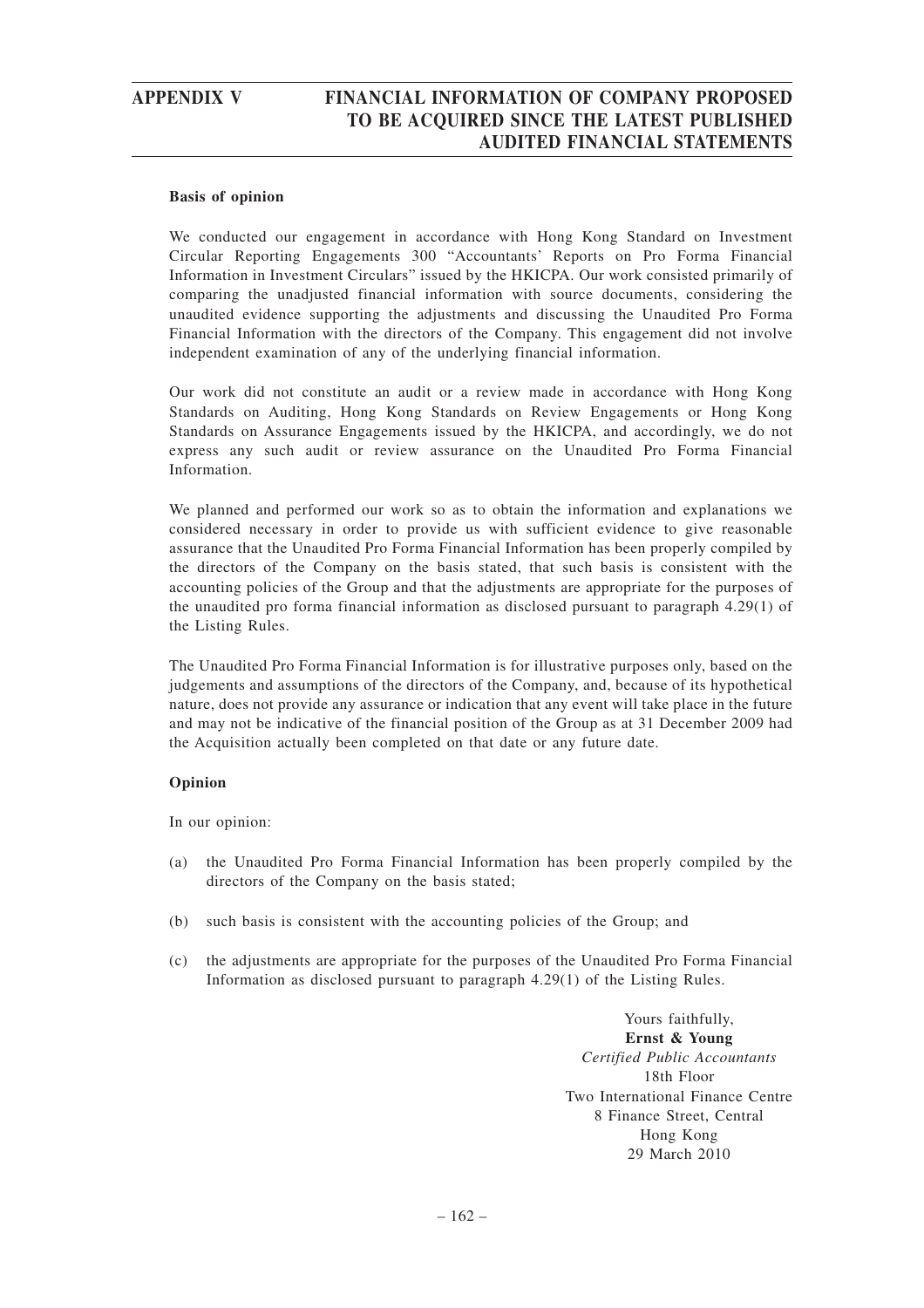**Basis of opinion**

We conducted our engagement in accordance with Hong Kong Standard on Investment Circular Reporting Engagements 300 "Accountants' Reports on Pro Forma Financial Information in Investment Circulars" issued by the HKICPA. Our work consisted primarily of comparing the unadjusted financial information with source documents, considering the unaudited evidence supporting the adjustments and discussing the Unaudited Pro Forma Financial Information with the directors of the Company. This engagement did not involve independent examination of any of the underlying financial information.

Our work did not constitute an audit or a review made in accordance with Hong Kong Standards on Auditing, Hong Kong Standards on Review Engagements or Hong Kong Standards on Assurance Engagements issued by the HKICPA, and accordingly, we do not express any such audit or review assurance on the Unaudited Pro Forma Financial Information.

We planned and performed our work so as to obtain the information and explanations we considered necessary in order to provide us with sufficient evidence to give reasonable assurance that the Unaudited Pro Forma Financial Information has been properly compiled by the directors of the Company on the basis stated, that such basis is consistent with the accounting policies of the Group and that the adjustments are appropriate for the purposes of the unaudited pro forma financial information as disclosed pursuant to paragraph 4.29(1) of the Listing Rules.

The Unaudited Pro Forma Financial Information is for illustrative purposes only, based on the judgements and assumptions of the directors of the Company, and, because of its hypothetical nature, does not provide any assurance or indication that any event will take place in the future and may not be indicative of the financial position of the Group as at 31 December 2009 had the Acquisition actually been completed on that date or any future date.

**Opinion**

In our opinion:

(a) the Unaudited Pro Forma Financial Information has been properly compiled by the directors of the Company on the basis stated;

(b) such basis is consistent with the accounting policies of the Group; and

(c) the adjustments are appropriate for the purposes of the Unaudited Pro Forma Financial Information as disclosed pursuant to paragraph 4.29(1) of the Listing Rules.

Yours faithfully,
**Ernst & Young**
*Certified Public Accountants*
18th Floor
Two International Finance Centre
8 Finance Street, Central
Hong Kong
29 March 2010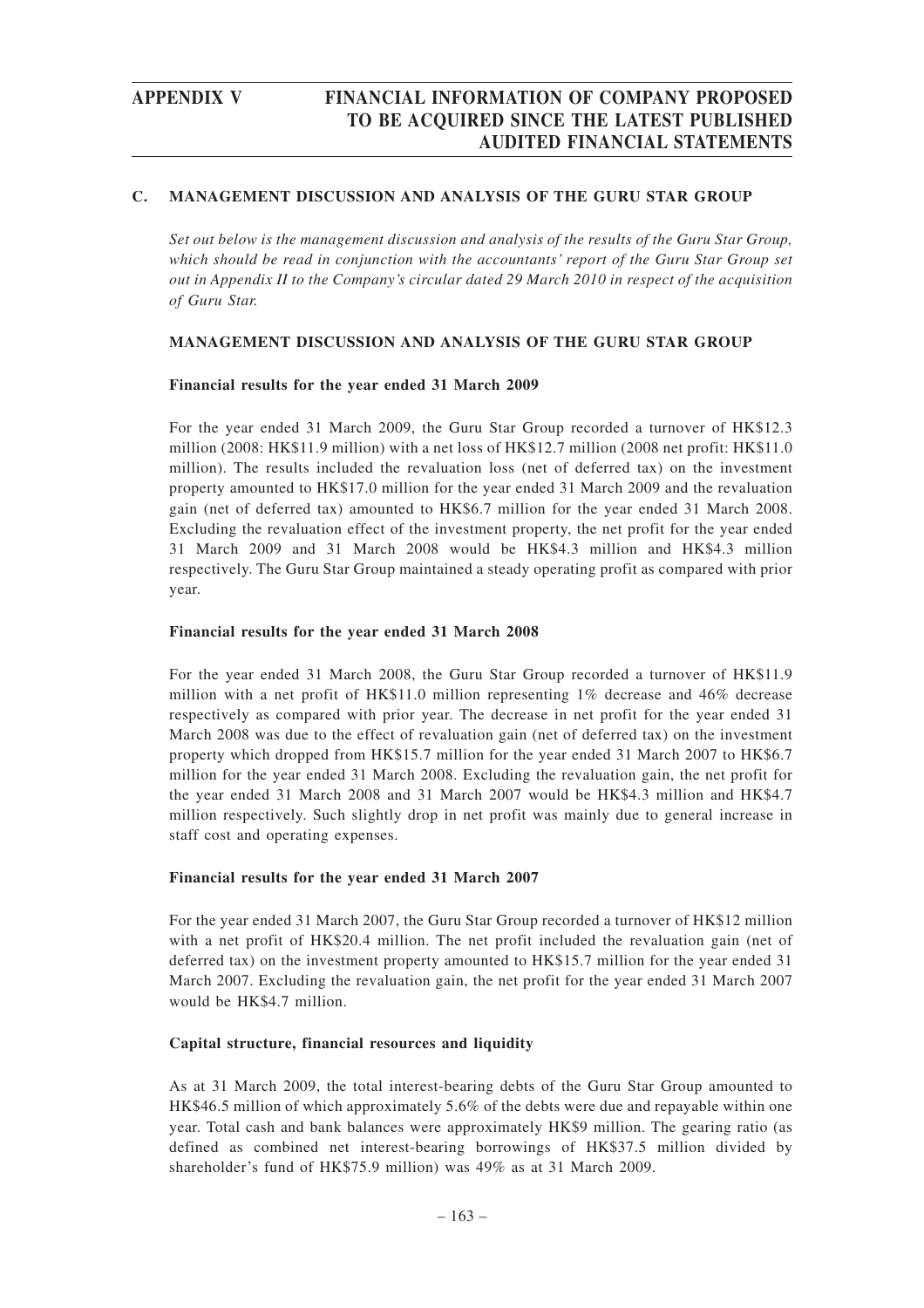## C. MANAGEMENT DISCUSSION AND ANALYSIS OF THE GURU STAR GROUP

*Set out below is the management discussion and analysis of the results of the Guru Star Group, which should be read in conjunction with the accountants' report of the Guru Star Group set out in Appendix II to the Company's circular dated 29 March 2010 in respect of the acquisition of Guru Star.*

### MANAGEMENT DISCUSSION AND ANALYSIS OF THE GURU STAR GROUP

#### Financial results for the year ended 31 March 2009

For the year ended 31 March 2009, the Guru Star Group recorded a turnover of HK$12.3 million (2008: HK$11.9 million) with a net loss of HK$12.7 million (2008 net profit: HK$11.0 million). The results included the revaluation loss (net of deferred tax) on the investment property amounted to HK$17.0 million for the year ended 31 March 2009 and the revaluation gain (net of deferred tax) amounted to HK$6.7 million for the year ended 31 March 2008. Excluding the revaluation effect of the investment property, the net profit for the year ended 31 March 2009 and 31 March 2008 would be HK$4.3 million and HK$4.3 million respectively. The Guru Star Group maintained a steady operating profit as compared with prior year.

#### Financial results for the year ended 31 March 2008

For the year ended 31 March 2008, the Guru Star Group recorded a turnover of HK$11.9 million with a net profit of HK$11.0 million representing 1% decrease and 46% decrease respectively as compared with prior year. The decrease in net profit for the year ended 31 March 2008 was due to the effect of revaluation gain (net of deferred tax) on the investment property which dropped from HK$15.7 million for the year ended 31 March 2007 to HK$6.7 million for the year ended 31 March 2008. Excluding the revaluation gain, the net profit for the year ended 31 March 2008 and 31 March 2007 would be HK$4.3 million and HK$4.7 million respectively. Such slightly drop in net profit was mainly due to general increase in staff cost and operating expenses.

#### Financial results for the year ended 31 March 2007

For the year ended 31 March 2007, the Guru Star Group recorded a turnover of HK$12 million with a net profit of HK$20.4 million. The net profit included the revaluation gain (net of deferred tax) on the investment property amounted to HK$15.7 million for the year ended 31 March 2007. Excluding the revaluation gain, the net profit for the year ended 31 March 2007 would be HK$4.7 million.

#### Capital structure, financial resources and liquidity

As at 31 March 2009, the total interest-bearing debts of the Guru Star Group amounted to HK$46.5 million of which approximately 5.6% of the debts were due and repayable within one year. Total cash and bank balances were approximately HK$9 million. The gearing ratio (as defined as combined net interest-bearing borrowings of HK$37.5 million divided by shareholder's fund of HK$75.9 million) was 49% as at 31 March 2009.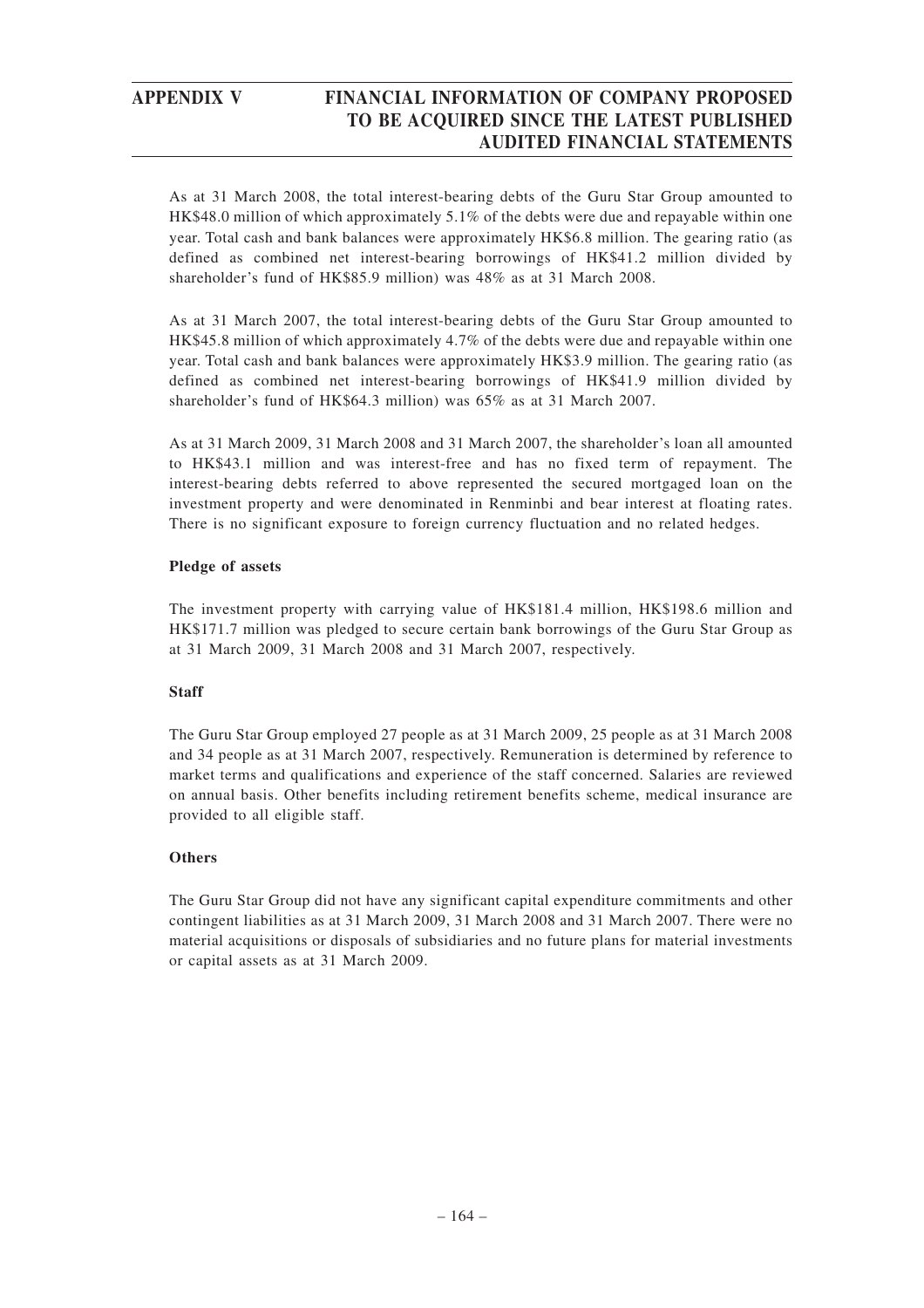As at 31 March 2008, the total interest-bearing debts of the Guru Star Group amounted to HK$48.0 million of which approximately 5.1% of the debts were due and repayable within one year. Total cash and bank balances were approximately HK$6.8 million. The gearing ratio (as defined as combined net interest-bearing borrowings of HK$41.2 million divided by shareholder's fund of HK$85.9 million) was 48% as at 31 March 2008.

As at 31 March 2007, the total interest-bearing debts of the Guru Star Group amounted to HK$45.8 million of which approximately 4.7% of the debts were due and repayable within one year. Total cash and bank balances were approximately HK$3.9 million. The gearing ratio (as defined as combined net interest-bearing borrowings of HK$41.9 million divided by shareholder's fund of HK$64.3 million) was 65% as at 31 March 2007.

As at 31 March 2009, 31 March 2008 and 31 March 2007, the shareholder's loan all amounted to HK$43.1 million and was interest-free and has no fixed term of repayment. The interest-bearing debts referred to above represented the secured mortgaged loan on the investment property and were denominated in Renminbi and bear interest at floating rates. There is no significant exposure to foreign currency fluctuation and no related hedges.

**Pledge of assets**

The investment property with carrying value of HK$181.4 million, HK$198.6 million and HK$171.7 million was pledged to secure certain bank borrowings of the Guru Star Group as at 31 March 2009, 31 March 2008 and 31 March 2007, respectively.

**Staff**

The Guru Star Group employed 27 people as at 31 March 2009, 25 people as at 31 March 2008 and 34 people as at 31 March 2007, respectively. Remuneration is determined by reference to market terms and qualifications and experience of the staff concerned. Salaries are reviewed on annual basis. Other benefits including retirement benefits scheme, medical insurance are provided to all eligible staff.

**Others**

The Guru Star Group did not have any significant capital expenditure commitments and other contingent liabilities as at 31 March 2009, 31 March 2008 and 31 March 2007. There were no material acquisitions or disposals of subsidiaries and no future plans for material investments or capital assets as at 31 March 2009.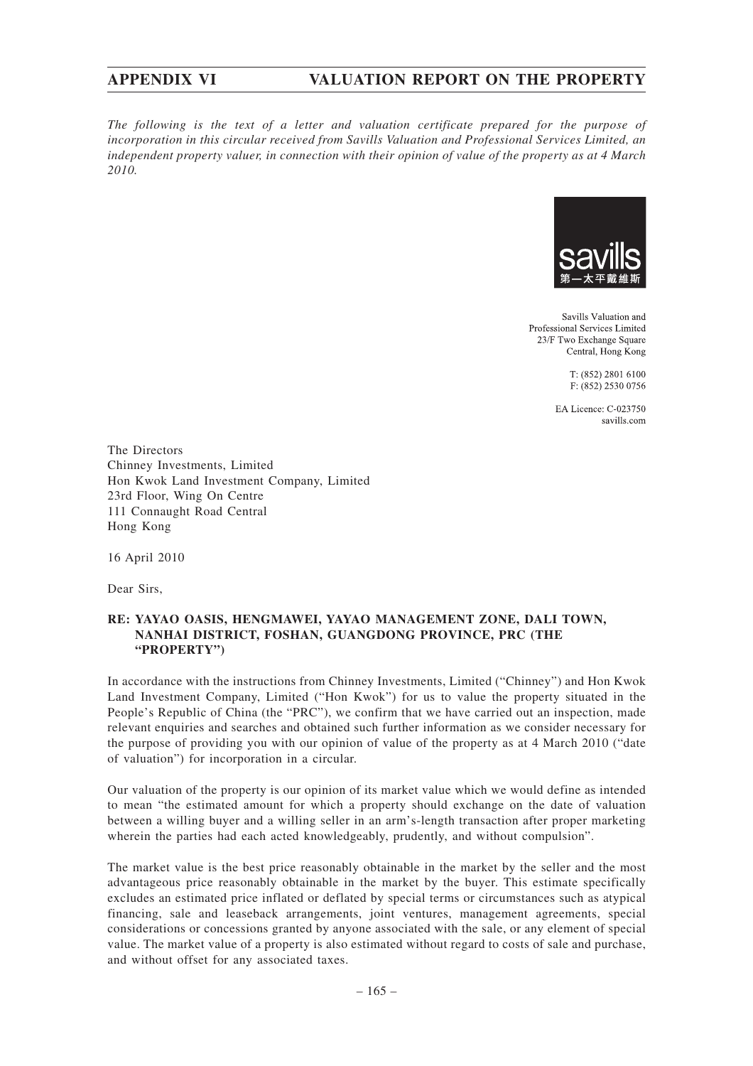# APPENDIX VI VALUATION REPORT ON THE PROPERTY

*The following is the text of a letter and valuation certificate prepared for the purpose of incorporation in this circular received from Savills Valuation and Professional Services Limited, an independent property valuer, in connection with their opinion of value of the property as at 4 March 2010.*

savills
第一太平戴維斯

Savills Valuation and
Professional Services Limited
23/F Two Exchange Square
Central, Hong Kong

T: (852) 2801 6100
F: (852) 2530 0756

EA Licence: C-023750
savills.com

The Directors
Chinney Investments, Limited
Hon Kwok Land Investment Company, Limited
23rd Floor, Wing On Centre
111 Connaught Road Central
Hong Kong

16 April 2010

Dear Sirs,

**RE: YAYAO OASIS, HENGMAWEI, YAYAO MANAGEMENT ZONE, DALI TOWN, NANHAI DISTRICT, FOSHAN, GUANGDONG PROVINCE, PRC (THE "PROPERTY")**

In accordance with the instructions from Chinney Investments, Limited ("Chinney") and Hon Kwok Land Investment Company, Limited ("Hon Kwok") for us to value the property situated in the People's Republic of China (the "PRC"), we confirm that we have carried out an inspection, made relevant enquiries and searches and obtained such further information as we consider necessary for the purpose of providing you with our opinion of value of the property as at 4 March 2010 ("date of valuation") for incorporation in a circular.

Our valuation of the property is our opinion of its market value which we would define as intended to mean "the estimated amount for which a property should exchange on the date of valuation between a willing buyer and a willing seller in an arm's-length transaction after proper marketing wherein the parties had each acted knowledgeably, prudently, and without compulsion".

The market value is the best price reasonably obtainable in the market by the seller and the most advantageous price reasonably obtainable in the market by the buyer. This estimate specifically excludes an estimated price inflated or deflated by special terms or circumstances such as atypical financing, sale and leaseback arrangements, joint ventures, management agreements, special considerations or concessions granted by anyone associated with the sale, or any element of special value. The market value of a property is also estimated without regard to costs of sale and purchase, and without offset for any associated taxes.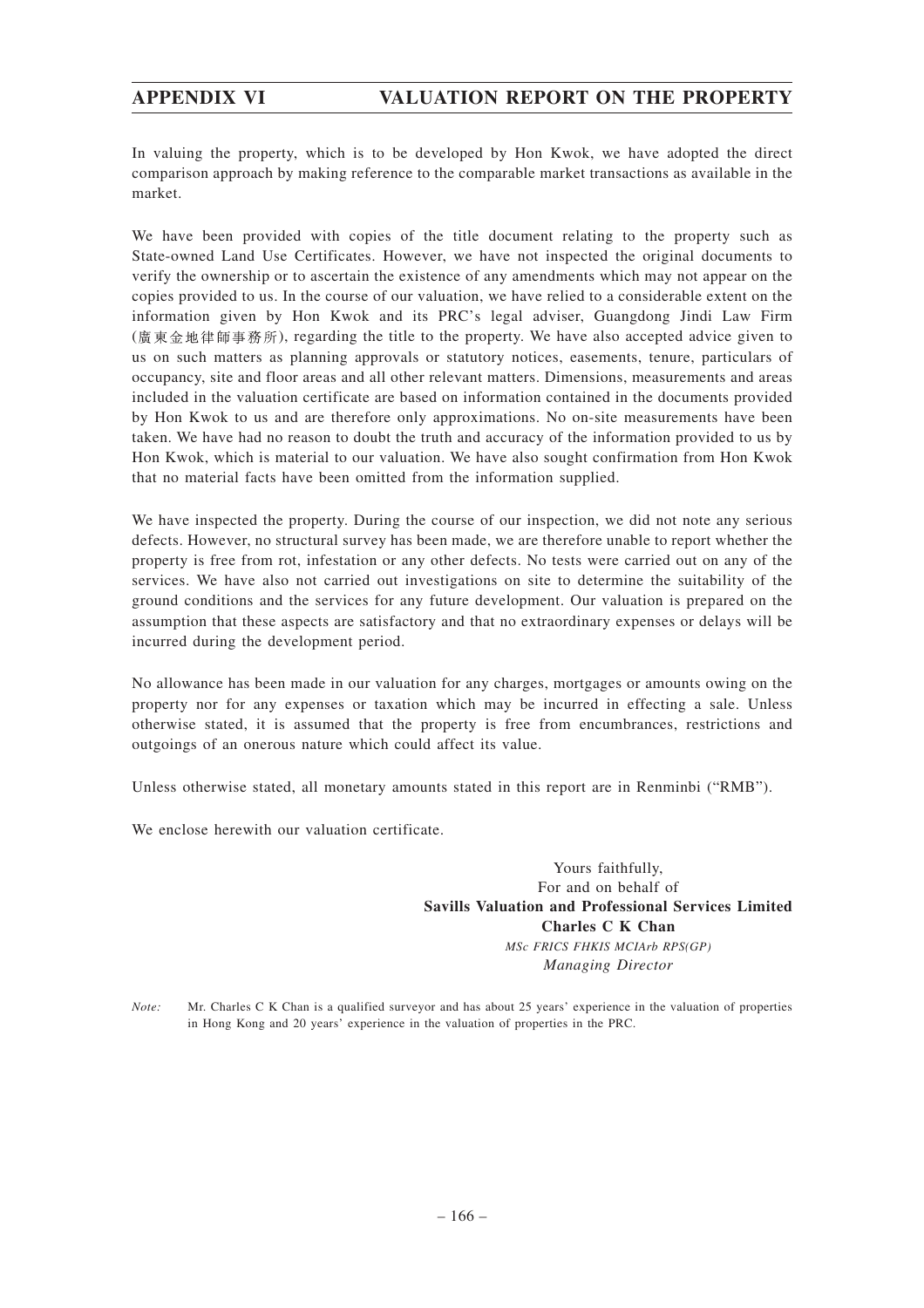In valuing the property, which is to be developed by Hon Kwok, we have adopted the direct comparison approach by making reference to the comparable market transactions as available in the market.

We have been provided with copies of the title document relating to the property such as State-owned Land Use Certificates. However, we have not inspected the original documents to verify the ownership or to ascertain the existence of any amendments which may not appear on the copies provided to us. In the course of our valuation, we have relied to a considerable extent on the information given by Hon Kwok and its PRC's legal adviser, Guangdong Jindi Law Firm (廣東金地律師事務所), regarding the title to the property. We have also accepted advice given to us on such matters as planning approvals or statutory notices, easements, tenure, particulars of occupancy, site and floor areas and all other relevant matters. Dimensions, measurements and areas included in the valuation certificate are based on information contained in the documents provided by Hon Kwok to us and are therefore only approximations. No on-site measurements have been taken. We have had no reason to doubt the truth and accuracy of the information provided to us by Hon Kwok, which is material to our valuation. We have also sought confirmation from Hon Kwok that no material facts have been omitted from the information supplied.

We have inspected the property. During the course of our inspection, we did not note any serious defects. However, no structural survey has been made, we are therefore unable to report whether the property is free from rot, infestation or any other defects. No tests were carried out on any of the services. We have also not carried out investigations on site to determine the suitability of the ground conditions and the services for any future development. Our valuation is prepared on the assumption that these aspects are satisfactory and that no extraordinary expenses or delays will be incurred during the development period.

No allowance has been made in our valuation for any charges, mortgages or amounts owing on the property nor for any expenses or taxation which may be incurred in effecting a sale. Unless otherwise stated, it is assumed that the property is free from encumbrances, restrictions and outgoings of an onerous nature which could affect its value.

Unless otherwise stated, all monetary amounts stated in this report are in Renminbi ("RMB").

We enclose herewith our valuation certificate.

Yours faithfully,
For and on behalf of
**Savills Valuation and Professional Services Limited**
**Charles C K Chan**
*MSc FRICS FHKIS MCIArb RPS(GP)*
*Managing Director*

*Note:* Mr. Charles C K Chan is a qualified surveyor and has about 25 years' experience in the valuation of properties in Hong Kong and 20 years' experience in the valuation of properties in the PRC.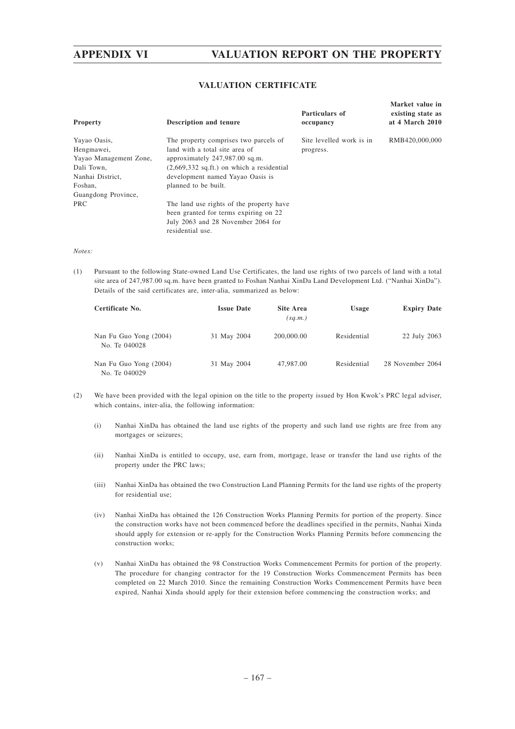## VALUATION CERTIFICATE

| Property | Description and tenure | Particulars of occupancy | Market value in existing state as at 4 March 2010 |
|---|---|---|---|
| Yayao Oasis, Hengmawei, Yayao Management Zone, Dali Town, Nanhai District, Foshan, Guangdong Province, PRC | The property comprises two parcels of land with a total site area of approximately 247,987.00 sq.m. (2,669,332 sq.ft.) on which a residential development named Yayao Oasis is planned to be built.<br><br>The land use rights of the property have been granted for terms expiring on 22 July 2063 and 28 November 2064 for residential use. | Site levelled work is in progress. | RMB420,000,000 |

*Notes:*

(1) Pursuant to the following State-owned Land Use Certificates, the land use rights of two parcels of land with a total site area of 247,987.00 sq.m. have been granted to Foshan Nanhai XinDa Land Development Ltd. ("Nanhai XinDa"). Details of the said certificates are, inter-alia, summarized as below:

| Certificate No. | Issue Date | Site Area *(sq.m.)* | Usage | Expiry Date |
|---|---|---|---|---|
| Nan Fu Guo Yong (2004) No. Te 040028 | 31 May 2004 | 200,000.00 | Residential | 22 July 2063 |
| Nan Fu Guo Yong (2004) No. Te 040029 | 31 May 2004 | 47,987.00 | Residential | 28 November 2064 |

(2) We have been provided with the legal opinion on the title to the property issued by Hon Kwok's PRC legal adviser, which contains, inter-alia, the following information:

(i) Nanhai XinDa has obtained the land use rights of the property and such land use rights are free from any mortgages or seizures;

(ii) Nanhai XinDa is entitled to occupy, use, earn from, mortgage, lease or transfer the land use rights of the property under the PRC laws;

(iii) Nanhai XinDa has obtained the two Construction Land Planning Permits for the land use rights of the property for residential use;

(iv) Nanhai XinDa has obtained the 126 Construction Works Planning Permits for portion of the property. Since the construction works have not been commenced before the deadlines specified in the permits, Nanhai Xinda should apply for extension or re-apply for the Construction Works Planning Permits before commencing the construction works;

(v) Nanhai XinDa has obtained the 98 Construction Works Commencement Permits for portion of the property. The procedure for changing contractor for the 19 Construction Works Commencement Permits has been completed on 22 March 2010. Since the remaining Construction Works Commencement Permits have been expired, Nanhai Xinda should apply for their extension before commencing the construction works; and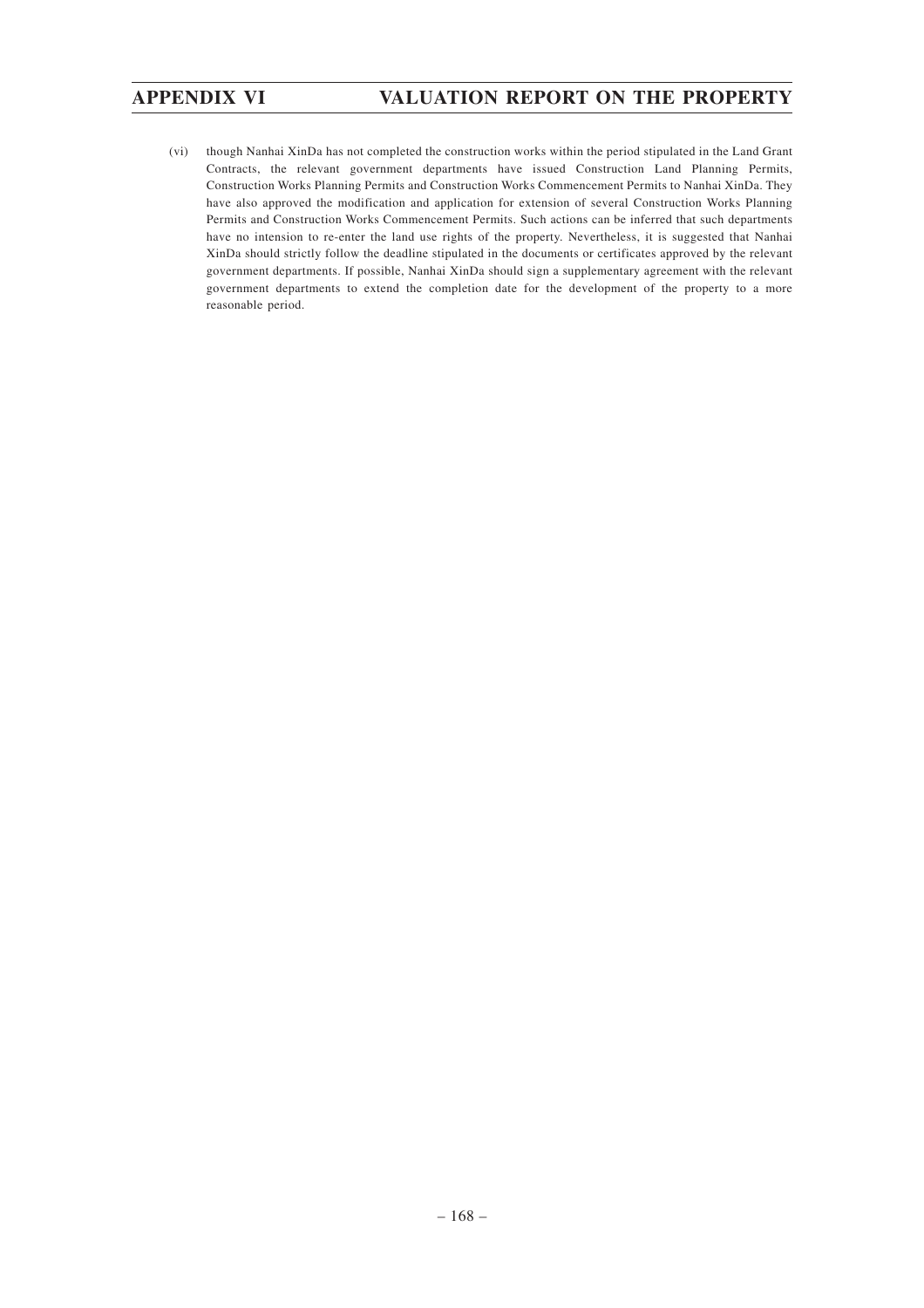(vi) though Nanhai XinDa has not completed the construction works within the period stipulated in the Land Grant Contracts, the relevant government departments have issued Construction Land Planning Permits, Construction Works Planning Permits and Construction Works Commencement Permits to Nanhai XinDa. They have also approved the modification and application for extension of several Construction Works Planning Permits and Construction Works Commencement Permits. Such actions can be inferred that such departments have no intension to re-enter the land use rights of the property. Nevertheless, it is suggested that Nanhai XinDa should strictly follow the deadline stipulated in the documents or certificates approved by the relevant government departments. If possible, Nanhai XinDa should sign a supplementary agreement with the relevant government departments to extend the completion date for the development of the property to a more reasonable period.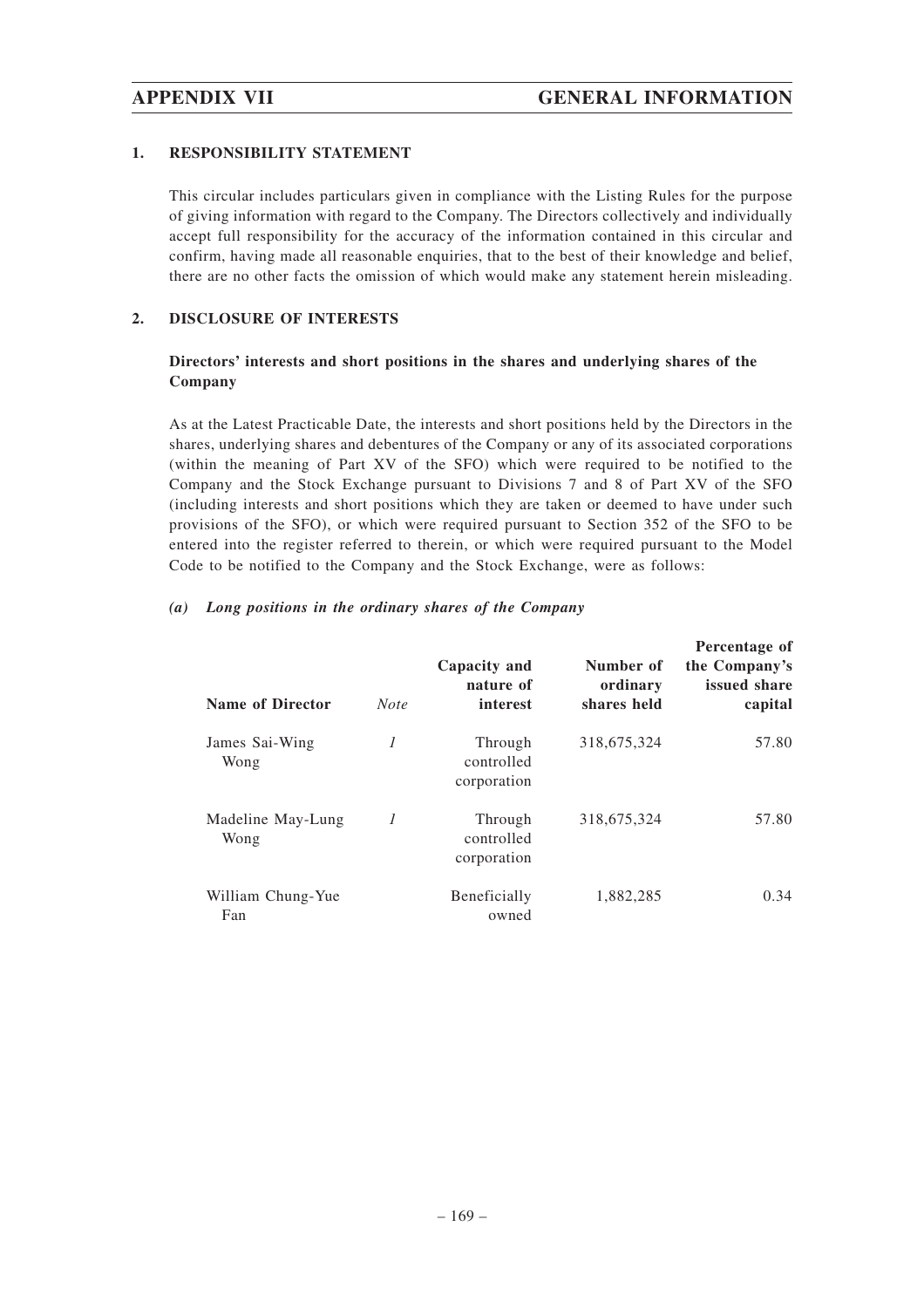## 1. RESPONSIBILITY STATEMENT

This circular includes particulars given in compliance with the Listing Rules for the purpose of giving information with regard to the Company. The Directors collectively and individually accept full responsibility for the accuracy of the information contained in this circular and confirm, having made all reasonable enquiries, that to the best of their knowledge and belief, there are no other facts the omission of which would make any statement herein misleading.

## 2. DISCLOSURE OF INTERESTS

### Directors' interests and short positions in the shares and underlying shares of the Company

As at the Latest Practicable Date, the interests and short positions held by the Directors in the shares, underlying shares and debentures of the Company or any of its associated corporations (within the meaning of Part XV of the SFO) which were required to be notified to the Company and the Stock Exchange pursuant to Divisions 7 and 8 of Part XV of the SFO (including interests and short positions which they are taken or deemed to have under such provisions of the SFO), or which were required pursuant to Section 352 of the SFO to be entered into the register referred to therein, or which were required pursuant to the Model Code to be notified to the Company and the Stock Exchange, were as follows:

#### *(a) Long positions in the ordinary shares of the Company*

| Name of Director | *Note* | Capacity and nature of interest | Number of ordinary shares held | Percentage of the Company's issued share capital |
|---|---|---|---|---|
| James Sai-Wing Wong | *1* | Through controlled corporation | 318,675,324 | 57.80 |
| Madeline May-Lung Wong | *1* | Through controlled corporation | 318,675,324 | 57.80 |
| William Chung-Yue Fan | | Beneficially owned | 1,882,285 | 0.34 |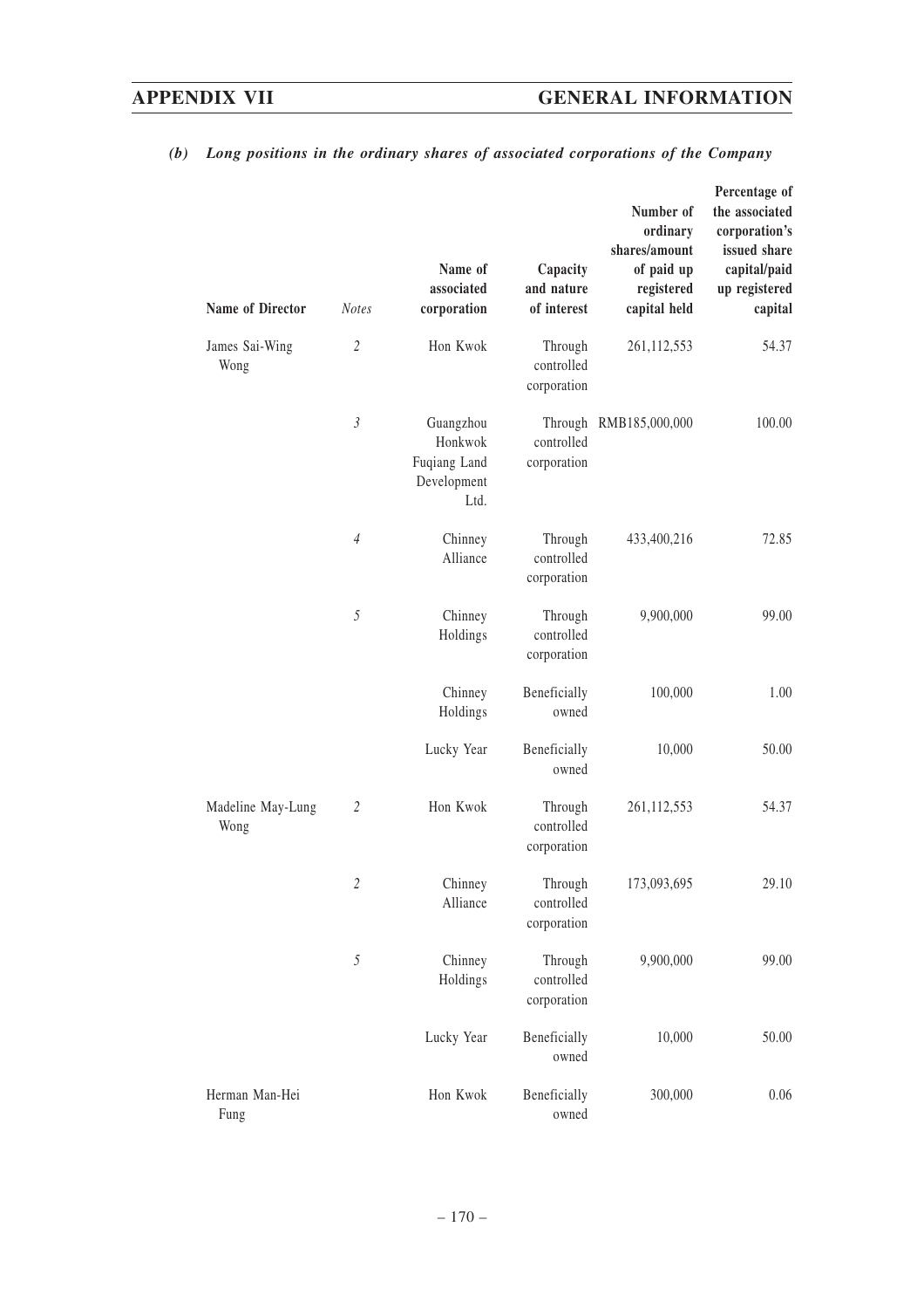*(b) Long positions in the ordinary shares of associated corporations of the Company*

| Name of Director | Notes | Name of associated corporation | Capacity and nature of interest | Number of ordinary shares/amount of paid up registered capital held | Percentage of the associated corporation's issued share capital/paid up registered capital |
|---|---|---|---|---|---|
| James Sai-Wing Wong | 2 | Hon Kwok | Through controlled corporation | 261,112,553 | 54.37 |
| | 3 | Guangzhou Honkwok Fuqiang Land Development Ltd. | Through controlled corporation | RMB185,000,000 | 100.00 |
| | 4 | Chinney Alliance | Through controlled corporation | 433,400,216 | 72.85 |
| | 5 | Chinney Holdings | Through controlled corporation | 9,900,000 | 99.00 |
| | | Chinney Holdings | Beneficially owned | 100,000 | 1.00 |
| | | Lucky Year | Beneficially owned | 10,000 | 50.00 |
| Madeline May-Lung Wong | 2 | Hon Kwok | Through controlled corporation | 261,112,553 | 54.37 |
| | 2 | Chinney Alliance | Through controlled corporation | 173,093,695 | 29.10 |
| | 5 | Chinney Holdings | Through controlled corporation | 9,900,000 | 99.00 |
| | | Lucky Year | Beneficially owned | 10,000 | 50.00 |
| Herman Man-Hei Fung | | Hon Kwok | Beneficially owned | 300,000 | 0.06 |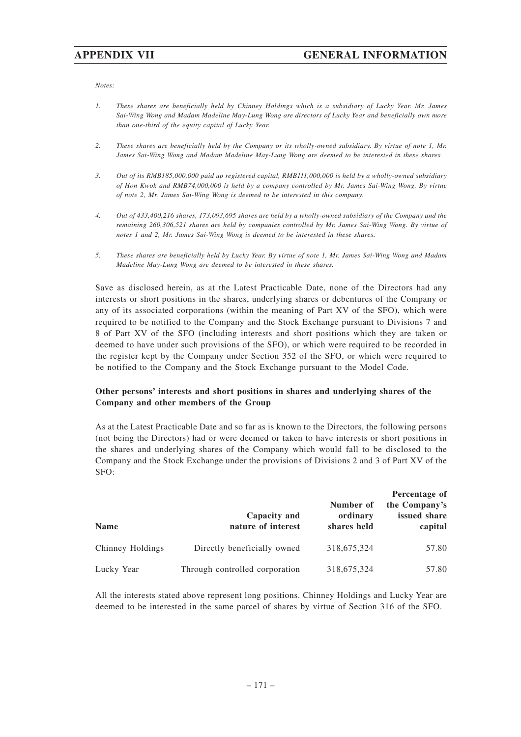*Notes:*

1. *These shares are beneficially held by Chinney Holdings which is a subsidiary of Lucky Year. Mr. James Sai-Wing Wong and Madam Madeline May-Lung Wong are directors of Lucky Year and beneficially own more than one-third of the equity capital of Lucky Year.*

2. *These shares are beneficially held by the Company or its wholly-owned subsidiary. By virtue of note 1, Mr. James Sai-Wing Wong and Madam Madeline May-Lung Wong are deemed to be interested in these shares.*

3. *Out of its RMB185,000,000 paid up registered capital, RMB111,000,000 is held by a wholly-owned subsidiary of Hon Kwok and RMB74,000,000 is held by a company controlled by Mr. James Sai-Wing Wong. By virtue of note 2, Mr. James Sai-Wing Wong is deemed to be interested in this company.*

4. *Out of 433,400,216 shares, 173,093,695 shares are held by a wholly-owned subsidiary of the Company and the remaining 260,306,521 shares are held by companies controlled by Mr. James Sai-Wing Wong. By virtue of notes 1 and 2, Mr. James Sai-Wing Wong is deemed to be interested in these shares.*

5. *These shares are beneficially held by Lucky Year. By virtue of note 1, Mr. James Sai-Wing Wong and Madam Madeline May-Lung Wong are deemed to be interested in these shares.*

Save as disclosed herein, as at the Latest Practicable Date, none of the Directors had any interests or short positions in the shares, underlying shares or debentures of the Company or any of its associated corporations (within the meaning of Part XV of the SFO), which were required to be notified to the Company and the Stock Exchange pursuant to Divisions 7 and 8 of Part XV of the SFO (including interests and short positions which they are taken or deemed to have under such provisions of the SFO), or which were required to be recorded in the register kept by the Company under Section 352 of the SFO, or which were required to be notified to the Company and the Stock Exchange pursuant to the Model Code.

### Other persons' interests and short positions in shares and underlying shares of the Company and other members of the Group

As at the Latest Practicable Date and so far as is known to the Directors, the following persons (not being the Directors) had or were deemed or taken to have interests or short positions in the shares and underlying shares of the Company which would fall to be disclosed to the Company and the Stock Exchange under the provisions of Divisions 2 and 3 of Part XV of the SFO:

| Name | Capacity and nature of interest | Number of ordinary shares held | Percentage of the Company's issued share capital |
|---|---|---|---|
| Chinney Holdings | Directly beneficially owned | 318,675,324 | 57.80 |
| Lucky Year | Through controlled corporation | 318,675,324 | 57.80 |

All the interests stated above represent long positions. Chinney Holdings and Lucky Year are deemed to be interested in the same parcel of shares by virtue of Section 316 of the SFO.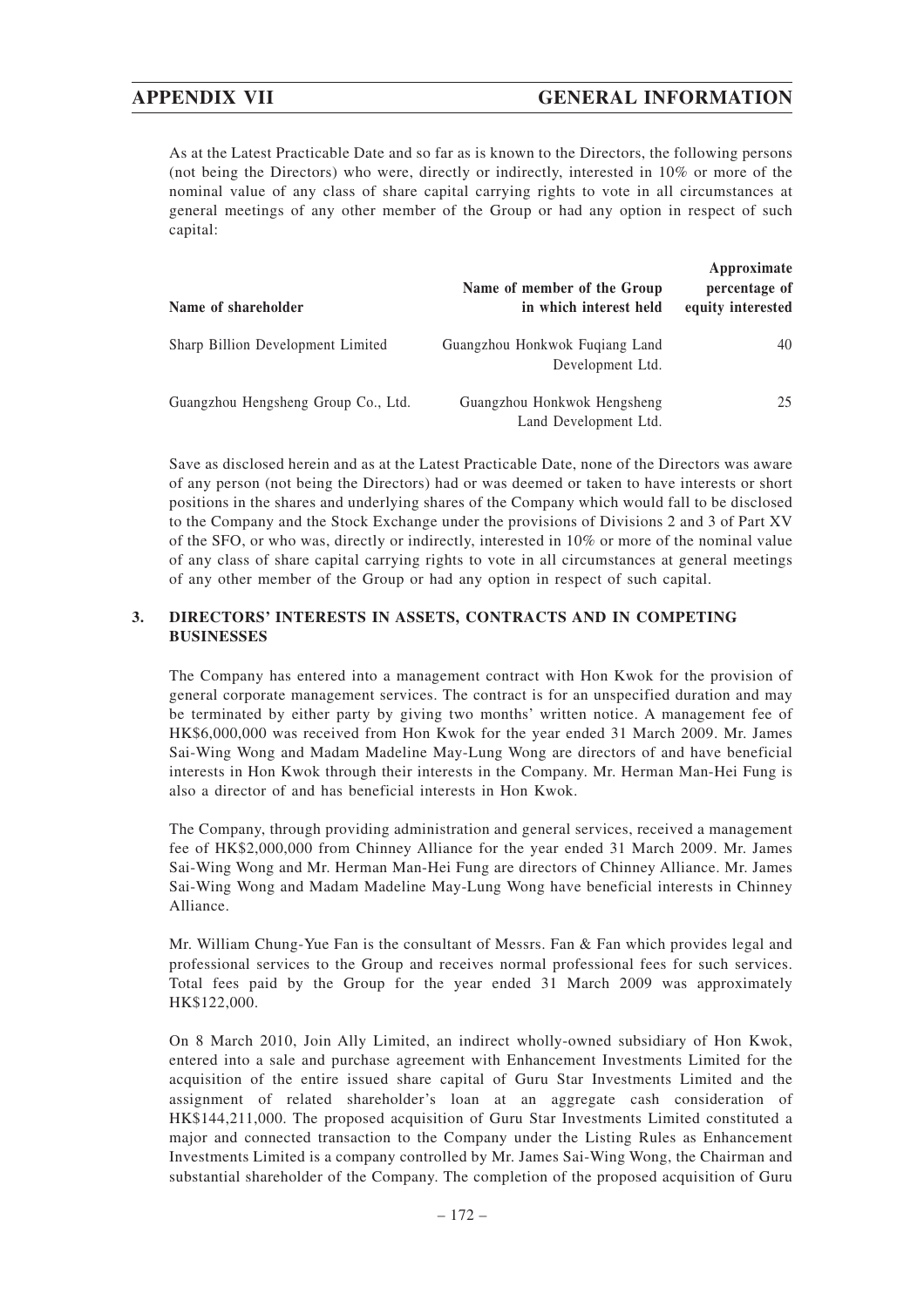As at the Latest Practicable Date and so far as is known to the Directors, the following persons (not being the Directors) who were, directly or indirectly, interested in 10% or more of the nominal value of any class of share capital carrying rights to vote in all circumstances at general meetings of any other member of the Group or had any option in respect of such capital:

| Name of shareholder | Name of member of the Group in which interest held | Approximate percentage of equity interested |
|---|---|---|
| Sharp Billion Development Limited | Guangzhou Honkwok Fuqiang Land Development Ltd. | 40 |
| Guangzhou Hengsheng Group Co., Ltd. | Guangzhou Honkwok Hengsheng Land Development Ltd. | 25 |

Save as disclosed herein and as at the Latest Practicable Date, none of the Directors was aware of any person (not being the Directors) had or was deemed or taken to have interests or short positions in the shares and underlying shares of the Company which would fall to be disclosed to the Company and the Stock Exchange under the provisions of Divisions 2 and 3 of Part XV of the SFO, or who was, directly or indirectly, interested in 10% or more of the nominal value of any class of share capital carrying rights to vote in all circumstances at general meetings of any other member of the Group or had any option in respect of such capital.

## 3. DIRECTORS' INTERESTS IN ASSETS, CONTRACTS AND IN COMPETING BUSINESSES

The Company has entered into a management contract with Hon Kwok for the provision of general corporate management services. The contract is for an unspecified duration and may be terminated by either party by giving two months' written notice. A management fee of HK$6,000,000 was received from Hon Kwok for the year ended 31 March 2009. Mr. James Sai-Wing Wong and Madam Madeline May-Lung Wong are directors of and have beneficial interests in Hon Kwok through their interests in the Company. Mr. Herman Man-Hei Fung is also a director of and has beneficial interests in Hon Kwok.

The Company, through providing administration and general services, received a management fee of HK$2,000,000 from Chinney Alliance for the year ended 31 March 2009. Mr. James Sai-Wing Wong and Mr. Herman Man-Hei Fung are directors of Chinney Alliance. Mr. James Sai-Wing Wong and Madam Madeline May-Lung Wong have beneficial interests in Chinney Alliance.

Mr. William Chung-Yue Fan is the consultant of Messrs. Fan & Fan which provides legal and professional services to the Group and receives normal professional fees for such services. Total fees paid by the Group for the year ended 31 March 2009 was approximately HK$122,000.

On 8 March 2010, Join Ally Limited, an indirect wholly-owned subsidiary of Hon Kwok, entered into a sale and purchase agreement with Enhancement Investments Limited for the acquisition of the entire issued share capital of Guru Star Investments Limited and the assignment of related shareholder's loan at an aggregate cash consideration of HK$144,211,000. The proposed acquisition of Guru Star Investments Limited constituted a major and connected transaction to the Company under the Listing Rules as Enhancement Investments Limited is a company controlled by Mr. James Sai-Wing Wong, the Chairman and substantial shareholder of the Company. The completion of the proposed acquisition of Guru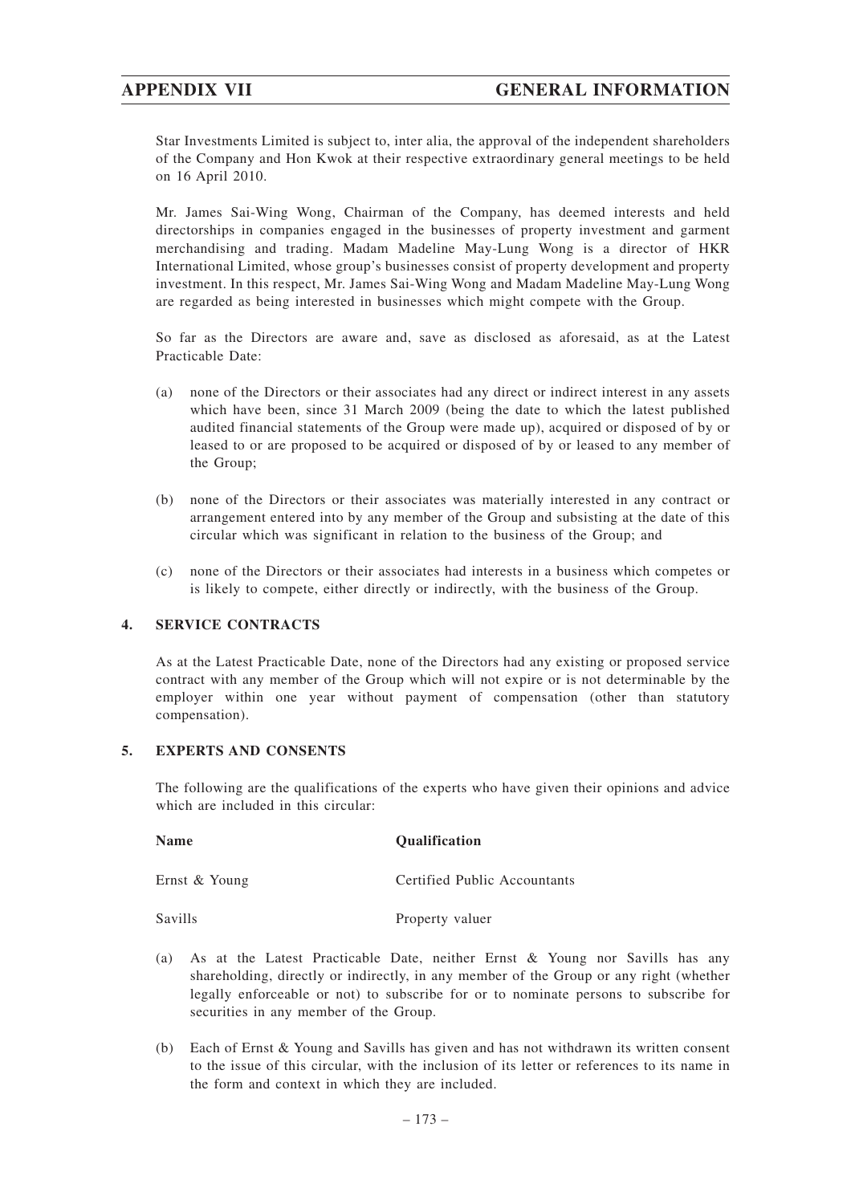Star Investments Limited is subject to, inter alia, the approval of the independent shareholders of the Company and Hon Kwok at their respective extraordinary general meetings to be held on 16 April 2010.

Mr. James Sai-Wing Wong, Chairman of the Company, has deemed interests and held directorships in companies engaged in the businesses of property investment and garment merchandising and trading. Madam Madeline May-Lung Wong is a director of HKR International Limited, whose group's businesses consist of property development and property investment. In this respect, Mr. James Sai-Wing Wong and Madam Madeline May-Lung Wong are regarded as being interested in businesses which might compete with the Group.

So far as the Directors are aware and, save as disclosed as aforesaid, as at the Latest Practicable Date:

(a) none of the Directors or their associates had any direct or indirect interest in any assets which have been, since 31 March 2009 (being the date to which the latest published audited financial statements of the Group were made up), acquired or disposed of by or leased to or are proposed to be acquired or disposed of by or leased to any member of the Group;

(b) none of the Directors or their associates was materially interested in any contract or arrangement entered into by any member of the Group and subsisting at the date of this circular which was significant in relation to the business of the Group; and

(c) none of the Directors or their associates had interests in a business which competes or is likely to compete, either directly or indirectly, with the business of the Group.

## 4. SERVICE CONTRACTS

As at the Latest Practicable Date, none of the Directors had any existing or proposed service contract with any member of the Group which will not expire or is not determinable by the employer within one year without payment of compensation (other than statutory compensation).

## 5. EXPERTS AND CONSENTS

The following are the qualifications of the experts who have given their opinions and advice which are included in this circular:

| Name | Qualification |
|---|---|
| Ernst & Young | Certified Public Accountants |
| Savills | Property valuer |

(a) As at the Latest Practicable Date, neither Ernst & Young nor Savills has any shareholding, directly or indirectly, in any member of the Group or any right (whether legally enforceable or not) to subscribe for or to nominate persons to subscribe for securities in any member of the Group.

(b) Each of Ernst & Young and Savills has given and has not withdrawn its written consent to the issue of this circular, with the inclusion of its letter or references to its name in the form and context in which they are included.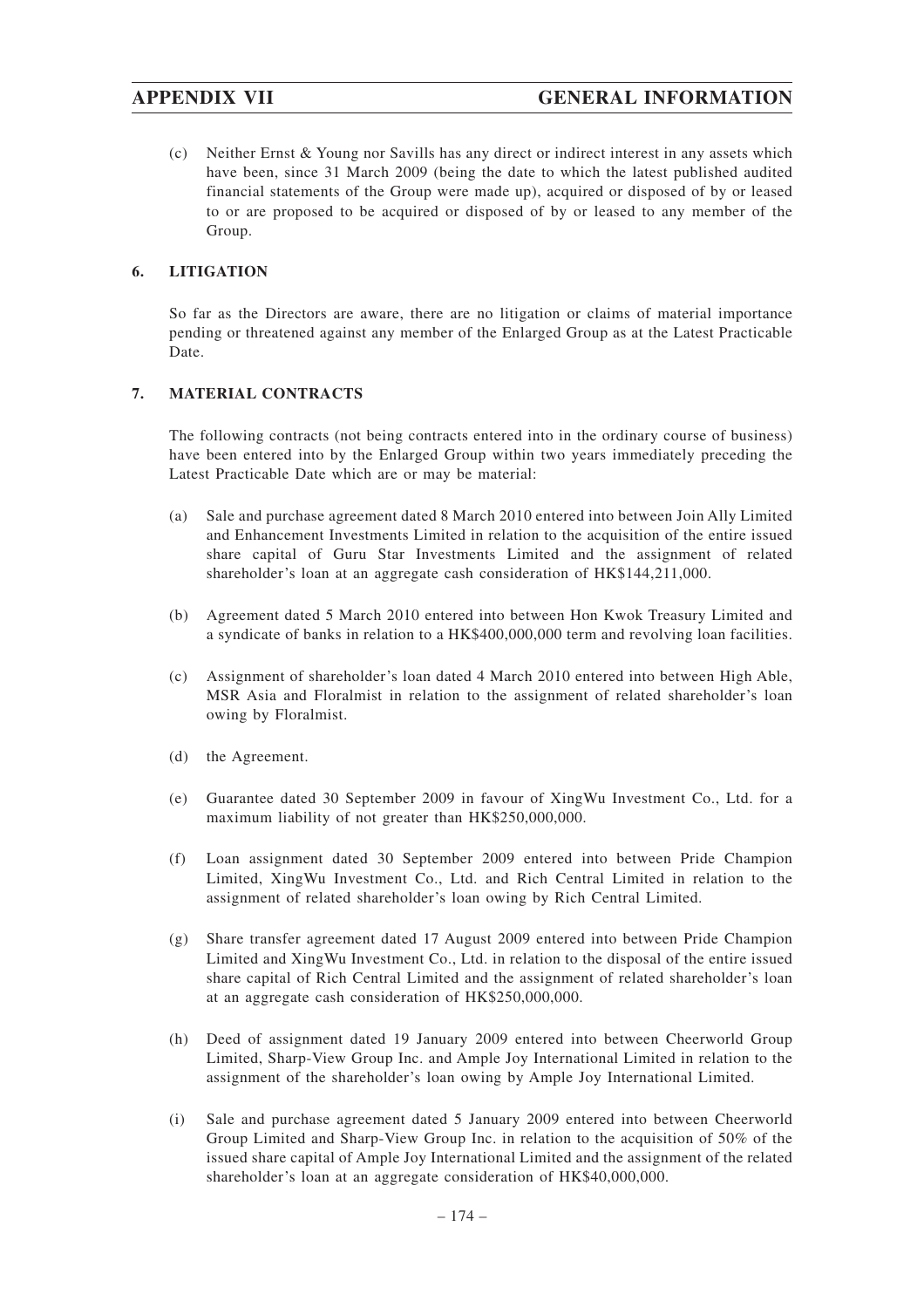(c) Neither Ernst & Young nor Savills has any direct or indirect interest in any assets which have been, since 31 March 2009 (being the date to which the latest published audited financial statements of the Group were made up), acquired or disposed of by or leased to or are proposed to be acquired or disposed of by or leased to any member of the Group.

## 6. LITIGATION

So far as the Directors are aware, there are no litigation or claims of material importance pending or threatened against any member of the Enlarged Group as at the Latest Practicable Date.

## 7. MATERIAL CONTRACTS

The following contracts (not being contracts entered into in the ordinary course of business) have been entered into by the Enlarged Group within two years immediately preceding the Latest Practicable Date which are or may be material:

(a) Sale and purchase agreement dated 8 March 2010 entered into between Join Ally Limited and Enhancement Investments Limited in relation to the acquisition of the entire issued share capital of Guru Star Investments Limited and the assignment of related shareholder's loan at an aggregate cash consideration of HK$144,211,000.

(b) Agreement dated 5 March 2010 entered into between Hon Kwok Treasury Limited and a syndicate of banks in relation to a HK$400,000,000 term and revolving loan facilities.

(c) Assignment of shareholder's loan dated 4 March 2010 entered into between High Able, MSR Asia and Floralmist in relation to the assignment of related shareholder's loan owing by Floralmist.

(d) the Agreement.

(e) Guarantee dated 30 September 2009 in favour of XingWu Investment Co., Ltd. for a maximum liability of not greater than HK$250,000,000.

(f) Loan assignment dated 30 September 2009 entered into between Pride Champion Limited, XingWu Investment Co., Ltd. and Rich Central Limited in relation to the assignment of related shareholder's loan owing by Rich Central Limited.

(g) Share transfer agreement dated 17 August 2009 entered into between Pride Champion Limited and XingWu Investment Co., Ltd. in relation to the disposal of the entire issued share capital of Rich Central Limited and the assignment of related shareholder's loan at an aggregate cash consideration of HK$250,000,000.

(h) Deed of assignment dated 19 January 2009 entered into between Cheerworld Group Limited, Sharp-View Group Inc. and Ample Joy International Limited in relation to the assignment of the shareholder's loan owing by Ample Joy International Limited.

(i) Sale and purchase agreement dated 5 January 2009 entered into between Cheerworld Group Limited and Sharp-View Group Inc. in relation to the acquisition of 50% of the issued share capital of Ample Joy International Limited and the assignment of the related shareholder's loan at an aggregate consideration of HK$40,000,000.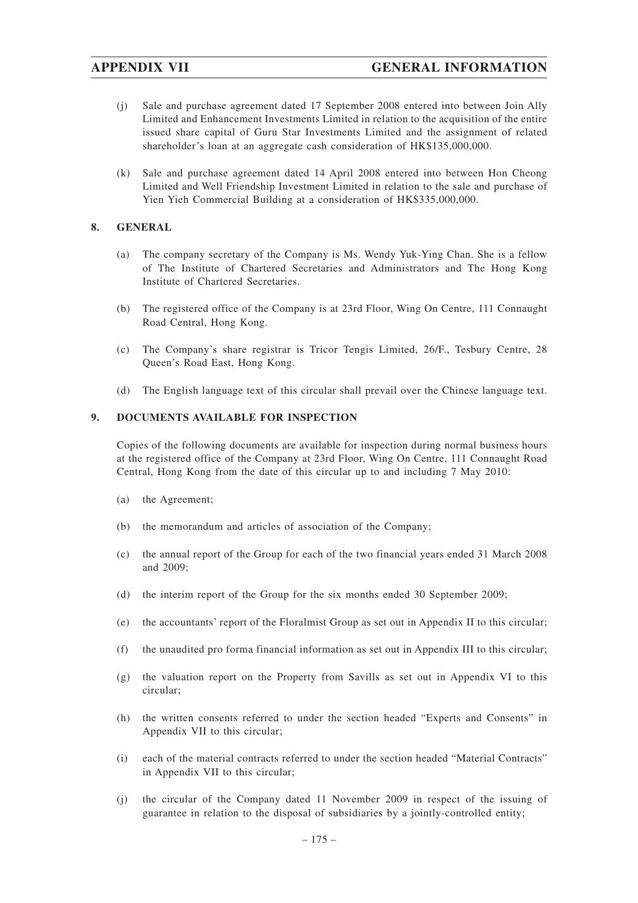(j) Sale and purchase agreement dated 17 September 2008 entered into between Join Ally Limited and Enhancement Investments Limited in relation to the acquisition of the entire issued share capital of Guru Star Investments Limited and the assignment of related shareholder's loan at an aggregate cash consideration of HK$135,000,000.

(k) Sale and purchase agreement dated 14 April 2008 entered into between Hon Cheong Limited and Well Friendship Investment Limited in relation to the sale and purchase of Yien Yieh Commercial Building at a consideration of HK$335,000,000.

## 8. GENERAL

(a) The company secretary of the Company is Ms. Wendy Yuk-Ying Chan. She is a fellow of The Institute of Chartered Secretaries and Administrators and The Hong Kong Institute of Chartered Secretaries.

(b) The registered office of the Company is at 23rd Floor, Wing On Centre, 111 Connaught Road Central, Hong Kong.

(c) The Company's share registrar is Tricor Tengis Limited, 26/F., Tesbury Centre, 28 Queen's Road East, Hong Kong.

(d) The English language text of this circular shall prevail over the Chinese language text.

## 9. DOCUMENTS AVAILABLE FOR INSPECTION

Copies of the following documents are available for inspection during normal business hours at the registered office of the Company at 23rd Floor, Wing On Centre, 111 Connaught Road Central, Hong Kong from the date of this circular up to and including 7 May 2010:

(a) the Agreement;

(b) the memorandum and articles of association of the Company;

(c) the annual report of the Group for each of the two financial years ended 31 March 2008 and 2009;

(d) the interim report of the Group for the six months ended 30 September 2009;

(e) the accountants' report of the Floralmist Group as set out in Appendix II to this circular;

(f) the unaudited pro forma financial information as set out in Appendix III to this circular;

(g) the valuation report on the Property from Savills as set out in Appendix VI to this circular;

(h) the written consents referred to under the section headed "Experts and Consents" in Appendix VII to this circular;

(i) each of the material contracts referred to under the section headed "Material Contracts" in Appendix VII to this circular;

(j) the circular of the Company dated 11 November 2009 in respect of the issuing of guarantee in relation to the disposal of subsidiaries by a jointly-controlled entity;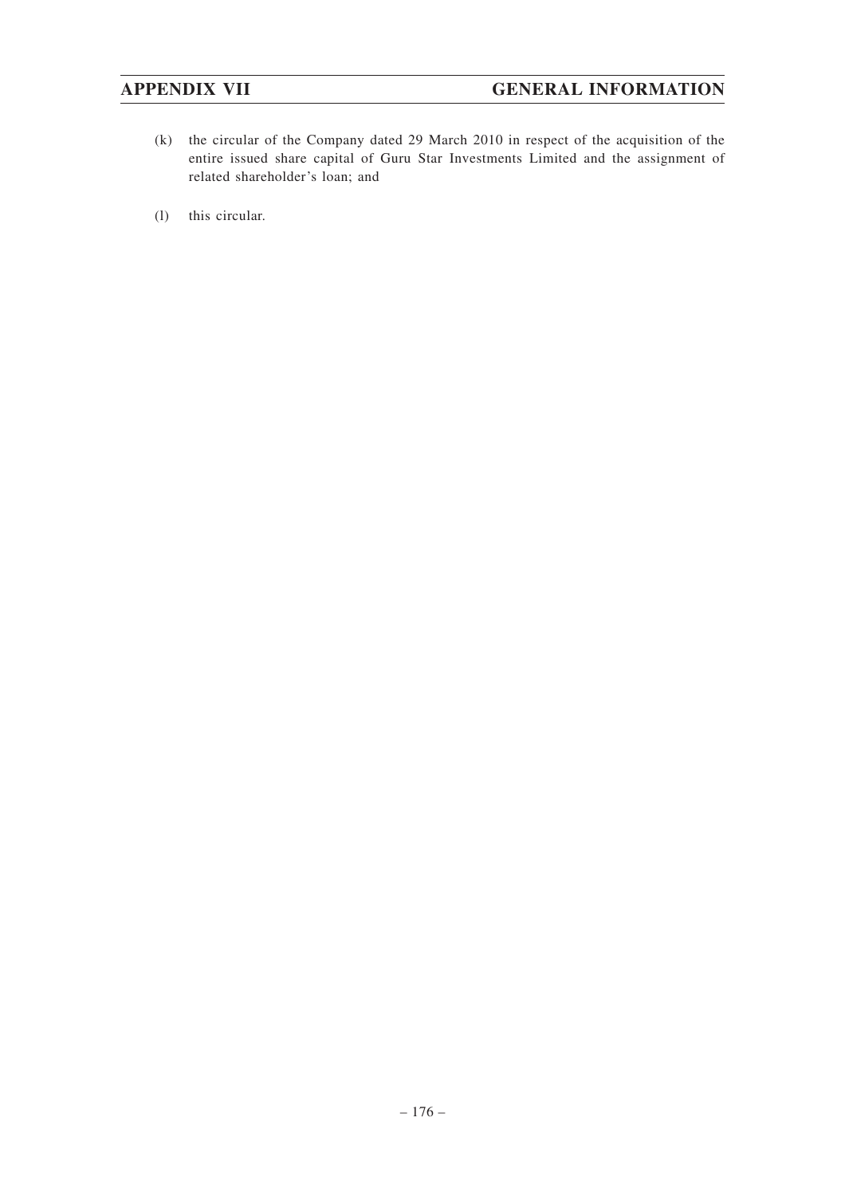(k) the circular of the Company dated 29 March 2010 in respect of the acquisition of the entire issued share capital of Guru Star Investments Limited and the assignment of related shareholder's loan; and

(l) this circular.